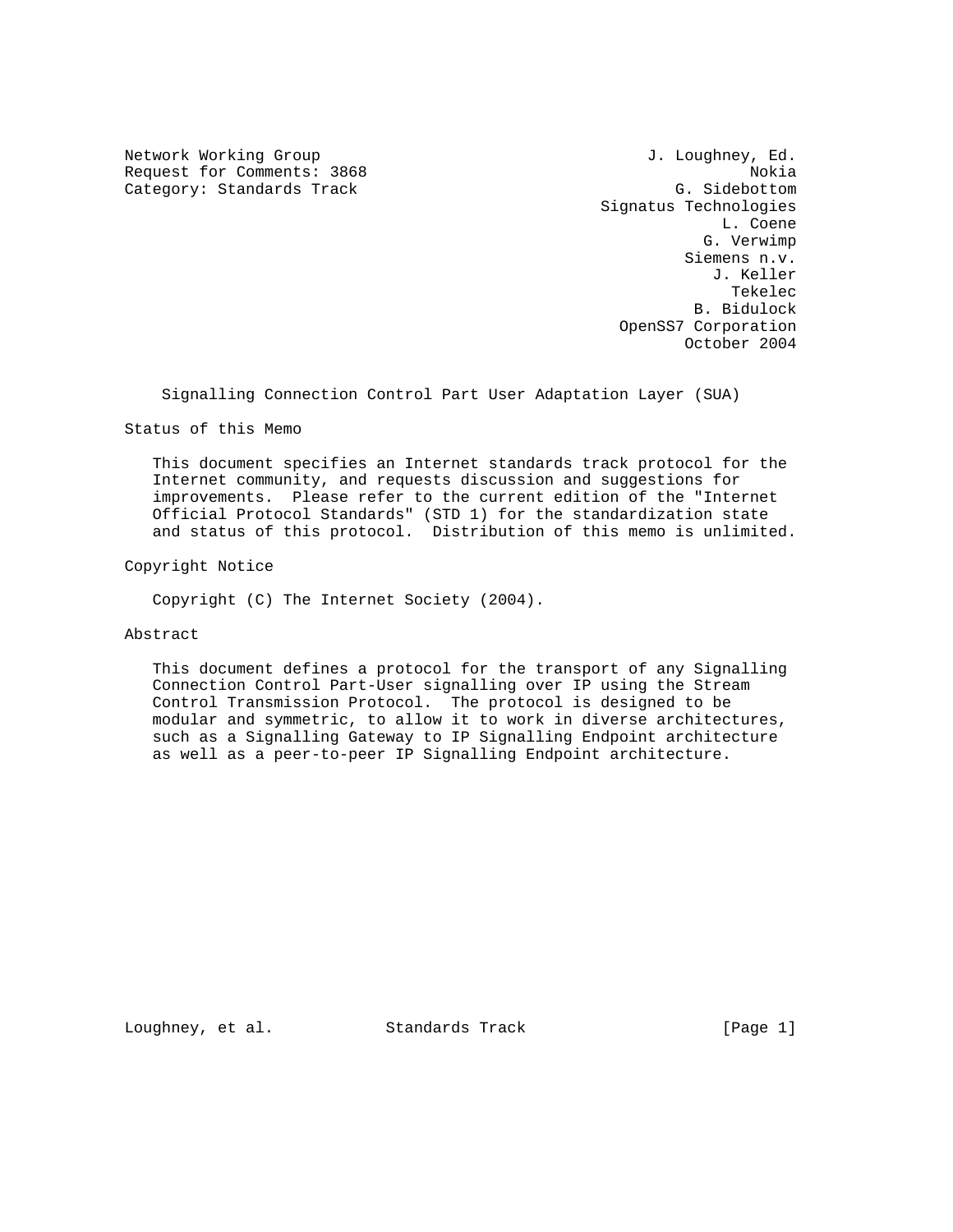Network Working Group J. Loughney, Ed.
Request for Comments: 3868 Nokia
Category: Standards Track G. Sidebottom
Signatus Technologies
L. Coene
G. Verwimp
Siemens n.v.
J. Keller
Tekelec
B. Bidulock
OpenSS7 Corporation
October 2004

# Signalling Connection Control Part User Adaptation Layer (SUA)

## Status of this Memo

This document specifies an Internet standards track protocol for the Internet community, and requests discussion and suggestions for improvements. Please refer to the current edition of the "Internet Official Protocol Standards" (STD 1) for the standardization state and status of this protocol. Distribution of this memo is unlimited.

## Copyright Notice

Copyright (C) The Internet Society (2004).

## Abstract

This document defines a protocol for the transport of any Signalling Connection Control Part-User signalling over IP using the Stream Control Transmission Protocol. The protocol is designed to be modular and symmetric, to allow it to work in diverse architectures, such as a Signalling Gateway to IP Signalling Endpoint architecture as well as a peer-to-peer IP Signalling Endpoint architecture.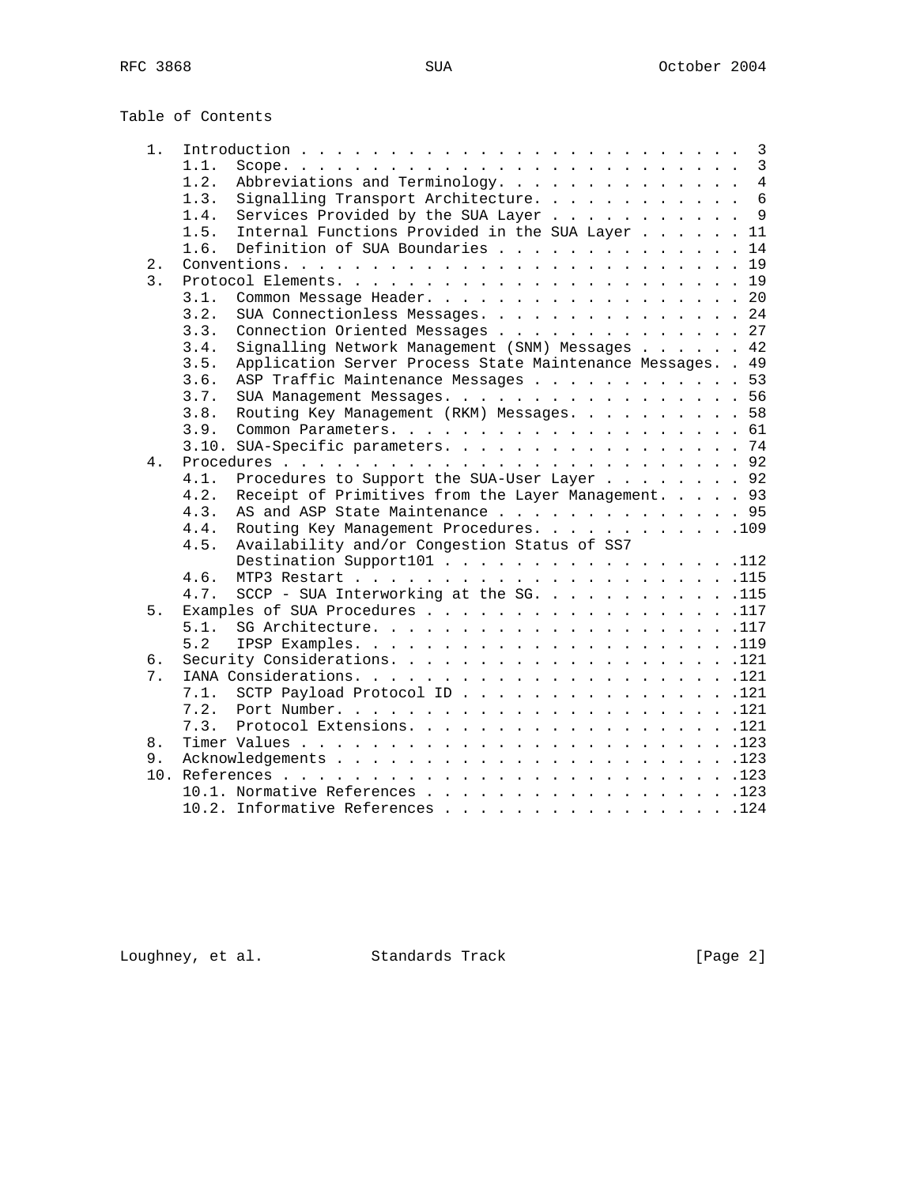Table of Contents

```
   1.  Introduction . . . . . . . . . . . . . . . . . . . . . . . . .  3
       1.1.  Scope. . . . . . . . . . . . . . . . . . . . . . . . . .  3
       1.2.  Abbreviations and Terminology. . . . . . . . . . . . . .  4
       1.3.  Signalling Transport Architecture. . . . . . . . . . . .  6
       1.4.  Services Provided by the SUA Layer . . . . . . . . . . .  9
       1.5.  Internal Functions Provided in the SUA Layer . . . . . . 11
       1.6.  Definition of SUA Boundaries . . . . . . . . . . . . . . 14
   2.  Conventions. . . . . . . . . . . . . . . . . . . . . . . . . . 19
   3.  Protocol Elements. . . . . . . . . . . . . . . . . . . . . . . 19
       3.1.  Common Message Header. . . . . . . . . . . . . . . . . . 20
       3.2.  SUA Connectionless Messages. . . . . . . . . . . . . . . 24
       3.3.  Connection Oriented Messages . . . . . . . . . . . . . . 27
       3.4.  Signalling Network Management (SNM) Messages . . . . . . 42
       3.5.  Application Server Process State Maintenance Messages. . 49
       3.6.  ASP Traffic Maintenance Messages . . . . . . . . . . . . 53
       3.7.  SUA Management Messages. . . . . . . . . . . . . . . . . 56
       3.8.  Routing Key Management (RKM) Messages. . . . . . . . . . 58
       3.9.  Common Parameters. . . . . . . . . . . . . . . . . . . . 61
       3.10. SUA-Specific parameters. . . . . . . . . . . . . . . . . 74
   4.  Procedures . . . . . . . . . . . . . . . . . . . . . . . . . . 92
       4.1.  Procedures to Support the SUA-User Layer . . . . . . . . 92
       4.2.  Receipt of Primitives from the Layer Management. . . . . 93
       4.3.  AS and ASP State Maintenance . . . . . . . . . . . . . . 95
       4.4.  Routing Key Management Procedures. . . . . . . . . . . .109
       4.5.  Availability and/or Congestion Status of SS7
             Destination Support101 . . . . . . . . . . . . . . . . .112
       4.6.  MTP3 Restart . . . . . . . . . . . . . . . . . . . . . .115
       4.7.  SCCP - SUA Interworking at the SG. . . . . . . . . . . .115
   5.  Examples of SUA Procedures . . . . . . . . . . . . . . . . . .117
       5.1.  SG Architecture. . . . . . . . . . . . . . . . . . . . .117
       5.2   IPSP Examples. . . . . . . . . . . . . . . . . . . . . .119
   6.  Security Considerations. . . . . . . . . . . . . . . . . . . .121
   7.  IANA Considerations. . . . . . . . . . . . . . . . . . . . . .121
       7.1.  SCTP Payload Protocol ID . . . . . . . . . . . . . . . .121
       7.2.  Port Number. . . . . . . . . . . . . . . . . . . . . . .121
       7.3.  Protocol Extensions. . . . . . . . . . . . . . . . . . .121
   8.  Timer Values . . . . . . . . . . . . . . . . . . . . . . . . .123
   9.  Acknowledgements . . . . . . . . . . . . . . . . . . . . . . .123
   10. References . . . . . . . . . . . . . . . . . . . . . . . . . .123
       10.1. Normative References . . . . . . . . . . . . . . . . . .123
       10.2. Informative References . . . . . . . . . . . . . . . . .124
```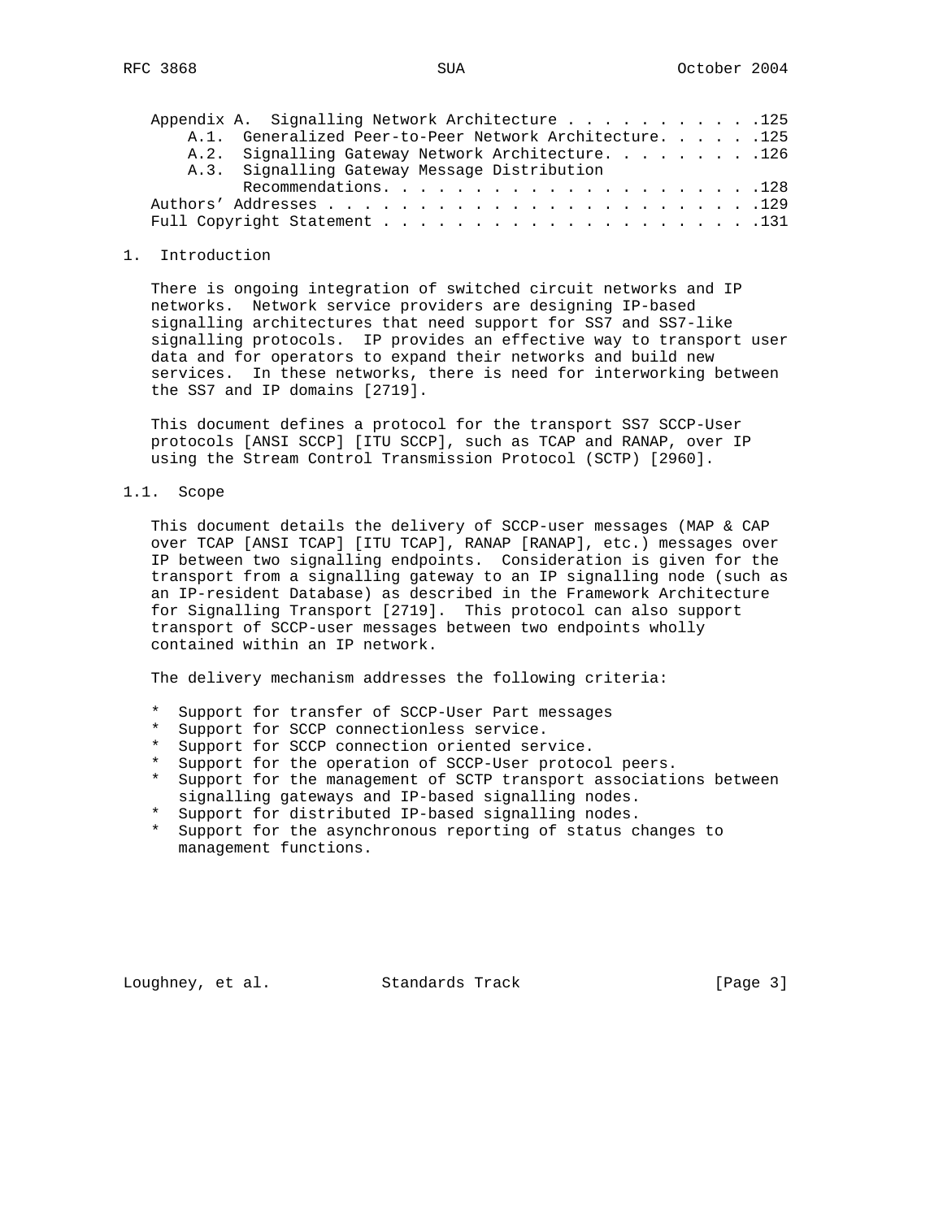Appendix A. Signalling Network Architecture . . . . . . . . . . .125
   A.1. Generalized Peer-to-Peer Network Architecture. . . . . .125
   A.2. Signalling Gateway Network Architecture. . . . . . . . .126
   A.3. Signalling Gateway Message Distribution Recommendations. . . . . . . . . . . . . . . . . . . . . .128
Authors' Addresses . . . . . . . . . . . . . . . . . . . . . . .129
Full Copyright Statement . . . . . . . . . . . . . . . . . . . .131

# 1. Introduction

There is ongoing integration of switched circuit networks and IP networks. Network service providers are designing IP-based signalling architectures that need support for SS7 and SS7-like signalling protocols. IP provides an effective way to transport user data and for operators to expand their networks and build new services. In these networks, there is need for interworking between the SS7 and IP domains [2719].

This document defines a protocol for the transport SS7 SCCP-User protocols [ANSI SCCP] [ITU SCCP], such as TCAP and RANAP, over IP using the Stream Control Transmission Protocol (SCTP) [2960].

## 1.1. Scope

This document details the delivery of SCCP-user messages (MAP & CAP over TCAP [ANSI TCAP] [ITU TCAP], RANAP [RANAP], etc.) messages over IP between two signalling endpoints. Consideration is given for the transport from a signalling gateway to an IP signalling node (such as an IP-resident Database) as described in the Framework Architecture for Signalling Transport [2719]. This protocol can also support transport of SCCP-user messages between two endpoints wholly contained within an IP network.

The delivery mechanism addresses the following criteria:

* Support for transfer of SCCP-User Part messages
* Support for SCCP connectionless service.
* Support for SCCP connection oriented service.
* Support for the operation of SCCP-User protocol peers.
* Support for the management of SCTP transport associations between signalling gateways and IP-based signalling nodes.
* Support for distributed IP-based signalling nodes.
* Support for the asynchronous reporting of status changes to management functions.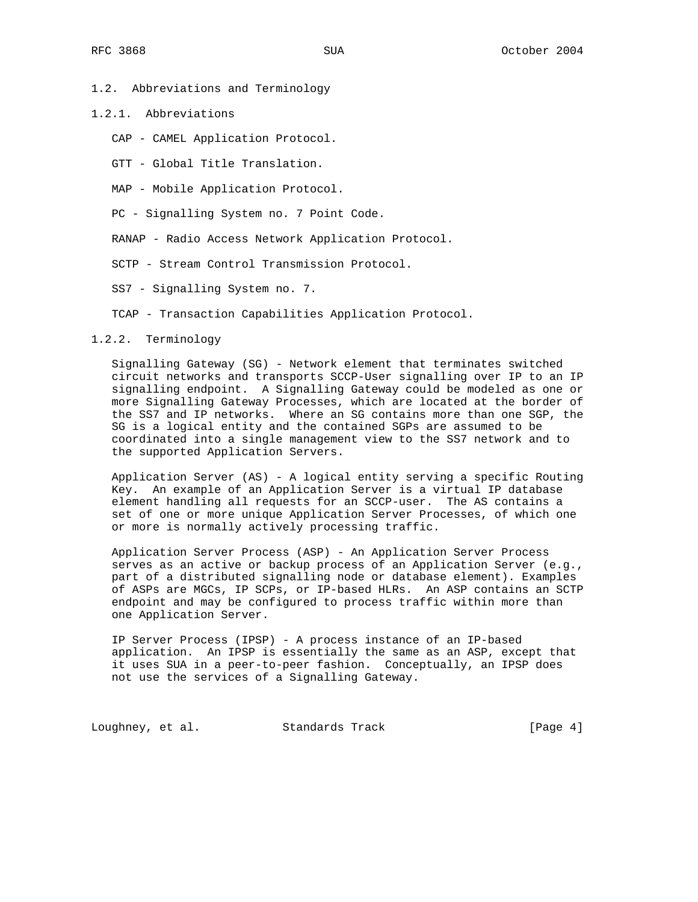### 1.2. Abbreviations and Terminology

#### 1.2.1. Abbreviations

CAP - CAMEL Application Protocol.

GTT - Global Title Translation.

MAP - Mobile Application Protocol.

PC - Signalling System no. 7 Point Code.

RANAP - Radio Access Network Application Protocol.

SCTP - Stream Control Transmission Protocol.

SS7 - Signalling System no. 7.

TCAP - Transaction Capabilities Application Protocol.

#### 1.2.2. Terminology

Signalling Gateway (SG) - Network element that terminates switched circuit networks and transports SCCP-User signalling over IP to an IP signalling endpoint. A Signalling Gateway could be modeled as one or more Signalling Gateway Processes, which are located at the border of the SS7 and IP networks. Where an SG contains more than one SGP, the SG is a logical entity and the contained SGPs are assumed to be coordinated into a single management view to the SS7 network and to the supported Application Servers.

Application Server (AS) - A logical entity serving a specific Routing Key. An example of an Application Server is a virtual IP database element handling all requests for an SCCP-user. The AS contains a set of one or more unique Application Server Processes, of which one or more is normally actively processing traffic.

Application Server Process (ASP) - An Application Server Process serves as an active or backup process of an Application Server (e.g., part of a distributed signalling node or database element). Examples of ASPs are MGCs, IP SCPs, or IP-based HLRs. An ASP contains an SCTP endpoint and may be configured to process traffic within more than one Application Server.

IP Server Process (IPSP) - A process instance of an IP-based application. An IPSP is essentially the same as an ASP, except that it uses SUA in a peer-to-peer fashion. Conceptually, an IPSP does not use the services of a Signalling Gateway.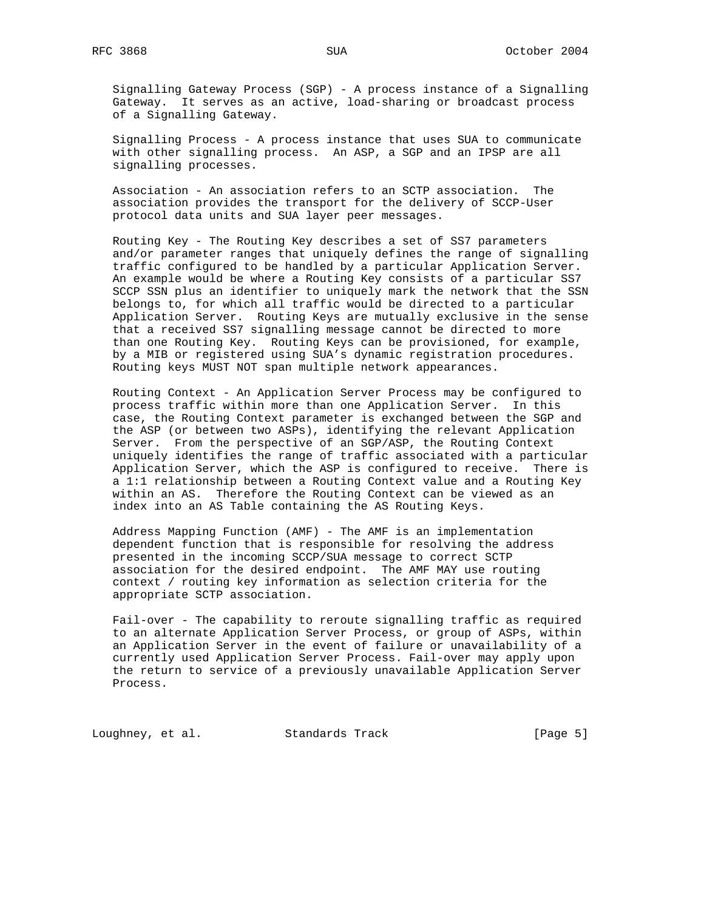Signalling Gateway Process (SGP) - A process instance of a Signalling Gateway. It serves as an active, load-sharing or broadcast process of a Signalling Gateway.

Signalling Process - A process instance that uses SUA to communicate with other signalling process. An ASP, a SGP and an IPSP are all signalling processes.

Association - An association refers to an SCTP association. The association provides the transport for the delivery of SCCP-User protocol data units and SUA layer peer messages.

Routing Key - The Routing Key describes a set of SS7 parameters and/or parameter ranges that uniquely defines the range of signalling traffic configured to be handled by a particular Application Server. An example would be where a Routing Key consists of a particular SS7 SCCP SSN plus an identifier to uniquely mark the network that the SSN belongs to, for which all traffic would be directed to a particular Application Server. Routing Keys are mutually exclusive in the sense that a received SS7 signalling message cannot be directed to more than one Routing Key. Routing Keys can be provisioned, for example, by a MIB or registered using SUA's dynamic registration procedures. Routing keys MUST NOT span multiple network appearances.

Routing Context - An Application Server Process may be configured to process traffic within more than one Application Server. In this case, the Routing Context parameter is exchanged between the SGP and the ASP (or between two ASPs), identifying the relevant Application Server. From the perspective of an SGP/ASP, the Routing Context uniquely identifies the range of traffic associated with a particular Application Server, which the ASP is configured to receive. There is a 1:1 relationship between a Routing Context value and a Routing Key within an AS. Therefore the Routing Context can be viewed as an index into an AS Table containing the AS Routing Keys.

Address Mapping Function (AMF) - The AMF is an implementation dependent function that is responsible for resolving the address presented in the incoming SCCP/SUA message to correct SCTP association for the desired endpoint. The AMF MAY use routing context / routing key information as selection criteria for the appropriate SCTP association.

Fail-over - The capability to reroute signalling traffic as required to an alternate Application Server Process, or group of ASPs, within an Application Server in the event of failure or unavailability of a currently used Application Server Process. Fail-over may apply upon the return to service of a previously unavailable Application Server Process.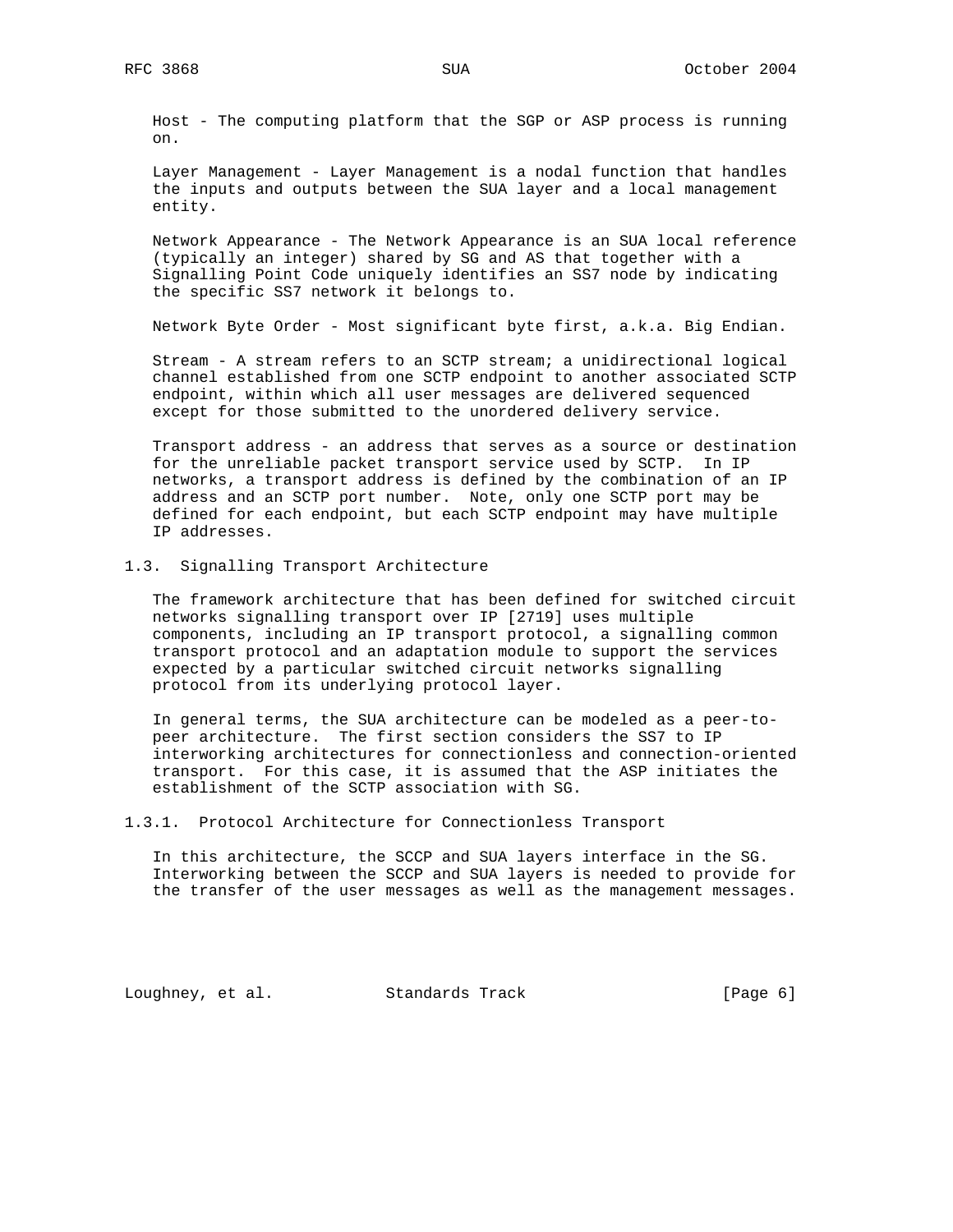Host - The computing platform that the SGP or ASP process is running on.

Layer Management - Layer Management is a nodal function that handles the inputs and outputs between the SUA layer and a local management entity.

Network Appearance - The Network Appearance is an SUA local reference (typically an integer) shared by SG and AS that together with a Signalling Point Code uniquely identifies an SS7 node by indicating the specific SS7 network it belongs to.

Network Byte Order - Most significant byte first, a.k.a. Big Endian.

Stream - A stream refers to an SCTP stream; a unidirectional logical channel established from one SCTP endpoint to another associated SCTP endpoint, within which all user messages are delivered sequenced except for those submitted to the unordered delivery service.

Transport address - an address that serves as a source or destination for the unreliable packet transport service used by SCTP. In IP networks, a transport address is defined by the combination of an IP address and an SCTP port number. Note, only one SCTP port may be defined for each endpoint, but each SCTP endpoint may have multiple IP addresses.

### 1.3. Signalling Transport Architecture

The framework architecture that has been defined for switched circuit networks signalling transport over IP [2719] uses multiple components, including an IP transport protocol, a signalling common transport protocol and an adaptation module to support the services expected by a particular switched circuit networks signalling protocol from its underlying protocol layer.

In general terms, the SUA architecture can be modeled as a peer-to-peer architecture. The first section considers the SS7 to IP interworking architectures for connectionless and connection-oriented transport. For this case, it is assumed that the ASP initiates the establishment of the SCTP association with SG.

#### 1.3.1. Protocol Architecture for Connectionless Transport

In this architecture, the SCCP and SUA layers interface in the SG. Interworking between the SCCP and SUA layers is needed to provide for the transfer of the user messages as well as the management messages.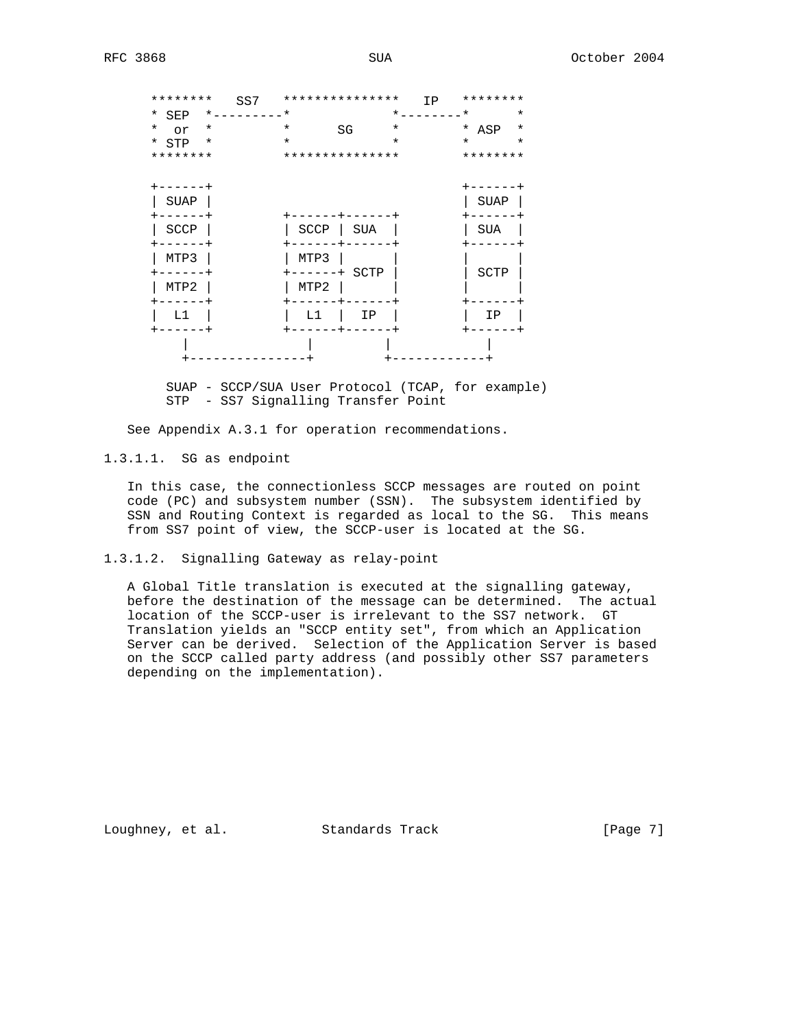```
   ********   SS7   ***************   IP   ********
   * SEP  *---------*             *--------*      *
   *  or  *         *      SG     *        * ASP  *
   * STP  *         *             *        *      *
   ********         ***************        ********

   +------+                                +------+
   | SUAP |                                | SUAP |
   +------+         +------+------+        +------+
   | SCCP |         | SCCP | SUA  |        | SUA  |
   +------+         +------+------+        +------+
   | MTP3 |         | MTP3 |      |        |      |
   +------+         +------+ SCTP |        | SCTP |
   | MTP2 |         | MTP2 |      |        |      |
   +------+         +------+------+        +------+
   |  L1  |         |  L1  |  IP  |        |  IP  |
   +------+         +------+------+        +------+
       |               |       |               |
       +---------------+       +---------------+

     SUAP - SCCP/SUA User Protocol (TCAP, for example)
     STP  - SS7 Signalling Transfer Point
```

See Appendix A.3.1 for operation recommendations.

#### 1.3.1.1. SG as endpoint

In this case, the connectionless SCCP messages are routed on point code (PC) and subsystem number (SSN). The subsystem identified by SSN and Routing Context is regarded as local to the SG. This means from SS7 point of view, the SCCP-user is located at the SG.

#### 1.3.1.2. Signalling Gateway as relay-point

A Global Title translation is executed at the signalling gateway, before the destination of the message can be determined. The actual location of the SCCP-user is irrelevant to the SS7 network. GT Translation yields an "SCCP entity set", from which an Application Server can be derived. Selection of the Application Server is based on the SCCP called party address (and possibly other SS7 parameters depending on the implementation).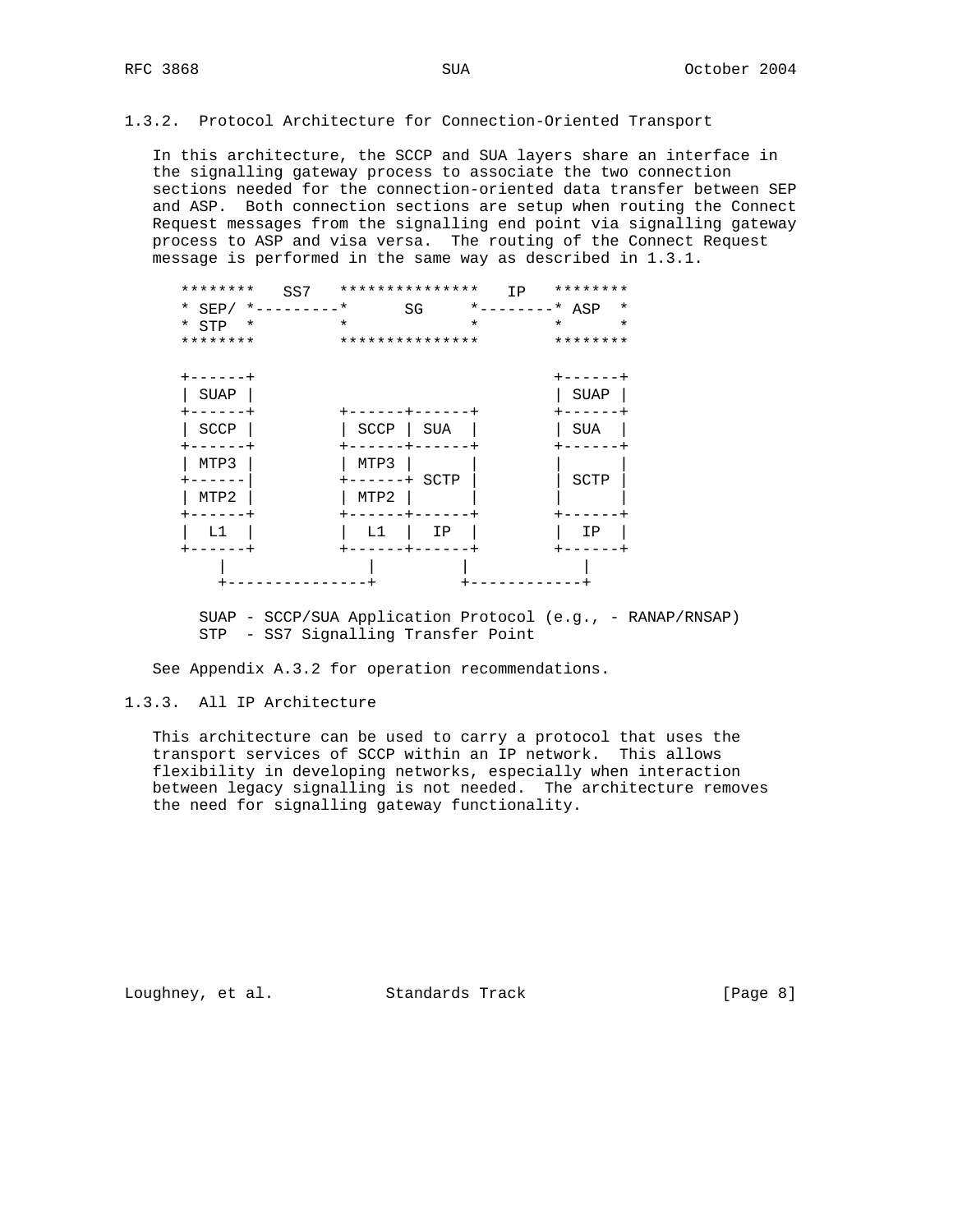### 1.3.2. Protocol Architecture for Connection-Oriented Transport

In this architecture, the SCCP and SUA layers share an interface in the signalling gateway process to associate the two connection sections needed for the connection-oriented data transfer between SEP and ASP. Both connection sections are setup when routing the Connect Request messages from the signalling end point via signalling gateway process to ASP and visa versa. The routing of the Connect Request message is performed in the same way as described in 1.3.1.

```
********   SS7   ***************   IP   ********
* SEP/ *---------*      SG     *--------* ASP  *
* STP  *         *             *        *      *
********         ***************        ********

+------+                                +------+
| SUAP |                                | SUAP |
+------+         +------+------+        +------+
| SCCP |         | SCCP | SUA  |        | SUA  |
+------+         +------+------+        +------+
| MTP3 |         | MTP3 |      |        |      |
+------|         +------+ SCTP |        | SCTP |
| MTP2 |         | MTP2 |      |        |      |
+------+         +------+------+        +------+
|  L1  |         |  L1  |  IP  |        |  IP  |
+------+         +------+------+        +------+
    |                |         |            |
    +----------------+         +------------+

   SUAP - SCCP/SUA Application Protocol (e.g., - RANAP/RNSAP)
   STP  - SS7 Signalling Transfer Point
```

See Appendix A.3.2 for operation recommendations.

### 1.3.3. All IP Architecture

This architecture can be used to carry a protocol that uses the transport services of SCCP within an IP network. This allows flexibility in developing networks, especially when interaction between legacy signalling is not needed. The architecture removes the need for signalling gateway functionality.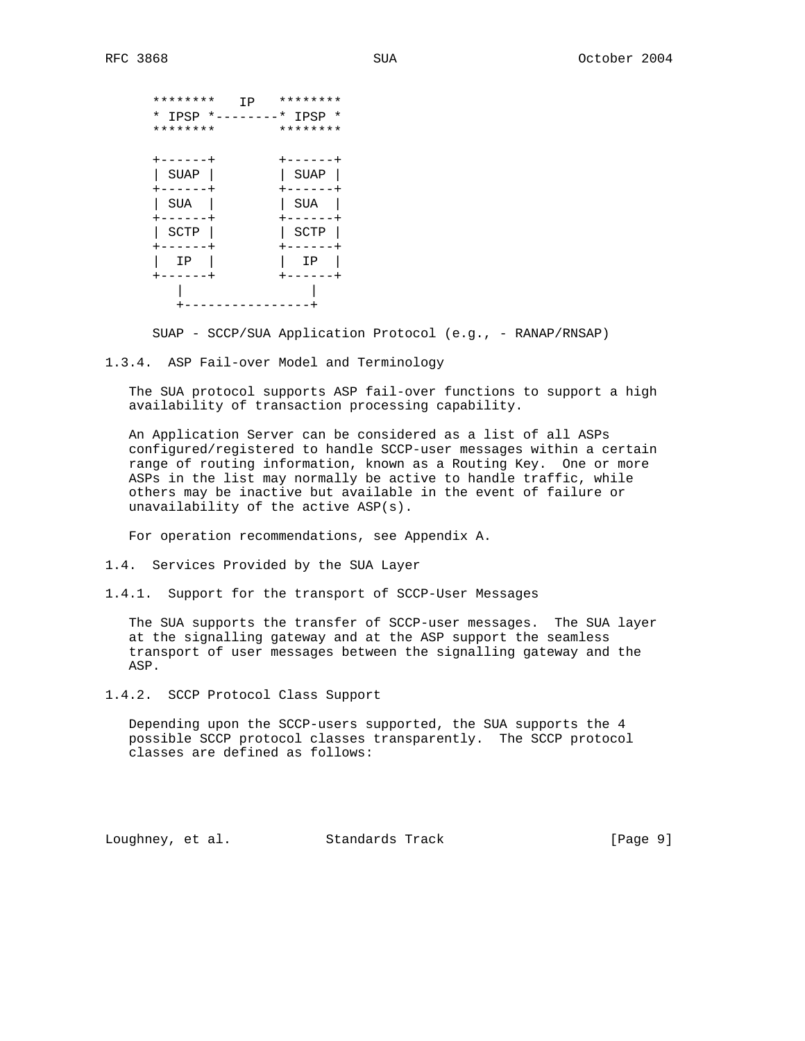```
   ********   IP   ********
   * IPSP *--------* IPSP *
   ********        ********

   +------+        +------+
   | SUAP |        | SUAP |
   +------+        +------+
   | SUA  |        | SUA  |
   +------+        +------+
   | SCTP |        | SCTP |
   +------+        +------+
   |  IP  |        |  IP  |
   +------+        +------+
      |                |
      +----------------+
```

SUAP - SCCP/SUA Application Protocol (e.g., - RANAP/RNSAP)

### 1.3.4. ASP Fail-over Model and Terminology

The SUA protocol supports ASP fail-over functions to support a high availability of transaction processing capability.

An Application Server can be considered as a list of all ASPs configured/registered to handle SCCP-user messages within a certain range of routing information, known as a Routing Key. One or more ASPs in the list may normally be active to handle traffic, while others may be inactive but available in the event of failure or unavailability of the active ASP(s).

For operation recommendations, see Appendix A.

## 1.4. Services Provided by the SUA Layer

### 1.4.1. Support for the transport of SCCP-User Messages

The SUA supports the transfer of SCCP-user messages. The SUA layer at the signalling gateway and at the ASP support the seamless transport of user messages between the signalling gateway and the ASP.

### 1.4.2. SCCP Protocol Class Support

Depending upon the SCCP-users supported, the SUA supports the 4 possible SCCP protocol classes transparently. The SCCP protocol classes are defined as follows: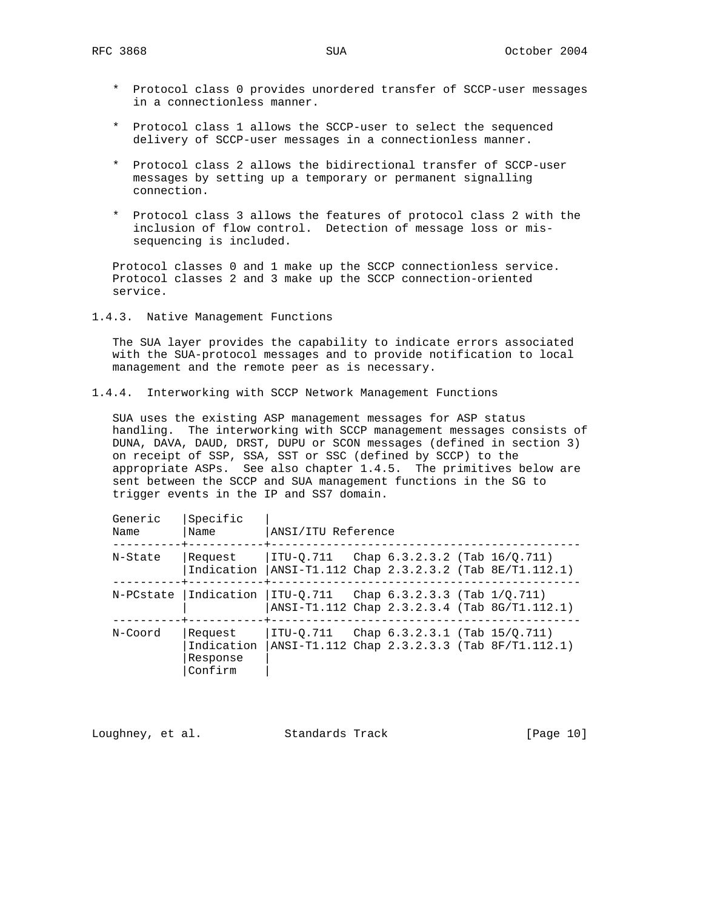* Protocol class 0 provides unordered transfer of SCCP-user messages in a connectionless manner.

* Protocol class 1 allows the SCCP-user to select the sequenced delivery of SCCP-user messages in a connectionless manner.

* Protocol class 2 allows the bidirectional transfer of SCCP-user messages by setting up a temporary or permanent signalling connection.

* Protocol class 3 allows the features of protocol class 2 with the inclusion of flow control. Detection of message loss or mis-sequencing is included.

Protocol classes 0 and 1 make up the SCCP connectionless service. Protocol classes 2 and 3 make up the SCCP connection-oriented service.

### 1.4.3. Native Management Functions

The SUA layer provides the capability to indicate errors associated with the SUA-protocol messages and to provide notification to local management and the remote peer as is necessary.

### 1.4.4. Interworking with SCCP Network Management Functions

SUA uses the existing ASP management messages for ASP status handling. The interworking with SCCP management messages consists of DUNA, DAVA, DAUD, DRST, DUPU or SCON messages (defined in section 3) on receipt of SSP, SSA, SST or SSC (defined by SCCP) to the appropriate ASPs. See also chapter 1.4.5. The primitives below are sent between the SCCP and SUA management functions in the SG to trigger events in the IP and SS7 domain.

| Generic Name | Specific Name | ANSI/ITU Reference |
|---|---|---|
| N-State | Request<br>Indication | ITU-Q.711 Chap 6.3.2.3.2 (Tab 16/Q.711)<br>ANSI-T1.112 Chap 2.3.2.3.2 (Tab 8E/T1.112.1) |
| N-PCstate | Indication | ITU-Q.711 Chap 6.3.2.3.3 (Tab 1/Q.711)<br>ANSI-T1.112 Chap 2.3.2.3.4 (Tab 8G/T1.112.1) |
| N-Coord | Request<br>Indication<br>Response<br>Confirm | ITU-Q.711 Chap 6.3.2.3.1 (Tab 15/Q.711)<br>ANSI-T1.112 Chap 2.3.2.3.3 (Tab 8F/T1.112.1) |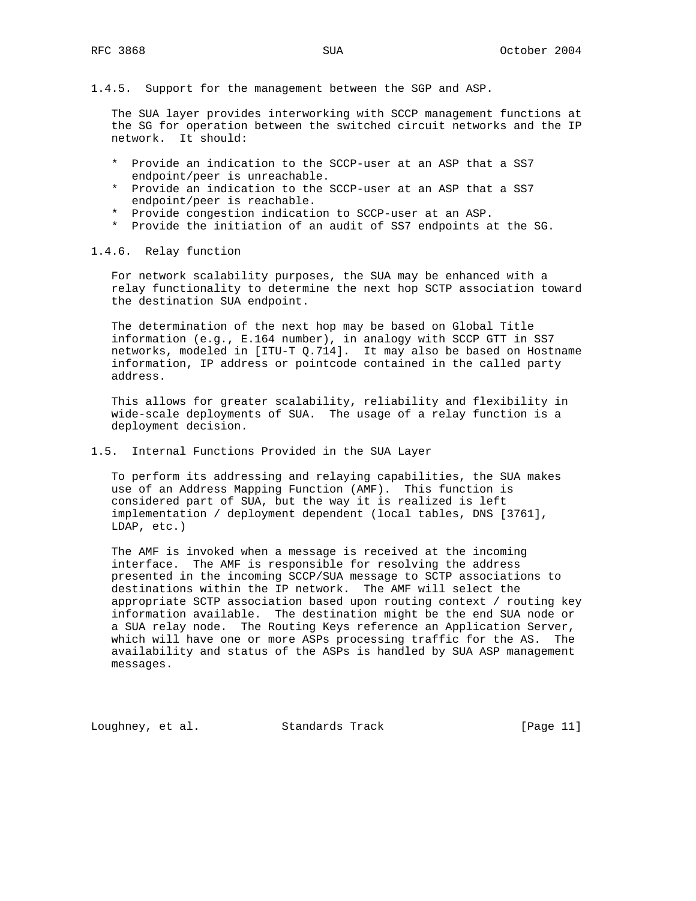### 1.4.5. Support for the management between the SGP and ASP.

The SUA layer provides interworking with SCCP management functions at the SG for operation between the switched circuit networks and the IP network. It should:

* Provide an indication to the SCCP-user at an ASP that a SS7 endpoint/peer is unreachable.
* Provide an indication to the SCCP-user at an ASP that a SS7 endpoint/peer is reachable.
* Provide congestion indication to SCCP-user at an ASP.
* Provide the initiation of an audit of SS7 endpoints at the SG.

### 1.4.6. Relay function

For network scalability purposes, the SUA may be enhanced with a relay functionality to determine the next hop SCTP association toward the destination SUA endpoint.

The determination of the next hop may be based on Global Title information (e.g., E.164 number), in analogy with SCCP GTT in SS7 networks, modeled in [ITU-T Q.714]. It may also be based on Hostname information, IP address or pointcode contained in the called party address.

This allows for greater scalability, reliability and flexibility in wide-scale deployments of SUA. The usage of a relay function is a deployment decision.

## 1.5. Internal Functions Provided in the SUA Layer

To perform its addressing and relaying capabilities, the SUA makes use of an Address Mapping Function (AMF). This function is considered part of SUA, but the way it is realized is left implementation / deployment dependent (local tables, DNS [3761], LDAP, etc.)

The AMF is invoked when a message is received at the incoming interface. The AMF is responsible for resolving the address presented in the incoming SCCP/SUA message to SCTP associations to destinations within the IP network. The AMF will select the appropriate SCTP association based upon routing context / routing key information available. The destination might be the end SUA node or a SUA relay node. The Routing Keys reference an Application Server, which will have one or more ASPs processing traffic for the AS. The availability and status of the ASPs is handled by SUA ASP management messages.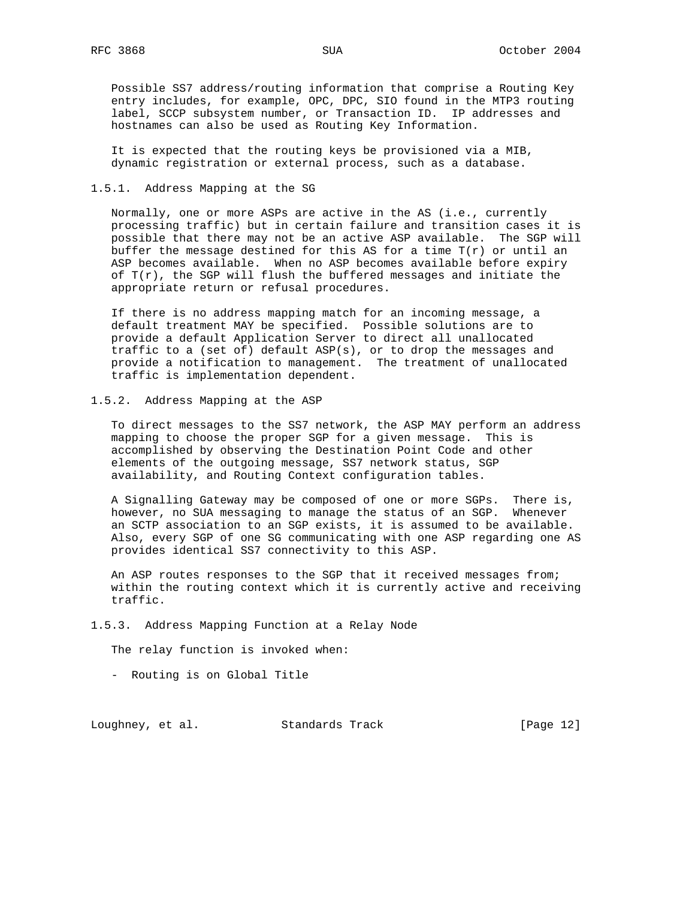Possible SS7 address/routing information that comprise a Routing Key entry includes, for example, OPC, DPC, SIO found in the MTP3 routing label, SCCP subsystem number, or Transaction ID. IP addresses and hostnames can also be used as Routing Key Information.

It is expected that the routing keys be provisioned via a MIB, dynamic registration or external process, such as a database.

### 1.5.1. Address Mapping at the SG

Normally, one or more ASPs are active in the AS (i.e., currently processing traffic) but in certain failure and transition cases it is possible that there may not be an active ASP available. The SGP will buffer the message destined for this AS for a time T(r) or until an ASP becomes available. When no ASP becomes available before expiry of T(r), the SGP will flush the buffered messages and initiate the appropriate return or refusal procedures.

If there is no address mapping match for an incoming message, a default treatment MAY be specified. Possible solutions are to provide a default Application Server to direct all unallocated traffic to a (set of) default ASP(s), or to drop the messages and provide a notification to management. The treatment of unallocated traffic is implementation dependent.

### 1.5.2. Address Mapping at the ASP

To direct messages to the SS7 network, the ASP MAY perform an address mapping to choose the proper SGP for a given message. This is accomplished by observing the Destination Point Code and other elements of the outgoing message, SS7 network status, SGP availability, and Routing Context configuration tables.

A Signalling Gateway may be composed of one or more SGPs. There is, however, no SUA messaging to manage the status of an SGP. Whenever an SCTP association to an SGP exists, it is assumed to be available. Also, every SGP of one SG communicating with one ASP regarding one AS provides identical SS7 connectivity to this ASP.

An ASP routes responses to the SGP that it received messages from; within the routing context which it is currently active and receiving traffic.

### 1.5.3. Address Mapping Function at a Relay Node

The relay function is invoked when:

- Routing is on Global Title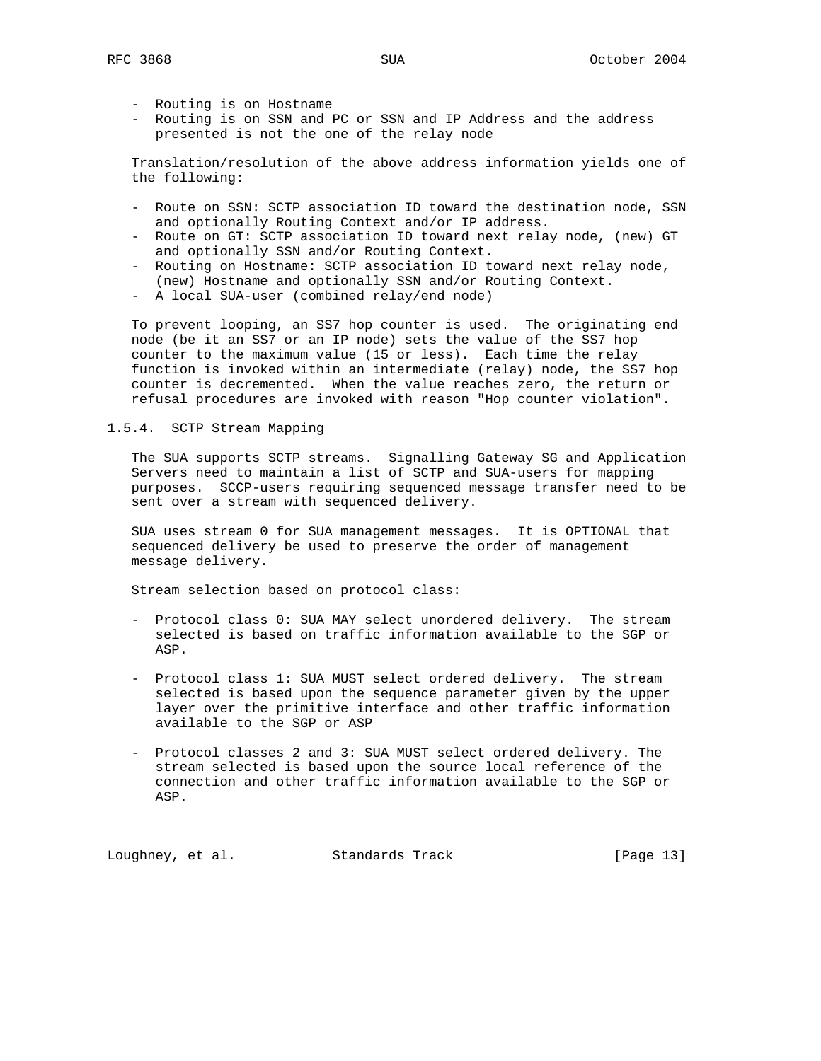- Routing is on Hostname
- Routing is on SSN and PC or SSN and IP Address and the address presented is not the one of the relay node

Translation/resolution of the above address information yields one of the following:

- Route on SSN: SCTP association ID toward the destination node, SSN and optionally Routing Context and/or IP address.
- Route on GT: SCTP association ID toward next relay node, (new) GT and optionally SSN and/or Routing Context.
- Routing on Hostname: SCTP association ID toward next relay node, (new) Hostname and optionally SSN and/or Routing Context.
- A local SUA-user (combined relay/end node)

To prevent looping, an SS7 hop counter is used. The originating end node (be it an SS7 or an IP node) sets the value of the SS7 hop counter to the maximum value (15 or less). Each time the relay function is invoked within an intermediate (relay) node, the SS7 hop counter is decremented. When the value reaches zero, the return or refusal procedures are invoked with reason "Hop counter violation".

### 1.5.4. SCTP Stream Mapping

The SUA supports SCTP streams. Signalling Gateway SG and Application Servers need to maintain a list of SCTP and SUA-users for mapping purposes. SCCP-users requiring sequenced message transfer need to be sent over a stream with sequenced delivery.

SUA uses stream 0 for SUA management messages. It is OPTIONAL that sequenced delivery be used to preserve the order of management message delivery.

Stream selection based on protocol class:

- Protocol class 0: SUA MAY select unordered delivery. The stream selected is based on traffic information available to the SGP or ASP.

- Protocol class 1: SUA MUST select ordered delivery. The stream selected is based upon the sequence parameter given by the upper layer over the primitive interface and other traffic information available to the SGP or ASP

- Protocol classes 2 and 3: SUA MUST select ordered delivery. The stream selected is based upon the source local reference of the connection and other traffic information available to the SGP or ASP.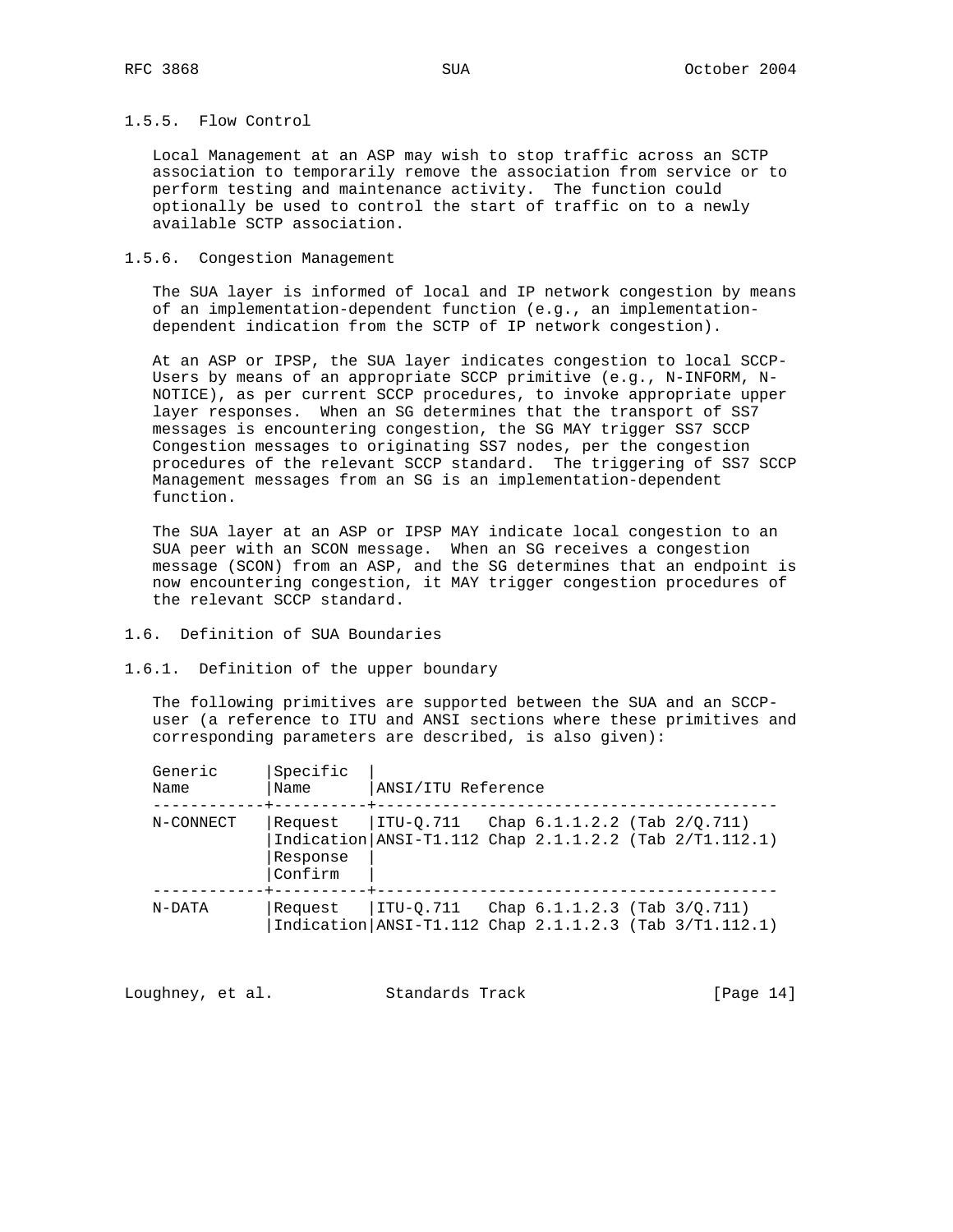### 1.5.5. Flow Control

Local Management at an ASP may wish to stop traffic across an SCTP association to temporarily remove the association from service or to perform testing and maintenance activity. The function could optionally be used to control the start of traffic on to a newly available SCTP association.

### 1.5.6. Congestion Management

The SUA layer is informed of local and IP network congestion by means of an implementation-dependent function (e.g., an implementation-dependent indication from the SCTP of IP network congestion).

At an ASP or IPSP, the SUA layer indicates congestion to local SCCP-Users by means of an appropriate SCCP primitive (e.g., N-INFORM, N-NOTICE), as per current SCCP procedures, to invoke appropriate upper layer responses. When an SG determines that the transport of SS7 messages is encountering congestion, the SG MAY trigger SS7 SCCP Congestion messages to originating SS7 nodes, per the congestion procedures of the relevant SCCP standard. The triggering of SS7 SCCP Management messages from an SG is an implementation-dependent function.

The SUA layer at an ASP or IPSP MAY indicate local congestion to an SUA peer with an SCON message. When an SG receives a congestion message (SCON) from an ASP, and the SG determines that an endpoint is now encountering congestion, it MAY trigger congestion procedures of the relevant SCCP standard.

## 1.6. Definition of SUA Boundaries

### 1.6.1. Definition of the upper boundary

The following primitives are supported between the SUA and an SCCP-user (a reference to ITU and ANSI sections where these primitives and corresponding parameters are described, is also given):

| Generic Name | Specific Name | ANSI/ITU Reference |
|---|---|---|
| N-CONNECT | Request<br>Indication<br>Response<br>Confirm | ITU-Q.711 Chap 6.1.1.2.2 (Tab 2/Q.711)<br>ANSI-T1.112 Chap 2.1.1.2.2 (Tab 2/T1.112.1) |
| N-DATA | Request<br>Indication | ITU-Q.711 Chap 6.1.1.2.3 (Tab 3/Q.711)<br>ANSI-T1.112 Chap 2.1.1.2.3 (Tab 3/T1.112.1) |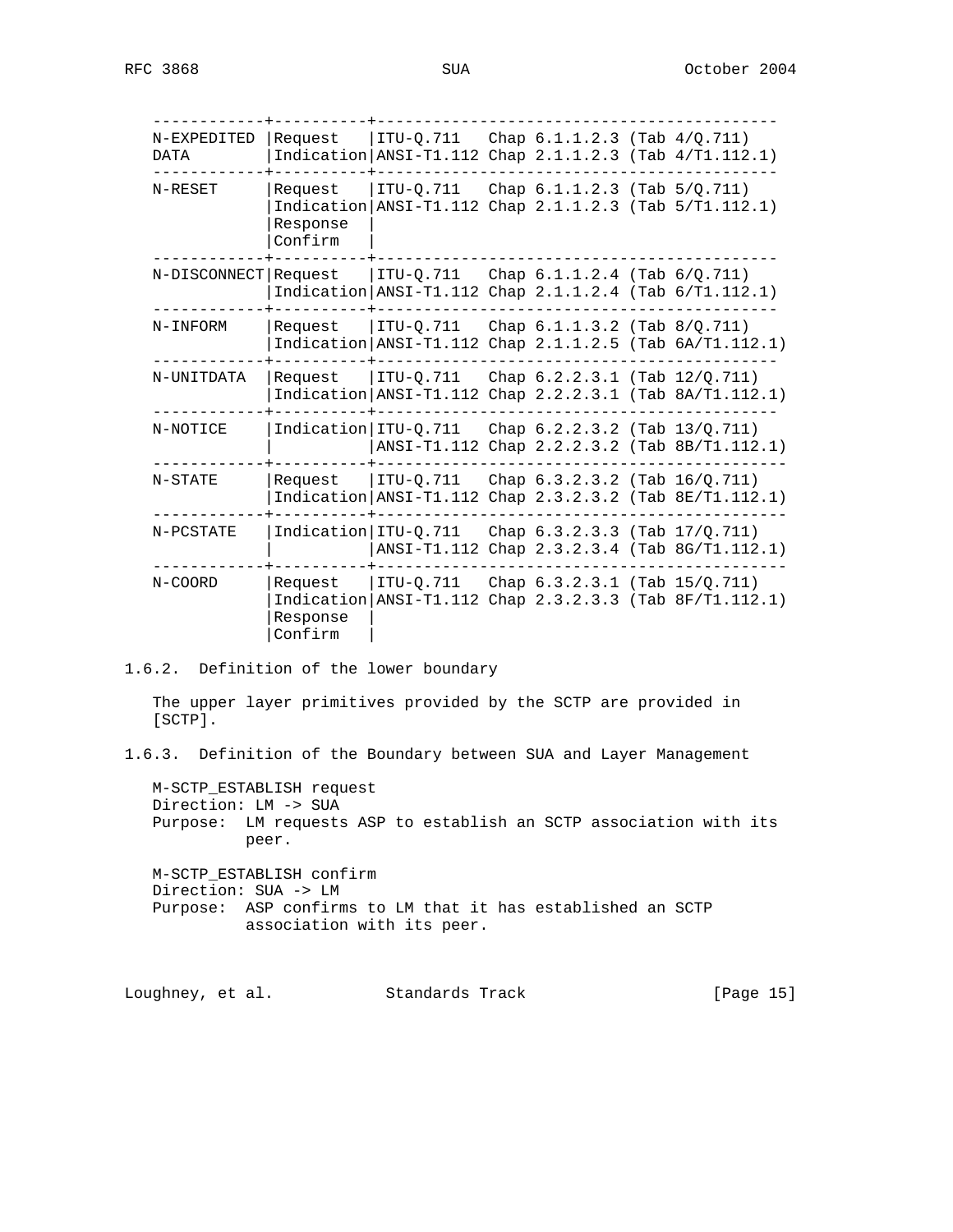| Primitive | Type | Reference |
|---|---|---|
| N-EXPEDITED DATA | Request<br>Indication | ITU-Q.711 Chap 6.1.1.2.3 (Tab 4/Q.711)<br>ANSI-T1.112 Chap 2.1.1.2.3 (Tab 4/T1.112.1) |
| N-RESET | Request<br>Indication<br>Response<br>Confirm | ITU-Q.711 Chap 6.1.1.2.3 (Tab 5/Q.711)<br>ANSI-T1.112 Chap 2.1.1.2.3 (Tab 5/T1.112.1) |
| N-DISCONNECT | Request<br>Indication | ITU-Q.711 Chap 6.1.1.2.4 (Tab 6/Q.711)<br>ANSI-T1.112 Chap 2.1.1.2.4 (Tab 6/T1.112.1) |
| N-INFORM | Request<br>Indication | ITU-Q.711 Chap 6.1.1.3.2 (Tab 8/Q.711)<br>ANSI-T1.112 Chap 2.1.1.2.5 (Tab 6A/T1.112.1) |
| N-UNITDATA | Request<br>Indication | ITU-Q.711 Chap 6.2.2.3.1 (Tab 12/Q.711)<br>ANSI-T1.112 Chap 2.2.2.3.1 (Tab 8A/T1.112.1) |
| N-NOTICE | Indication | ITU-Q.711 Chap 6.2.2.3.2 (Tab 13/Q.711)<br>ANSI-T1.112 Chap 2.2.2.3.2 (Tab 8B/T1.112.1) |
| N-STATE | Request<br>Indication | ITU-Q.711 Chap 6.3.2.3.2 (Tab 16/Q.711)<br>ANSI-T1.112 Chap 2.3.2.3.2 (Tab 8E/T1.112.1) |
| N-PCSTATE | Indication | ITU-Q.711 Chap 6.3.2.3.3 (Tab 17/Q.711)<br>ANSI-T1.112 Chap 2.3.2.3.4 (Tab 8G/T1.112.1) |
| N-COORD | Request<br>Indication<br>Response<br>Confirm | ITU-Q.711 Chap 6.3.2.3.1 (Tab 15/Q.711)<br>ANSI-T1.112 Chap 2.3.2.3.3 (Tab 8F/T1.112.1) |

### 1.6.2. Definition of the lower boundary

The upper layer primitives provided by the SCTP are provided in [SCTP].

### 1.6.3. Definition of the Boundary between SUA and Layer Management

M-SCTP_ESTABLISH request
Direction: LM -> SUA
Purpose: LM requests ASP to establish an SCTP association with its peer.

M-SCTP_ESTABLISH confirm
Direction: SUA -> LM
Purpose: ASP confirms to LM that it has established an SCTP association with its peer.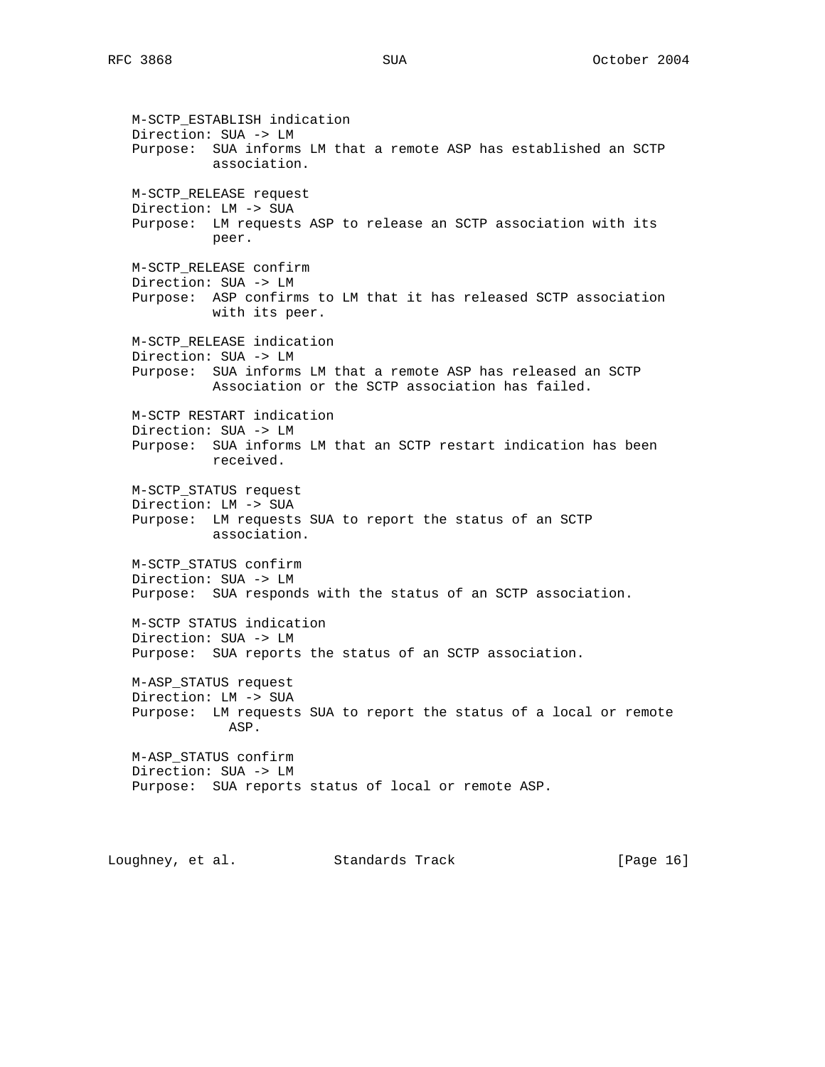M-SCTP_ESTABLISH indication
Direction: SUA -> LM
Purpose: SUA informs LM that a remote ASP has established an SCTP association.

M-SCTP_RELEASE request
Direction: LM -> SUA
Purpose: LM requests ASP to release an SCTP association with its peer.

M-SCTP_RELEASE confirm
Direction: SUA -> LM
Purpose: ASP confirms to LM that it has released SCTP association with its peer.

M-SCTP_RELEASE indication
Direction: SUA -> LM
Purpose: SUA informs LM that a remote ASP has released an SCTP Association or the SCTP association has failed.

M-SCTP RESTART indication
Direction: SUA -> LM
Purpose: SUA informs LM that an SCTP restart indication has been received.

M-SCTP_STATUS request
Direction: LM -> SUA
Purpose: LM requests SUA to report the status of an SCTP association.

M-SCTP_STATUS confirm
Direction: SUA -> LM
Purpose: SUA responds with the status of an SCTP association.

M-SCTP STATUS indication
Direction: SUA -> LM
Purpose: SUA reports the status of an SCTP association.

M-ASP_STATUS request
Direction: LM -> SUA
Purpose: LM requests SUA to report the status of a local or remote ASP.

M-ASP_STATUS confirm
Direction: SUA -> LM
Purpose: SUA reports status of local or remote ASP.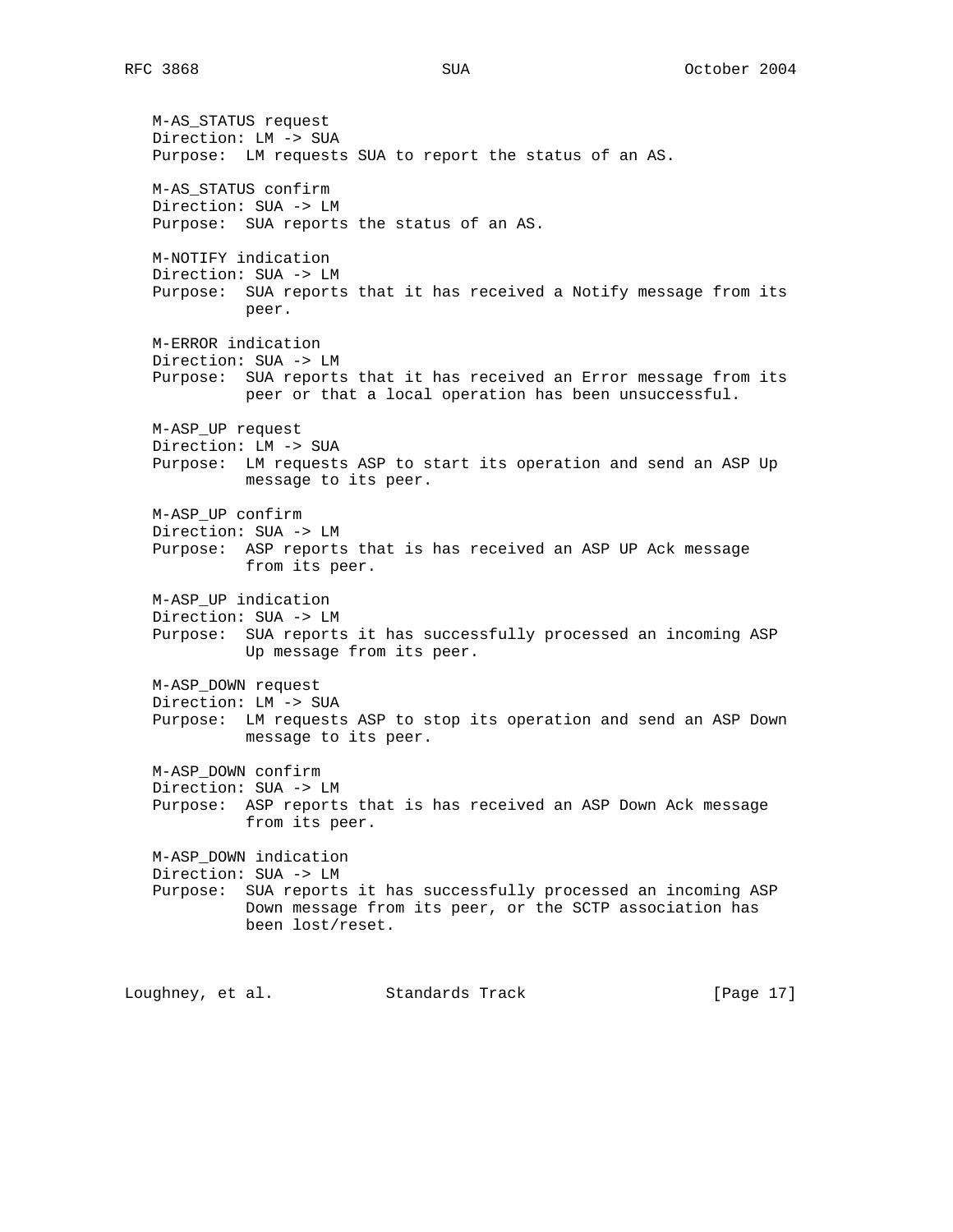M-AS_STATUS request
Direction: LM -> SUA
Purpose: LM requests SUA to report the status of an AS.

M-AS_STATUS confirm
Direction: SUA -> LM
Purpose: SUA reports the status of an AS.

M-NOTIFY indication
Direction: SUA -> LM
Purpose: SUA reports that it has received a Notify message from its peer.

M-ERROR indication
Direction: SUA -> LM
Purpose: SUA reports that it has received an Error message from its peer or that a local operation has been unsuccessful.

M-ASP_UP request
Direction: LM -> SUA
Purpose: LM requests ASP to start its operation and send an ASP Up message to its peer.

M-ASP_UP confirm
Direction: SUA -> LM
Purpose: ASP reports that is has received an ASP UP Ack message from its peer.

M-ASP_UP indication
Direction: SUA -> LM
Purpose: SUA reports it has successfully processed an incoming ASP Up message from its peer.

M-ASP_DOWN request
Direction: LM -> SUA
Purpose: LM requests ASP to stop its operation and send an ASP Down message to its peer.

M-ASP_DOWN confirm
Direction: SUA -> LM
Purpose: ASP reports that is has received an ASP Down Ack message from its peer.

M-ASP_DOWN indication
Direction: SUA -> LM
Purpose: SUA reports it has successfully processed an incoming ASP Down message from its peer, or the SCTP association has been lost/reset.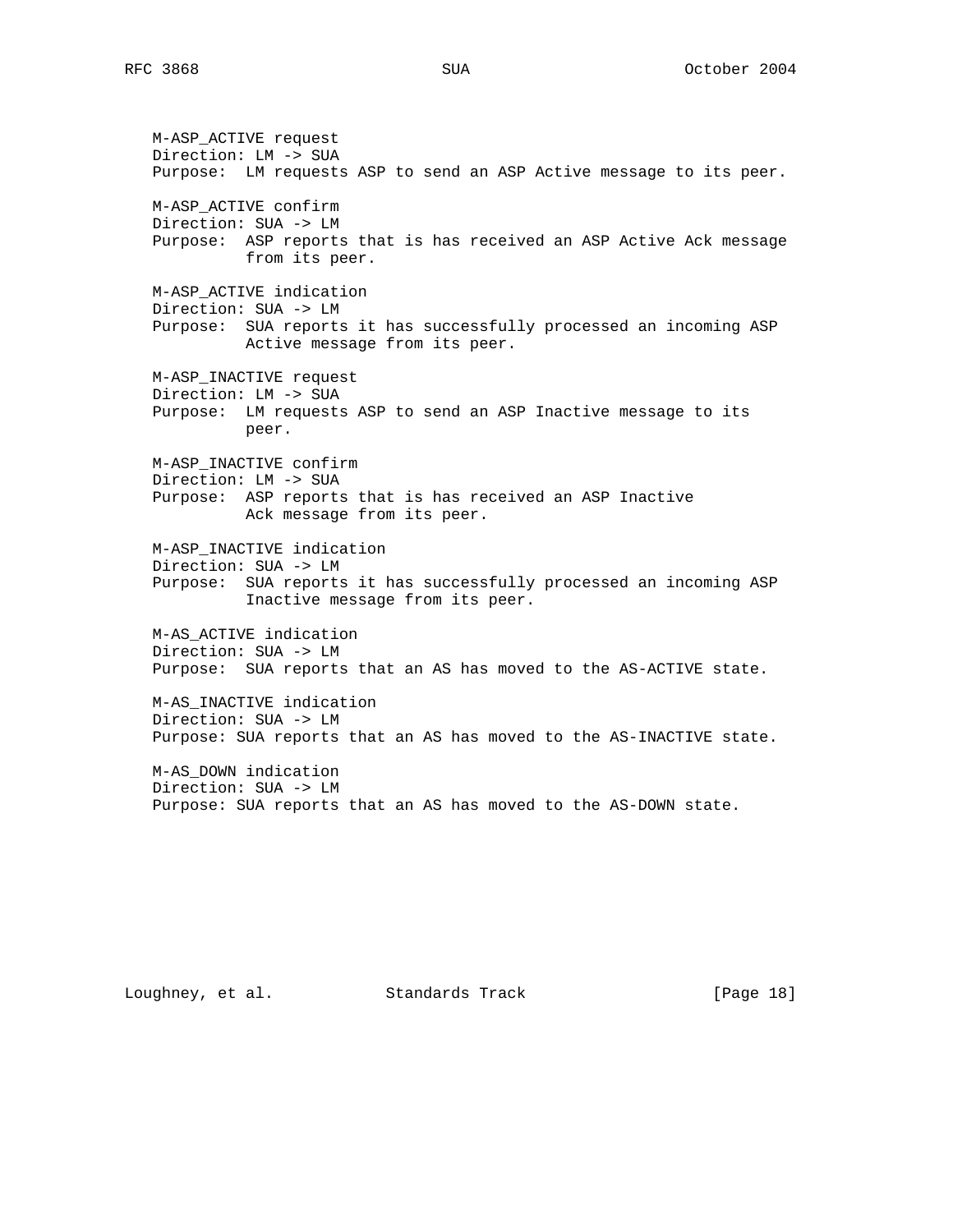M-ASP_ACTIVE request
Direction: LM -> SUA
Purpose: LM requests ASP to send an ASP Active message to its peer.

M-ASP_ACTIVE confirm
Direction: SUA -> LM
Purpose: ASP reports that is has received an ASP Active Ack message from its peer.

M-ASP_ACTIVE indication
Direction: SUA -> LM
Purpose: SUA reports it has successfully processed an incoming ASP Active message from its peer.

M-ASP_INACTIVE request
Direction: LM -> SUA
Purpose: LM requests ASP to send an ASP Inactive message to its peer.

M-ASP_INACTIVE confirm
Direction: LM -> SUA
Purpose: ASP reports that is has received an ASP Inactive Ack message from its peer.

M-ASP_INACTIVE indication
Direction: SUA -> LM
Purpose: SUA reports it has successfully processed an incoming ASP Inactive message from its peer.

M-AS_ACTIVE indication
Direction: SUA -> LM
Purpose: SUA reports that an AS has moved to the AS-ACTIVE state.

M-AS_INACTIVE indication
Direction: SUA -> LM
Purpose: SUA reports that an AS has moved to the AS-INACTIVE state.

M-AS_DOWN indication
Direction: SUA -> LM
Purpose: SUA reports that an AS has moved to the AS-DOWN state.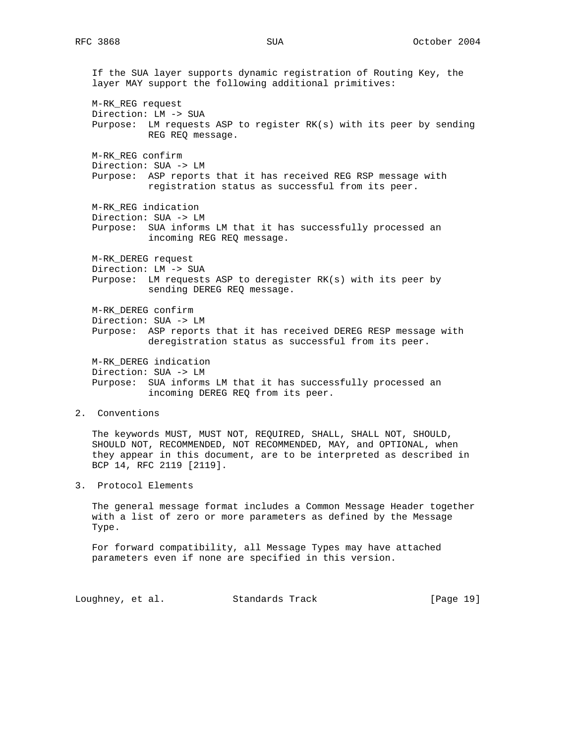If the SUA layer supports dynamic registration of Routing Key, the layer MAY support the following additional primitives:

M-RK_REG request
Direction: LM -> SUA
Purpose: LM requests ASP to register RK(s) with its peer by sending REG REQ message.

M-RK_REG confirm
Direction: SUA -> LM
Purpose: ASP reports that it has received REG RSP message with registration status as successful from its peer.

M-RK_REG indication
Direction: SUA -> LM
Purpose: SUA informs LM that it has successfully processed an incoming REG REQ message.

M-RK_DEREG request
Direction: LM -> SUA
Purpose: LM requests ASP to deregister RK(s) with its peer by sending DEREG REQ message.

M-RK_DEREG confirm
Direction: SUA -> LM
Purpose: ASP reports that it has received DEREG RESP message with deregistration status as successful from its peer.

M-RK_DEREG indication
Direction: SUA -> LM
Purpose: SUA informs LM that it has successfully processed an incoming DEREG REQ from its peer.

## 2. Conventions

The keywords MUST, MUST NOT, REQUIRED, SHALL, SHALL NOT, SHOULD, SHOULD NOT, RECOMMENDED, NOT RECOMMENDED, MAY, and OPTIONAL, when they appear in this document, are to be interpreted as described in BCP 14, RFC 2119 [2119].

## 3. Protocol Elements

The general message format includes a Common Message Header together with a list of zero or more parameters as defined by the Message Type.

For forward compatibility, all Message Types may have attached parameters even if none are specified in this version.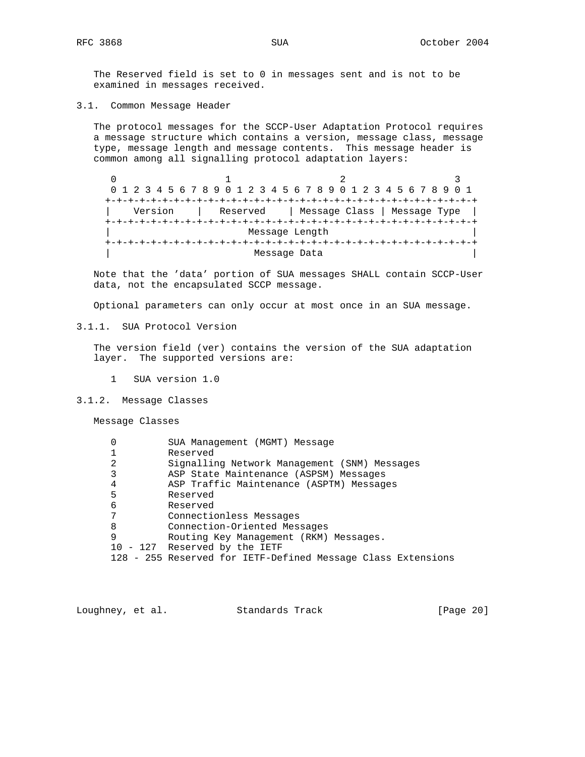The Reserved field is set to 0 in messages sent and is not to be examined in messages received.

### 3.1. Common Message Header

The protocol messages for the SCCP-User Adaptation Protocol requires a message structure which contains a version, message class, message type, message length and message contents. This message header is common among all signalling protocol adaptation layers:

```
 0                   1                   2                   3
 0 1 2 3 4 5 6 7 8 9 0 1 2 3 4 5 6 7 8 9 0 1 2 3 4 5 6 7 8 9 0 1
+-+-+-+-+-+-+-+-+-+-+-+-+-+-+-+-+-+-+-+-+-+-+-+-+-+-+-+-+-+-+-+-+
|    Version    |   Reserved    | Message Class | Message Type  |
+-+-+-+-+-+-+-+-+-+-+-+-+-+-+-+-+-+-+-+-+-+-+-+-+-+-+-+-+-+-+-+-+
|                        Message Length                         |
+-+-+-+-+-+-+-+-+-+-+-+-+-+-+-+-+-+-+-+-+-+-+-+-+-+-+-+-+-+-+-+-+
|                         Message Data                          |
```

Note that the 'data' portion of SUA messages SHALL contain SCCP-User data, not the encapsulated SCCP message.

Optional parameters can only occur at most once in an SUA message.

#### 3.1.1. SUA Protocol Version

The version field (ver) contains the version of the SUA adaptation layer. The supported versions are:

```
1   SUA version 1.0
```

#### 3.1.2. Message Classes

Message Classes

```
0         SUA Management (MGMT) Message
1         Reserved
2         Signalling Network Management (SNM) Messages
3         ASP State Maintenance (ASPSM) Messages
4         ASP Traffic Maintenance (ASPTM) Messages
5         Reserved
6         Reserved
7         Connectionless Messages
8         Connection-Oriented Messages
9         Routing Key Management (RKM) Messages.
10 - 127  Reserved by the IETF
128 - 255 Reserved for IETF-Defined Message Class Extensions
```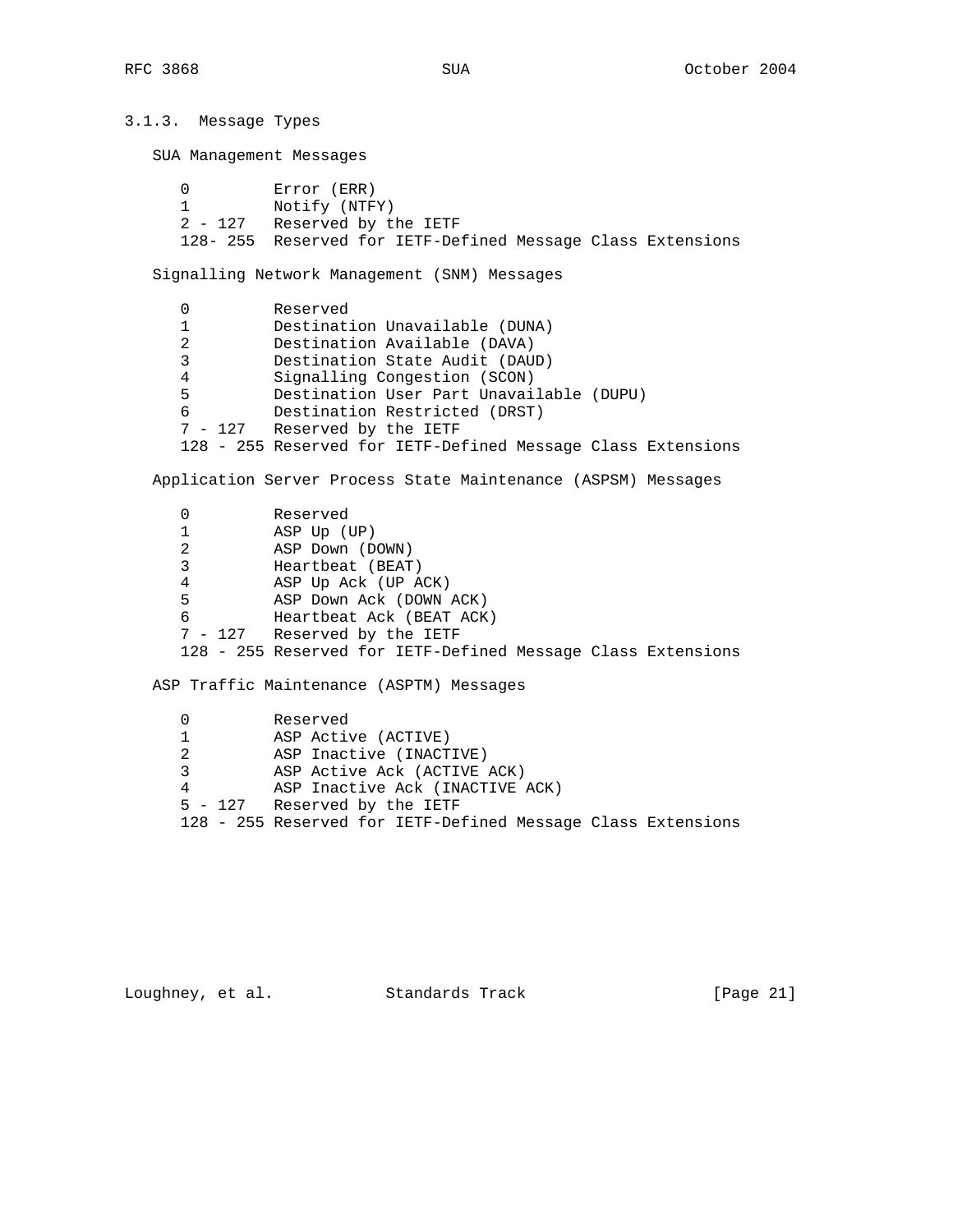### 3.1.3. Message Types

SUA Management Messages

| Value | Message |
| --- | --- |
| 0 | Error (ERR) |
| 1 | Notify (NTFY) |
| 2 - 127 | Reserved by the IETF |
| 128- 255 | Reserved for IETF-Defined Message Class Extensions |

Signalling Network Management (SNM) Messages

| Value | Message |
| --- | --- |
| 0 | Reserved |
| 1 | Destination Unavailable (DUNA) |
| 2 | Destination Available (DAVA) |
| 3 | Destination State Audit (DAUD) |
| 4 | Signalling Congestion (SCON) |
| 5 | Destination User Part Unavailable (DUPU) |
| 6 | Destination Restricted (DRST) |
| 7 - 127 | Reserved by the IETF |
| 128 - 255 | Reserved for IETF-Defined Message Class Extensions |

Application Server Process State Maintenance (ASPSM) Messages

| Value | Message |
| --- | --- |
| 0 | Reserved |
| 1 | ASP Up (UP) |
| 2 | ASP Down (DOWN) |
| 3 | Heartbeat (BEAT) |
| 4 | ASP Up Ack (UP ACK) |
| 5 | ASP Down Ack (DOWN ACK) |
| 6 | Heartbeat Ack (BEAT ACK) |
| 7 - 127 | Reserved by the IETF |
| 128 - 255 | Reserved for IETF-Defined Message Class Extensions |

ASP Traffic Maintenance (ASPTM) Messages

| Value | Message |
| --- | --- |
| 0 | Reserved |
| 1 | ASP Active (ACTIVE) |
| 2 | ASP Inactive (INACTIVE) |
| 3 | ASP Active Ack (ACTIVE ACK) |
| 4 | ASP Inactive Ack (INACTIVE ACK) |
| 5 - 127 | Reserved by the IETF |
| 128 - 255 | Reserved for IETF-Defined Message Class Extensions |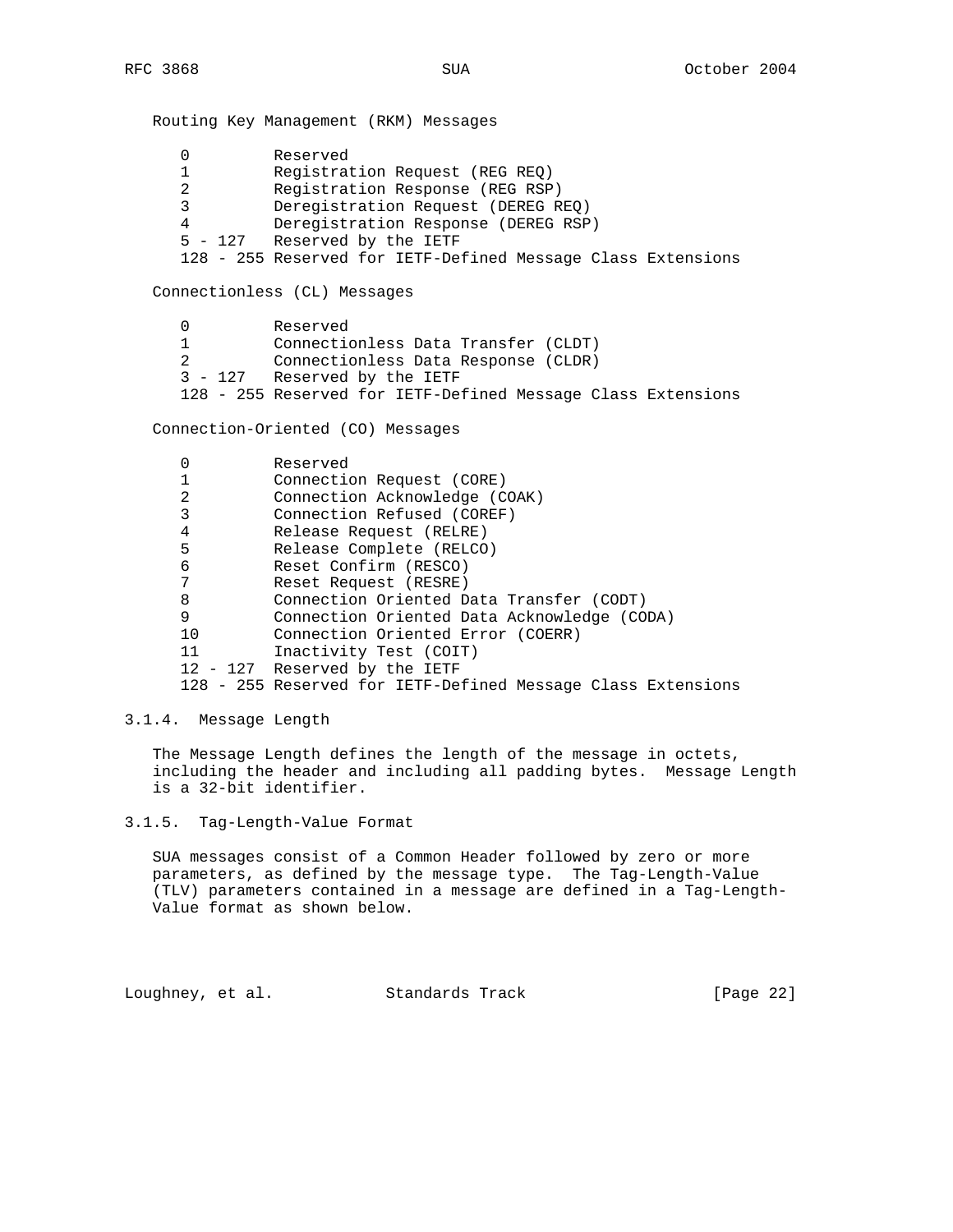Routing Key Management (RKM) Messages

```
0         Reserved
1         Registration Request (REG REQ)
2         Registration Response (REG RSP)
3         Deregistration Request (DEREG REQ)
4         Deregistration Response (DEREG RSP)
5 - 127   Reserved by the IETF
128 - 255 Reserved for IETF-Defined Message Class Extensions
```

Connectionless (CL) Messages

```
0         Reserved
1         Connectionless Data Transfer (CLDT)
2         Connectionless Data Response (CLDR)
3 - 127   Reserved by the IETF
128 - 255 Reserved for IETF-Defined Message Class Extensions
```

Connection-Oriented (CO) Messages

```
0         Reserved
1         Connection Request (CORE)
2         Connection Acknowledge (COAK)
3         Connection Refused (COREF)
4         Release Request (RELRE)
5         Release Complete (RELCO)
6         Reset Confirm (RESCO)
7         Reset Request (RESRE)
8         Connection Oriented Data Transfer (CODT)
9         Connection Oriented Data Acknowledge (CODA)
10        Connection Oriented Error (COERR)
11        Inactivity Test (COIT)
12 - 127  Reserved by the IETF
128 - 255 Reserved for IETF-Defined Message Class Extensions
```

### 3.1.4. Message Length

The Message Length defines the length of the message in octets, including the header and including all padding bytes. Message Length is a 32-bit identifier.

### 3.1.5. Tag-Length-Value Format

SUA messages consist of a Common Header followed by zero or more parameters, as defined by the message type. The Tag-Length-Value (TLV) parameters contained in a message are defined in a Tag-Length-Value format as shown below.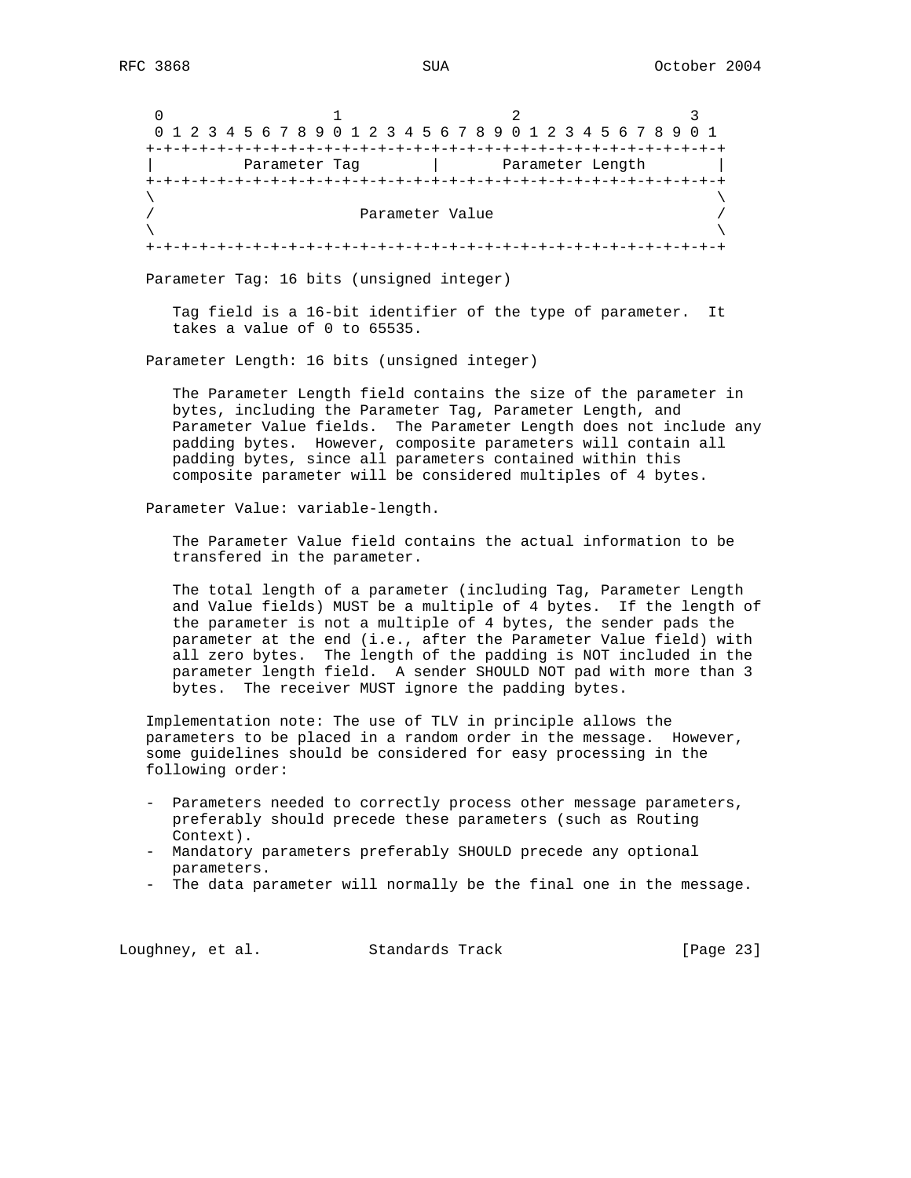```
 0                   1                   2                   3
 0 1 2 3 4 5 6 7 8 9 0 1 2 3 4 5 6 7 8 9 0 1 2 3 4 5 6 7 8 9 0 1
+-+-+-+-+-+-+-+-+-+-+-+-+-+-+-+-+-+-+-+-+-+-+-+-+-+-+-+-+-+-+-+-+
|         Parameter Tag         |       Parameter Length        |
+-+-+-+-+-+-+-+-+-+-+-+-+-+-+-+-+-+-+-+-+-+-+-+-+-+-+-+-+-+-+-+-+
\                                                               \
/                       Parameter Value                         /
\                                                               \
+-+-+-+-+-+-+-+-+-+-+-+-+-+-+-+-+-+-+-+-+-+-+-+-+-+-+-+-+-+-+-+-+
```

Parameter Tag: 16 bits (unsigned integer)

Tag field is a 16-bit identifier of the type of parameter. It takes a value of 0 to 65535.

Parameter Length: 16 bits (unsigned integer)

The Parameter Length field contains the size of the parameter in bytes, including the Parameter Tag, Parameter Length, and Parameter Value fields. The Parameter Length does not include any padding bytes. However, composite parameters will contain all padding bytes, since all parameters contained within this composite parameter will be considered multiples of 4 bytes.

Parameter Value: variable-length.

The Parameter Value field contains the actual information to be transfered in the parameter.

The total length of a parameter (including Tag, Parameter Length and Value fields) MUST be a multiple of 4 bytes. If the length of the parameter is not a multiple of 4 bytes, the sender pads the parameter at the end (i.e., after the Parameter Value field) with all zero bytes. The length of the padding is NOT included in the parameter length field. A sender SHOULD NOT pad with more than 3 bytes. The receiver MUST ignore the padding bytes.

Implementation note: The use of TLV in principle allows the parameters to be placed in a random order in the message. However, some guidelines should be considered for easy processing in the following order:

- Parameters needed to correctly process other message parameters, preferably should precede these parameters (such as Routing Context).
- Mandatory parameters preferably SHOULD precede any optional parameters.
- The data parameter will normally be the final one in the message.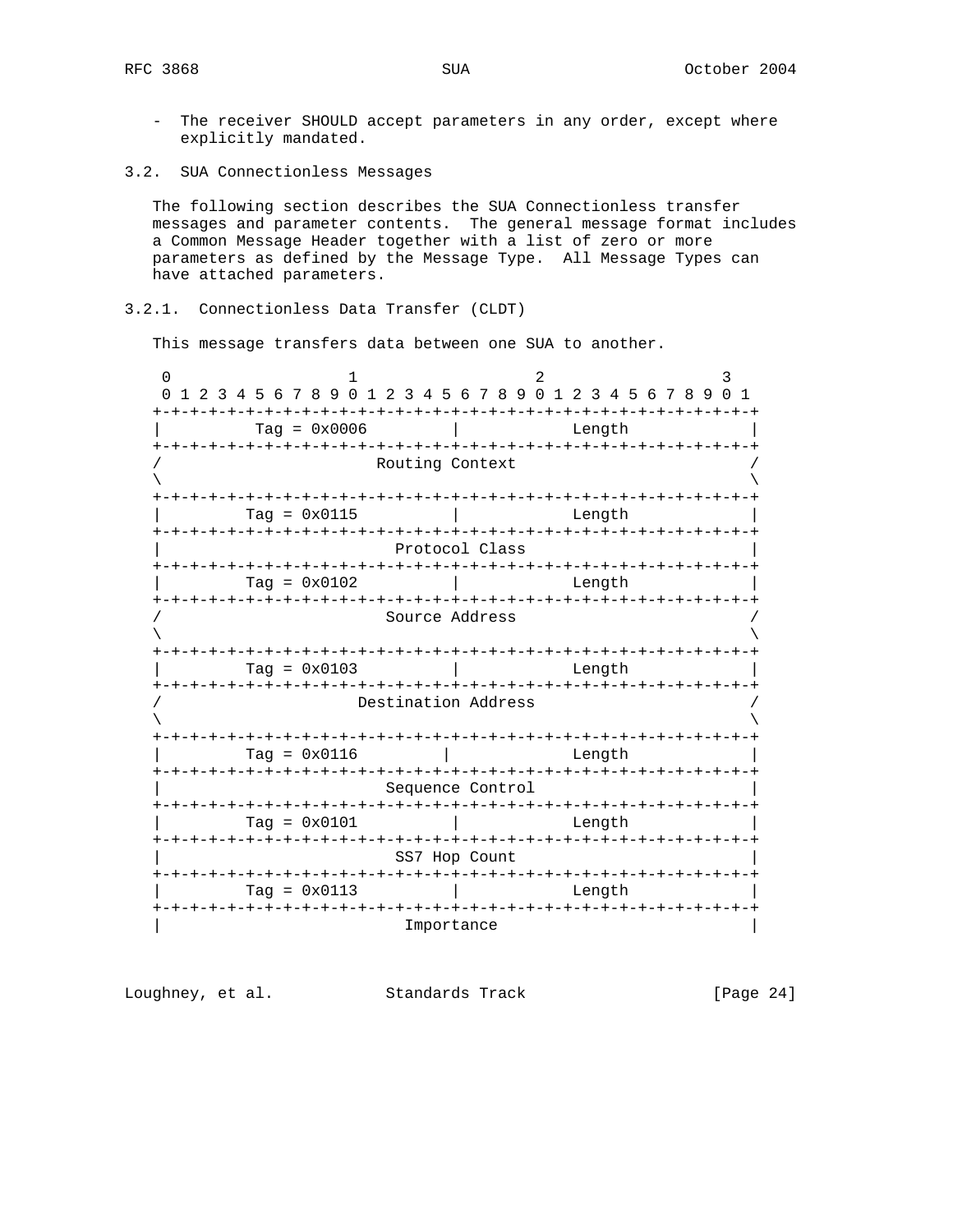- The receiver SHOULD accept parameters in any order, except where explicitly mandated.

## 3.2. SUA Connectionless Messages

The following section describes the SUA Connectionless transfer messages and parameter contents. The general message format includes a Common Message Header together with a list of zero or more parameters as defined by the Message Type. All Message Types can have attached parameters.

### 3.2.1. Connectionless Data Transfer (CLDT)

This message transfers data between one SUA to another.

```
 0                   1                   2                   3
 0 1 2 3 4 5 6 7 8 9 0 1 2 3 4 5 6 7 8 9 0 1 2 3 4 5 6 7 8 9 0 1
+-+-+-+-+-+-+-+-+-+-+-+-+-+-+-+-+-+-+-+-+-+-+-+-+-+-+-+-+-+-+-+-+
|          Tag = 0x0006         |             Length            |
+-+-+-+-+-+-+-+-+-+-+-+-+-+-+-+-+-+-+-+-+-+-+-+-+-+-+-+-+-+-+-+-+
/                        Routing Context                        /
\                                                               \
+-+-+-+-+-+-+-+-+-+-+-+-+-+-+-+-+-+-+-+-+-+-+-+-+-+-+-+-+-+-+-+-+
|         Tag = 0x0115          |             Length            |
+-+-+-+-+-+-+-+-+-+-+-+-+-+-+-+-+-+-+-+-+-+-+-+-+-+-+-+-+-+-+-+-+
|                         Protocol Class                        |
+-+-+-+-+-+-+-+-+-+-+-+-+-+-+-+-+-+-+-+-+-+-+-+-+-+-+-+-+-+-+-+-+
|         Tag = 0x0102          |             Length            |
+-+-+-+-+-+-+-+-+-+-+-+-+-+-+-+-+-+-+-+-+-+-+-+-+-+-+-+-+-+-+-+-+
/                         Source Address                        /
\                                                               \
+-+-+-+-+-+-+-+-+-+-+-+-+-+-+-+-+-+-+-+-+-+-+-+-+-+-+-+-+-+-+-+-+
|         Tag = 0x0103          |             Length            |
+-+-+-+-+-+-+-+-+-+-+-+-+-+-+-+-+-+-+-+-+-+-+-+-+-+-+-+-+-+-+-+-+
/                      Destination Address                      /
\                                                               \
+-+-+-+-+-+-+-+-+-+-+-+-+-+-+-+-+-+-+-+-+-+-+-+-+-+-+-+-+-+-+-+-+
|         Tag = 0x0116         |             Length             |
+-+-+-+-+-+-+-+-+-+-+-+-+-+-+-+-+-+-+-+-+-+-+-+-+-+-+-+-+-+-+-+-+
|                        Sequence Control                       |
+-+-+-+-+-+-+-+-+-+-+-+-+-+-+-+-+-+-+-+-+-+-+-+-+-+-+-+-+-+-+-+-+
|         Tag = 0x0101          |             Length            |
+-+-+-+-+-+-+-+-+-+-+-+-+-+-+-+-+-+-+-+-+-+-+-+-+-+-+-+-+-+-+-+-+
|                         SS7 Hop Count                         |
+-+-+-+-+-+-+-+-+-+-+-+-+-+-+-+-+-+-+-+-+-+-+-+-+-+-+-+-+-+-+-+-+
|         Tag = 0x0113          |             Length            |
+-+-+-+-+-+-+-+-+-+-+-+-+-+-+-+-+-+-+-+-+-+-+-+-+-+-+-+-+-+-+-+-+
|                           Importance                          |
```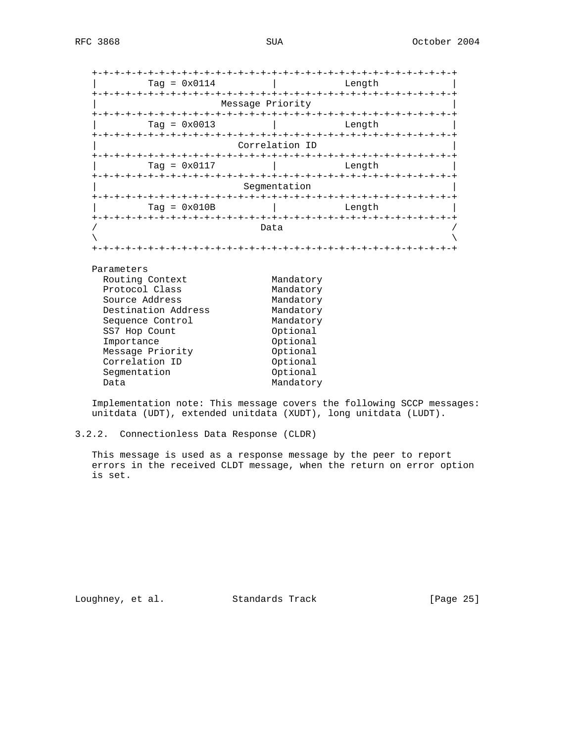```
 +-+-+-+-+-+-+-+-+-+-+-+-+-+-+-+-+-+-+-+-+-+-+-+-+-+-+-+-+-+-+-+-+
 |         Tag = 0x0114          |             Length            |
 +-+-+-+-+-+-+-+-+-+-+-+-+-+-+-+-+-+-+-+-+-+-+-+-+-+-+-+-+-+-+-+-+
 |                      Message Priority                         |
 +-+-+-+-+-+-+-+-+-+-+-+-+-+-+-+-+-+-+-+-+-+-+-+-+-+-+-+-+-+-+-+-+
 |         Tag = 0x0013          |             Length            |
 +-+-+-+-+-+-+-+-+-+-+-+-+-+-+-+-+-+-+-+-+-+-+-+-+-+-+-+-+-+-+-+-+
 |                         Correlation ID                        |
 +-+-+-+-+-+-+-+-+-+-+-+-+-+-+-+-+-+-+-+-+-+-+-+-+-+-+-+-+-+-+-+-+
 |         Tag = 0x0117          |             Length            |
 +-+-+-+-+-+-+-+-+-+-+-+-+-+-+-+-+-+-+-+-+-+-+-+-+-+-+-+-+-+-+-+-+
 |                          Segmentation                         |
 +-+-+-+-+-+-+-+-+-+-+-+-+-+-+-+-+-+-+-+-+-+-+-+-+-+-+-+-+-+-+-+-+
 |         Tag = 0x010B          |             Length            |
 +-+-+-+-+-+-+-+-+-+-+-+-+-+-+-+-+-+-+-+-+-+-+-+-+-+-+-+-+-+-+-+-+
 /                              Data                             /
 \                                                               \
 +-+-+-+-+-+-+-+-+-+-+-+-+-+-+-+-+-+-+-+-+-+-+-+-+-+-+-+-+-+-+-+-+
```

Parameters

| Parameter | Status |
|---|---|
| Routing Context | Mandatory |
| Protocol Class | Mandatory |
| Source Address | Mandatory |
| Destination Address | Mandatory |
| Sequence Control | Mandatory |
| SS7 Hop Count | Optional |
| Importance | Optional |
| Message Priority | Optional |
| Correlation ID | Optional |
| Segmentation | Optional |
| Data | Mandatory |

Implementation note: This message covers the following SCCP messages: unitdata (UDT), extended unitdata (XUDT), long unitdata (LUDT).

### 3.2.2. Connectionless Data Response (CLDR)

This message is used as a response message by the peer to report errors in the received CLDT message, when the return on error option is set.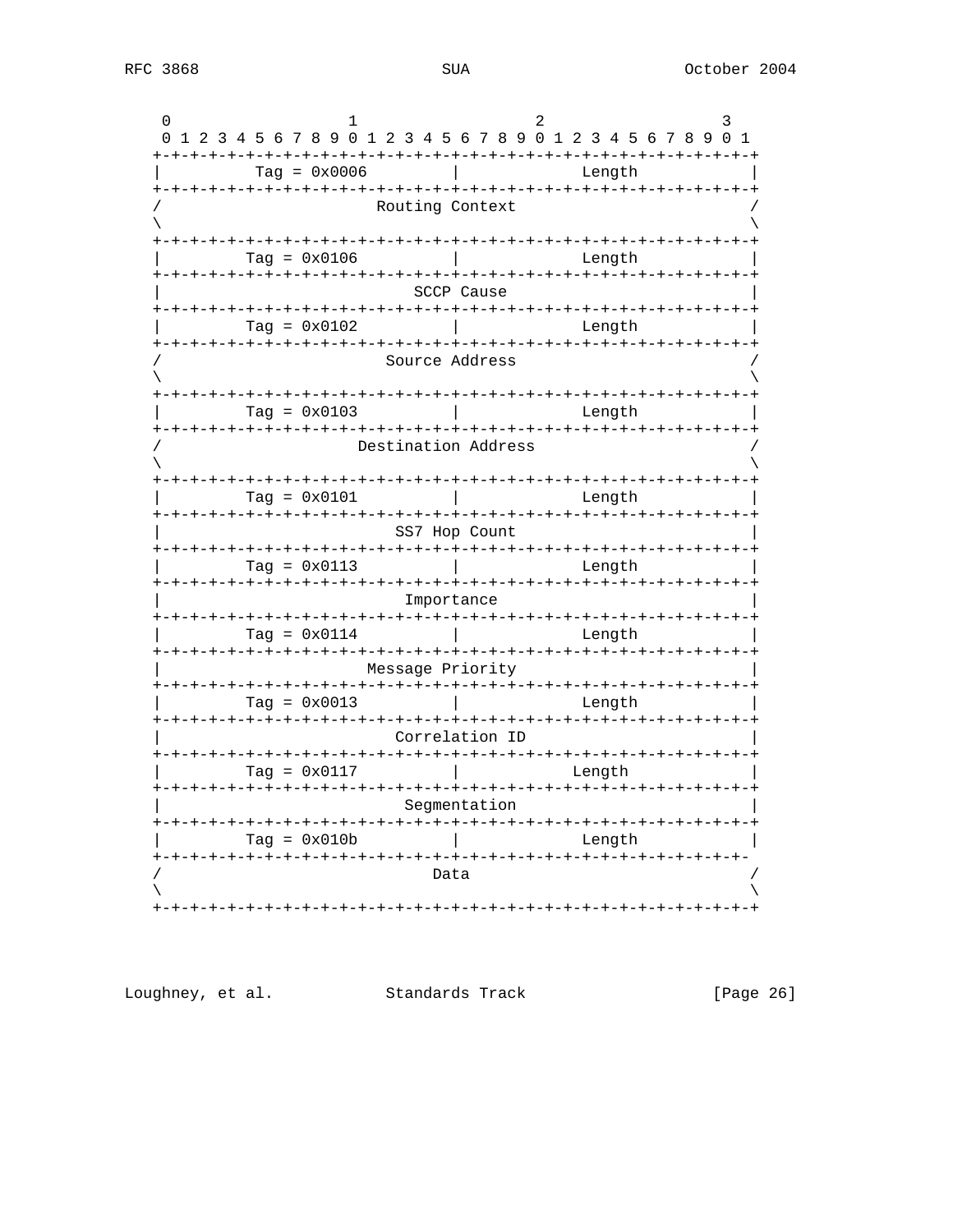```
    0                   1                   2                   3
    0 1 2 3 4 5 6 7 8 9 0 1 2 3 4 5 6 7 8 9 0 1 2 3 4 5 6 7 8 9 0 1
   +-+-+-+-+-+-+-+-+-+-+-+-+-+-+-+-+-+-+-+-+-+-+-+-+-+-+-+-+-+-+-+-+
   |          Tag = 0x0006         |             Length            |
   +-+-+-+-+-+-+-+-+-+-+-+-+-+-+-+-+-+-+-+-+-+-+-+-+-+-+-+-+-+-+-+-+
   /                         Routing Context                       /
   \                                                               \
   +-+-+-+-+-+-+-+-+-+-+-+-+-+-+-+-+-+-+-+-+-+-+-+-+-+-+-+-+-+-+-+-+
   |         Tag = 0x0106          |             Length            |
   +-+-+-+-+-+-+-+-+-+-+-+-+-+-+-+-+-+-+-+-+-+-+-+-+-+-+-+-+-+-+-+-+
   |                           SCCP Cause                          |
   +-+-+-+-+-+-+-+-+-+-+-+-+-+-+-+-+-+-+-+-+-+-+-+-+-+-+-+-+-+-+-+-+
   |         Tag = 0x0102          |             Length            |
   +-+-+-+-+-+-+-+-+-+-+-+-+-+-+-+-+-+-+-+-+-+-+-+-+-+-+-+-+-+-+-+-+
   /                          Source Address                       /
   \                                                               \
   +-+-+-+-+-+-+-+-+-+-+-+-+-+-+-+-+-+-+-+-+-+-+-+-+-+-+-+-+-+-+-+-+
   |         Tag = 0x0103          |             Length            |
   +-+-+-+-+-+-+-+-+-+-+-+-+-+-+-+-+-+-+-+-+-+-+-+-+-+-+-+-+-+-+-+-+
   /                     Destination Address                       /
   \                                                               \
   +-+-+-+-+-+-+-+-+-+-+-+-+-+-+-+-+-+-+-+-+-+-+-+-+-+-+-+-+-+-+-+-+
   |         Tag = 0x0101          |             Length            |
   +-+-+-+-+-+-+-+-+-+-+-+-+-+-+-+-+-+-+-+-+-+-+-+-+-+-+-+-+-+-+-+-+
   |                         SS7 Hop Count                         |
   +-+-+-+-+-+-+-+-+-+-+-+-+-+-+-+-+-+-+-+-+-+-+-+-+-+-+-+-+-+-+-+-+
   |         Tag = 0x0113          |             Length            |
   +-+-+-+-+-+-+-+-+-+-+-+-+-+-+-+-+-+-+-+-+-+-+-+-+-+-+-+-+-+-+-+-+
   |                          Importance                           |
   +-+-+-+-+-+-+-+-+-+-+-+-+-+-+-+-+-+-+-+-+-+-+-+-+-+-+-+-+-+-+-+-+
   |         Tag = 0x0114          |             Length            |
   +-+-+-+-+-+-+-+-+-+-+-+-+-+-+-+-+-+-+-+-+-+-+-+-+-+-+-+-+-+-+-+-+
   |                       Message Priority                        |
   +-+-+-+-+-+-+-+-+-+-+-+-+-+-+-+-+-+-+-+-+-+-+-+-+-+-+-+-+-+-+-+-+
   |         Tag = 0x0013          |             Length            |
   +-+-+-+-+-+-+-+-+-+-+-+-+-+-+-+-+-+-+-+-+-+-+-+-+-+-+-+-+-+-+-+-+
   |                         Correlation ID                        |
   +-+-+-+-+-+-+-+-+-+-+-+-+-+-+-+-+-+-+-+-+-+-+-+-+-+-+-+-+-+-+-+-+
   |         Tag = 0x0117          |            Length             |
   +-+-+-+-+-+-+-+-+-+-+-+-+-+-+-+-+-+-+-+-+-+-+-+-+-+-+-+-+-+-+-+-+
   |                          Segmentation                         |
   +-+-+-+-+-+-+-+-+-+-+-+-+-+-+-+-+-+-+-+-+-+-+-+-+-+-+-+-+-+-+-+-+
   |         Tag = 0x010b          |             Length            |
   +-+-+-+-+-+-+-+-+-+-+-+-+-+-+-+-+-+-+-+-+-+-+-+-+-+-+-+-+-+-+-+-
   /                              Data                             /
   \                                                               \
   +-+-+-+-+-+-+-+-+-+-+-+-+-+-+-+-+-+-+-+-+-+-+-+-+-+-+-+-+-+-+-+-+
```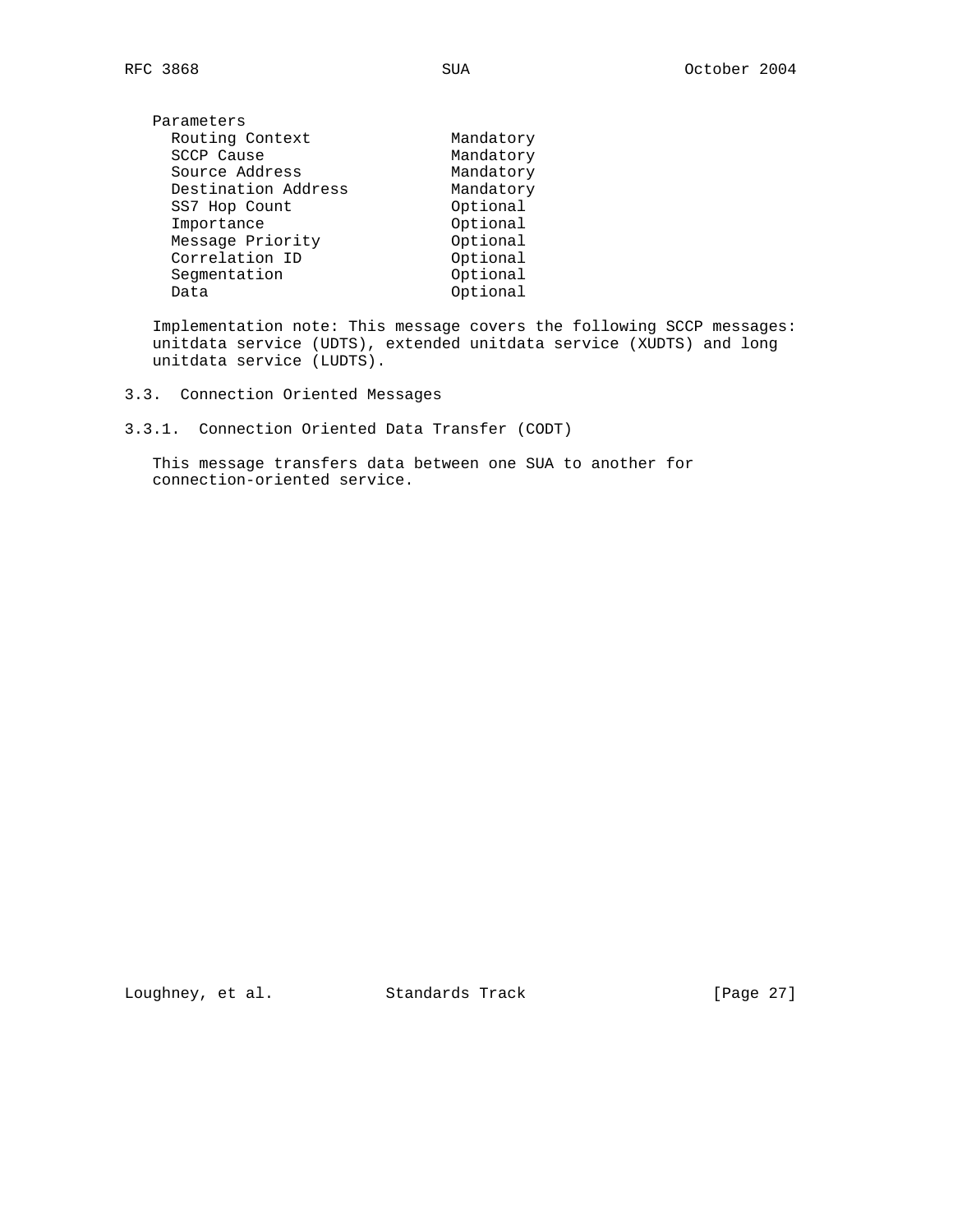Parameters

| Parameter | Status |
|---|---|
| Routing Context | Mandatory |
| SCCP Cause | Mandatory |
| Source Address | Mandatory |
| Destination Address | Mandatory |
| SS7 Hop Count | Optional |
| Importance | Optional |
| Message Priority | Optional |
| Correlation ID | Optional |
| Segmentation | Optional |
| Data | Optional |

Implementation note: This message covers the following SCCP messages: unitdata service (UDTS), extended unitdata service (XUDTS) and long unitdata service (LUDTS).

## 3.3. Connection Oriented Messages

### 3.3.1. Connection Oriented Data Transfer (CODT)

This message transfers data between one SUA to another for connection-oriented service.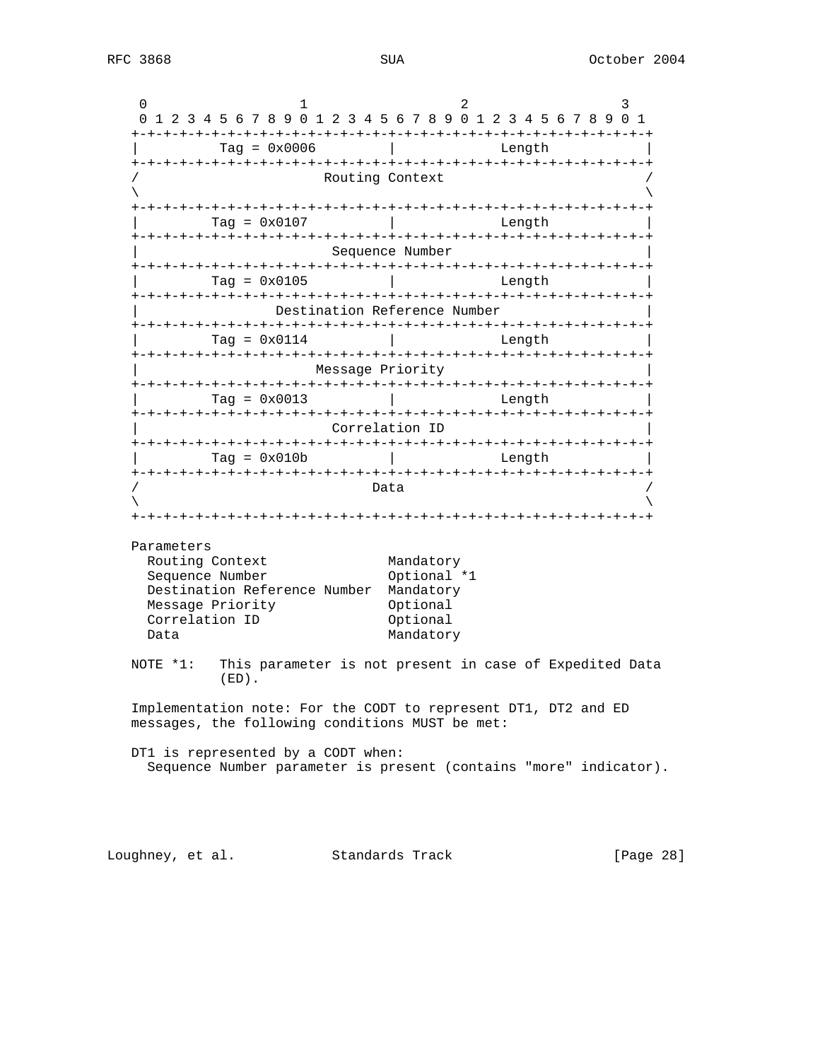```
 0                   1                   2                   3
 0 1 2 3 4 5 6 7 8 9 0 1 2 3 4 5 6 7 8 9 0 1 2 3 4 5 6 7 8 9 0 1
+-+-+-+-+-+-+-+-+-+-+-+-+-+-+-+-+-+-+-+-+-+-+-+-+-+-+-+-+-+-+-+-+
|         Tag = 0x0006          |             Length            |
+-+-+-+-+-+-+-+-+-+-+-+-+-+-+-+-+-+-+-+-+-+-+-+-+-+-+-+-+-+-+-+-+
/                        Routing Context                        /
\                                                               \
+-+-+-+-+-+-+-+-+-+-+-+-+-+-+-+-+-+-+-+-+-+-+-+-+-+-+-+-+-+-+-+-+
|         Tag = 0x0107          |             Length            |
+-+-+-+-+-+-+-+-+-+-+-+-+-+-+-+-+-+-+-+-+-+-+-+-+-+-+-+-+-+-+-+-+
|                         Sequence Number                       |
+-+-+-+-+-+-+-+-+-+-+-+-+-+-+-+-+-+-+-+-+-+-+-+-+-+-+-+-+-+-+-+-+
|         Tag = 0x0105          |             Length            |
+-+-+-+-+-+-+-+-+-+-+-+-+-+-+-+-+-+-+-+-+-+-+-+-+-+-+-+-+-+-+-+-+
|                 Destination Reference Number                  |
+-+-+-+-+-+-+-+-+-+-+-+-+-+-+-+-+-+-+-+-+-+-+-+-+-+-+-+-+-+-+-+-+
|         Tag = 0x0114          |             Length            |
+-+-+-+-+-+-+-+-+-+-+-+-+-+-+-+-+-+-+-+-+-+-+-+-+-+-+-+-+-+-+-+-+
|                        Message Priority                       |
+-+-+-+-+-+-+-+-+-+-+-+-+-+-+-+-+-+-+-+-+-+-+-+-+-+-+-+-+-+-+-+-+
|         Tag = 0x0013          |             Length            |
+-+-+-+-+-+-+-+-+-+-+-+-+-+-+-+-+-+-+-+-+-+-+-+-+-+-+-+-+-+-+-+-+
|                         Correlation ID                        |
+-+-+-+-+-+-+-+-+-+-+-+-+-+-+-+-+-+-+-+-+-+-+-+-+-+-+-+-+-+-+-+-+
|         Tag = 0x010b          |             Length            |
+-+-+-+-+-+-+-+-+-+-+-+-+-+-+-+-+-+-+-+-+-+-+-+-+-+-+-+-+-+-+-+-+
/                              Data                             /
\                                                               \
+-+-+-+-+-+-+-+-+-+-+-+-+-+-+-+-+-+-+-+-+-+-+-+-+-+-+-+-+-+-+-+-+
```

Parameters

| Parameter | Status |
|---|---|
| Routing Context | Mandatory |
| Sequence Number | Optional *1 |
| Destination Reference Number | Mandatory |
| Message Priority | Optional |
| Correlation ID | Optional |
| Data | Mandatory |

NOTE *1: This parameter is not present in case of Expedited Data (ED).

Implementation note: For the CODT to represent DT1, DT2 and ED messages, the following conditions MUST be met:

DT1 is represented by a CODT when:
  Sequence Number parameter is present (contains "more" indicator).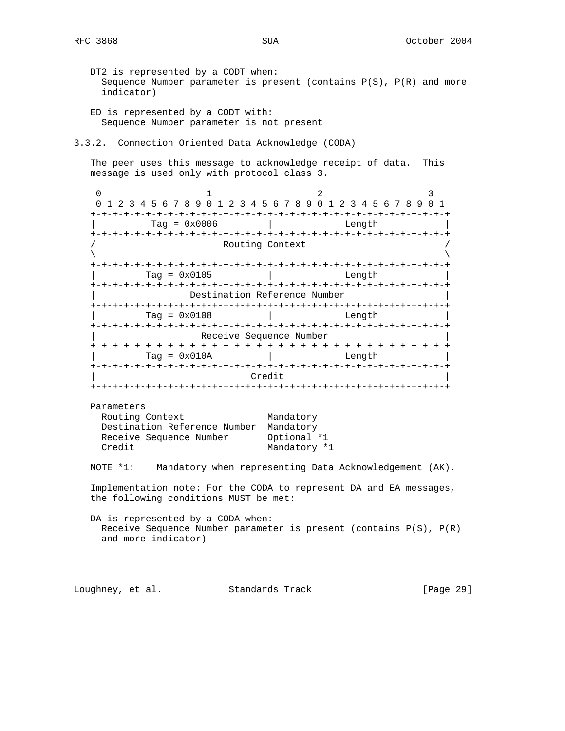DT2 is represented by a CODT when:
  Sequence Number parameter is present (contains P(S), P(R) and more indicator)

ED is represented by a CODT with:
  Sequence Number parameter is not present

### 3.3.2. Connection Oriented Data Acknowledge (CODA)

The peer uses this message to acknowledge receipt of data. This message is used only with protocol class 3.

```
 0                   1                   2                   3
 0 1 2 3 4 5 6 7 8 9 0 1 2 3 4 5 6 7 8 9 0 1 2 3 4 5 6 7 8 9 0 1
+-+-+-+-+-+-+-+-+-+-+-+-+-+-+-+-+-+-+-+-+-+-+-+-+-+-+-+-+-+-+-+-+
|          Tag = 0x0006         |             Length            |
+-+-+-+-+-+-+-+-+-+-+-+-+-+-+-+-+-+-+-+-+-+-+-+-+-+-+-+-+-+-+-+-+
/                        Routing Context                        /
\                                                               \
+-+-+-+-+-+-+-+-+-+-+-+-+-+-+-+-+-+-+-+-+-+-+-+-+-+-+-+-+-+-+-+-+
|         Tag = 0x0105          |             Length            |
+-+-+-+-+-+-+-+-+-+-+-+-+-+-+-+-+-+-+-+-+-+-+-+-+-+-+-+-+-+-+-+-+
|                 Destination Reference Number                  |
+-+-+-+-+-+-+-+-+-+-+-+-+-+-+-+-+-+-+-+-+-+-+-+-+-+-+-+-+-+-+-+-+
|         Tag = 0x0108          |             Length            |
+-+-+-+-+-+-+-+-+-+-+-+-+-+-+-+-+-+-+-+-+-+-+-+-+-+-+-+-+-+-+-+-+
|                   Receive Sequence Number                     |
+-+-+-+-+-+-+-+-+-+-+-+-+-+-+-+-+-+-+-+-+-+-+-+-+-+-+-+-+-+-+-+-+
|         Tag = 0x010A          |             Length            |
+-+-+-+-+-+-+-+-+-+-+-+-+-+-+-+-+-+-+-+-+-+-+-+-+-+-+-+-+-+-+-+-+
|                            Credit                             |
+-+-+-+-+-+-+-+-+-+-+-+-+-+-+-+-+-+-+-+-+-+-+-+-+-+-+-+-+-+-+-+-+
```

Parameters

| Parameter | Status |
|---|---|
| Routing Context | Mandatory |
| Destination Reference Number | Mandatory |
| Receive Sequence Number | Optional *1 |
| Credit | Mandatory *1 |

NOTE *1: Mandatory when representing Data Acknowledgement (AK).

Implementation note: For the CODA to represent DA and EA messages, the following conditions MUST be met:

DA is represented by a CODA when:
  Receive Sequence Number parameter is present (contains P(S), P(R) and more indicator)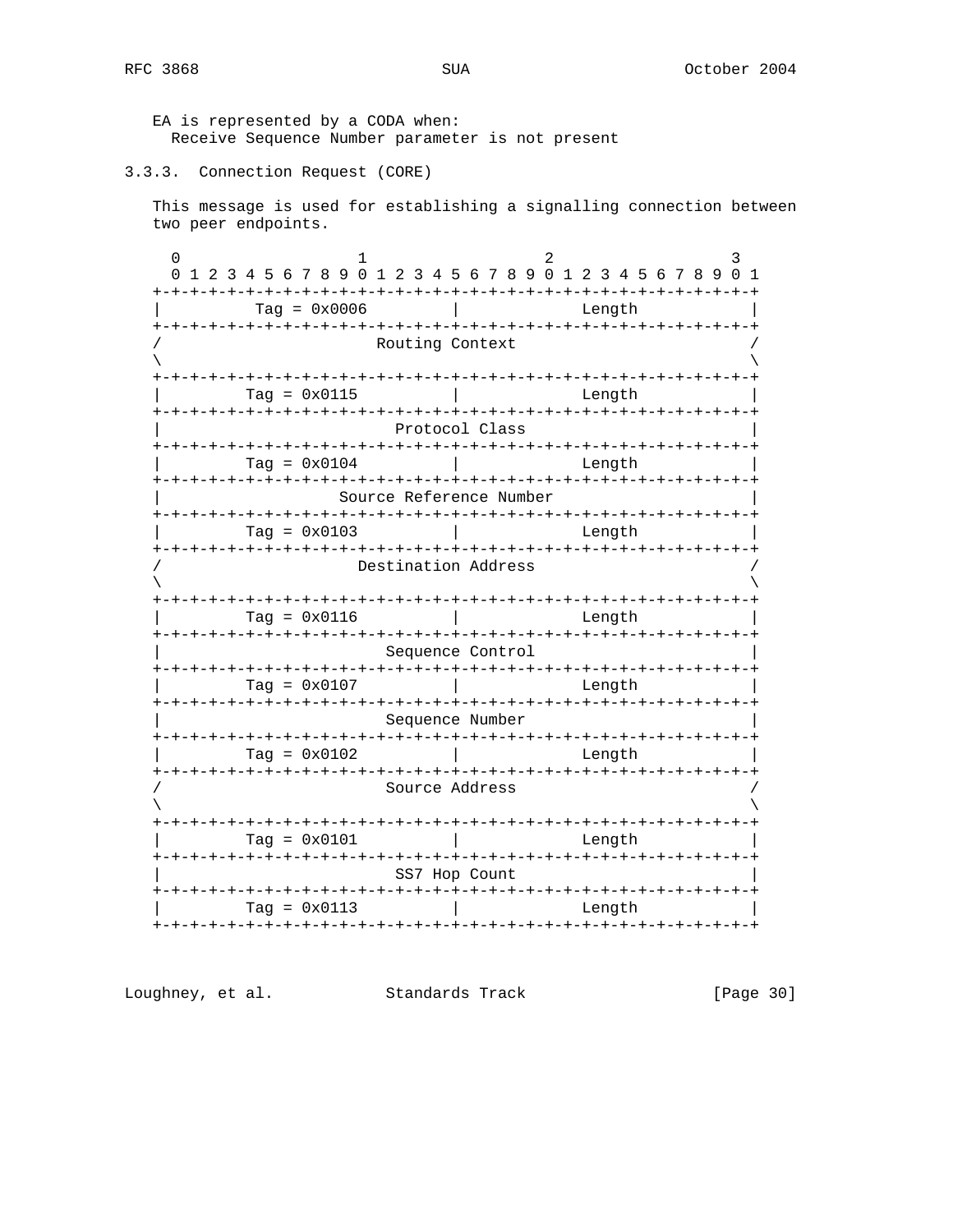EA is represented by a CODA when:
  Receive Sequence Number parameter is not present

### 3.3.3. Connection Request (CORE)

This message is used for establishing a signalling connection between two peer endpoints.

```
 0                   1                   2                   3
 0 1 2 3 4 5 6 7 8 9 0 1 2 3 4 5 6 7 8 9 0 1 2 3 4 5 6 7 8 9 0 1
+-+-+-+-+-+-+-+-+-+-+-+-+-+-+-+-+-+-+-+-+-+-+-+-+-+-+-+-+-+-+-+-+
|         Tag = 0x0006          |             Length            |
+-+-+-+-+-+-+-+-+-+-+-+-+-+-+-+-+-+-+-+-+-+-+-+-+-+-+-+-+-+-+-+-+
/                       Routing Context                         /
\                                                               \
+-+-+-+-+-+-+-+-+-+-+-+-+-+-+-+-+-+-+-+-+-+-+-+-+-+-+-+-+-+-+-+-+
|         Tag = 0x0115          |             Length            |
+-+-+-+-+-+-+-+-+-+-+-+-+-+-+-+-+-+-+-+-+-+-+-+-+-+-+-+-+-+-+-+-+
|                         Protocol Class                        |
+-+-+-+-+-+-+-+-+-+-+-+-+-+-+-+-+-+-+-+-+-+-+-+-+-+-+-+-+-+-+-+-+
|         Tag = 0x0104          |             Length            |
+-+-+-+-+-+-+-+-+-+-+-+-+-+-+-+-+-+-+-+-+-+-+-+-+-+-+-+-+-+-+-+-+
|                    Source Reference Number                    |
+-+-+-+-+-+-+-+-+-+-+-+-+-+-+-+-+-+-+-+-+-+-+-+-+-+-+-+-+-+-+-+-+
|         Tag = 0x0103          |             Length            |
+-+-+-+-+-+-+-+-+-+-+-+-+-+-+-+-+-+-+-+-+-+-+-+-+-+-+-+-+-+-+-+-+
/                      Destination Address                      /
\                                                               \
+-+-+-+-+-+-+-+-+-+-+-+-+-+-+-+-+-+-+-+-+-+-+-+-+-+-+-+-+-+-+-+-+
|         Tag = 0x0116          |             Length            |
+-+-+-+-+-+-+-+-+-+-+-+-+-+-+-+-+-+-+-+-+-+-+-+-+-+-+-+-+-+-+-+-+
|                        Sequence Control                       |
+-+-+-+-+-+-+-+-+-+-+-+-+-+-+-+-+-+-+-+-+-+-+-+-+-+-+-+-+-+-+-+-+
|         Tag = 0x0107          |             Length            |
+-+-+-+-+-+-+-+-+-+-+-+-+-+-+-+-+-+-+-+-+-+-+-+-+-+-+-+-+-+-+-+-+
|                        Sequence Number                        |
+-+-+-+-+-+-+-+-+-+-+-+-+-+-+-+-+-+-+-+-+-+-+-+-+-+-+-+-+-+-+-+-+
|         Tag = 0x0102          |             Length            |
+-+-+-+-+-+-+-+-+-+-+-+-+-+-+-+-+-+-+-+-+-+-+-+-+-+-+-+-+-+-+-+-+
/                        Source Address                         /
\                                                               \
+-+-+-+-+-+-+-+-+-+-+-+-+-+-+-+-+-+-+-+-+-+-+-+-+-+-+-+-+-+-+-+-+
|         Tag = 0x0101          |             Length            |
+-+-+-+-+-+-+-+-+-+-+-+-+-+-+-+-+-+-+-+-+-+-+-+-+-+-+-+-+-+-+-+-+
|                         SS7 Hop Count                         |
+-+-+-+-+-+-+-+-+-+-+-+-+-+-+-+-+-+-+-+-+-+-+-+-+-+-+-+-+-+-+-+-+
|         Tag = 0x0113          |             Length            |
+-+-+-+-+-+-+-+-+-+-+-+-+-+-+-+-+-+-+-+-+-+-+-+-+-+-+-+-+-+-+-+-+
```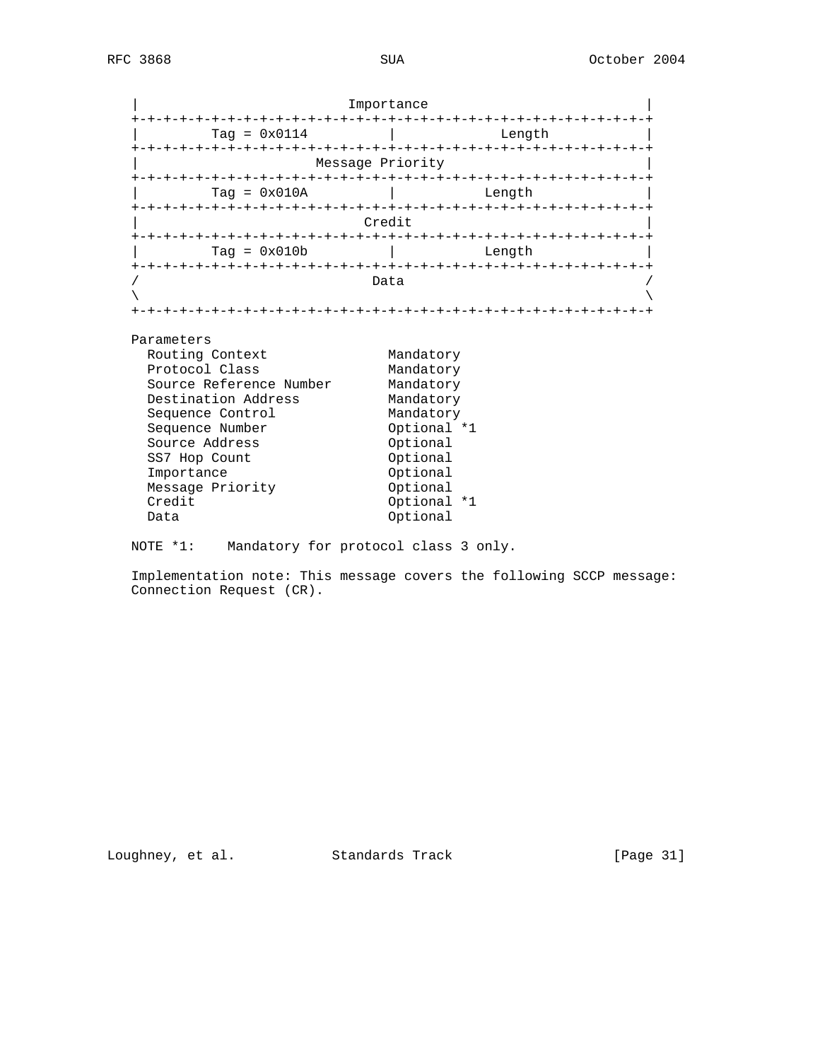```
|                         Importance                            |
+-+-+-+-+-+-+-+-+-+-+-+-+-+-+-+-+-+-+-+-+-+-+-+-+-+-+-+-+-+-+-+-+
|         Tag = 0x0114          |             Length            |
+-+-+-+-+-+-+-+-+-+-+-+-+-+-+-+-+-+-+-+-+-+-+-+-+-+-+-+-+-+-+-+-+
|                     Message Priority                          |
+-+-+-+-+-+-+-+-+-+-+-+-+-+-+-+-+-+-+-+-+-+-+-+-+-+-+-+-+-+-+-+-+
|         Tag = 0x010A          |           Length              |
+-+-+-+-+-+-+-+-+-+-+-+-+-+-+-+-+-+-+-+-+-+-+-+-+-+-+-+-+-+-+-+-+
|                           Credit                              |
+-+-+-+-+-+-+-+-+-+-+-+-+-+-+-+-+-+-+-+-+-+-+-+-+-+-+-+-+-+-+-+-+
|         Tag = 0x010b          |           Length              |
+-+-+-+-+-+-+-+-+-+-+-+-+-+-+-+-+-+-+-+-+-+-+-+-+-+-+-+-+-+-+-+-+
/                            Data                               /
\                                                               \
+-+-+-+-+-+-+-+-+-+-+-+-+-+-+-+-+-+-+-+-+-+-+-+-+-+-+-+-+-+-+-+-+
```

```
Parameters
  Routing Context               Mandatory
  Protocol Class                Mandatory
  Source Reference Number       Mandatory
  Destination Address           Mandatory
  Sequence Control              Mandatory
  Sequence Number               Optional *1
  Source Address                Optional
  SS7 Hop Count                 Optional
  Importance                    Optional
  Message Priority              Optional
  Credit                        Optional *1
  Data                          Optional
```

NOTE *1:    Mandatory for protocol class 3 only.

Implementation note: This message covers the following SCCP message: Connection Request (CR).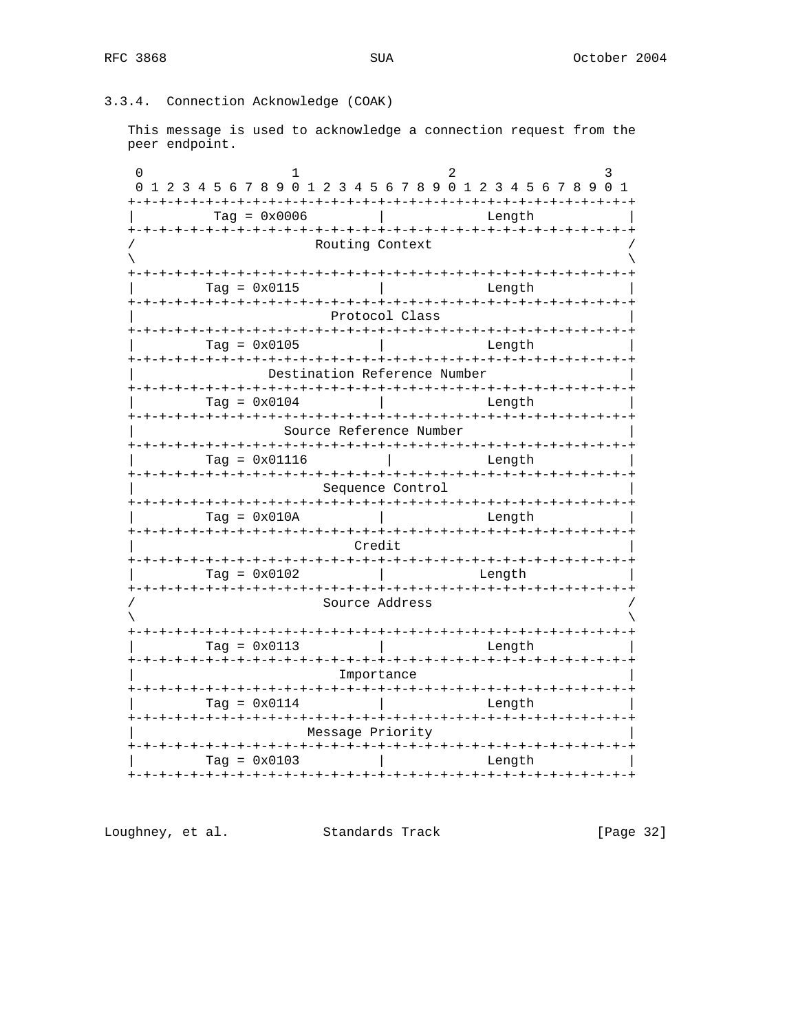### 3.3.4. Connection Acknowledge (COAK)

This message is used to acknowledge a connection request from the peer endpoint.

```
 0                   1                   2                   3
 0 1 2 3 4 5 6 7 8 9 0 1 2 3 4 5 6 7 8 9 0 1 2 3 4 5 6 7 8 9 0 1
+-+-+-+-+-+-+-+-+-+-+-+-+-+-+-+-+-+-+-+-+-+-+-+-+-+-+-+-+-+-+-+-+
|          Tag = 0x0006         |             Length            |
+-+-+-+-+-+-+-+-+-+-+-+-+-+-+-+-+-+-+-+-+-+-+-+-+-+-+-+-+-+-+-+-+
/                        Routing Context                        /
\                                                               \
+-+-+-+-+-+-+-+-+-+-+-+-+-+-+-+-+-+-+-+-+-+-+-+-+-+-+-+-+-+-+-+-+
|         Tag = 0x0115          |             Length            |
+-+-+-+-+-+-+-+-+-+-+-+-+-+-+-+-+-+-+-+-+-+-+-+-+-+-+-+-+-+-+-+-+
|                         Protocol Class                        |
+-+-+-+-+-+-+-+-+-+-+-+-+-+-+-+-+-+-+-+-+-+-+-+-+-+-+-+-+-+-+-+-+
|         Tag = 0x0105          |             Length            |
+-+-+-+-+-+-+-+-+-+-+-+-+-+-+-+-+-+-+-+-+-+-+-+-+-+-+-+-+-+-+-+-+
|                 Destination Reference Number                  |
+-+-+-+-+-+-+-+-+-+-+-+-+-+-+-+-+-+-+-+-+-+-+-+-+-+-+-+-+-+-+-+-+
|         Tag = 0x0104          |             Length            |
+-+-+-+-+-+-+-+-+-+-+-+-+-+-+-+-+-+-+-+-+-+-+-+-+-+-+-+-+-+-+-+-+
|                   Source Reference Number                     |
+-+-+-+-+-+-+-+-+-+-+-+-+-+-+-+-+-+-+-+-+-+-+-+-+-+-+-+-+-+-+-+-+
|         Tag = 0x01116          |             Length           |
+-+-+-+-+-+-+-+-+-+-+-+-+-+-+-+-+-+-+-+-+-+-+-+-+-+-+-+-+-+-+-+-+
|                        Sequence Control                       |
+-+-+-+-+-+-+-+-+-+-+-+-+-+-+-+-+-+-+-+-+-+-+-+-+-+-+-+-+-+-+-+-+
|         Tag = 0x010A          |             Length            |
+-+-+-+-+-+-+-+-+-+-+-+-+-+-+-+-+-+-+-+-+-+-+-+-+-+-+-+-+-+-+-+-+
|                            Credit                             |
+-+-+-+-+-+-+-+-+-+-+-+-+-+-+-+-+-+-+-+-+-+-+-+-+-+-+-+-+-+-+-+-+
|         Tag = 0x0102          |            Length             |
+-+-+-+-+-+-+-+-+-+-+-+-+-+-+-+-+-+-+-+-+-+-+-+-+-+-+-+-+-+-+-+-+
/                         Source Address                        /
\                                                               \
+-+-+-+-+-+-+-+-+-+-+-+-+-+-+-+-+-+-+-+-+-+-+-+-+-+-+-+-+-+-+-+-+
|         Tag = 0x0113          |             Length            |
+-+-+-+-+-+-+-+-+-+-+-+-+-+-+-+-+-+-+-+-+-+-+-+-+-+-+-+-+-+-+-+-+
|                           Importance                          |
+-+-+-+-+-+-+-+-+-+-+-+-+-+-+-+-+-+-+-+-+-+-+-+-+-+-+-+-+-+-+-+-+
|         Tag = 0x0114          |             Length            |
+-+-+-+-+-+-+-+-+-+-+-+-+-+-+-+-+-+-+-+-+-+-+-+-+-+-+-+-+-+-+-+-+
|                       Message Priority                        |
+-+-+-+-+-+-+-+-+-+-+-+-+-+-+-+-+-+-+-+-+-+-+-+-+-+-+-+-+-+-+-+-+
|         Tag = 0x0103          |             Length            |
+-+-+-+-+-+-+-+-+-+-+-+-+-+-+-+-+-+-+-+-+-+-+-+-+-+-+-+-+-+-+-+-+
```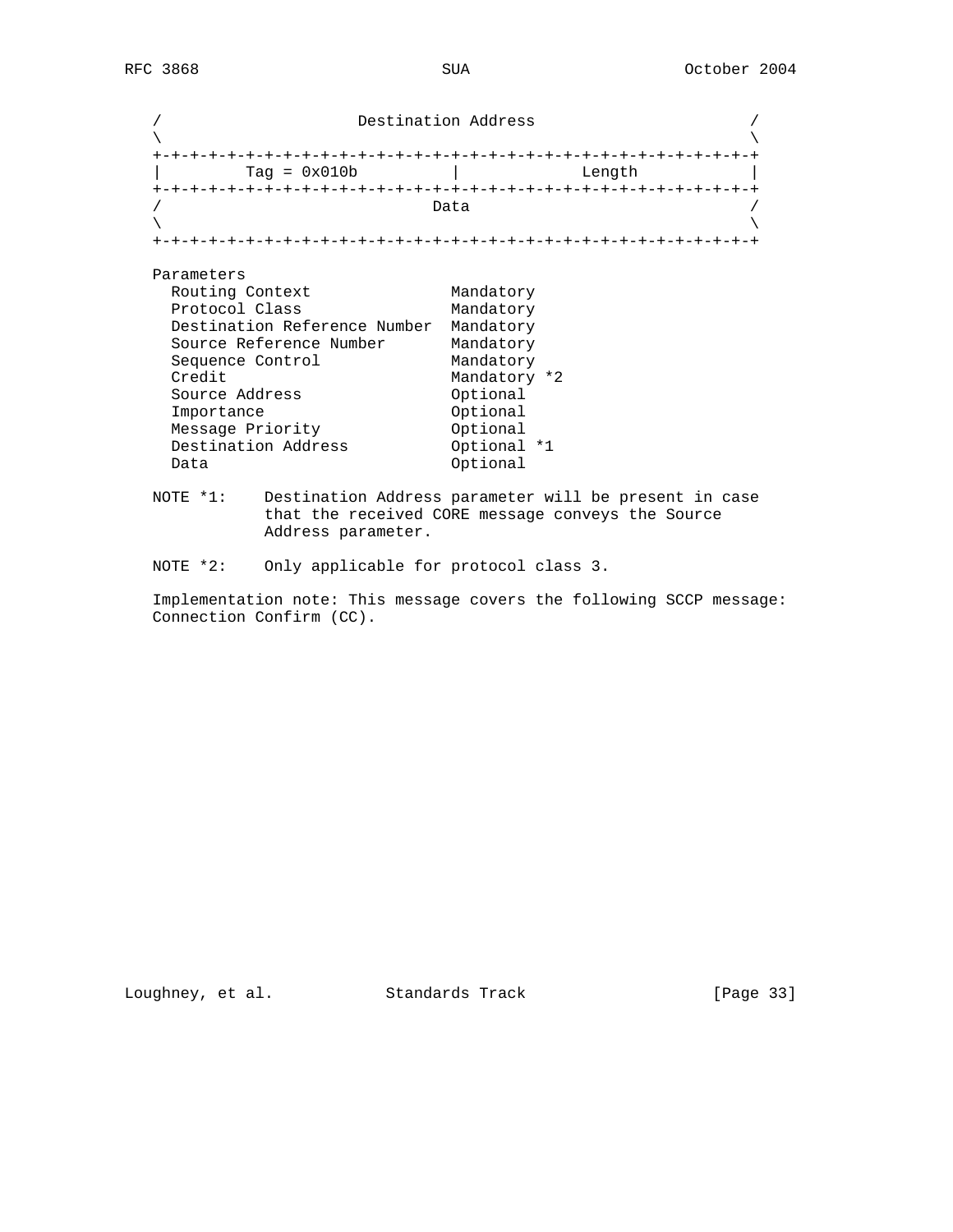```
   /                     Destination Address                       /
   \                                                               \
   +-+-+-+-+-+-+-+-+-+-+-+-+-+-+-+-+-+-+-+-+-+-+-+-+-+-+-+-+-+-+-+-+
   |         Tag = 0x010b          |             Length            |
   +-+-+-+-+-+-+-+-+-+-+-+-+-+-+-+-+-+-+-+-+-+-+-+-+-+-+-+-+-+-+-+-+
   /                             Data                              /
   \                                                               \
   +-+-+-+-+-+-+-+-+-+-+-+-+-+-+-+-+-+-+-+-+-+-+-+-+-+-+-+-+-+-+-+-+
```

Parameters

```
  Routing Context               Mandatory
  Protocol Class                Mandatory
  Destination Reference Number  Mandatory
  Source Reference Number       Mandatory
  Sequence Control              Mandatory
  Credit                        Mandatory *2
  Source Address                Optional
  Importance                    Optional
  Message Priority              Optional
  Destination Address           Optional *1
  Data                          Optional
```

NOTE *1: Destination Address parameter will be present in case that the received CORE message conveys the Source Address parameter.

NOTE *2: Only applicable for protocol class 3.

Implementation note: This message covers the following SCCP message: Connection Confirm (CC).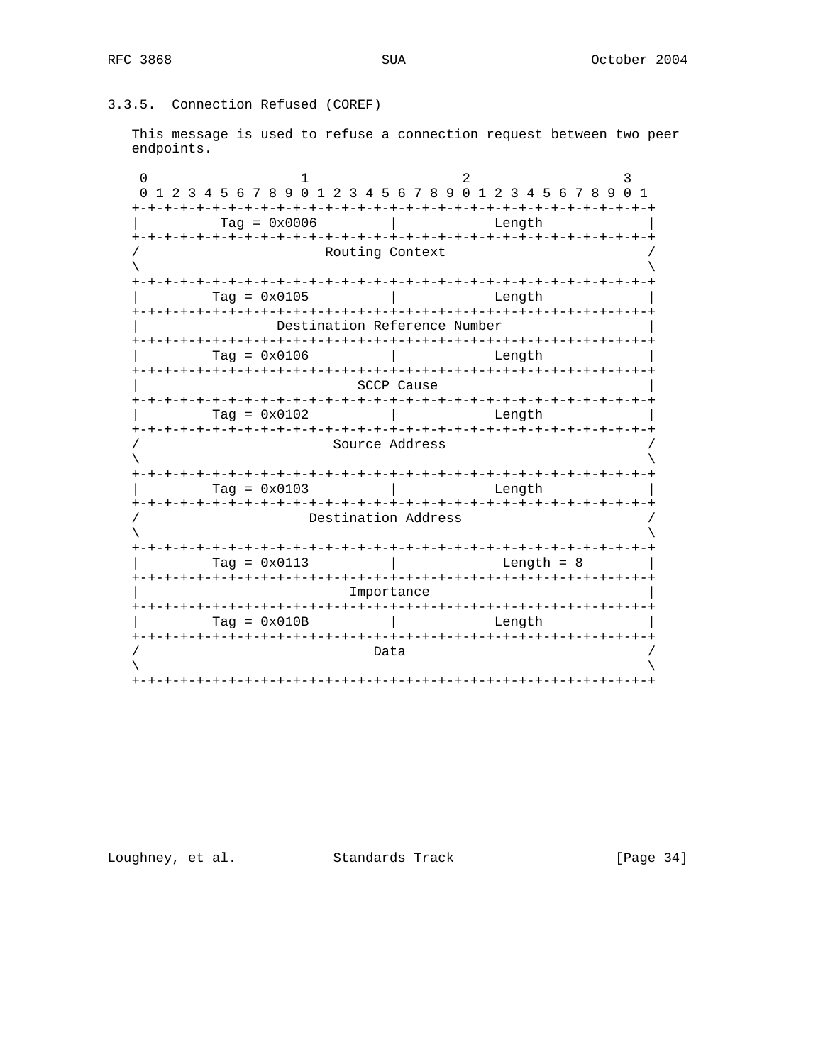### 3.3.5. Connection Refused (COREF)

This message is used to refuse a connection request between two peer endpoints.

```
 0                   1                   2                   3
 0 1 2 3 4 5 6 7 8 9 0 1 2 3 4 5 6 7 8 9 0 1 2 3 4 5 6 7 8 9 0 1
+-+-+-+-+-+-+-+-+-+-+-+-+-+-+-+-+-+-+-+-+-+-+-+-+-+-+-+-+-+-+-+-+
|          Tag = 0x0006         |             Length            |
+-+-+-+-+-+-+-+-+-+-+-+-+-+-+-+-+-+-+-+-+-+-+-+-+-+-+-+-+-+-+-+-+
/                        Routing Context                        /
\                                                               \
+-+-+-+-+-+-+-+-+-+-+-+-+-+-+-+-+-+-+-+-+-+-+-+-+-+-+-+-+-+-+-+-+
|         Tag = 0x0105          |             Length            |
+-+-+-+-+-+-+-+-+-+-+-+-+-+-+-+-+-+-+-+-+-+-+-+-+-+-+-+-+-+-+-+-+
|                 Destination Reference Number                  |
+-+-+-+-+-+-+-+-+-+-+-+-+-+-+-+-+-+-+-+-+-+-+-+-+-+-+-+-+-+-+-+-+
|         Tag = 0x0106          |             Length            |
+-+-+-+-+-+-+-+-+-+-+-+-+-+-+-+-+-+-+-+-+-+-+-+-+-+-+-+-+-+-+-+-+
|                           SCCP Cause                          |
+-+-+-+-+-+-+-+-+-+-+-+-+-+-+-+-+-+-+-+-+-+-+-+-+-+-+-+-+-+-+-+-+
|         Tag = 0x0102          |             Length            |
+-+-+-+-+-+-+-+-+-+-+-+-+-+-+-+-+-+-+-+-+-+-+-+-+-+-+-+-+-+-+-+-+
/                         Source Address                        /
\                                                               \
+-+-+-+-+-+-+-+-+-+-+-+-+-+-+-+-+-+-+-+-+-+-+-+-+-+-+-+-+-+-+-+-+
|         Tag = 0x0103          |             Length            |
+-+-+-+-+-+-+-+-+-+-+-+-+-+-+-+-+-+-+-+-+-+-+-+-+-+-+-+-+-+-+-+-+
/                      Destination Address                      /
\                                                               \
+-+-+-+-+-+-+-+-+-+-+-+-+-+-+-+-+-+-+-+-+-+-+-+-+-+-+-+-+-+-+-+-+
|         Tag = 0x0113          |            Length = 8         |
+-+-+-+-+-+-+-+-+-+-+-+-+-+-+-+-+-+-+-+-+-+-+-+-+-+-+-+-+-+-+-+-+
|                           Importance                          |
+-+-+-+-+-+-+-+-+-+-+-+-+-+-+-+-+-+-+-+-+-+-+-+-+-+-+-+-+-+-+-+-+
|         Tag = 0x010B          |             Length            |
+-+-+-+-+-+-+-+-+-+-+-+-+-+-+-+-+-+-+-+-+-+-+-+-+-+-+-+-+-+-+-+-+
/                              Data                             /
\                                                               \
+-+-+-+-+-+-+-+-+-+-+-+-+-+-+-+-+-+-+-+-+-+-+-+-+-+-+-+-+-+-+-+-+
```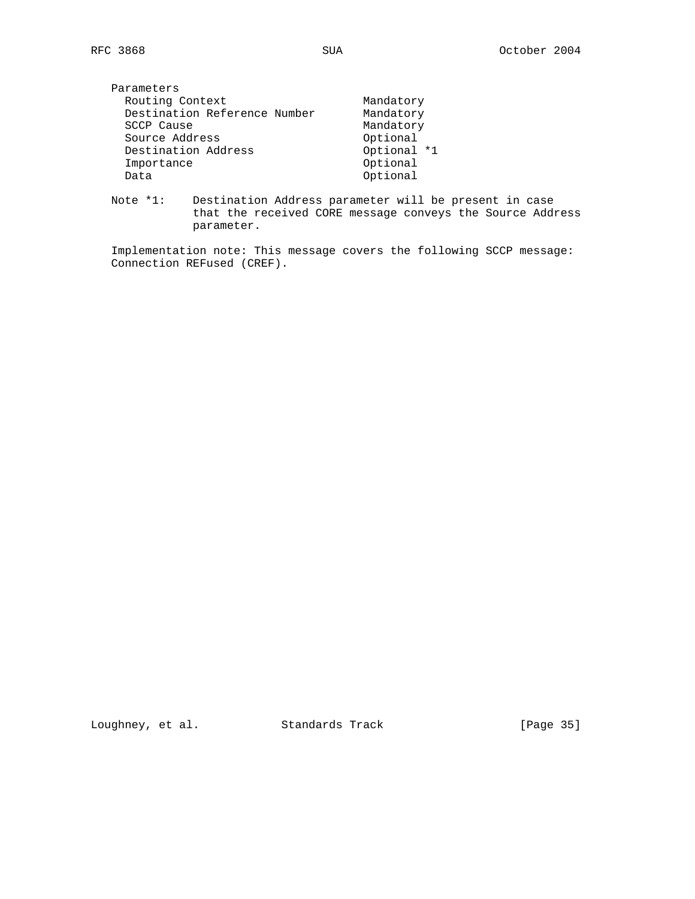Parameters

| Parameter | Status |
|---|---|
| Routing Context | Mandatory |
| Destination Reference Number | Mandatory |
| SCCP Cause | Mandatory |
| Source Address | Optional |
| Destination Address | Optional *1 |
| Importance | Optional |
| Data | Optional |

Note *1: Destination Address parameter will be present in case that the received CORE message conveys the Source Address parameter.

Implementation note: This message covers the following SCCP message: Connection REFused (CREF).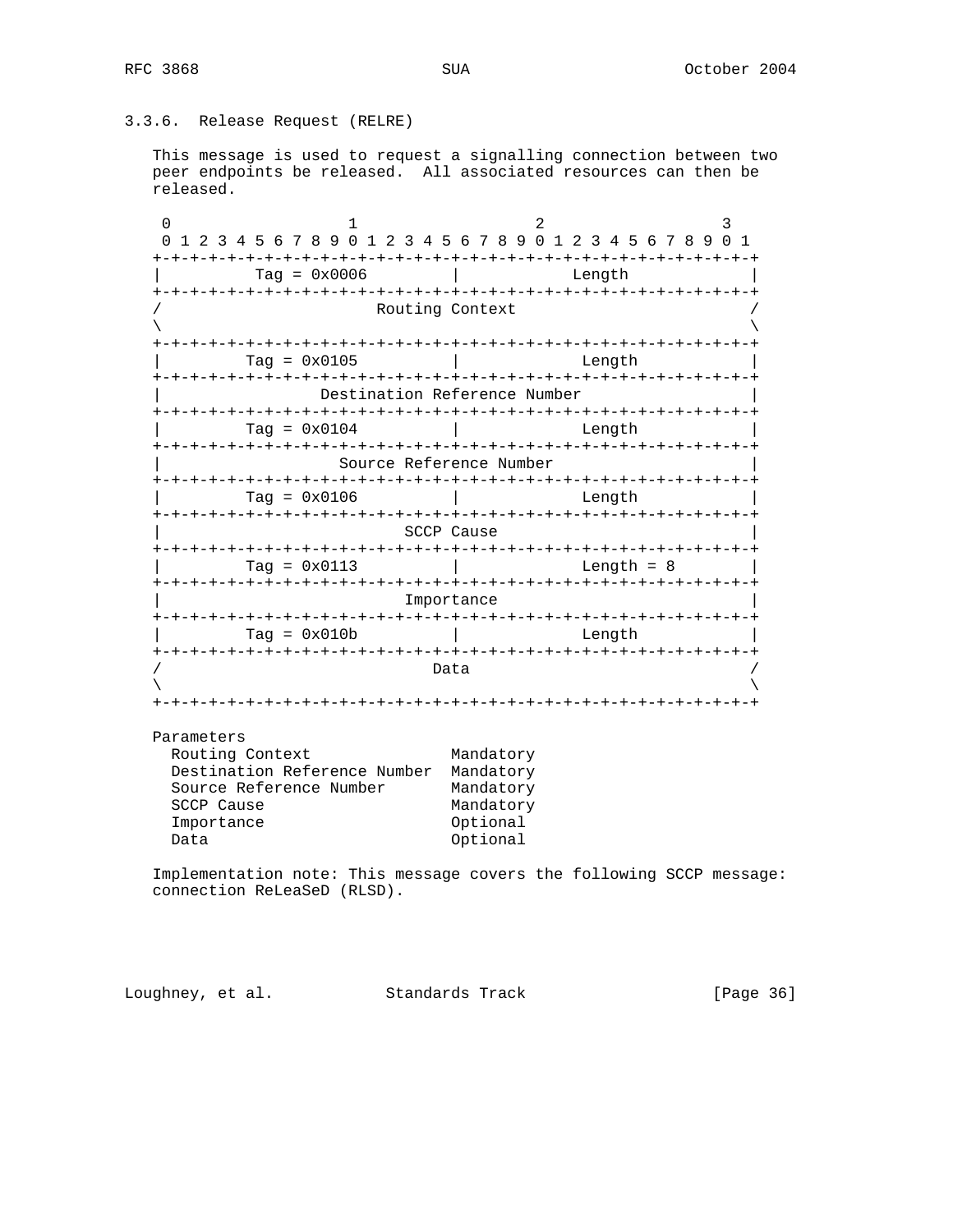### 3.3.6. Release Request (RELRE)

This message is used to request a signalling connection between two peer endpoints be released. All associated resources can then be released.

```
 0                   1                   2                   3
 0 1 2 3 4 5 6 7 8 9 0 1 2 3 4 5 6 7 8 9 0 1 2 3 4 5 6 7 8 9 0 1
+-+-+-+-+-+-+-+-+-+-+-+-+-+-+-+-+-+-+-+-+-+-+-+-+-+-+-+-+-+-+-+-+
|         Tag = 0x0006          |            Length             |
+-+-+-+-+-+-+-+-+-+-+-+-+-+-+-+-+-+-+-+-+-+-+-+-+-+-+-+-+-+-+-+-+
/                       Routing Context                         /
\                                                               \
+-+-+-+-+-+-+-+-+-+-+-+-+-+-+-+-+-+-+-+-+-+-+-+-+-+-+-+-+-+-+-+-+
|         Tag = 0x0105          |             Length            |
+-+-+-+-+-+-+-+-+-+-+-+-+-+-+-+-+-+-+-+-+-+-+-+-+-+-+-+-+-+-+-+-+
|                 Destination Reference Number                  |
+-+-+-+-+-+-+-+-+-+-+-+-+-+-+-+-+-+-+-+-+-+-+-+-+-+-+-+-+-+-+-+-+
|         Tag = 0x0104          |             Length            |
+-+-+-+-+-+-+-+-+-+-+-+-+-+-+-+-+-+-+-+-+-+-+-+-+-+-+-+-+-+-+-+-+
|                   Source Reference Number                     |
+-+-+-+-+-+-+-+-+-+-+-+-+-+-+-+-+-+-+-+-+-+-+-+-+-+-+-+-+-+-+-+-+
|         Tag = 0x0106          |             Length            |
+-+-+-+-+-+-+-+-+-+-+-+-+-+-+-+-+-+-+-+-+-+-+-+-+-+-+-+-+-+-+-+-+
|                          SCCP Cause                           |
+-+-+-+-+-+-+-+-+-+-+-+-+-+-+-+-+-+-+-+-+-+-+-+-+-+-+-+-+-+-+-+-+
|         Tag = 0x0113          |             Length = 8        |
+-+-+-+-+-+-+-+-+-+-+-+-+-+-+-+-+-+-+-+-+-+-+-+-+-+-+-+-+-+-+-+-+
|                          Importance                           |
+-+-+-+-+-+-+-+-+-+-+-+-+-+-+-+-+-+-+-+-+-+-+-+-+-+-+-+-+-+-+-+-+
|         Tag = 0x010b          |             Length            |
+-+-+-+-+-+-+-+-+-+-+-+-+-+-+-+-+-+-+-+-+-+-+-+-+-+-+-+-+-+-+-+-+
/                             Data                              /
\                                                               \
+-+-+-+-+-+-+-+-+-+-+-+-+-+-+-+-+-+-+-+-+-+-+-+-+-+-+-+-+-+-+-+-+
```

Parameters

| Parameter | Status |
|---|---|
| Routing Context | Mandatory |
| Destination Reference Number | Mandatory |
| Source Reference Number | Mandatory |
| SCCP Cause | Mandatory |
| Importance | Optional |
| Data | Optional |

Implementation note: This message covers the following SCCP message: connection ReLeaSeD (RLSD).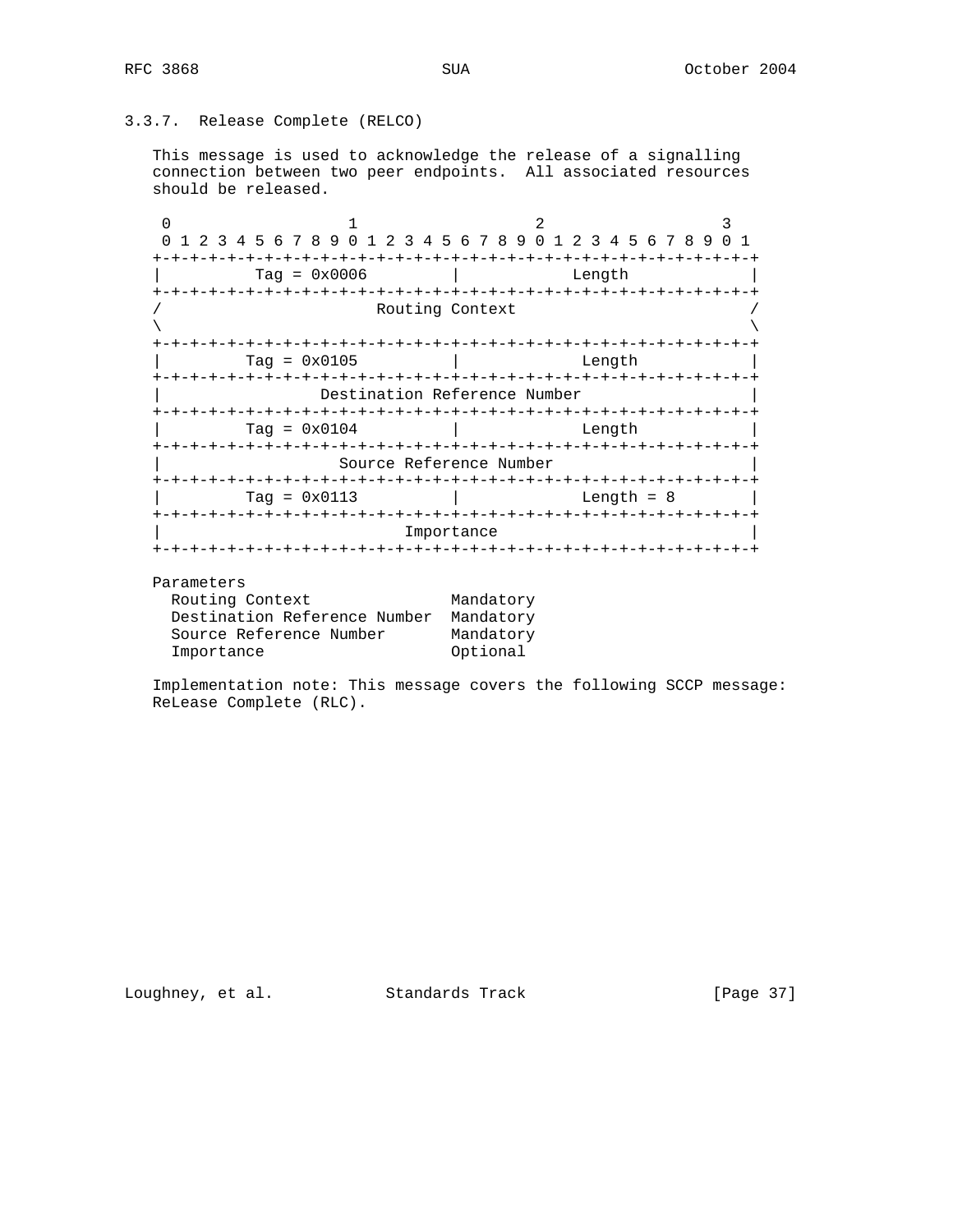### 3.3.7. Release Complete (RELCO)

This message is used to acknowledge the release of a signalling connection between two peer endpoints. All associated resources should be released.

```
 0                   1                   2                   3
 0 1 2 3 4 5 6 7 8 9 0 1 2 3 4 5 6 7 8 9 0 1 2 3 4 5 6 7 8 9 0 1
+-+-+-+-+-+-+-+-+-+-+-+-+-+-+-+-+-+-+-+-+-+-+-+-+-+-+-+-+-+-+-+-+
|         Tag = 0x0006          |             Length            |
+-+-+-+-+-+-+-+-+-+-+-+-+-+-+-+-+-+-+-+-+-+-+-+-+-+-+-+-+-+-+-+-+
/                       Routing Context                         /
\                                                               \
+-+-+-+-+-+-+-+-+-+-+-+-+-+-+-+-+-+-+-+-+-+-+-+-+-+-+-+-+-+-+-+-+
|         Tag = 0x0105          |             Length            |
+-+-+-+-+-+-+-+-+-+-+-+-+-+-+-+-+-+-+-+-+-+-+-+-+-+-+-+-+-+-+-+-+
|                 Destination Reference Number                  |
+-+-+-+-+-+-+-+-+-+-+-+-+-+-+-+-+-+-+-+-+-+-+-+-+-+-+-+-+-+-+-+-+
|         Tag = 0x0104          |             Length            |
+-+-+-+-+-+-+-+-+-+-+-+-+-+-+-+-+-+-+-+-+-+-+-+-+-+-+-+-+-+-+-+-+
|                   Source Reference Number                     |
+-+-+-+-+-+-+-+-+-+-+-+-+-+-+-+-+-+-+-+-+-+-+-+-+-+-+-+-+-+-+-+-+
|         Tag = 0x0113          |           Length = 8          |
+-+-+-+-+-+-+-+-+-+-+-+-+-+-+-+-+-+-+-+-+-+-+-+-+-+-+-+-+-+-+-+-+
|                          Importance                           |
+-+-+-+-+-+-+-+-+-+-+-+-+-+-+-+-+-+-+-+-+-+-+-+-+-+-+-+-+-+-+-+-+
```

Parameters

| | |
|---|---|
| Routing Context | Mandatory |
| Destination Reference Number | Mandatory |
| Source Reference Number | Mandatory |
| Importance | Optional |

Implementation note: This message covers the following SCCP message: ReLease Complete (RLC).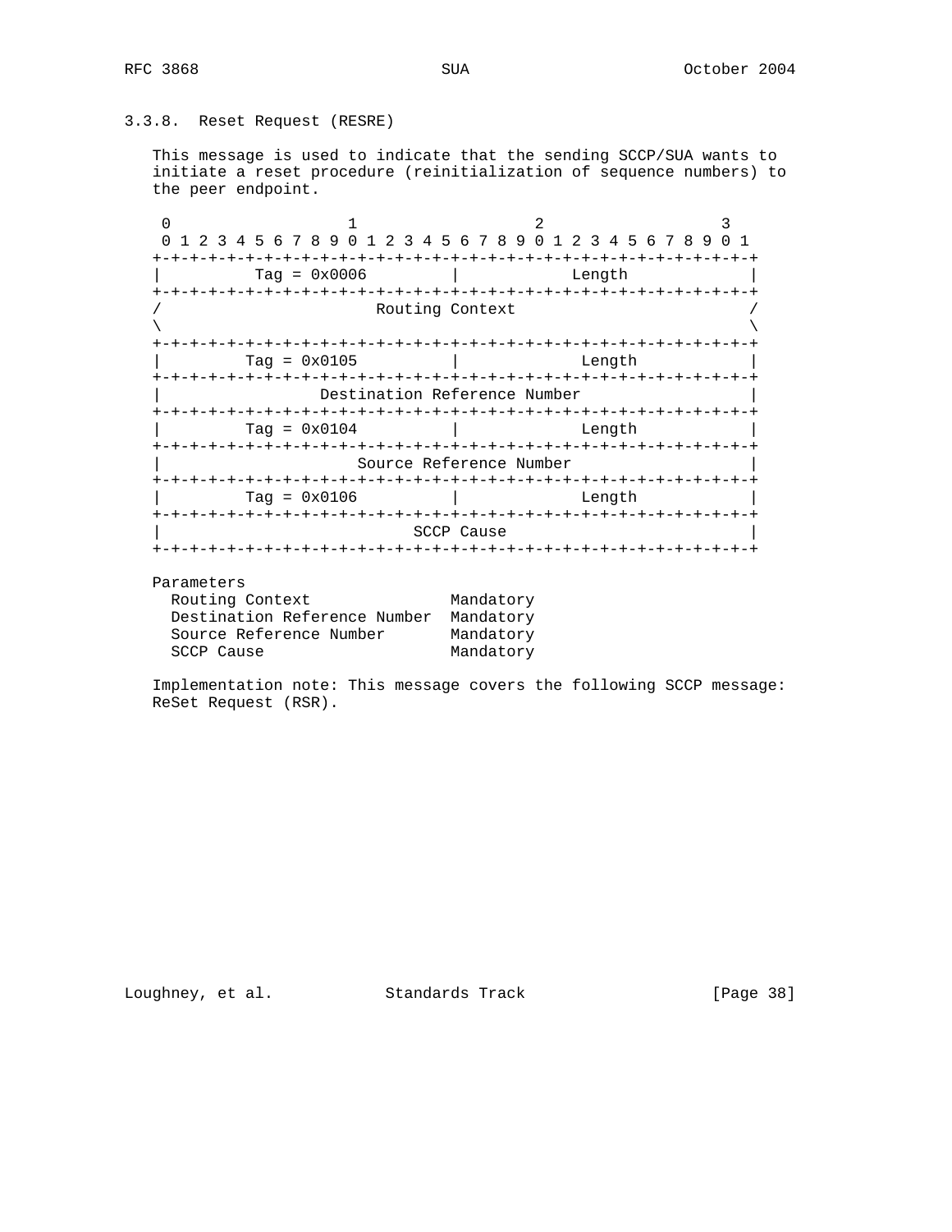### 3.3.8. Reset Request (RESRE)

This message is used to indicate that the sending SCCP/SUA wants to initiate a reset procedure (reinitialization of sequence numbers) to the peer endpoint.

```
 0                   1                   2                   3
 0 1 2 3 4 5 6 7 8 9 0 1 2 3 4 5 6 7 8 9 0 1 2 3 4 5 6 7 8 9 0 1
+-+-+-+-+-+-+-+-+-+-+-+-+-+-+-+-+-+-+-+-+-+-+-+-+-+-+-+-+-+-+-+-+
|         Tag = 0x0006          |            Length             |
+-+-+-+-+-+-+-+-+-+-+-+-+-+-+-+-+-+-+-+-+-+-+-+-+-+-+-+-+-+-+-+-+
/                        Routing Context                        /
\                                                               \
+-+-+-+-+-+-+-+-+-+-+-+-+-+-+-+-+-+-+-+-+-+-+-+-+-+-+-+-+-+-+-+-+
|         Tag = 0x0105          |             Length            |
+-+-+-+-+-+-+-+-+-+-+-+-+-+-+-+-+-+-+-+-+-+-+-+-+-+-+-+-+-+-+-+-+
|                 Destination Reference Number                  |
+-+-+-+-+-+-+-+-+-+-+-+-+-+-+-+-+-+-+-+-+-+-+-+-+-+-+-+-+-+-+-+-+
|         Tag = 0x0104          |             Length            |
+-+-+-+-+-+-+-+-+-+-+-+-+-+-+-+-+-+-+-+-+-+-+-+-+-+-+-+-+-+-+-+-+
|                    Source Reference Number                    |
+-+-+-+-+-+-+-+-+-+-+-+-+-+-+-+-+-+-+-+-+-+-+-+-+-+-+-+-+-+-+-+-+
|         Tag = 0x0106          |             Length            |
+-+-+-+-+-+-+-+-+-+-+-+-+-+-+-+-+-+-+-+-+-+-+-+-+-+-+-+-+-+-+-+-+
|                          SCCP Cause                           |
+-+-+-+-+-+-+-+-+-+-+-+-+-+-+-+-+-+-+-+-+-+-+-+-+-+-+-+-+-+-+-+-+
```

Parameters

| | |
|---|---|
| Routing Context | Mandatory |
| Destination Reference Number | Mandatory |
| Source Reference Number | Mandatory |
| SCCP Cause | Mandatory |

Implementation note: This message covers the following SCCP message: ReSet Request (RSR).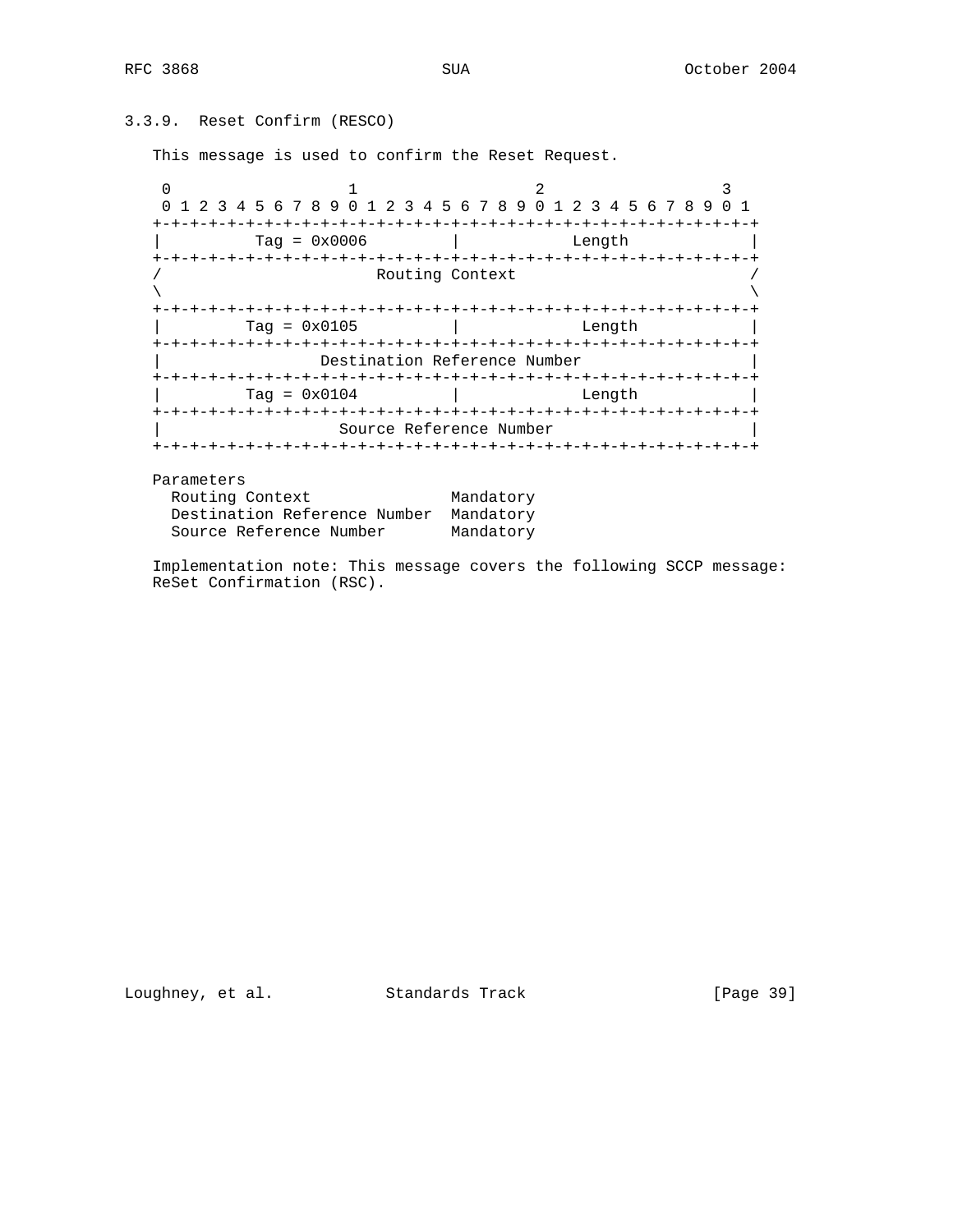### 3.3.9. Reset Confirm (RESCO)

This message is used to confirm the Reset Request.

```
 0                   1                   2                   3
 0 1 2 3 4 5 6 7 8 9 0 1 2 3 4 5 6 7 8 9 0 1 2 3 4 5 6 7 8 9 0 1
+-+-+-+-+-+-+-+-+-+-+-+-+-+-+-+-+-+-+-+-+-+-+-+-+-+-+-+-+-+-+-+-+
|         Tag = 0x0006          |            Length             |
+-+-+-+-+-+-+-+-+-+-+-+-+-+-+-+-+-+-+-+-+-+-+-+-+-+-+-+-+-+-+-+-+
/                        Routing Context                        /
\                                                               \
+-+-+-+-+-+-+-+-+-+-+-+-+-+-+-+-+-+-+-+-+-+-+-+-+-+-+-+-+-+-+-+-+
|        Tag = 0x0105           |             Length            |
+-+-+-+-+-+-+-+-+-+-+-+-+-+-+-+-+-+-+-+-+-+-+-+-+-+-+-+-+-+-+-+-+
|                 Destination Reference Number                  |
+-+-+-+-+-+-+-+-+-+-+-+-+-+-+-+-+-+-+-+-+-+-+-+-+-+-+-+-+-+-+-+-+
|        Tag = 0x0104           |             Length            |
+-+-+-+-+-+-+-+-+-+-+-+-+-+-+-+-+-+-+-+-+-+-+-+-+-+-+-+-+-+-+-+-+
|                   Source Reference Number                     |
+-+-+-+-+-+-+-+-+-+-+-+-+-+-+-+-+-+-+-+-+-+-+-+-+-+-+-+-+-+-+-+-+
```

Parameters

| Parameter | |
|---|---|
| Routing Context | Mandatory |
| Destination Reference Number | Mandatory |
| Source Reference Number | Mandatory |

Implementation note: This message covers the following SCCP message: ReSet Confirmation (RSC).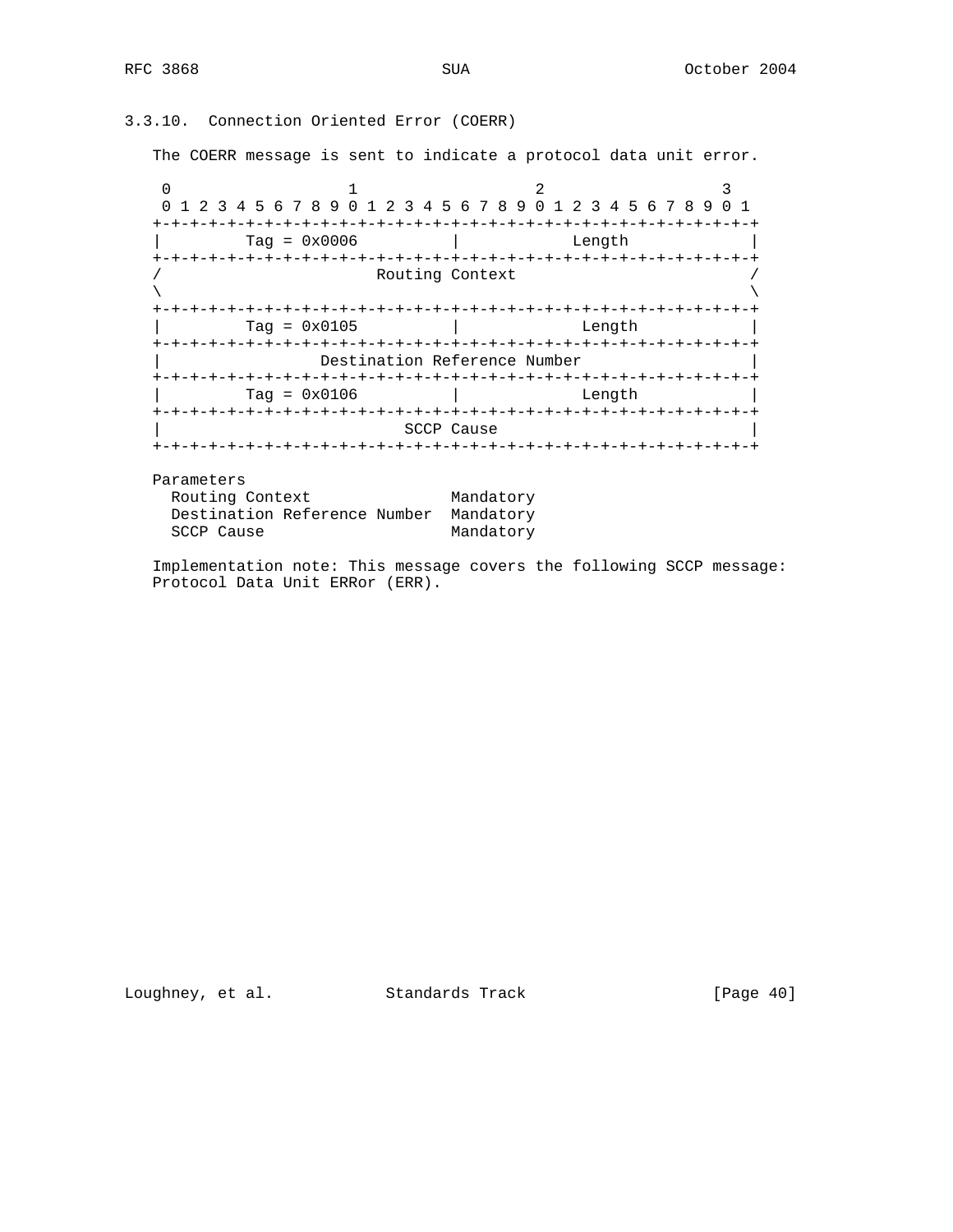### 3.3.10. Connection Oriented Error (COERR)

The COERR message is sent to indicate a protocol data unit error.

```
 0                   1                   2                   3
 0 1 2 3 4 5 6 7 8 9 0 1 2 3 4 5 6 7 8 9 0 1 2 3 4 5 6 7 8 9 0 1
+-+-+-+-+-+-+-+-+-+-+-+-+-+-+-+-+-+-+-+-+-+-+-+-+-+-+-+-+-+-+-+-+
|         Tag = 0x0006          |             Length            |
+-+-+-+-+-+-+-+-+-+-+-+-+-+-+-+-+-+-+-+-+-+-+-+-+-+-+-+-+-+-+-+-+
/                       Routing Context                         /
\                                                               \
+-+-+-+-+-+-+-+-+-+-+-+-+-+-+-+-+-+-+-+-+-+-+-+-+-+-+-+-+-+-+-+-+
|         Tag = 0x0105          |             Length            |
+-+-+-+-+-+-+-+-+-+-+-+-+-+-+-+-+-+-+-+-+-+-+-+-+-+-+-+-+-+-+-+-+
|                 Destination Reference Number                  |
+-+-+-+-+-+-+-+-+-+-+-+-+-+-+-+-+-+-+-+-+-+-+-+-+-+-+-+-+-+-+-+-+
|         Tag = 0x0106          |             Length            |
+-+-+-+-+-+-+-+-+-+-+-+-+-+-+-+-+-+-+-+-+-+-+-+-+-+-+-+-+-+-+-+-+
|                           SCCP Cause                          |
+-+-+-+-+-+-+-+-+-+-+-+-+-+-+-+-+-+-+-+-+-+-+-+-+-+-+-+-+-+-+-+-+
```

```
Parameters
  Routing Context               Mandatory
  Destination Reference Number  Mandatory
  SCCP Cause                    Mandatory
```

Implementation note: This message covers the following SCCP message: Protocol Data Unit ERRor (ERR).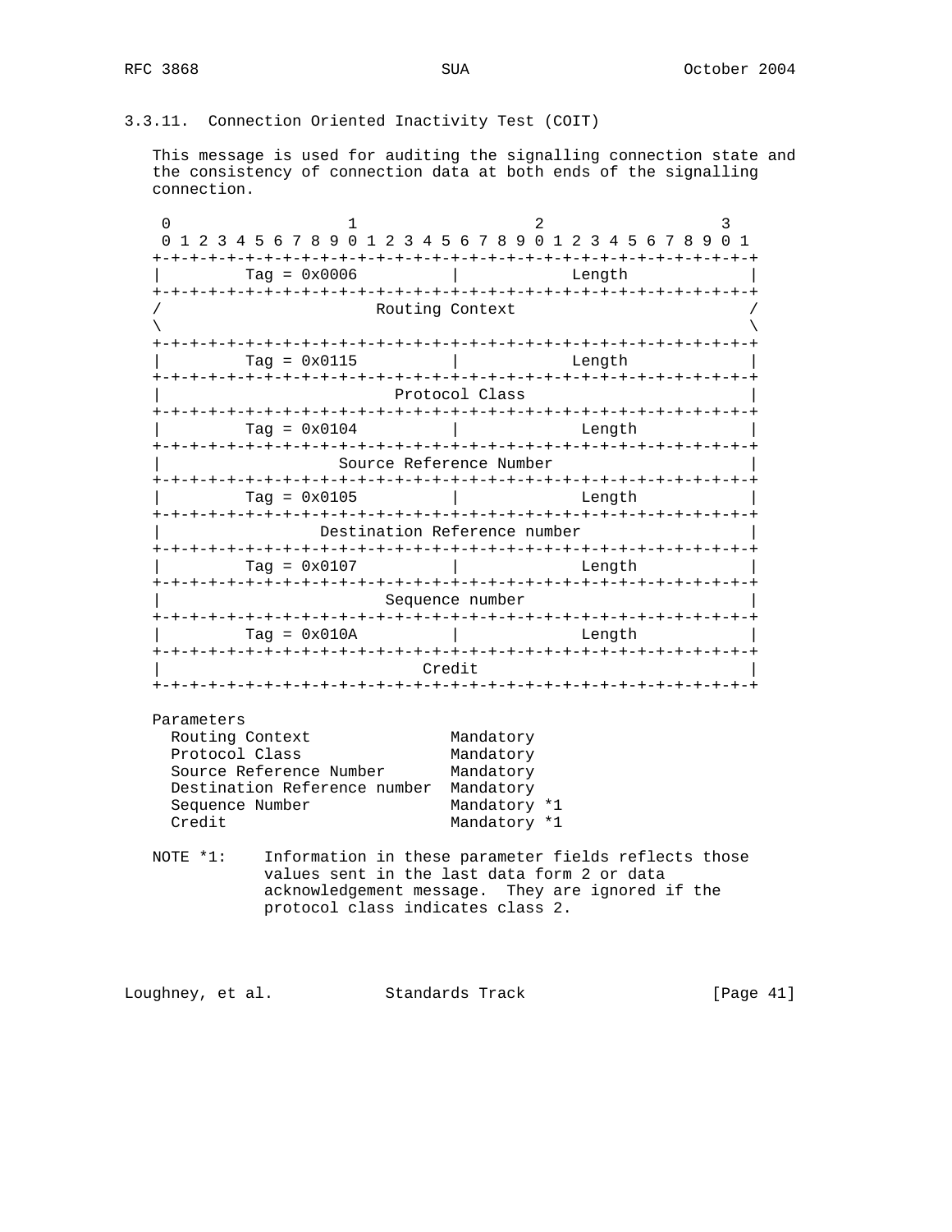### 3.3.11. Connection Oriented Inactivity Test (COIT)

This message is used for auditing the signalling connection state and the consistency of connection data at both ends of the signalling connection.

```
 0                   1                   2                   3
 0 1 2 3 4 5 6 7 8 9 0 1 2 3 4 5 6 7 8 9 0 1 2 3 4 5 6 7 8 9 0 1
+-+-+-+-+-+-+-+-+-+-+-+-+-+-+-+-+-+-+-+-+-+-+-+-+-+-+-+-+-+-+-+-+
|         Tag = 0x0006          |             Length            |
+-+-+-+-+-+-+-+-+-+-+-+-+-+-+-+-+-+-+-+-+-+-+-+-+-+-+-+-+-+-+-+-+
/                        Routing Context                        /
\                                                               \
+-+-+-+-+-+-+-+-+-+-+-+-+-+-+-+-+-+-+-+-+-+-+-+-+-+-+-+-+-+-+-+-+
|         Tag = 0x0115          |             Length            |
+-+-+-+-+-+-+-+-+-+-+-+-+-+-+-+-+-+-+-+-+-+-+-+-+-+-+-+-+-+-+-+-+
|                         Protocol Class                        |
+-+-+-+-+-+-+-+-+-+-+-+-+-+-+-+-+-+-+-+-+-+-+-+-+-+-+-+-+-+-+-+-+
|         Tag = 0x0104          |              Length           |
+-+-+-+-+-+-+-+-+-+-+-+-+-+-+-+-+-+-+-+-+-+-+-+-+-+-+-+-+-+-+-+-+
|                   Source Reference Number                     |
+-+-+-+-+-+-+-+-+-+-+-+-+-+-+-+-+-+-+-+-+-+-+-+-+-+-+-+-+-+-+-+-+
|         Tag = 0x0105          |              Length           |
+-+-+-+-+-+-+-+-+-+-+-+-+-+-+-+-+-+-+-+-+-+-+-+-+-+-+-+-+-+-+-+-+
|                 Destination Reference number                  |
+-+-+-+-+-+-+-+-+-+-+-+-+-+-+-+-+-+-+-+-+-+-+-+-+-+-+-+-+-+-+-+-+
|         Tag = 0x0107          |              Length           |
+-+-+-+-+-+-+-+-+-+-+-+-+-+-+-+-+-+-+-+-+-+-+-+-+-+-+-+-+-+-+-+-+
|                        Sequence number                        |
+-+-+-+-+-+-+-+-+-+-+-+-+-+-+-+-+-+-+-+-+-+-+-+-+-+-+-+-+-+-+-+-+
|         Tag = 0x010A          |              Length           |
+-+-+-+-+-+-+-+-+-+-+-+-+-+-+-+-+-+-+-+-+-+-+-+-+-+-+-+-+-+-+-+-+
|                            Credit                             |
+-+-+-+-+-+-+-+-+-+-+-+-+-+-+-+-+-+-+-+-+-+-+-+-+-+-+-+-+-+-+-+-+
```

```
Parameters
  Routing Context               Mandatory
  Protocol Class                Mandatory
  Source Reference Number       Mandatory
  Destination Reference number  Mandatory
  Sequence Number               Mandatory *1
  Credit                        Mandatory *1
```

NOTE *1: Information in these parameter fields reflects those values sent in the last data form 2 or data acknowledgement message. They are ignored if the protocol class indicates class 2.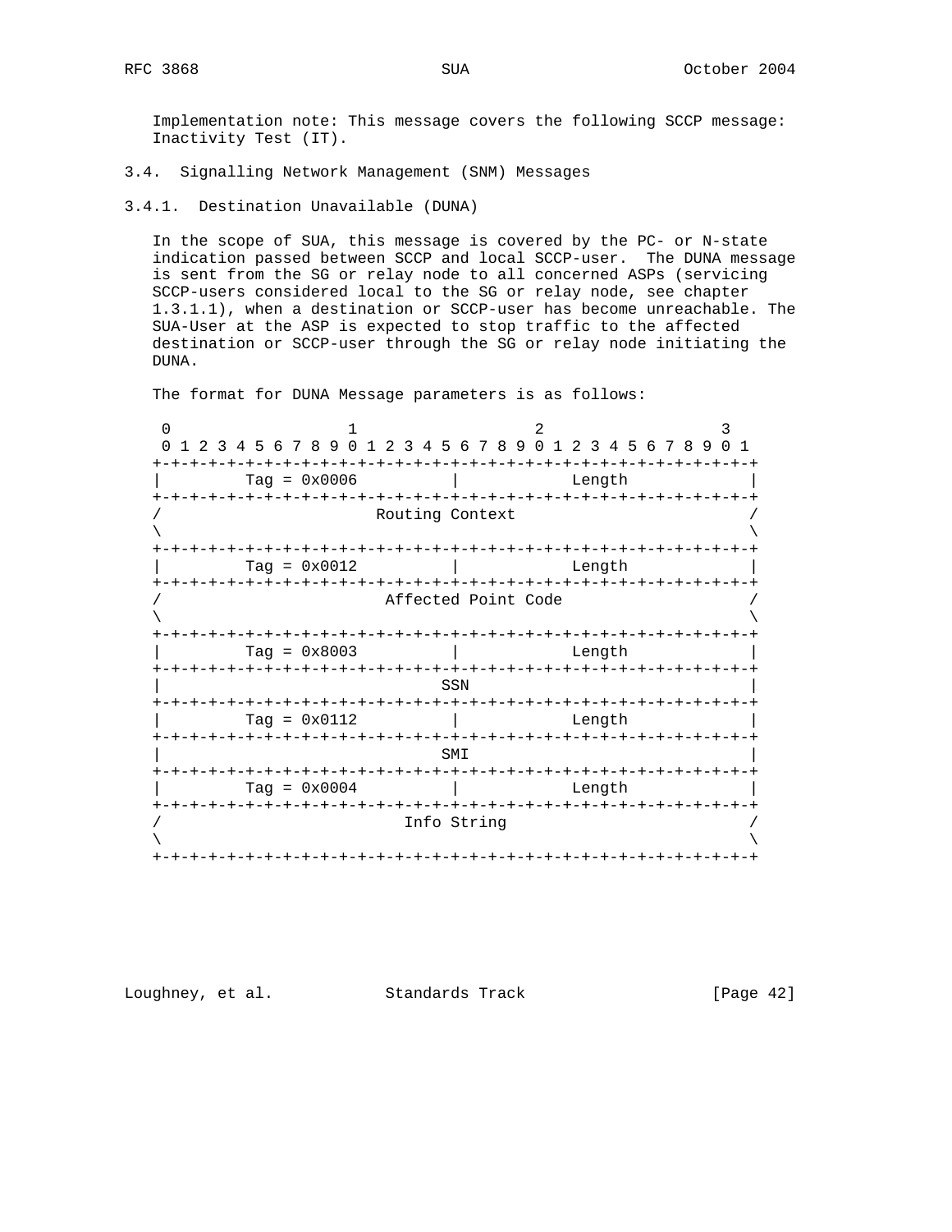Implementation note: This message covers the following SCCP message: Inactivity Test (IT).

### 3.4. Signalling Network Management (SNM) Messages

#### 3.4.1. Destination Unavailable (DUNA)

In the scope of SUA, this message is covered by the PC- or N-state indication passed between SCCP and local SCCP-user. The DUNA message is sent from the SG or relay node to all concerned ASPs (servicing SCCP-users considered local to the SG or relay node, see chapter 1.3.1.1), when a destination or SCCP-user has become unreachable. The SUA-User at the ASP is expected to stop traffic to the affected destination or SCCP-user through the SG or relay node initiating the DUNA.

The format for DUNA Message parameters is as follows:

```
 0                   1                   2                   3
 0 1 2 3 4 5 6 7 8 9 0 1 2 3 4 5 6 7 8 9 0 1 2 3 4 5 6 7 8 9 0 1
+-+-+-+-+-+-+-+-+-+-+-+-+-+-+-+-+-+-+-+-+-+-+-+-+-+-+-+-+-+-+-+-+
|         Tag = 0x0006          |             Length            |
+-+-+-+-+-+-+-+-+-+-+-+-+-+-+-+-+-+-+-+-+-+-+-+-+-+-+-+-+-+-+-+-+
/                       Routing Context                         /
\                                                               \
+-+-+-+-+-+-+-+-+-+-+-+-+-+-+-+-+-+-+-+-+-+-+-+-+-+-+-+-+-+-+-+-+
|         Tag = 0x0012          |             Length            |
+-+-+-+-+-+-+-+-+-+-+-+-+-+-+-+-+-+-+-+-+-+-+-+-+-+-+-+-+-+-+-+-+
/                        Affected Point Code                    /
\                                                               \
+-+-+-+-+-+-+-+-+-+-+-+-+-+-+-+-+-+-+-+-+-+-+-+-+-+-+-+-+-+-+-+-+
|         Tag = 0x8003          |             Length            |
+-+-+-+-+-+-+-+-+-+-+-+-+-+-+-+-+-+-+-+-+-+-+-+-+-+-+-+-+-+-+-+-+
|                               SSN                             |
+-+-+-+-+-+-+-+-+-+-+-+-+-+-+-+-+-+-+-+-+-+-+-+-+-+-+-+-+-+-+-+-+
|         Tag = 0x0112          |             Length            |
+-+-+-+-+-+-+-+-+-+-+-+-+-+-+-+-+-+-+-+-+-+-+-+-+-+-+-+-+-+-+-+-+
|                               SMI                             |
+-+-+-+-+-+-+-+-+-+-+-+-+-+-+-+-+-+-+-+-+-+-+-+-+-+-+-+-+-+-+-+-+
|         Tag = 0x0004          |             Length            |
+-+-+-+-+-+-+-+-+-+-+-+-+-+-+-+-+-+-+-+-+-+-+-+-+-+-+-+-+-+-+-+-+
/                           Info String                         /
\                                                               \
+-+-+-+-+-+-+-+-+-+-+-+-+-+-+-+-+-+-+-+-+-+-+-+-+-+-+-+-+-+-+-+-+
```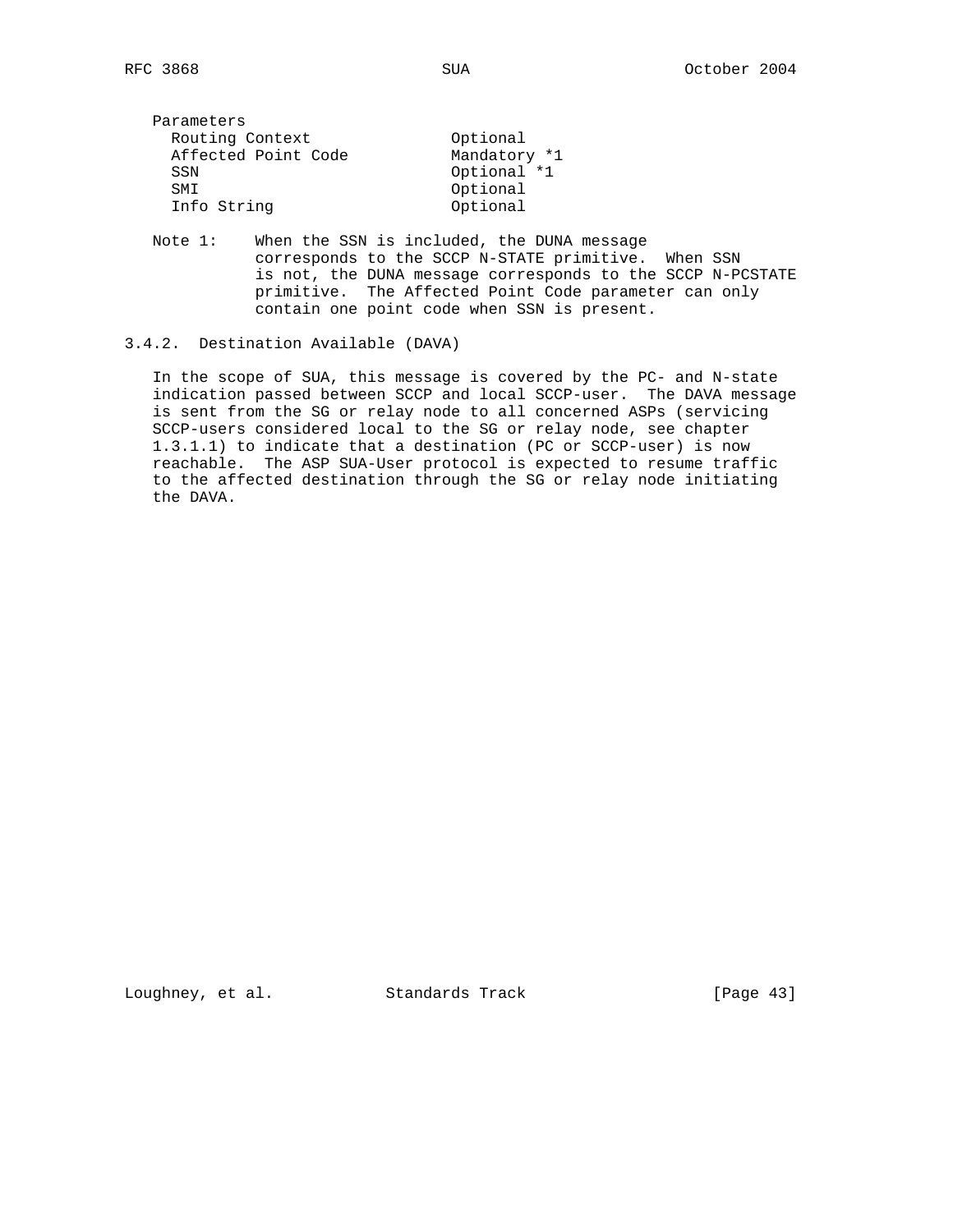Parameters

| Parameter | Presence |
|---|---|
| Routing Context | Optional |
| Affected Point Code | Mandatory *1 |
| SSN | Optional *1 |
| SMI | Optional |
| Info String | Optional |

Note 1: When the SSN is included, the DUNA message corresponds to the SCCP N-STATE primitive. When SSN is not, the DUNA message corresponds to the SCCP N-PCSTATE primitive. The Affected Point Code parameter can only contain one point code when SSN is present.

### 3.4.2. Destination Available (DAVA)

In the scope of SUA, this message is covered by the PC- and N-state indication passed between SCCP and local SCCP-user. The DAVA message is sent from the SG or relay node to all concerned ASPs (servicing SCCP-users considered local to the SG or relay node, see chapter 1.3.1.1) to indicate that a destination (PC or SCCP-user) is now reachable. The ASP SUA-User protocol is expected to resume traffic to the affected destination through the SG or relay node initiating the DAVA.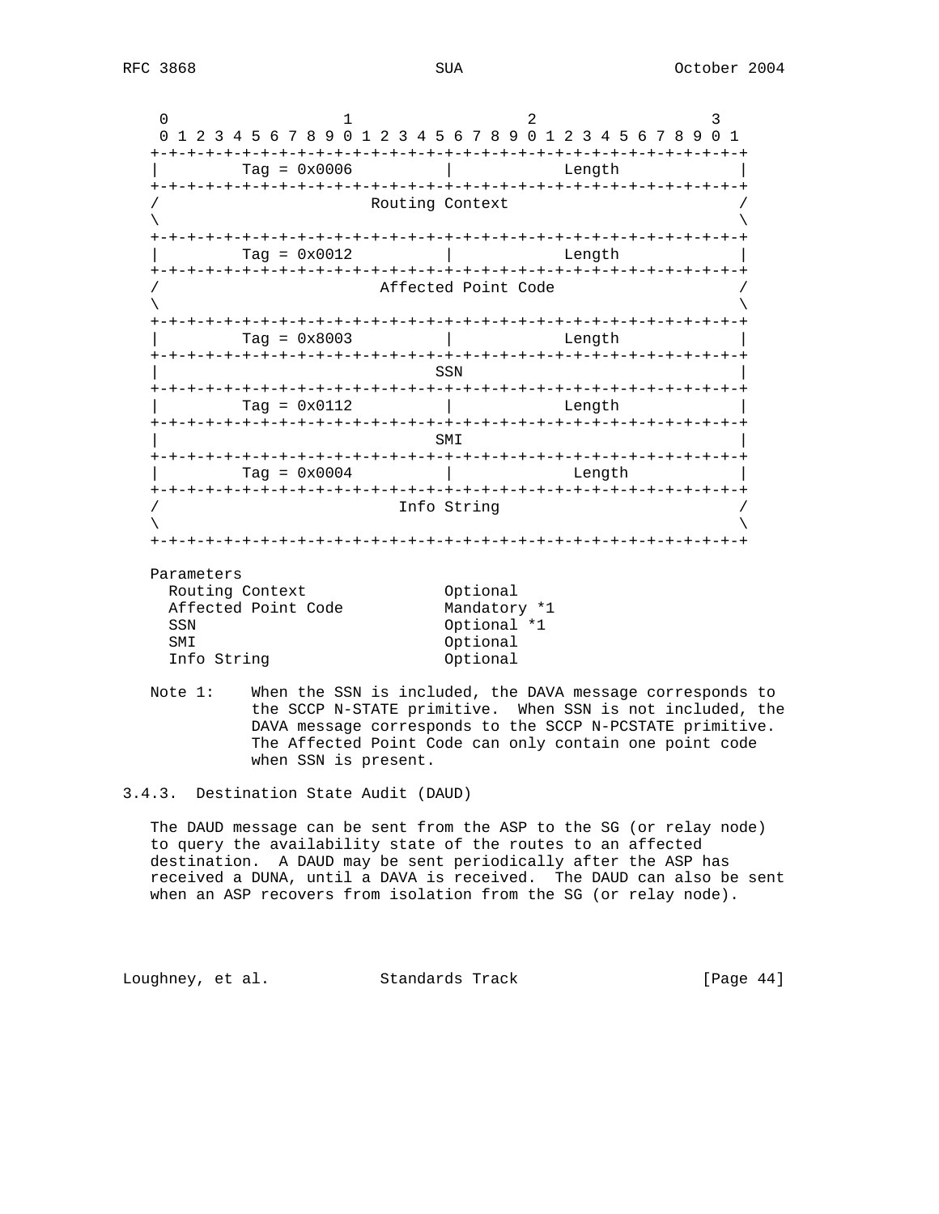```
    0                   1                   2                   3
    0 1 2 3 4 5 6 7 8 9 0 1 2 3 4 5 6 7 8 9 0 1 2 3 4 5 6 7 8 9 0 1
   +-+-+-+-+-+-+-+-+-+-+-+-+-+-+-+-+-+-+-+-+-+-+-+-+-+-+-+-+-+-+-+-+
   |         Tag = 0x0006          |             Length            |
   +-+-+-+-+-+-+-+-+-+-+-+-+-+-+-+-+-+-+-+-+-+-+-+-+-+-+-+-+-+-+-+-+
   /                       Routing Context                         /
   \                                                               \
   +-+-+-+-+-+-+-+-+-+-+-+-+-+-+-+-+-+-+-+-+-+-+-+-+-+-+-+-+-+-+-+-+
   |         Tag = 0x0012          |             Length            |
   +-+-+-+-+-+-+-+-+-+-+-+-+-+-+-+-+-+-+-+-+-+-+-+-+-+-+-+-+-+-+-+-+
   /                        Affected Point Code                    /
   \                                                               \
   +-+-+-+-+-+-+-+-+-+-+-+-+-+-+-+-+-+-+-+-+-+-+-+-+-+-+-+-+-+-+-+-+
   |         Tag = 0x8003          |             Length            |
   +-+-+-+-+-+-+-+-+-+-+-+-+-+-+-+-+-+-+-+-+-+-+-+-+-+-+-+-+-+-+-+-+
   |                               SSN                             |
   +-+-+-+-+-+-+-+-+-+-+-+-+-+-+-+-+-+-+-+-+-+-+-+-+-+-+-+-+-+-+-+-+
   |         Tag = 0x0112          |             Length            |
   +-+-+-+-+-+-+-+-+-+-+-+-+-+-+-+-+-+-+-+-+-+-+-+-+-+-+-+-+-+-+-+-+
   |                               SMI                             |
   +-+-+-+-+-+-+-+-+-+-+-+-+-+-+-+-+-+-+-+-+-+-+-+-+-+-+-+-+-+-+-+-+
   |         Tag = 0x0004          |              Length           |
   +-+-+-+-+-+-+-+-+-+-+-+-+-+-+-+-+-+-+-+-+-+-+-+-+-+-+-+-+-+-+-+-+
   /                           Info String                         /
   \                                                               \
   +-+-+-+-+-+-+-+-+-+-+-+-+-+-+-+-+-+-+-+-+-+-+-+-+-+-+-+-+-+-+-+-+
```

Parameters

| | |
|---|---|
| Routing Context | Optional |
| Affected Point Code | Mandatory *1 |
| SSN | Optional *1 |
| SMI | Optional |
| Info String | Optional |

Note 1: When the SSN is included, the DAVA message corresponds to the SCCP N-STATE primitive. When SSN is not included, the DAVA message corresponds to the SCCP N-PCSTATE primitive. The Affected Point Code can only contain one point code when SSN is present.

### 3.4.3. Destination State Audit (DAUD)

The DAUD message can be sent from the ASP to the SG (or relay node) to query the availability state of the routes to an affected destination. A DAUD may be sent periodically after the ASP has received a DUNA, until a DAVA is received. The DAUD can also be sent when an ASP recovers from isolation from the SG (or relay node).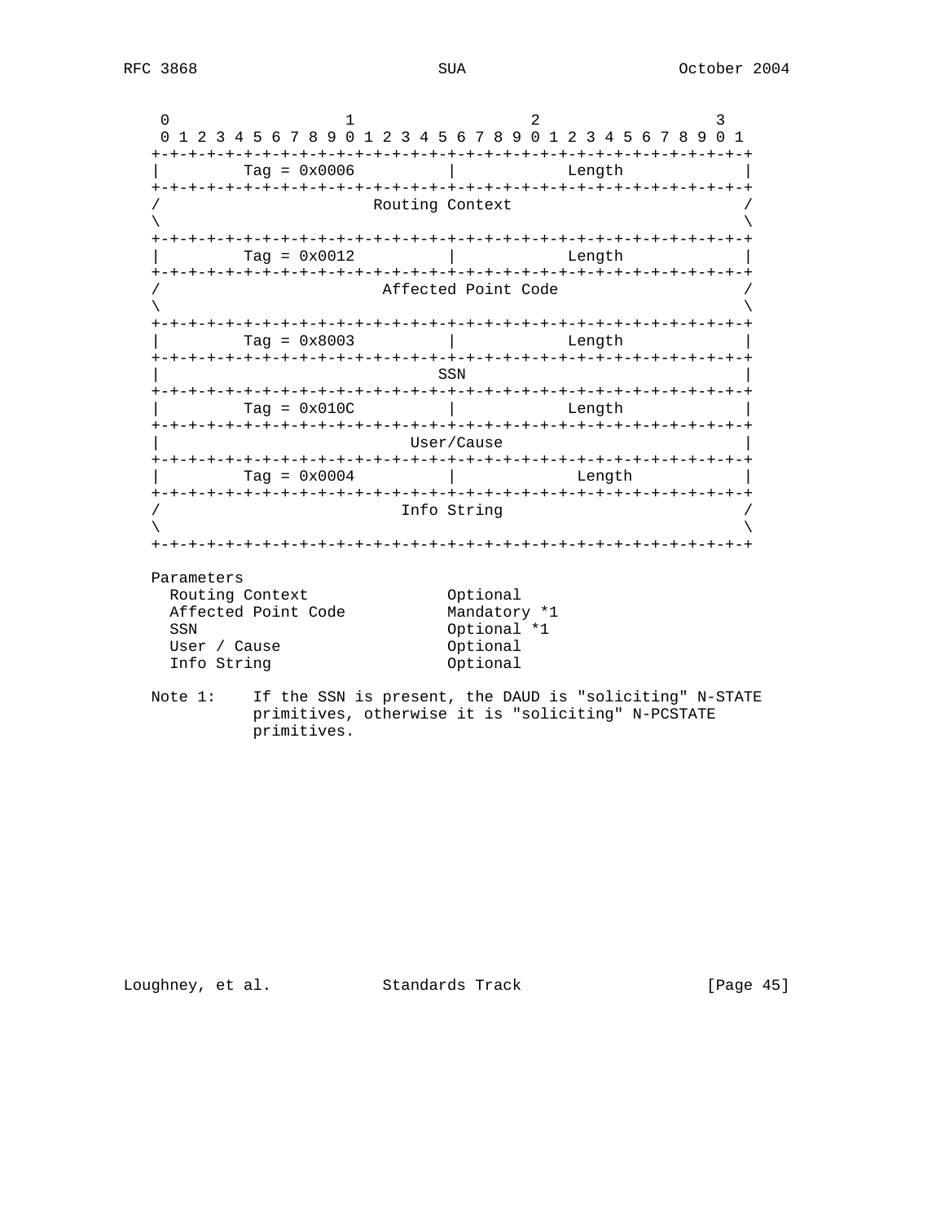```
    0                   1                   2                   3
    0 1 2 3 4 5 6 7 8 9 0 1 2 3 4 5 6 7 8 9 0 1 2 3 4 5 6 7 8 9 0 1
   +-+-+-+-+-+-+-+-+-+-+-+-+-+-+-+-+-+-+-+-+-+-+-+-+-+-+-+-+-+-+-+-+
   |         Tag = 0x0006          |             Length            |
   +-+-+-+-+-+-+-+-+-+-+-+-+-+-+-+-+-+-+-+-+-+-+-+-+-+-+-+-+-+-+-+-+
   /                       Routing Context                         /
   \                                                               \
   +-+-+-+-+-+-+-+-+-+-+-+-+-+-+-+-+-+-+-+-+-+-+-+-+-+-+-+-+-+-+-+-+
   |         Tag = 0x0012          |             Length            |
   +-+-+-+-+-+-+-+-+-+-+-+-+-+-+-+-+-+-+-+-+-+-+-+-+-+-+-+-+-+-+-+-+
   /                        Affected Point Code                    /
   \                                                               \
   +-+-+-+-+-+-+-+-+-+-+-+-+-+-+-+-+-+-+-+-+-+-+-+-+-+-+-+-+-+-+-+-+
   |         Tag = 0x8003          |             Length            |
   +-+-+-+-+-+-+-+-+-+-+-+-+-+-+-+-+-+-+-+-+-+-+-+-+-+-+-+-+-+-+-+-+
   |                              SSN                              |
   +-+-+-+-+-+-+-+-+-+-+-+-+-+-+-+-+-+-+-+-+-+-+-+-+-+-+-+-+-+-+-+-+
   |         Tag = 0x010C          |             Length            |
   +-+-+-+-+-+-+-+-+-+-+-+-+-+-+-+-+-+-+-+-+-+-+-+-+-+-+-+-+-+-+-+-+
   |                           User/Cause                          |
   +-+-+-+-+-+-+-+-+-+-+-+-+-+-+-+-+-+-+-+-+-+-+-+-+-+-+-+-+-+-+-+-+
   |         Tag = 0x0004          |              Length           |
   +-+-+-+-+-+-+-+-+-+-+-+-+-+-+-+-+-+-+-+-+-+-+-+-+-+-+-+-+-+-+-+-+
   /                           Info String                         /
   \                                                               \
   +-+-+-+-+-+-+-+-+-+-+-+-+-+-+-+-+-+-+-+-+-+-+-+-+-+-+-+-+-+-+-+-+
```

```
   Parameters
     Routing Context               Optional
     Affected Point Code           Mandatory *1
     SSN                           Optional *1
     User / Cause                  Optional
     Info String                   Optional
```

Note 1: If the SSN is present, the DAUD is "soliciting" N-STATE primitives, otherwise it is "soliciting" N-PCSTATE primitives.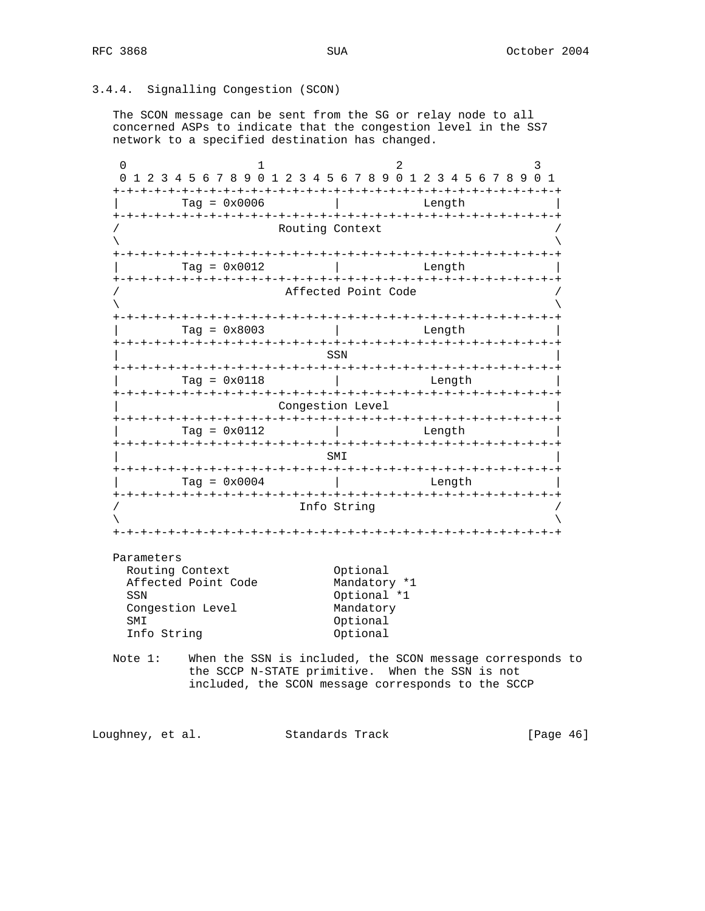### 3.4.4. Signalling Congestion (SCON)

The SCON message can be sent from the SG or relay node to all concerned ASPs to indicate that the congestion level in the SS7 network to a specified destination has changed.

```
 0                   1                   2                   3
 0 1 2 3 4 5 6 7 8 9 0 1 2 3 4 5 6 7 8 9 0 1 2 3 4 5 6 7 8 9 0 1
+-+-+-+-+-+-+-+-+-+-+-+-+-+-+-+-+-+-+-+-+-+-+-+-+-+-+-+-+-+-+-+-+
|         Tag = 0x0006          |             Length            |
+-+-+-+-+-+-+-+-+-+-+-+-+-+-+-+-+-+-+-+-+-+-+-+-+-+-+-+-+-+-+-+-+
/                       Routing Context                         /
\                                                               \
+-+-+-+-+-+-+-+-+-+-+-+-+-+-+-+-+-+-+-+-+-+-+-+-+-+-+-+-+-+-+-+-+
|         Tag = 0x0012          |             Length            |
+-+-+-+-+-+-+-+-+-+-+-+-+-+-+-+-+-+-+-+-+-+-+-+-+-+-+-+-+-+-+-+-+
/                        Affected Point Code                    /
\                                                               \
+-+-+-+-+-+-+-+-+-+-+-+-+-+-+-+-+-+-+-+-+-+-+-+-+-+-+-+-+-+-+-+-+
|         Tag = 0x8003          |             Length            |
+-+-+-+-+-+-+-+-+-+-+-+-+-+-+-+-+-+-+-+-+-+-+-+-+-+-+-+-+-+-+-+-+
|                              SSN                              |
+-+-+-+-+-+-+-+-+-+-+-+-+-+-+-+-+-+-+-+-+-+-+-+-+-+-+-+-+-+-+-+-+
|         Tag = 0x0118          |              Length           |
+-+-+-+-+-+-+-+-+-+-+-+-+-+-+-+-+-+-+-+-+-+-+-+-+-+-+-+-+-+-+-+-+
|                       Congestion Level                        |
+-+-+-+-+-+-+-+-+-+-+-+-+-+-+-+-+-+-+-+-+-+-+-+-+-+-+-+-+-+-+-+-+
|         Tag = 0x0112          |             Length            |
+-+-+-+-+-+-+-+-+-+-+-+-+-+-+-+-+-+-+-+-+-+-+-+-+-+-+-+-+-+-+-+-+
|                              SMI                              |
+-+-+-+-+-+-+-+-+-+-+-+-+-+-+-+-+-+-+-+-+-+-+-+-+-+-+-+-+-+-+-+-+
|         Tag = 0x0004          |              Length           |
+-+-+-+-+-+-+-+-+-+-+-+-+-+-+-+-+-+-+-+-+-+-+-+-+-+-+-+-+-+-+-+-+
/                          Info String                          /
\                                                               \
+-+-+-+-+-+-+-+-+-+-+-+-+-+-+-+-+-+-+-+-+-+-+-+-+-+-+-+-+-+-+-+-+
```

Parameters

```
  Routing Context              Optional
  Affected Point Code          Mandatory *1
  SSN                          Optional *1
  Congestion Level             Mandatory
  SMI                          Optional
  Info String                  Optional
```

Note 1: When the SSN is included, the SCON message corresponds to the SCCP N-STATE primitive. When the SSN is not included, the SCON message corresponds to the SCCP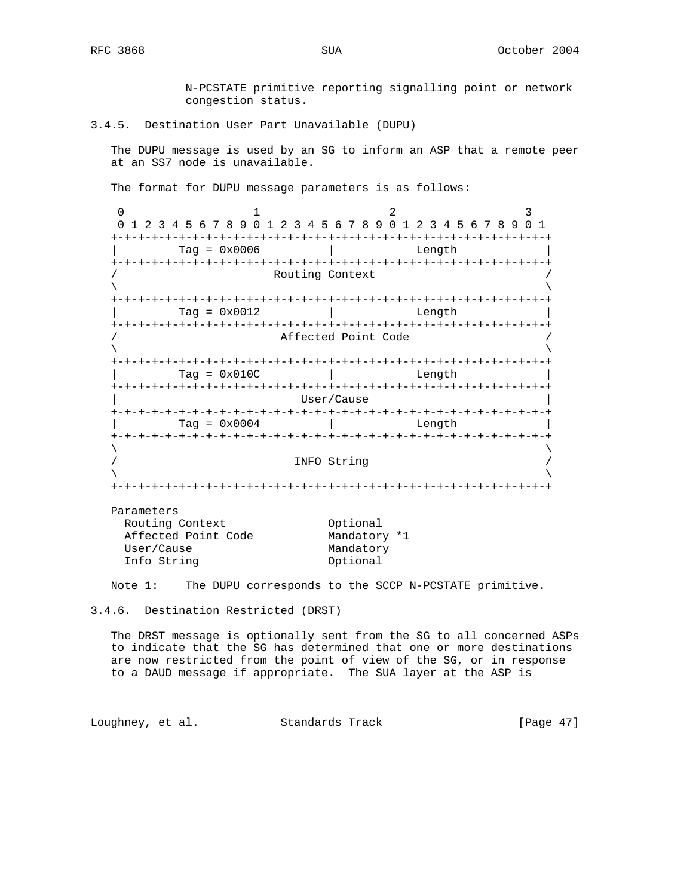N-PCSTATE primitive reporting signalling point or network congestion status.

### 3.4.5. Destination User Part Unavailable (DUPU)

The DUPU message is used by an SG to inform an ASP that a remote peer at an SS7 node is unavailable.

The format for DUPU message parameters is as follows:

```
 0                   1                   2                   3
 0 1 2 3 4 5 6 7 8 9 0 1 2 3 4 5 6 7 8 9 0 1 2 3 4 5 6 7 8 9 0 1
+-+-+-+-+-+-+-+-+-+-+-+-+-+-+-+-+-+-+-+-+-+-+-+-+-+-+-+-+-+-+-+-+
|         Tag = 0x0006          |             Length            |
+-+-+-+-+-+-+-+-+-+-+-+-+-+-+-+-+-+-+-+-+-+-+-+-+-+-+-+-+-+-+-+-+
/                        Routing Context                        /
\                                                               \
+-+-+-+-+-+-+-+-+-+-+-+-+-+-+-+-+-+-+-+-+-+-+-+-+-+-+-+-+-+-+-+-+
|         Tag = 0x0012          |             Length            |
+-+-+-+-+-+-+-+-+-+-+-+-+-+-+-+-+-+-+-+-+-+-+-+-+-+-+-+-+-+-+-+-+
/                      Affected Point Code                      /
\                                                               \
+-+-+-+-+-+-+-+-+-+-+-+-+-+-+-+-+-+-+-+-+-+-+-+-+-+-+-+-+-+-+-+-+
|         Tag = 0x010C          |             Length            |
+-+-+-+-+-+-+-+-+-+-+-+-+-+-+-+-+-+-+-+-+-+-+-+-+-+-+-+-+-+-+-+-+
|                           User/Cause                          |
+-+-+-+-+-+-+-+-+-+-+-+-+-+-+-+-+-+-+-+-+-+-+-+-+-+-+-+-+-+-+-+-+
|         Tag = 0x0004          |             Length            |
+-+-+-+-+-+-+-+-+-+-+-+-+-+-+-+-+-+-+-+-+-+-+-+-+-+-+-+-+-+-+-+-+
\                                                               \
/                          INFO String                          /
\                                                               \
+-+-+-+-+-+-+-+-+-+-+-+-+-+-+-+-+-+-+-+-+-+-+-+-+-+-+-+-+-+-+-+-+
```

```
Parameters
  Routing Context              Optional
  Affected Point Code          Mandatory *1
  User/Cause                   Mandatory
  Info String                  Optional
```

Note 1: The DUPU corresponds to the SCCP N-PCSTATE primitive.

### 3.4.6. Destination Restricted (DRST)

The DRST message is optionally sent from the SG to all concerned ASPs to indicate that the SG has determined that one or more destinations are now restricted from the point of view of the SG, or in response to a DAUD message if appropriate. The SUA layer at the ASP is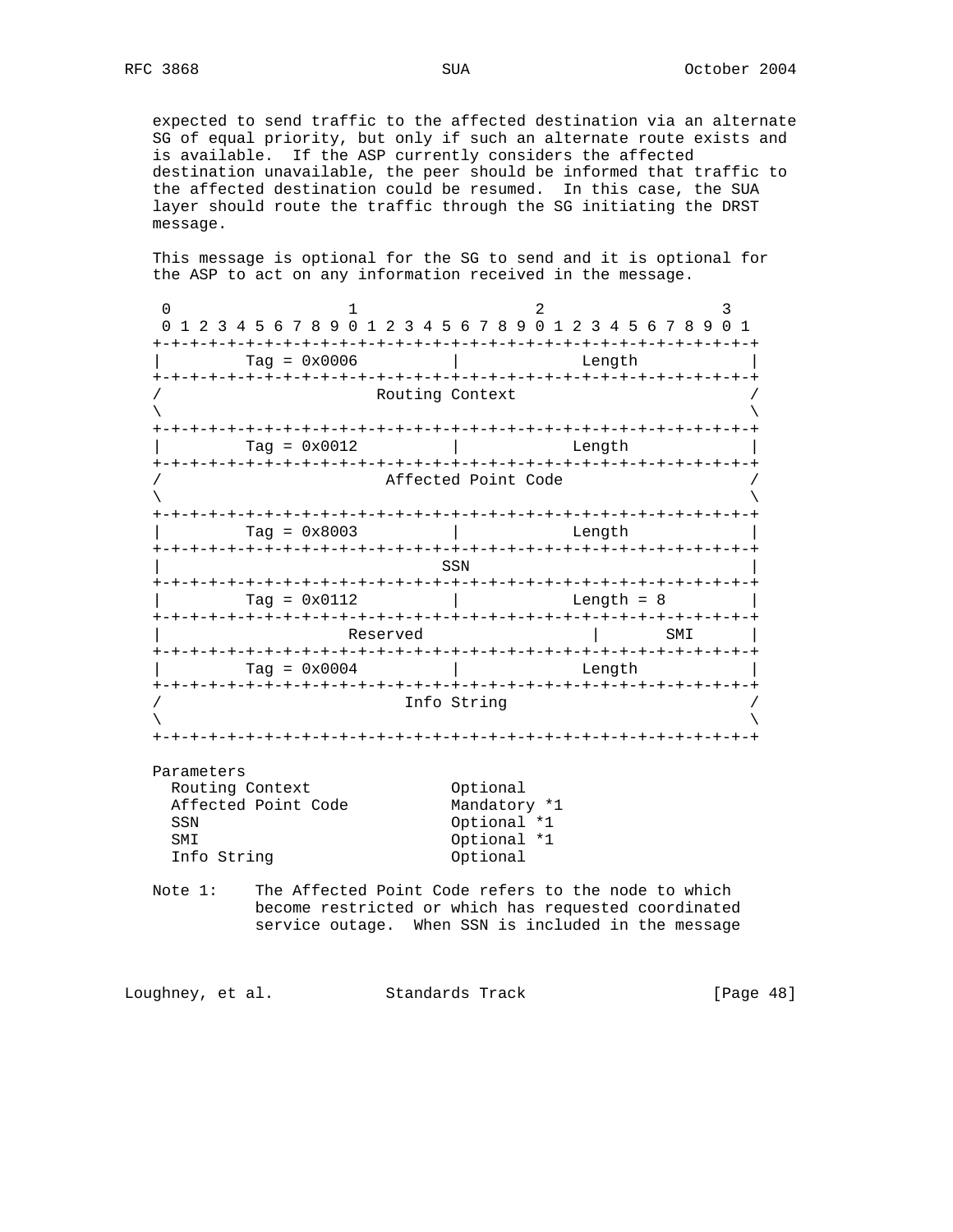expected to send traffic to the affected destination via an alternate SG of equal priority, but only if such an alternate route exists and is available. If the ASP currently considers the affected destination unavailable, the peer should be informed that traffic to the affected destination could be resumed. In this case, the SUA layer should route the traffic through the SG initiating the DRST message.

This message is optional for the SG to send and it is optional for the ASP to act on any information received in the message.

```
 0                   1                   2                   3
 0 1 2 3 4 5 6 7 8 9 0 1 2 3 4 5 6 7 8 9 0 1 2 3 4 5 6 7 8 9 0 1
+-+-+-+-+-+-+-+-+-+-+-+-+-+-+-+-+-+-+-+-+-+-+-+-+-+-+-+-+-+-+-+-+
|         Tag = 0x0006          |             Length            |
+-+-+-+-+-+-+-+-+-+-+-+-+-+-+-+-+-+-+-+-+-+-+-+-+-+-+-+-+-+-+-+-+
/                       Routing Context                         /
\                                                               \
+-+-+-+-+-+-+-+-+-+-+-+-+-+-+-+-+-+-+-+-+-+-+-+-+-+-+-+-+-+-+-+-+
|         Tag = 0x0012          |            Length             |
+-+-+-+-+-+-+-+-+-+-+-+-+-+-+-+-+-+-+-+-+-+-+-+-+-+-+-+-+-+-+-+-+
/                        Affected Point Code                    /
\                                                               \
+-+-+-+-+-+-+-+-+-+-+-+-+-+-+-+-+-+-+-+-+-+-+-+-+-+-+-+-+-+-+-+-+
|         Tag = 0x8003          |            Length             |
+-+-+-+-+-+-+-+-+-+-+-+-+-+-+-+-+-+-+-+-+-+-+-+-+-+-+-+-+-+-+-+-+
|                              SSN                              |
+-+-+-+-+-+-+-+-+-+-+-+-+-+-+-+-+-+-+-+-+-+-+-+-+-+-+-+-+-+-+-+-+
|         Tag = 0x0112          |            Length = 8         |
+-+-+-+-+-+-+-+-+-+-+-+-+-+-+-+-+-+-+-+-+-+-+-+-+-+-+-+-+-+-+-+-+
|                   Reserved                    |      SMI      |
+-+-+-+-+-+-+-+-+-+-+-+-+-+-+-+-+-+-+-+-+-+-+-+-+-+-+-+-+-+-+-+-+
|         Tag = 0x0004          |             Length            |
+-+-+-+-+-+-+-+-+-+-+-+-+-+-+-+-+-+-+-+-+-+-+-+-+-+-+-+-+-+-+-+-+
/                          Info String                          /
\                                                               \
+-+-+-+-+-+-+-+-+-+-+-+-+-+-+-+-+-+-+-+-+-+-+-+-+-+-+-+-+-+-+-+-+
```

Parameters

| | |
|---|---|
| Routing Context | Optional |
| Affected Point Code | Mandatory *1 |
| SSN | Optional *1 |
| SMI | Optional *1 |
| Info String | Optional |

Note 1: The Affected Point Code refers to the node to which become restricted or which has requested coordinated service outage. When SSN is included in the message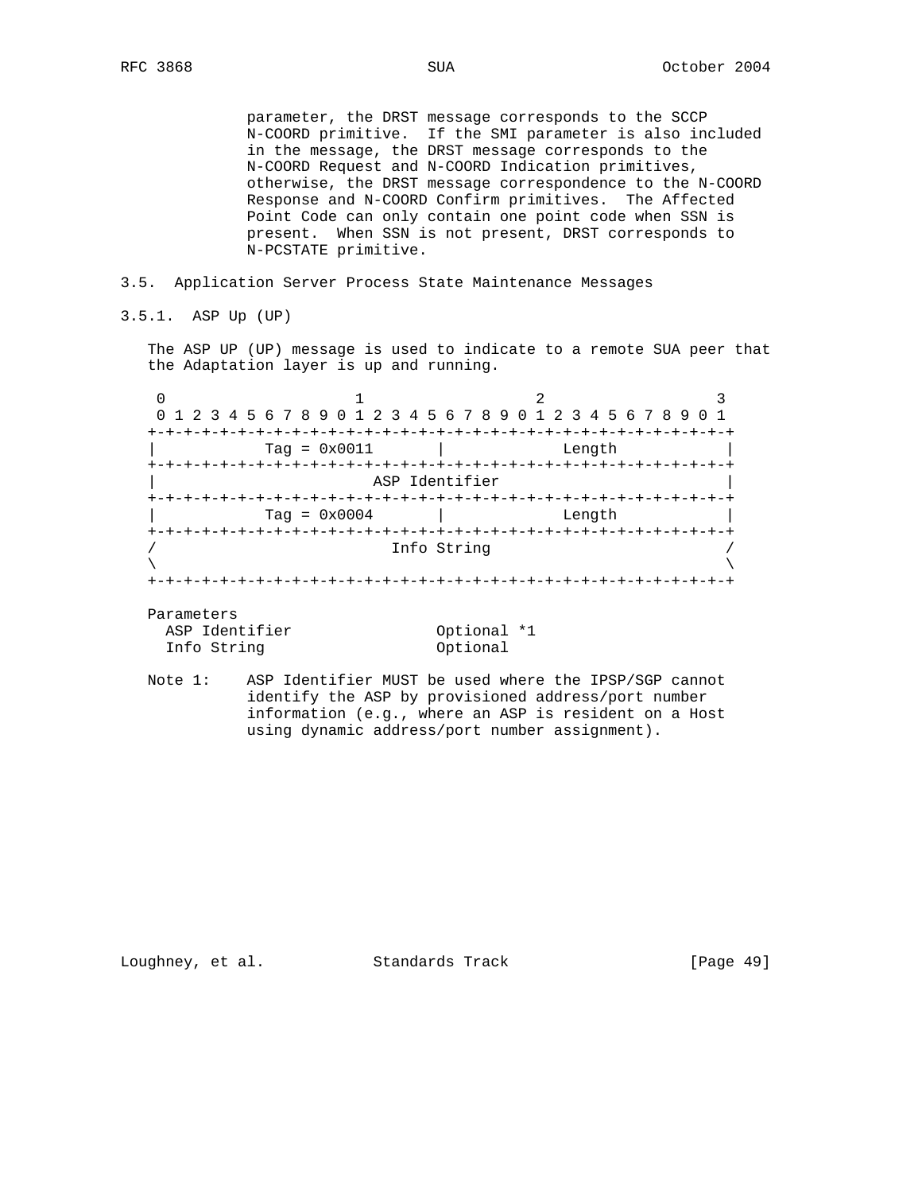parameter, the DRST message corresponds to the SCCP N-COORD primitive. If the SMI parameter is also included in the message, the DRST message corresponds to the N-COORD Request and N-COORD Indication primitives, otherwise, the DRST message correspondence to the N-COORD Response and N-COORD Confirm primitives. The Affected Point Code can only contain one point code when SSN is present. When SSN is not present, DRST corresponds to N-PCSTATE primitive.

### 3.5. Application Server Process State Maintenance Messages

#### 3.5.1. ASP Up (UP)

The ASP UP (UP) message is used to indicate to a remote SUA peer that the Adaptation layer is up and running.

```
 0                   1                   2                   3
 0 1 2 3 4 5 6 7 8 9 0 1 2 3 4 5 6 7 8 9 0 1 2 3 4 5 6 7 8 9 0 1
+-+-+-+-+-+-+-+-+-+-+-+-+-+-+-+-+-+-+-+-+-+-+-+-+-+-+-+-+-+-+-+-+
|           Tag = 0x0011        |             Length            |
+-+-+-+-+-+-+-+-+-+-+-+-+-+-+-+-+-+-+-+-+-+-+-+-+-+-+-+-+-+-+-+-+
|                        ASP Identifier                         |
+-+-+-+-+-+-+-+-+-+-+-+-+-+-+-+-+-+-+-+-+-+-+-+-+-+-+-+-+-+-+-+-+
|           Tag = 0x0004        |             Length            |
+-+-+-+-+-+-+-+-+-+-+-+-+-+-+-+-+-+-+-+-+-+-+-+-+-+-+-+-+-+-+-+-+
/                          Info String                          /
\                                                               \
+-+-+-+-+-+-+-+-+-+-+-+-+-+-+-+-+-+-+-+-+-+-+-+-+-+-+-+-+-+-+-+-+
```

Parameters

| | |
|---|---|
| ASP Identifier | Optional *1 |
| Info String | Optional |

Note 1: ASP Identifier MUST be used where the IPSP/SGP cannot identify the ASP by provisioned address/port number information (e.g., where an ASP is resident on a Host using dynamic address/port number assignment).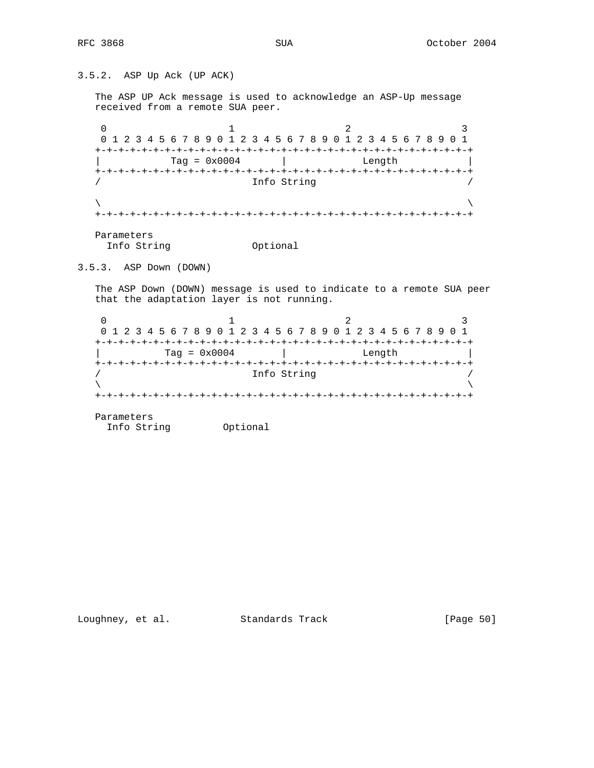### 3.5.2. ASP Up Ack (UP ACK)

The ASP UP Ack message is used to acknowledge an ASP-Up message received from a remote SUA peer.

```
 0                   1                   2                   3
 0 1 2 3 4 5 6 7 8 9 0 1 2 3 4 5 6 7 8 9 0 1 2 3 4 5 6 7 8 9 0 1
+-+-+-+-+-+-+-+-+-+-+-+-+-+-+-+-+-+-+-+-+-+-+-+-+-+-+-+-+-+-+-+-+
|            Tag = 0x0004       |             Length            |
+-+-+-+-+-+-+-+-+-+-+-+-+-+-+-+-+-+-+-+-+-+-+-+-+-+-+-+-+-+-+-+-+
/                          Info String                          /

\                                                               \
+-+-+-+-+-+-+-+-+-+-+-+-+-+-+-+-+-+-+-+-+-+-+-+-+-+-+-+-+-+-+-+-+
```

Parameters
  Info String              Optional

### 3.5.3. ASP Down (DOWN)

The ASP Down (DOWN) message is used to indicate to a remote SUA peer that the adaptation layer is not running.

```
 0                   1                   2                   3
 0 1 2 3 4 5 6 7 8 9 0 1 2 3 4 5 6 7 8 9 0 1 2 3 4 5 6 7 8 9 0 1
+-+-+-+-+-+-+-+-+-+-+-+-+-+-+-+-+-+-+-+-+-+-+-+-+-+-+-+-+-+-+-+-+
|           Tag = 0x0004        |             Length            |
+-+-+-+-+-+-+-+-+-+-+-+-+-+-+-+-+-+-+-+-+-+-+-+-+-+-+-+-+-+-+-+-+
/                          Info String                          /
\                                                               \
+-+-+-+-+-+-+-+-+-+-+-+-+-+-+-+-+-+-+-+-+-+-+-+-+-+-+-+-+-+-+-+-+
```

Parameters
  Info String         Optional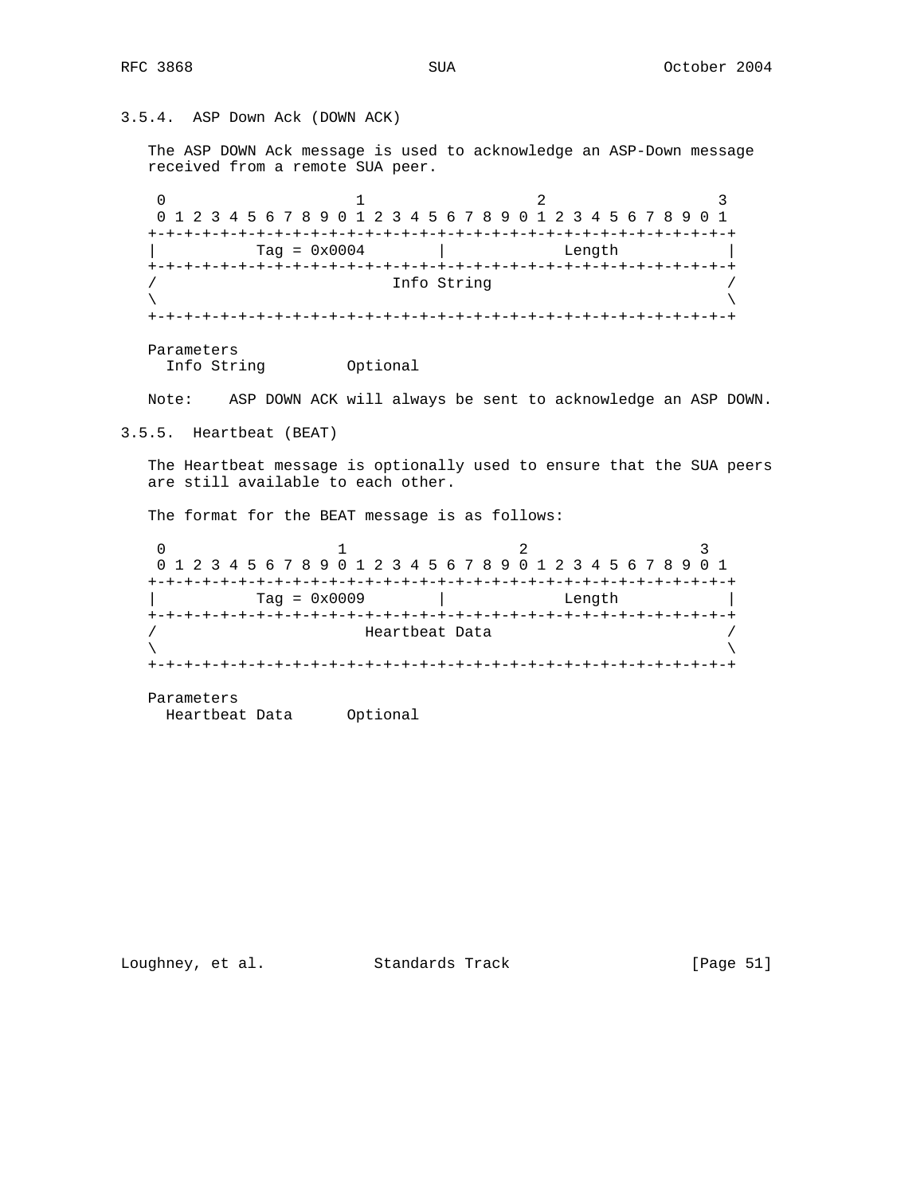### 3.5.4. ASP Down Ack (DOWN ACK)

The ASP DOWN Ack message is used to acknowledge an ASP-Down message received from a remote SUA peer.

```
 0                   1                   2                   3
 0 1 2 3 4 5 6 7 8 9 0 1 2 3 4 5 6 7 8 9 0 1 2 3 4 5 6 7 8 9 0 1
+-+-+-+-+-+-+-+-+-+-+-+-+-+-+-+-+-+-+-+-+-+-+-+-+-+-+-+-+-+-+-+-+
|          Tag = 0x0004         |             Length            |
+-+-+-+-+-+-+-+-+-+-+-+-+-+-+-+-+-+-+-+-+-+-+-+-+-+-+-+-+-+-+-+-+
/                          Info String                          /
\                                                               \
+-+-+-+-+-+-+-+-+-+-+-+-+-+-+-+-+-+-+-+-+-+-+-+-+-+-+-+-+-+-+-+-+
```

Parameters
  Info String         Optional

Note:    ASP DOWN ACK will always be sent to acknowledge an ASP DOWN.

### 3.5.5. Heartbeat (BEAT)

The Heartbeat message is optionally used to ensure that the SUA peers are still available to each other.

The format for the BEAT message is as follows:

```
 0                   1                   2                   3
 0 1 2 3 4 5 6 7 8 9 0 1 2 3 4 5 6 7 8 9 0 1 2 3 4 5 6 7 8 9 0 1
+-+-+-+-+-+-+-+-+-+-+-+-+-+-+-+-+-+-+-+-+-+-+-+-+-+-+-+-+-+-+-+-+
|          Tag = 0x0009         |             Length            |
+-+-+-+-+-+-+-+-+-+-+-+-+-+-+-+-+-+-+-+-+-+-+-+-+-+-+-+-+-+-+-+-+
/                         Heartbeat Data                        /
\                                                               \
+-+-+-+-+-+-+-+-+-+-+-+-+-+-+-+-+-+-+-+-+-+-+-+-+-+-+-+-+-+-+-+-+
```

Parameters
  Heartbeat Data      Optional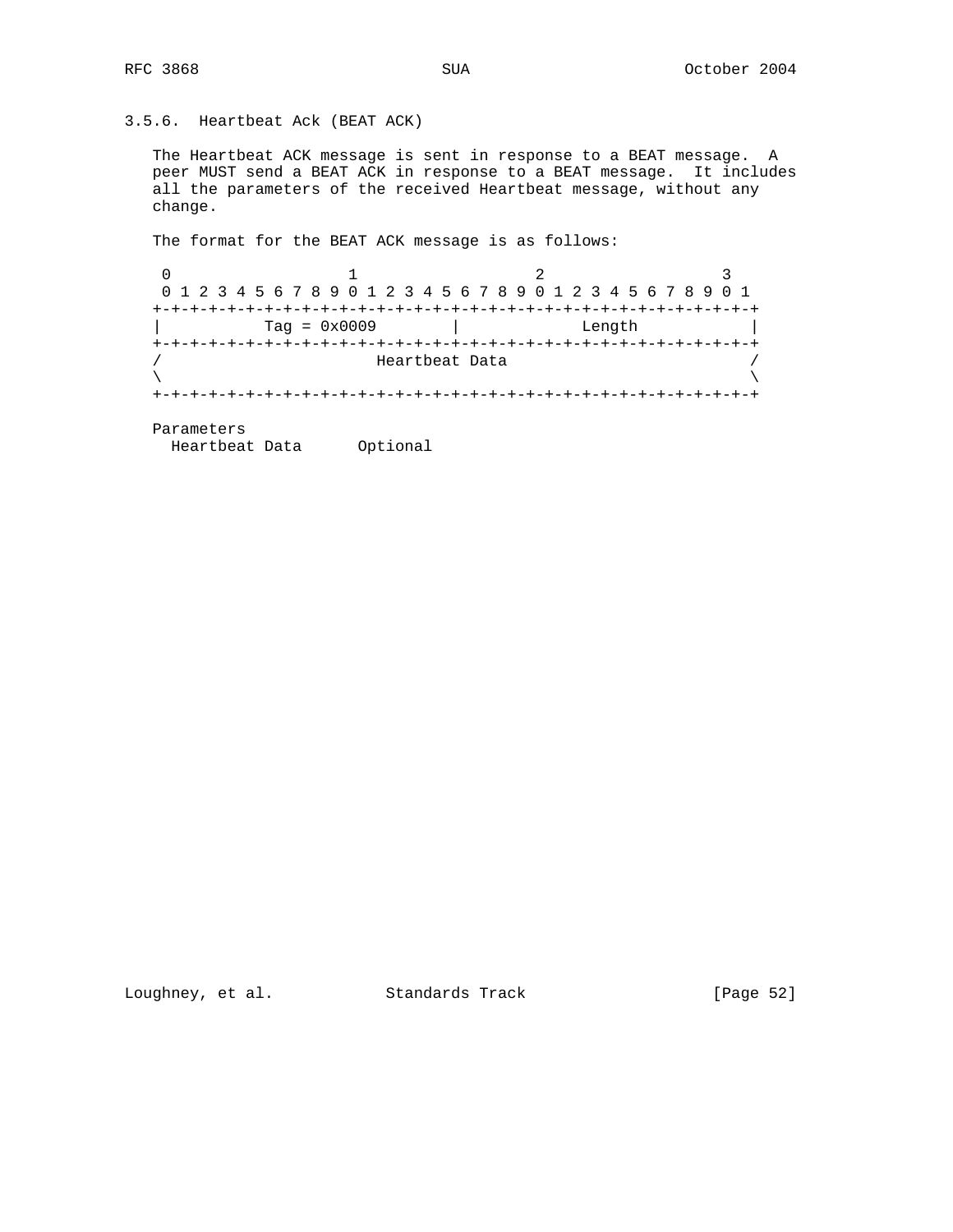### 3.5.6. Heartbeat Ack (BEAT ACK)

The Heartbeat ACK message is sent in response to a BEAT message. A peer MUST send a BEAT ACK in response to a BEAT message. It includes all the parameters of the received Heartbeat message, without any change.

The format for the BEAT ACK message is as follows:

```
 0                   1                   2                   3
 0 1 2 3 4 5 6 7 8 9 0 1 2 3 4 5 6 7 8 9 0 1 2 3 4 5 6 7 8 9 0 1
+-+-+-+-+-+-+-+-+-+-+-+-+-+-+-+-+-+-+-+-+-+-+-+-+-+-+-+-+-+-+-+-+
|          Tag = 0x0009         |             Length            |
+-+-+-+-+-+-+-+-+-+-+-+-+-+-+-+-+-+-+-+-+-+-+-+-+-+-+-+-+-+-+-+-+
/                       Heartbeat Data                          /
\                                                               \
+-+-+-+-+-+-+-+-+-+-+-+-+-+-+-+-+-+-+-+-+-+-+-+-+-+-+-+-+-+-+-+-+
```

Parameters

```
  Heartbeat Data      Optional
```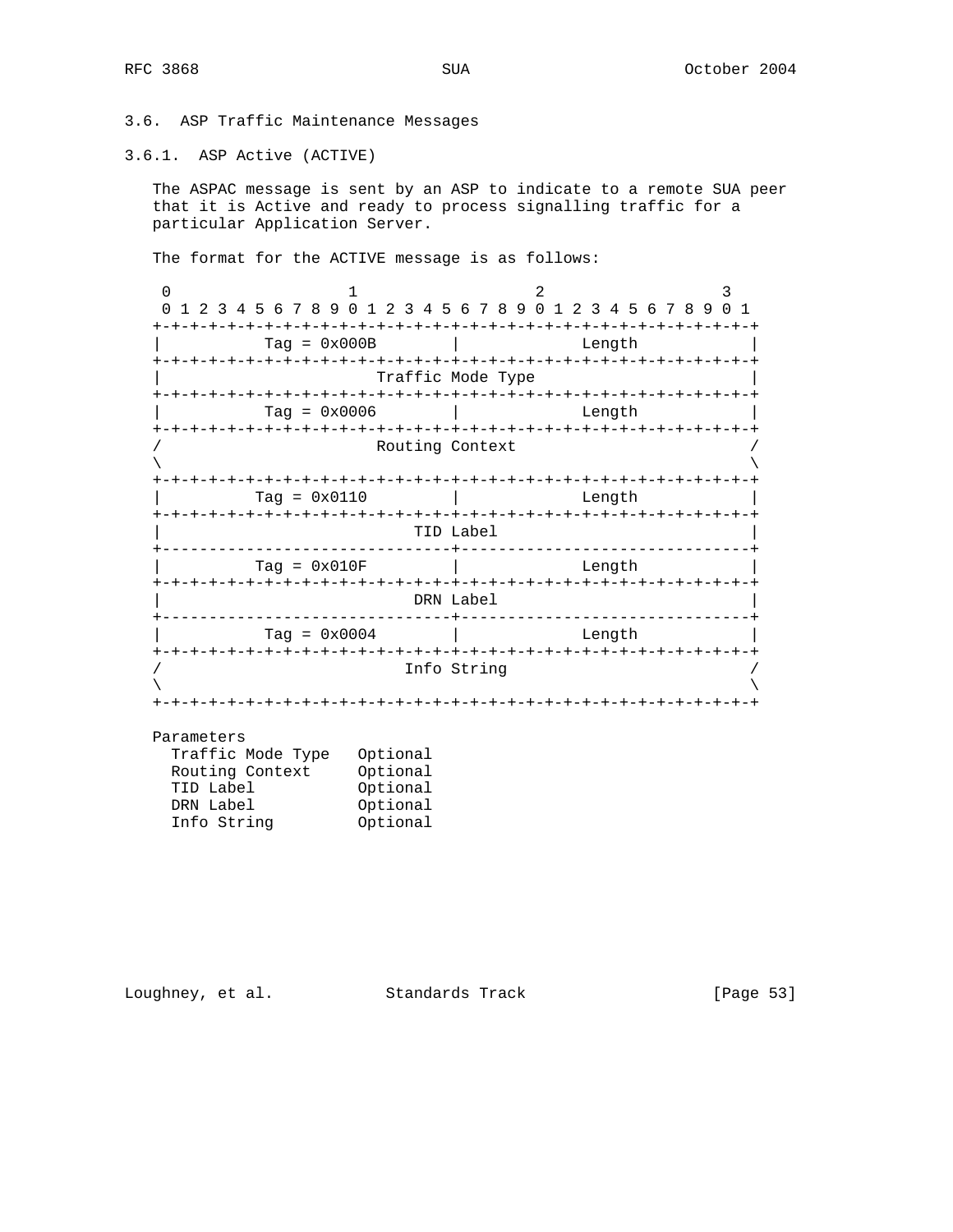### 3.6. ASP Traffic Maintenance Messages

#### 3.6.1. ASP Active (ACTIVE)

The ASPAC message is sent by an ASP to indicate to a remote SUA peer that it is Active and ready to process signalling traffic for a particular Application Server.

The format for the ACTIVE message is as follows:

```
 0                   1                   2                   3
 0 1 2 3 4 5 6 7 8 9 0 1 2 3 4 5 6 7 8 9 0 1 2 3 4 5 6 7 8 9 0 1
+-+-+-+-+-+-+-+-+-+-+-+-+-+-+-+-+-+-+-+-+-+-+-+-+-+-+-+-+-+-+-+-+
|          Tag = 0x000B         |             Length            |
+-+-+-+-+-+-+-+-+-+-+-+-+-+-+-+-+-+-+-+-+-+-+-+-+-+-+-+-+-+-+-+-+
|                       Traffic Mode Type                       |
+-+-+-+-+-+-+-+-+-+-+-+-+-+-+-+-+-+-+-+-+-+-+-+-+-+-+-+-+-+-+-+-+
|          Tag = 0x0006         |             Length            |
+-+-+-+-+-+-+-+-+-+-+-+-+-+-+-+-+-+-+-+-+-+-+-+-+-+-+-+-+-+-+-+-+
/                       Routing Context                         /
\                                                               \
+-+-+-+-+-+-+-+-+-+-+-+-+-+-+-+-+-+-+-+-+-+-+-+-+-+-+-+-+-+-+-+-+
|         Tag = 0x0110          |             Length            |
+-+-+-+-+-+-+-+-+-+-+-+-+-+-+-+-+-+-+-+-+-+-+-+-+-+-+-+-+-+-+-+-+
|                           TID Label                           |
+-------------------------------+-------------------------------+
|         Tag = 0x010F          |             Length            |
+-+-+-+-+-+-+-+-+-+-+-+-+-+-+-+-+-+-+-+-+-+-+-+-+-+-+-+-+-+-+-+-+
|                           DRN Label                           |
+-------------------------------+-------------------------------+
|          Tag = 0x0004         |             Length            |
+-+-+-+-+-+-+-+-+-+-+-+-+-+-+-+-+-+-+-+-+-+-+-+-+-+-+-+-+-+-+-+-+
/                          Info String                          /
\                                                               \
+-+-+-+-+-+-+-+-+-+-+-+-+-+-+-+-+-+-+-+-+-+-+-+-+-+-+-+-+-+-+-+-+
```

Parameters

| | |
|---|---|
| Traffic Mode Type | Optional |
| Routing Context | Optional |
| TID Label | Optional |
| DRN Label | Optional |
| Info String | Optional |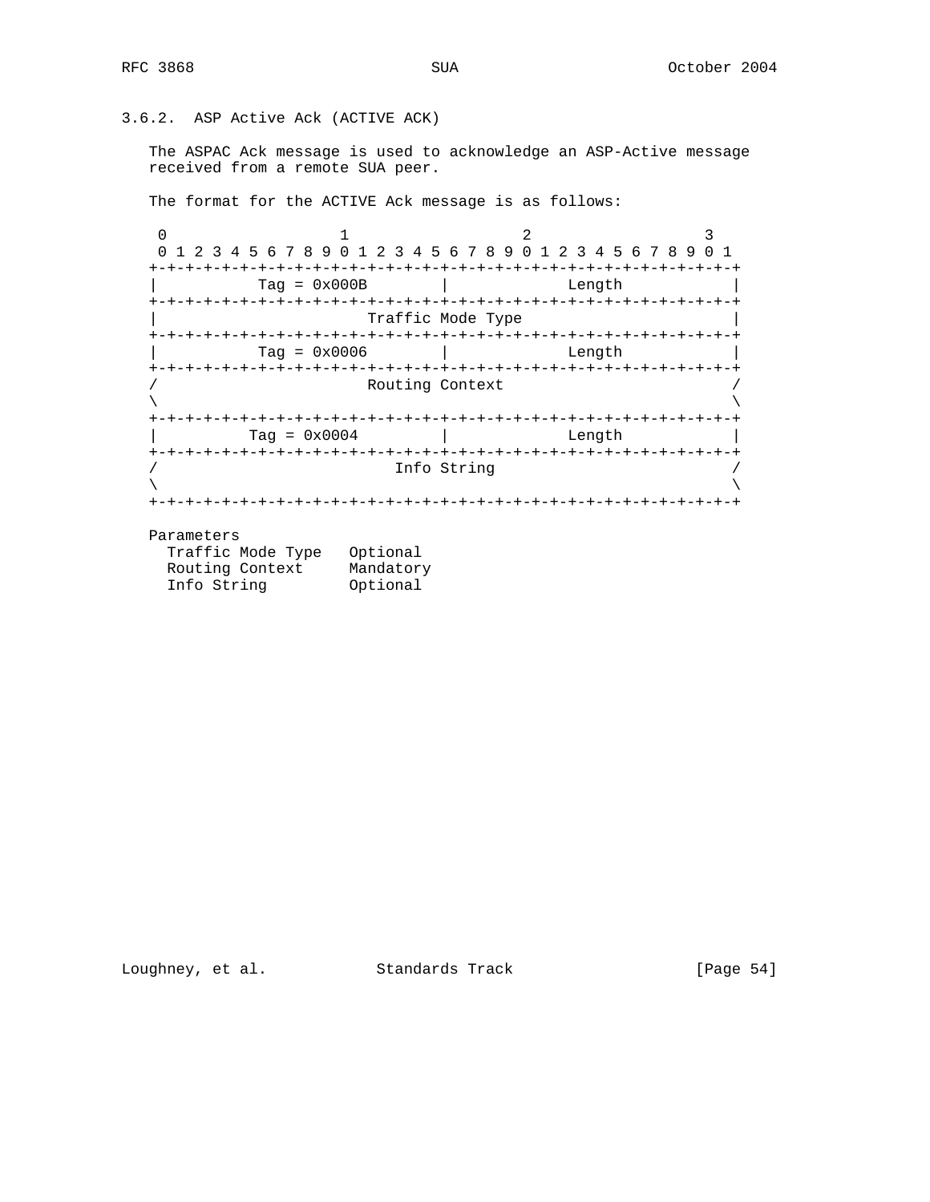### 3.6.2. ASP Active Ack (ACTIVE ACK)

The ASPAC Ack message is used to acknowledge an ASP-Active message received from a remote SUA peer.

The format for the ACTIVE Ack message is as follows:

```
 0                   1                   2                   3
 0 1 2 3 4 5 6 7 8 9 0 1 2 3 4 5 6 7 8 9 0 1 2 3 4 5 6 7 8 9 0 1
+-+-+-+-+-+-+-+-+-+-+-+-+-+-+-+-+-+-+-+-+-+-+-+-+-+-+-+-+-+-+-+-+
|          Tag = 0x000B         |             Length            |
+-+-+-+-+-+-+-+-+-+-+-+-+-+-+-+-+-+-+-+-+-+-+-+-+-+-+-+-+-+-+-+-+
|                       Traffic Mode Type                       |
+-+-+-+-+-+-+-+-+-+-+-+-+-+-+-+-+-+-+-+-+-+-+-+-+-+-+-+-+-+-+-+-+
|          Tag = 0x0006         |             Length            |
+-+-+-+-+-+-+-+-+-+-+-+-+-+-+-+-+-+-+-+-+-+-+-+-+-+-+-+-+-+-+-+-+
/                       Routing Context                         /
\                                                               \
+-+-+-+-+-+-+-+-+-+-+-+-+-+-+-+-+-+-+-+-+-+-+-+-+-+-+-+-+-+-+-+-+
|         Tag = 0x0004          |             Length            |
+-+-+-+-+-+-+-+-+-+-+-+-+-+-+-+-+-+-+-+-+-+-+-+-+-+-+-+-+-+-+-+-+
/                          Info String                          /
\                                                               \
+-+-+-+-+-+-+-+-+-+-+-+-+-+-+-+-+-+-+-+-+-+-+-+-+-+-+-+-+-+-+-+-+
```

Parameters

```
  Traffic Mode Type   Optional
  Routing Context     Mandatory
  Info String         Optional
```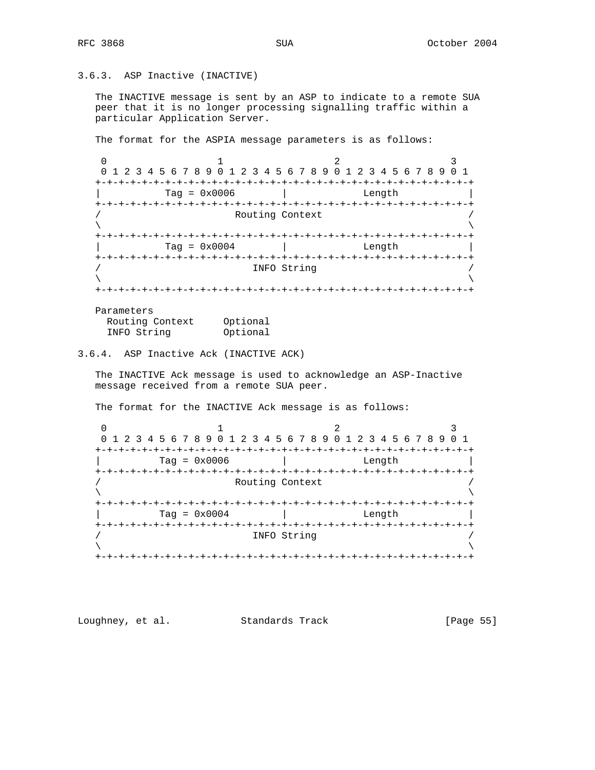### 3.6.3. ASP Inactive (INACTIVE)

The INACTIVE message is sent by an ASP to indicate to a remote SUA peer that it is no longer processing signalling traffic within a particular Application Server.

The format for the ASPIA message parameters is as follows:

```
 0                   1                   2                   3
 0 1 2 3 4 5 6 7 8 9 0 1 2 3 4 5 6 7 8 9 0 1 2 3 4 5 6 7 8 9 0 1
+-+-+-+-+-+-+-+-+-+-+-+-+-+-+-+-+-+-+-+-+-+-+-+-+-+-+-+-+-+-+-+-+
|          Tag = 0x0006         |            Length             |
+-+-+-+-+-+-+-+-+-+-+-+-+-+-+-+-+-+-+-+-+-+-+-+-+-+-+-+-+-+-+-+-+
/                       Routing Context                         /
\                                                               \
+-+-+-+-+-+-+-+-+-+-+-+-+-+-+-+-+-+-+-+-+-+-+-+-+-+-+-+-+-+-+-+-+
|          Tag = 0x0004         |            Length             |
+-+-+-+-+-+-+-+-+-+-+-+-+-+-+-+-+-+-+-+-+-+-+-+-+-+-+-+-+-+-+-+-+
/                          INFO String                          /
\                                                               \
+-+-+-+-+-+-+-+-+-+-+-+-+-+-+-+-+-+-+-+-+-+-+-+-+-+-+-+-+-+-+-+-+
```

Parameters
  Routing Context     Optional
  INFO String         Optional

### 3.6.4. ASP Inactive Ack (INACTIVE ACK)

The INACTIVE Ack message is used to acknowledge an ASP-Inactive message received from a remote SUA peer.

The format for the INACTIVE Ack message is as follows:

```
 0                   1                   2                   3
 0 1 2 3 4 5 6 7 8 9 0 1 2 3 4 5 6 7 8 9 0 1 2 3 4 5 6 7 8 9 0 1
+-+-+-+-+-+-+-+-+-+-+-+-+-+-+-+-+-+-+-+-+-+-+-+-+-+-+-+-+-+-+-+-+
|         Tag = 0x0006          |            Length             |
+-+-+-+-+-+-+-+-+-+-+-+-+-+-+-+-+-+-+-+-+-+-+-+-+-+-+-+-+-+-+-+-+
/                       Routing Context                         /
\                                                               \
+-+-+-+-+-+-+-+-+-+-+-+-+-+-+-+-+-+-+-+-+-+-+-+-+-+-+-+-+-+-+-+-+
|         Tag = 0x0004          |            Length             |
+-+-+-+-+-+-+-+-+-+-+-+-+-+-+-+-+-+-+-+-+-+-+-+-+-+-+-+-+-+-+-+-+
/                          INFO String                          /
\                                                               \
+-+-+-+-+-+-+-+-+-+-+-+-+-+-+-+-+-+-+-+-+-+-+-+-+-+-+-+-+-+-+-+-+
```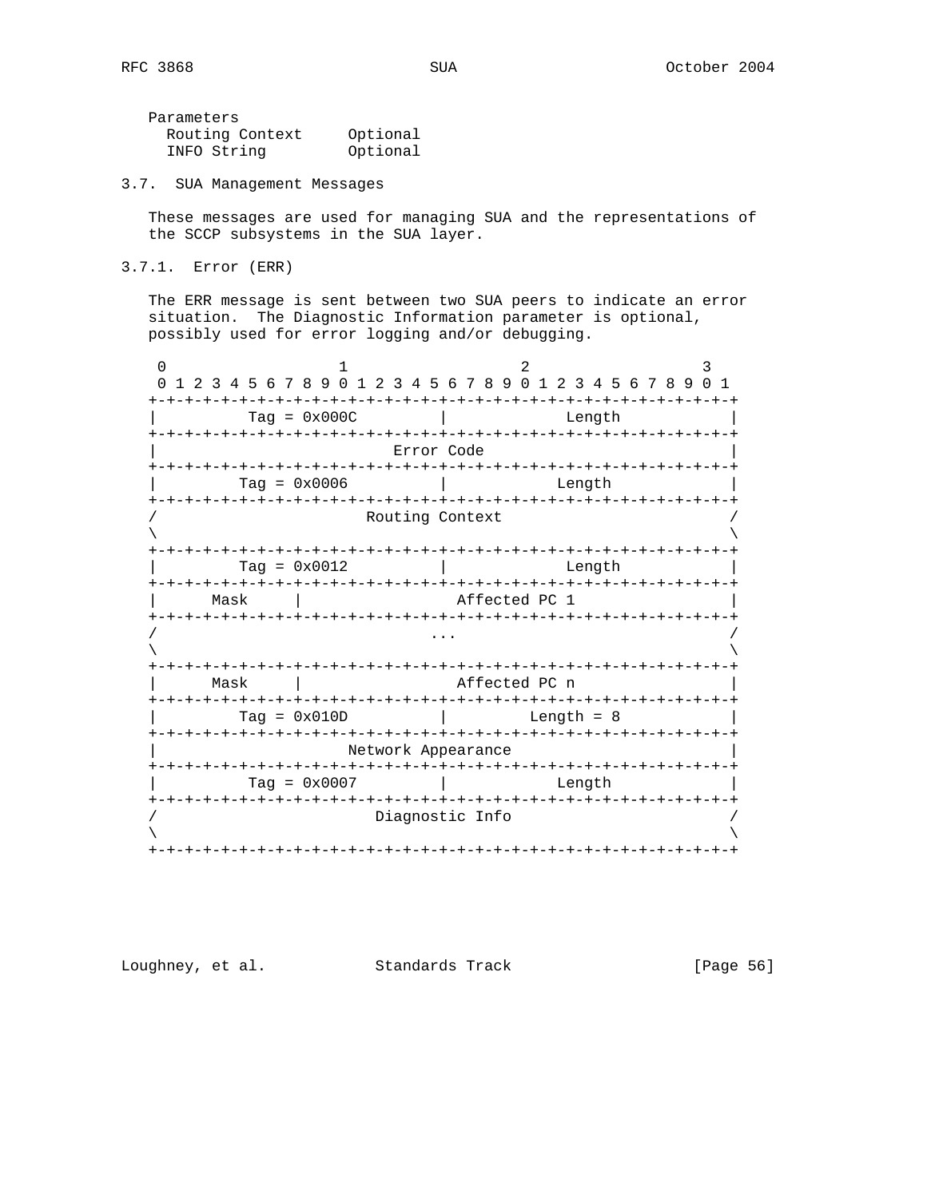Parameters
  Routing Context     Optional
  INFO String         Optional

### 3.7. SUA Management Messages

These messages are used for managing SUA and the representations of the SCCP subsystems in the SUA layer.

#### 3.7.1. Error (ERR)

The ERR message is sent between two SUA peers to indicate an error situation. The Diagnostic Information parameter is optional, possibly used for error logging and/or debugging.

```
 0                   1                   2                   3
 0 1 2 3 4 5 6 7 8 9 0 1 2 3 4 5 6 7 8 9 0 1 2 3 4 5 6 7 8 9 0 1
+-+-+-+-+-+-+-+-+-+-+-+-+-+-+-+-+-+-+-+-+-+-+-+-+-+-+-+-+-+-+-+-+
|          Tag = 0x000C         |             Length            |
+-+-+-+-+-+-+-+-+-+-+-+-+-+-+-+-+-+-+-+-+-+-+-+-+-+-+-+-+-+-+-+-+
|                          Error Code                           |
+-+-+-+-+-+-+-+-+-+-+-+-+-+-+-+-+-+-+-+-+-+-+-+-+-+-+-+-+-+-+-+-+
|         Tag = 0x0006          |            Length             |
+-+-+-+-+-+-+-+-+-+-+-+-+-+-+-+-+-+-+-+-+-+-+-+-+-+-+-+-+-+-+-+-+
/                       Routing Context                         /
\                                                               \
+-+-+-+-+-+-+-+-+-+-+-+-+-+-+-+-+-+-+-+-+-+-+-+-+-+-+-+-+-+-+-+-+
|         Tag = 0x0012          |             Length            |
+-+-+-+-+-+-+-+-+-+-+-+-+-+-+-+-+-+-+-+-+-+-+-+-+-+-+-+-+-+-+-+-+
|      Mask     |                 Affected PC 1                 |
+-+-+-+-+-+-+-+-+-+-+-+-+-+-+-+-+-+-+-+-+-+-+-+-+-+-+-+-+-+-+-+-+
/                              ...                              /
\                                                               \
+-+-+-+-+-+-+-+-+-+-+-+-+-+-+-+-+-+-+-+-+-+-+-+-+-+-+-+-+-+-+-+-+
|      Mask     |                 Affected PC n                 |
+-+-+-+-+-+-+-+-+-+-+-+-+-+-+-+-+-+-+-+-+-+-+-+-+-+-+-+-+-+-+-+-+
|         Tag = 0x010D          |          Length = 8           |
+-+-+-+-+-+-+-+-+-+-+-+-+-+-+-+-+-+-+-+-+-+-+-+-+-+-+-+-+-+-+-+-+
|                      Network Appearance                       |
+-+-+-+-+-+-+-+-+-+-+-+-+-+-+-+-+-+-+-+-+-+-+-+-+-+-+-+-+-+-+-+-+
|          Tag = 0x0007         |            Length             |
+-+-+-+-+-+-+-+-+-+-+-+-+-+-+-+-+-+-+-+-+-+-+-+-+-+-+-+-+-+-+-+-+
/                        Diagnostic Info                        /
\                                                               \
+-+-+-+-+-+-+-+-+-+-+-+-+-+-+-+-+-+-+-+-+-+-+-+-+-+-+-+-+-+-+-+-+
```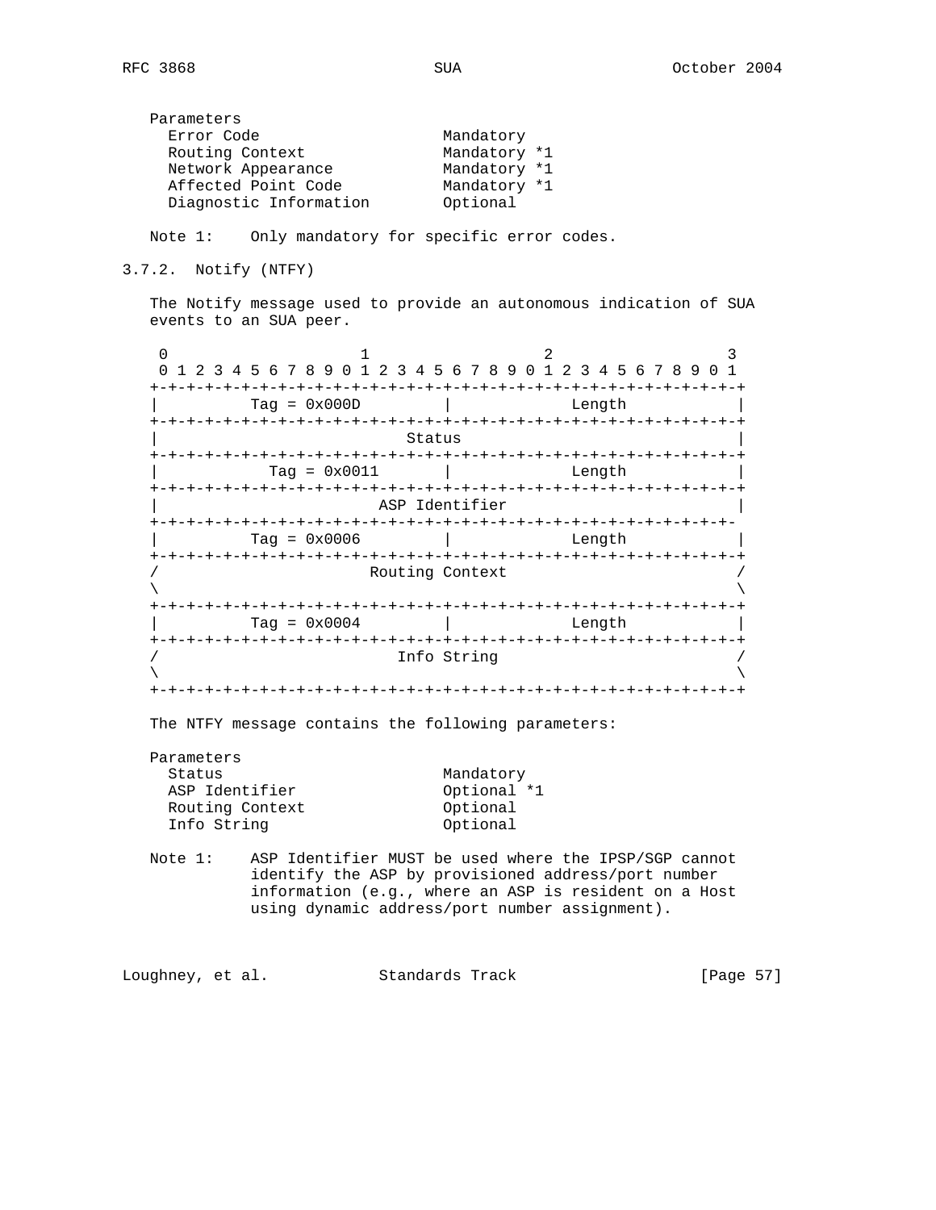```
Parameters
  Error Code                  Mandatory
  Routing Context             Mandatory *1
  Network Appearance          Mandatory *1
  Affected Point Code         Mandatory *1
  Diagnostic Information      Optional
```

Note 1: Only mandatory for specific error codes.

### 3.7.2. Notify (NTFY)

The Notify message used to provide an autonomous indication of SUA events to an SUA peer.

```
 0                   1                   2                   3
 0 1 2 3 4 5 6 7 8 9 0 1 2 3 4 5 6 7 8 9 0 1 2 3 4 5 6 7 8 9 0 1
+-+-+-+-+-+-+-+-+-+-+-+-+-+-+-+-+-+-+-+-+-+-+-+-+-+-+-+-+-+-+-+-+
|          Tag = 0x000D         |             Length            |
+-+-+-+-+-+-+-+-+-+-+-+-+-+-+-+-+-+-+-+-+-+-+-+-+-+-+-+-+-+-+-+-+
|                             Status                            |
+-+-+-+-+-+-+-+-+-+-+-+-+-+-+-+-+-+-+-+-+-+-+-+-+-+-+-+-+-+-+-+-+
|            Tag = 0x0011       |             Length            |
+-+-+-+-+-+-+-+-+-+-+-+-+-+-+-+-+-+-+-+-+-+-+-+-+-+-+-+-+-+-+-+-+
|                          ASP Identifier                       |
+-+-+-+-+-+-+-+-+-+-+-+-+-+-+-+-+-+-+-+-+-+-+-+-+-+-+-+-+-+-+-+-
|          Tag = 0x0006         |             Length            |
+-+-+-+-+-+-+-+-+-+-+-+-+-+-+-+-+-+-+-+-+-+-+-+-+-+-+-+-+-+-+-+-+
/                         Routing Context                       /
\                                                               \
+-+-+-+-+-+-+-+-+-+-+-+-+-+-+-+-+-+-+-+-+-+-+-+-+-+-+-+-+-+-+-+-+
|          Tag = 0x0004         |             Length            |
+-+-+-+-+-+-+-+-+-+-+-+-+-+-+-+-+-+-+-+-+-+-+-+-+-+-+-+-+-+-+-+-+
/                            Info String                        /
\                                                               \
+-+-+-+-+-+-+-+-+-+-+-+-+-+-+-+-+-+-+-+-+-+-+-+-+-+-+-+-+-+-+-+-+
```

The NTFY message contains the following parameters:

```
Parameters
  Status                      Mandatory
  ASP Identifier              Optional *1
  Routing Context             Optional
  Info String                 Optional
```

Note 1: ASP Identifier MUST be used where the IPSP/SGP cannot identify the ASP by provisioned address/port number information (e.g., where an ASP is resident on a Host using dynamic address/port number assignment).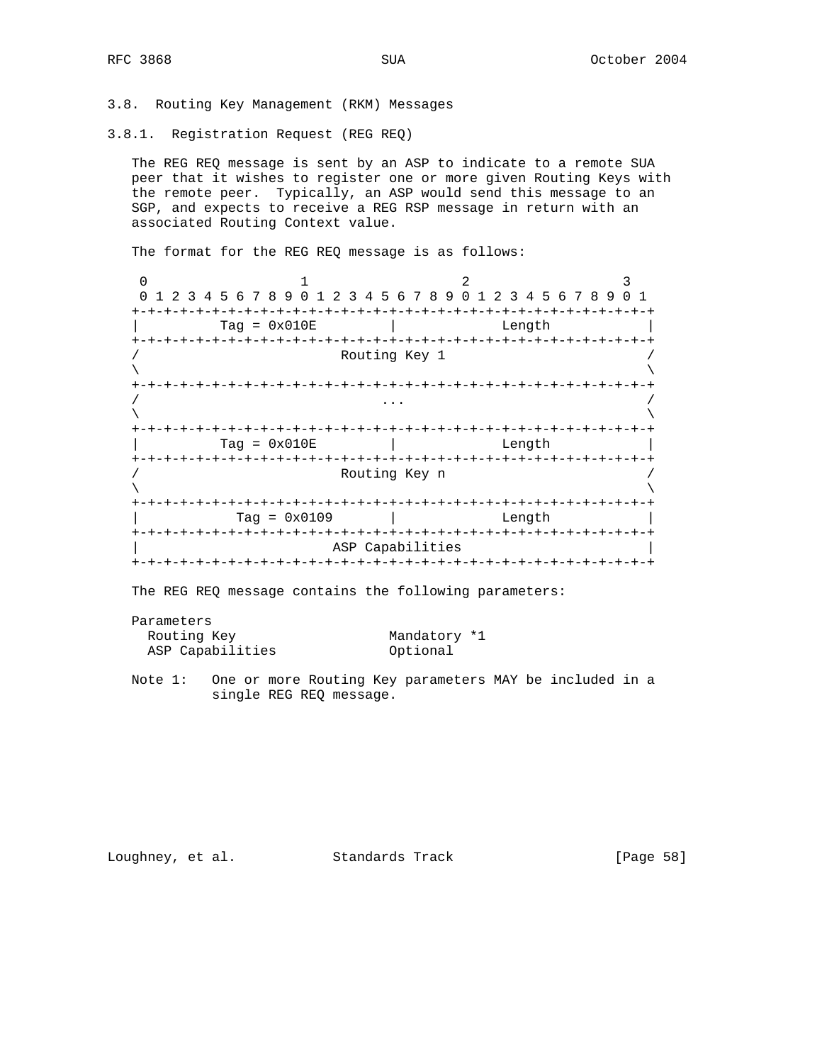### 3.8. Routing Key Management (RKM) Messages

#### 3.8.1. Registration Request (REG REQ)

The REG REQ message is sent by an ASP to indicate to a remote SUA peer that it wishes to register one or more given Routing Keys with the remote peer. Typically, an ASP would send this message to an SGP, and expects to receive a REG RSP message in return with an associated Routing Context value.

The format for the REG REQ message is as follows:

```
 0                   1                   2                   3
 0 1 2 3 4 5 6 7 8 9 0 1 2 3 4 5 6 7 8 9 0 1 2 3 4 5 6 7 8 9 0 1
+-+-+-+-+-+-+-+-+-+-+-+-+-+-+-+-+-+-+-+-+-+-+-+-+-+-+-+-+-+-+-+-+
|          Tag = 0x010E         |             Length            |
+-+-+-+-+-+-+-+-+-+-+-+-+-+-+-+-+-+-+-+-+-+-+-+-+-+-+-+-+-+-+-+-+
/                         Routing Key 1                         /
\                                                               \
+-+-+-+-+-+-+-+-+-+-+-+-+-+-+-+-+-+-+-+-+-+-+-+-+-+-+-+-+-+-+-+-+
/                              ...                              /
\                                                               \
+-+-+-+-+-+-+-+-+-+-+-+-+-+-+-+-+-+-+-+-+-+-+-+-+-+-+-+-+-+-+-+-+
|          Tag = 0x010E         |             Length            |
+-+-+-+-+-+-+-+-+-+-+-+-+-+-+-+-+-+-+-+-+-+-+-+-+-+-+-+-+-+-+-+-+
/                         Routing Key n                         /
\                                                               \
+-+-+-+-+-+-+-+-+-+-+-+-+-+-+-+-+-+-+-+-+-+-+-+-+-+-+-+-+-+-+-+-+
|           Tag = 0x0109        |             Length            |
+-+-+-+-+-+-+-+-+-+-+-+-+-+-+-+-+-+-+-+-+-+-+-+-+-+-+-+-+-+-+-+-+
|                        ASP Capabilities                       |
+-+-+-+-+-+-+-+-+-+-+-+-+-+-+-+-+-+-+-+-+-+-+-+-+-+-+-+-+-+-+-+-+
```

The REG REQ message contains the following parameters:

```
Parameters
  Routing Key                   Mandatory *1
  ASP Capabilities              Optional
```

Note 1: One or more Routing Key parameters MAY be included in a single REG REQ message.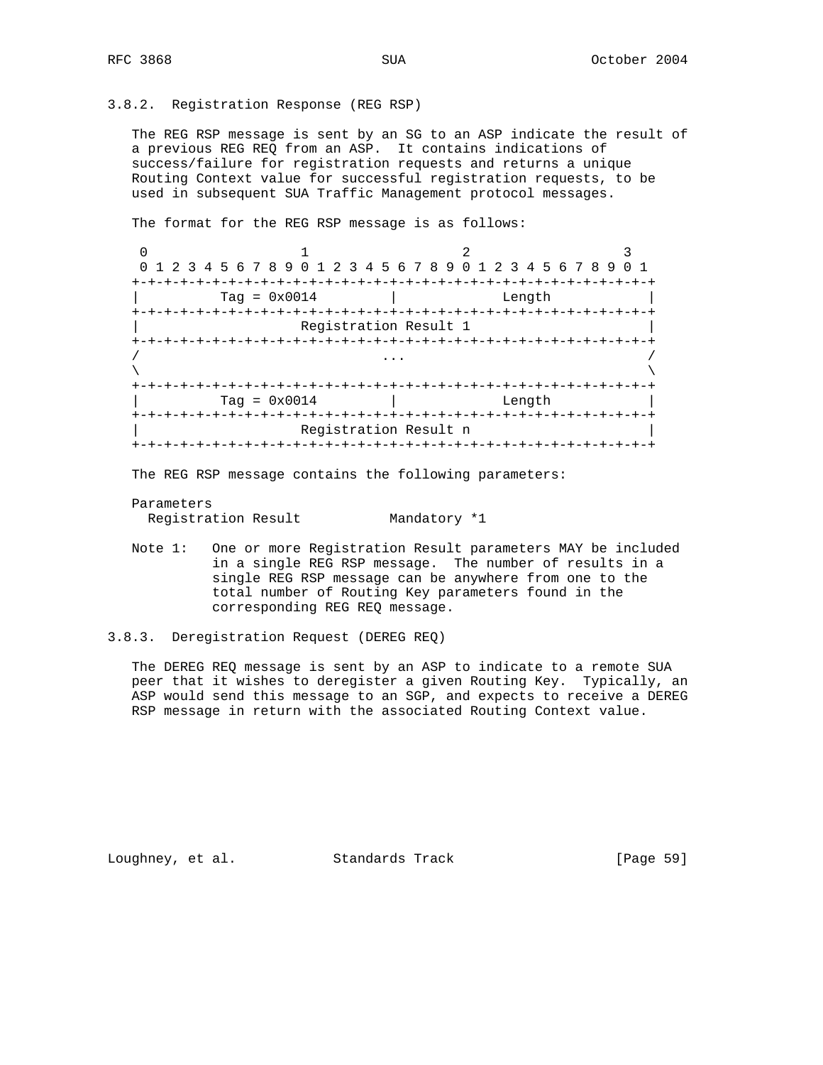### 3.8.2. Registration Response (REG RSP)

The REG RSP message is sent by an SG to an ASP indicate the result of a previous REG REQ from an ASP. It contains indications of success/failure for registration requests and returns a unique Routing Context value for successful registration requests, to be used in subsequent SUA Traffic Management protocol messages.

The format for the REG RSP message is as follows:

```
 0                   1                   2                   3
 0 1 2 3 4 5 6 7 8 9 0 1 2 3 4 5 6 7 8 9 0 1 2 3 4 5 6 7 8 9 0 1
+-+-+-+-+-+-+-+-+-+-+-+-+-+-+-+-+-+-+-+-+-+-+-+-+-+-+-+-+-+-+-+-+
|          Tag = 0x0014         |             Length            |
+-+-+-+-+-+-+-+-+-+-+-+-+-+-+-+-+-+-+-+-+-+-+-+-+-+-+-+-+-+-+-+-+
|                     Registration Result 1                     |
+-+-+-+-+-+-+-+-+-+-+-+-+-+-+-+-+-+-+-+-+-+-+-+-+-+-+-+-+-+-+-+-+
/                              ...                              /
\                                                               \
+-+-+-+-+-+-+-+-+-+-+-+-+-+-+-+-+-+-+-+-+-+-+-+-+-+-+-+-+-+-+-+-+
|          Tag = 0x0014         |             Length            |
+-+-+-+-+-+-+-+-+-+-+-+-+-+-+-+-+-+-+-+-+-+-+-+-+-+-+-+-+-+-+-+-+
|                     Registration Result n                     |
+-+-+-+-+-+-+-+-+-+-+-+-+-+-+-+-+-+-+-+-+-+-+-+-+-+-+-+-+-+-+-+-+
```

The REG RSP message contains the following parameters:

```
Parameters
  Registration Result           Mandatory *1
```

Note 1: One or more Registration Result parameters MAY be included in a single REG RSP message. The number of results in a single REG RSP message can be anywhere from one to the total number of Routing Key parameters found in the corresponding REG REQ message.

### 3.8.3. Deregistration Request (DEREG REQ)

The DEREG REQ message is sent by an ASP to indicate to a remote SUA peer that it wishes to deregister a given Routing Key. Typically, an ASP would send this message to an SGP, and expects to receive a DEREG RSP message in return with the associated Routing Context value.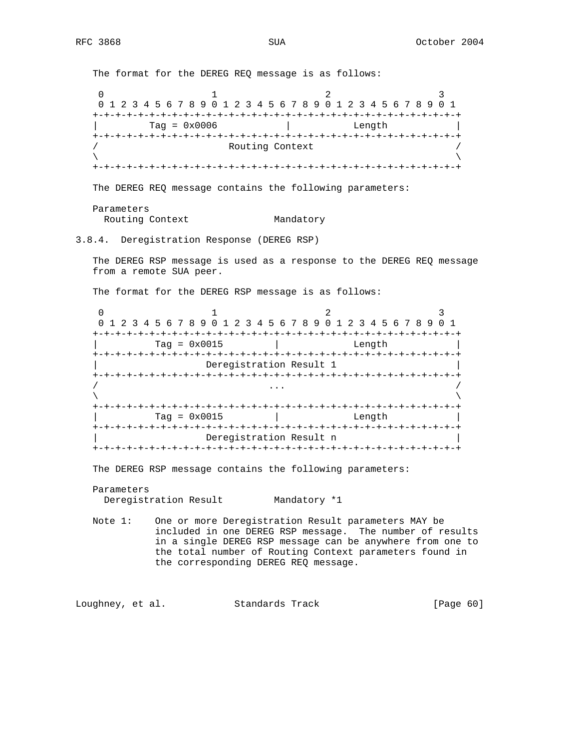The format for the DEREG REQ message is as follows:

```
 0                   1                   2                   3
 0 1 2 3 4 5 6 7 8 9 0 1 2 3 4 5 6 7 8 9 0 1 2 3 4 5 6 7 8 9 0 1
+-+-+-+-+-+-+-+-+-+-+-+-+-+-+-+-+-+-+-+-+-+-+-+-+-+-+-+-+-+-+-+-+
|         Tag = 0x0006          |            Length             |
+-+-+-+-+-+-+-+-+-+-+-+-+-+-+-+-+-+-+-+-+-+-+-+-+-+-+-+-+-+-+-+-+
/                       Routing Context                         /
\                                                               \
+-+-+-+-+-+-+-+-+-+-+-+-+-+-+-+-+-+-+-+-+-+-+-+-+-+-+-+-+-+-+-+-+
```

The DEREG REQ message contains the following parameters:

```
Parameters
  Routing Context               Mandatory
```

### 3.8.4. Deregistration Response (DEREG RSP)

The DEREG RSP message is used as a response to the DEREG REQ message from a remote SUA peer.

The format for the DEREG RSP message is as follows:

```
 0                   1                   2                   3
 0 1 2 3 4 5 6 7 8 9 0 1 2 3 4 5 6 7 8 9 0 1 2 3 4 5 6 7 8 9 0 1
+-+-+-+-+-+-+-+-+-+-+-+-+-+-+-+-+-+-+-+-+-+-+-+-+-+-+-+-+-+-+-+-+
|          Tag = 0x0015         |             Length            |
+-+-+-+-+-+-+-+-+-+-+-+-+-+-+-+-+-+-+-+-+-+-+-+-+-+-+-+-+-+-+-+-+
|                   Deregistration Result 1                     |
+-+-+-+-+-+-+-+-+-+-+-+-+-+-+-+-+-+-+-+-+-+-+-+-+-+-+-+-+-+-+-+-+
/                              ...                              /
\                                                               \
+-+-+-+-+-+-+-+-+-+-+-+-+-+-+-+-+-+-+-+-+-+-+-+-+-+-+-+-+-+-+-+-+
|          Tag = 0x0015         |             Length            |
+-+-+-+-+-+-+-+-+-+-+-+-+-+-+-+-+-+-+-+-+-+-+-+-+-+-+-+-+-+-+-+-+
|                   Deregistration Result n                     |
+-+-+-+-+-+-+-+-+-+-+-+-+-+-+-+-+-+-+-+-+-+-+-+-+-+-+-+-+-+-+-+-+
```

The DEREG RSP message contains the following parameters:

```
Parameters
  Deregistration Result         Mandatory *1
```

Note 1: One or more Deregistration Result parameters MAY be included in one DEREG RSP message. The number of results in a single DEREG RSP message can be anywhere from one to the total number of Routing Context parameters found in the corresponding DEREG REQ message.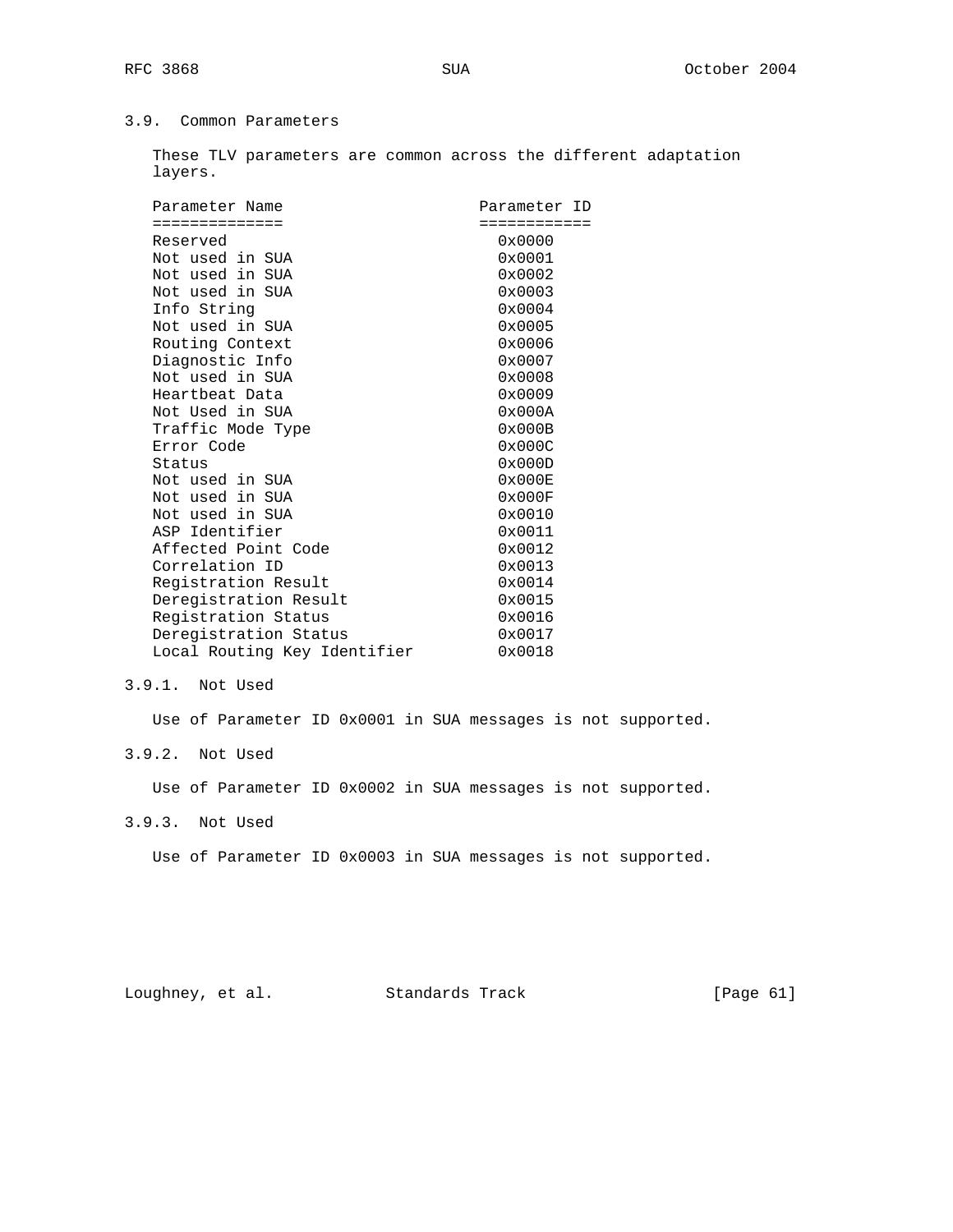### 3.9. Common Parameters

These TLV parameters are common across the different adaptation layers.

| Parameter Name | Parameter ID |
|---|---|
| Reserved | 0x0000 |
| Not used in SUA | 0x0001 |
| Not used in SUA | 0x0002 |
| Not used in SUA | 0x0003 |
| Info String | 0x0004 |
| Not used in SUA | 0x0005 |
| Routing Context | 0x0006 |
| Diagnostic Info | 0x0007 |
| Not used in SUA | 0x0008 |
| Heartbeat Data | 0x0009 |
| Not Used in SUA | 0x000A |
| Traffic Mode Type | 0x000B |
| Error Code | 0x000C |
| Status | 0x000D |
| Not used in SUA | 0x000E |
| Not used in SUA | 0x000F |
| Not used in SUA | 0x0010 |
| ASP Identifier | 0x0011 |
| Affected Point Code | 0x0012 |
| Correlation ID | 0x0013 |
| Registration Result | 0x0014 |
| Deregistration Result | 0x0015 |
| Registration Status | 0x0016 |
| Deregistration Status | 0x0017 |
| Local Routing Key Identifier | 0x0018 |

#### 3.9.1. Not Used

Use of Parameter ID 0x0001 in SUA messages is not supported.

#### 3.9.2. Not Used

Use of Parameter ID 0x0002 in SUA messages is not supported.

#### 3.9.3. Not Used

Use of Parameter ID 0x0003 in SUA messages is not supported.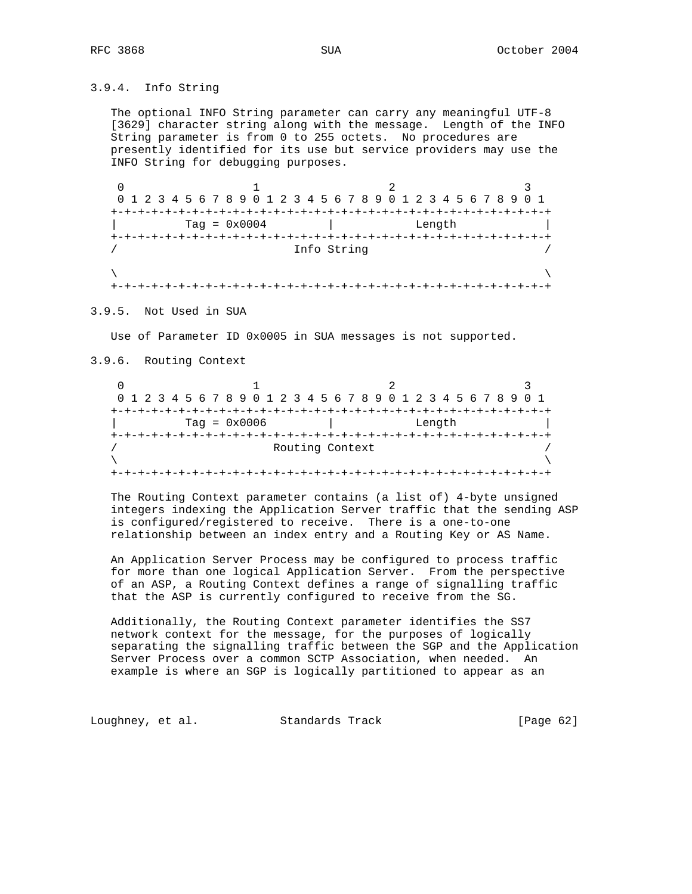### 3.9.4. Info String

The optional INFO String parameter can carry any meaningful UTF-8 [3629] character string along with the message. Length of the INFO String parameter is from 0 to 255 octets. No procedures are presently identified for its use but service providers may use the INFO String for debugging purposes.

```
 0                   1                   2                   3
 0 1 2 3 4 5 6 7 8 9 0 1 2 3 4 5 6 7 8 9 0 1 2 3 4 5 6 7 8 9 0 1
+-+-+-+-+-+-+-+-+-+-+-+-+-+-+-+-+-+-+-+-+-+-+-+-+-+-+-+-+-+-+-+-+
|         Tag = 0x0004          |            Length             |
+-+-+-+-+-+-+-+-+-+-+-+-+-+-+-+-+-+-+-+-+-+-+-+-+-+-+-+-+-+-+-+-+
/                          Info String                          /

\                                                               \
+-+-+-+-+-+-+-+-+-+-+-+-+-+-+-+-+-+-+-+-+-+-+-+-+-+-+-+-+-+-+-+-+
```

### 3.9.5. Not Used in SUA

Use of Parameter ID 0x0005 in SUA messages is not supported.

### 3.9.6. Routing Context

```
 0                   1                   2                   3
 0 1 2 3 4 5 6 7 8 9 0 1 2 3 4 5 6 7 8 9 0 1 2 3 4 5 6 7 8 9 0 1
+-+-+-+-+-+-+-+-+-+-+-+-+-+-+-+-+-+-+-+-+-+-+-+-+-+-+-+-+-+-+-+-+
|         Tag = 0x0006          |            Length             |
+-+-+-+-+-+-+-+-+-+-+-+-+-+-+-+-+-+-+-+-+-+-+-+-+-+-+-+-+-+-+-+-+
/                       Routing Context                         /
\                                                               \
+-+-+-+-+-+-+-+-+-+-+-+-+-+-+-+-+-+-+-+-+-+-+-+-+-+-+-+-+-+-+-+-+
```

The Routing Context parameter contains (a list of) 4-byte unsigned integers indexing the Application Server traffic that the sending ASP is configured/registered to receive. There is a one-to-one relationship between an index entry and a Routing Key or AS Name.

An Application Server Process may be configured to process traffic for more than one logical Application Server. From the perspective of an ASP, a Routing Context defines a range of signalling traffic that the ASP is currently configured to receive from the SG.

Additionally, the Routing Context parameter identifies the SS7 network context for the message, for the purposes of logically separating the signalling traffic between the SGP and the Application Server Process over a common SCTP Association, when needed. An example is where an SGP is logically partitioned to appear as an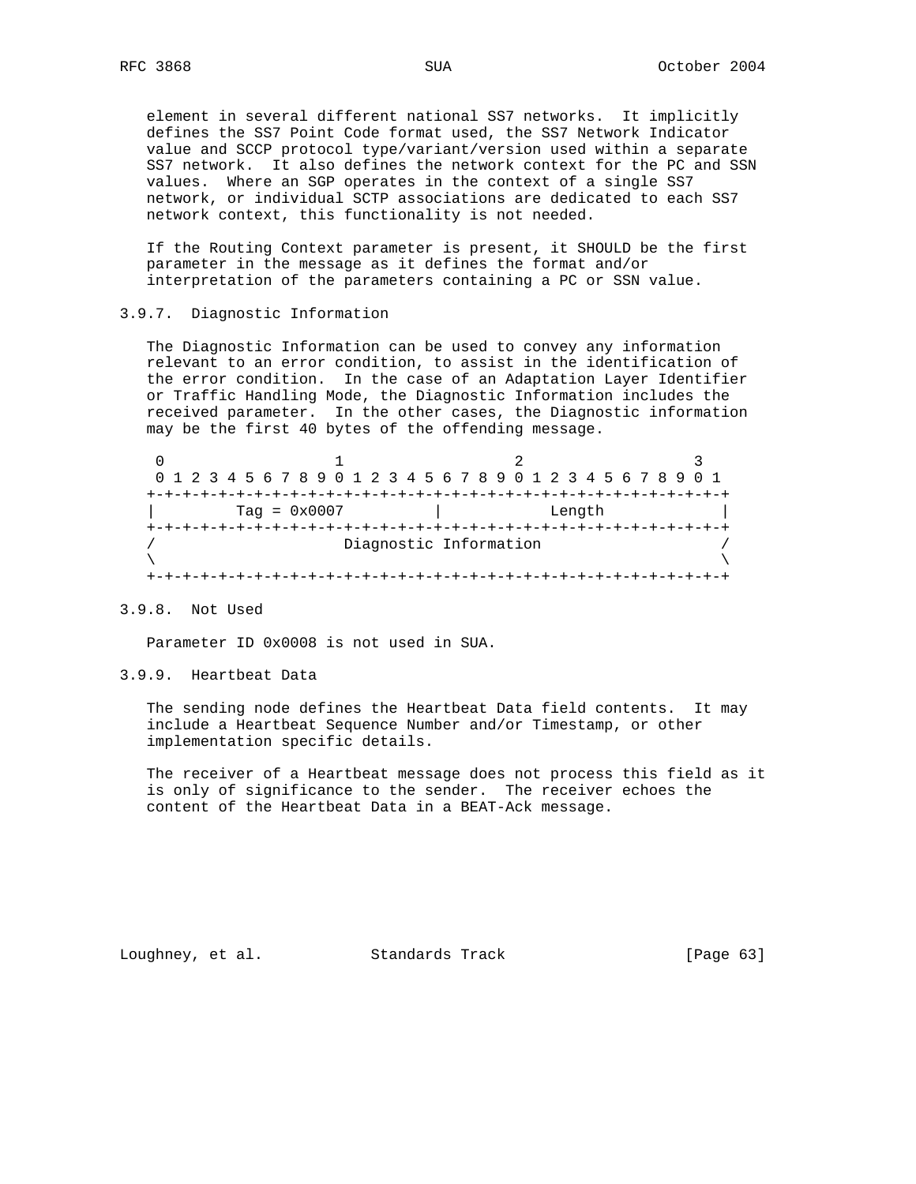element in several different national SS7 networks. It implicitly defines the SS7 Point Code format used, the SS7 Network Indicator value and SCCP protocol type/variant/version used within a separate SS7 network. It also defines the network context for the PC and SSN values. Where an SGP operates in the context of a single SS7 network, or individual SCTP associations are dedicated to each SS7 network context, this functionality is not needed.

If the Routing Context parameter is present, it SHOULD be the first parameter in the message as it defines the format and/or interpretation of the parameters containing a PC or SSN value.

### 3.9.7. Diagnostic Information

The Diagnostic Information can be used to convey any information relevant to an error condition, to assist in the identification of the error condition. In the case of an Adaptation Layer Identifier or Traffic Handling Mode, the Diagnostic Information includes the received parameter. In the other cases, the Diagnostic information may be the first 40 bytes of the offending message.

```
 0                   1                   2                   3
 0 1 2 3 4 5 6 7 8 9 0 1 2 3 4 5 6 7 8 9 0 1 2 3 4 5 6 7 8 9 0 1
+-+-+-+-+-+-+-+-+-+-+-+-+-+-+-+-+-+-+-+-+-+-+-+-+-+-+-+-+-+-+-+-+
|        Tag = 0x0007           |            Length             |
+-+-+-+-+-+-+-+-+-+-+-+-+-+-+-+-+-+-+-+-+-+-+-+-+-+-+-+-+-+-+-+-+
/                    Diagnostic Information                     /
\                                                               \
+-+-+-+-+-+-+-+-+-+-+-+-+-+-+-+-+-+-+-+-+-+-+-+-+-+-+-+-+-+-+-+-+
```

### 3.9.8. Not Used

Parameter ID 0x0008 is not used in SUA.

### 3.9.9. Heartbeat Data

The sending node defines the Heartbeat Data field contents. It may include a Heartbeat Sequence Number and/or Timestamp, or other implementation specific details.

The receiver of a Heartbeat message does not process this field as it is only of significance to the sender. The receiver echoes the content of the Heartbeat Data in a BEAT-Ack message.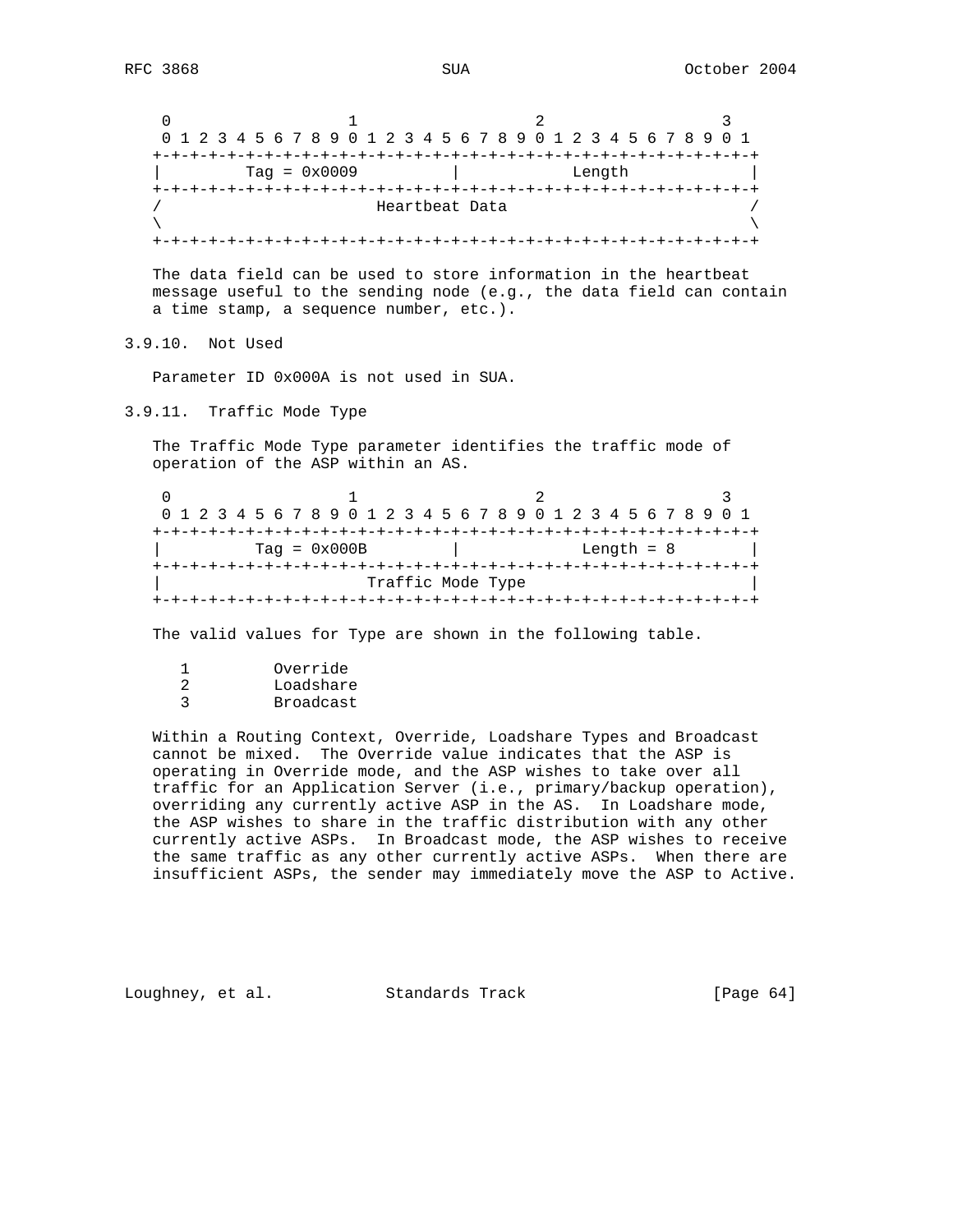```
    0                   1                   2                   3
    0 1 2 3 4 5 6 7 8 9 0 1 2 3 4 5 6 7 8 9 0 1 2 3 4 5 6 7 8 9 0 1
   +-+-+-+-+-+-+-+-+-+-+-+-+-+-+-+-+-+-+-+-+-+-+-+-+-+-+-+-+-+-+-+-+
   |         Tag = 0x0009          |             Length            |
   +-+-+-+-+-+-+-+-+-+-+-+-+-+-+-+-+-+-+-+-+-+-+-+-+-+-+-+-+-+-+-+-+
   /                        Heartbeat Data                         /
   \                                                               \
   +-+-+-+-+-+-+-+-+-+-+-+-+-+-+-+-+-+-+-+-+-+-+-+-+-+-+-+-+-+-+-+-+
```

The data field can be used to store information in the heartbeat message useful to the sending node (e.g., the data field can contain a time stamp, a sequence number, etc.).

### 3.9.10. Not Used

Parameter ID 0x000A is not used in SUA.

### 3.9.11. Traffic Mode Type

The Traffic Mode Type parameter identifies the traffic mode of operation of the ASP within an AS.

```
    0                   1                   2                   3
    0 1 2 3 4 5 6 7 8 9 0 1 2 3 4 5 6 7 8 9 0 1 2 3 4 5 6 7 8 9 0 1
   +-+-+-+-+-+-+-+-+-+-+-+-+-+-+-+-+-+-+-+-+-+-+-+-+-+-+-+-+-+-+-+-+
   |          Tag = 0x000B         |            Length = 8         |
   +-+-+-+-+-+-+-+-+-+-+-+-+-+-+-+-+-+-+-+-+-+-+-+-+-+-+-+-+-+-+-+-+
   |                      Traffic Mode Type                        |
   +-+-+-+-+-+-+-+-+-+-+-+-+-+-+-+-+-+-+-+-+-+-+-+-+-+-+-+-+-+-+-+-+
```

The valid values for Type are shown in the following table.

```
      1         Override
      2         Loadshare
      3         Broadcast
```

Within a Routing Context, Override, Loadshare Types and Broadcast cannot be mixed. The Override value indicates that the ASP is operating in Override mode, and the ASP wishes to take over all traffic for an Application Server (i.e., primary/backup operation), overriding any currently active ASP in the AS. In Loadshare mode, the ASP wishes to share in the traffic distribution with any other currently active ASPs. In Broadcast mode, the ASP wishes to receive the same traffic as any other currently active ASPs. When there are insufficient ASPs, the sender may immediately move the ASP to Active.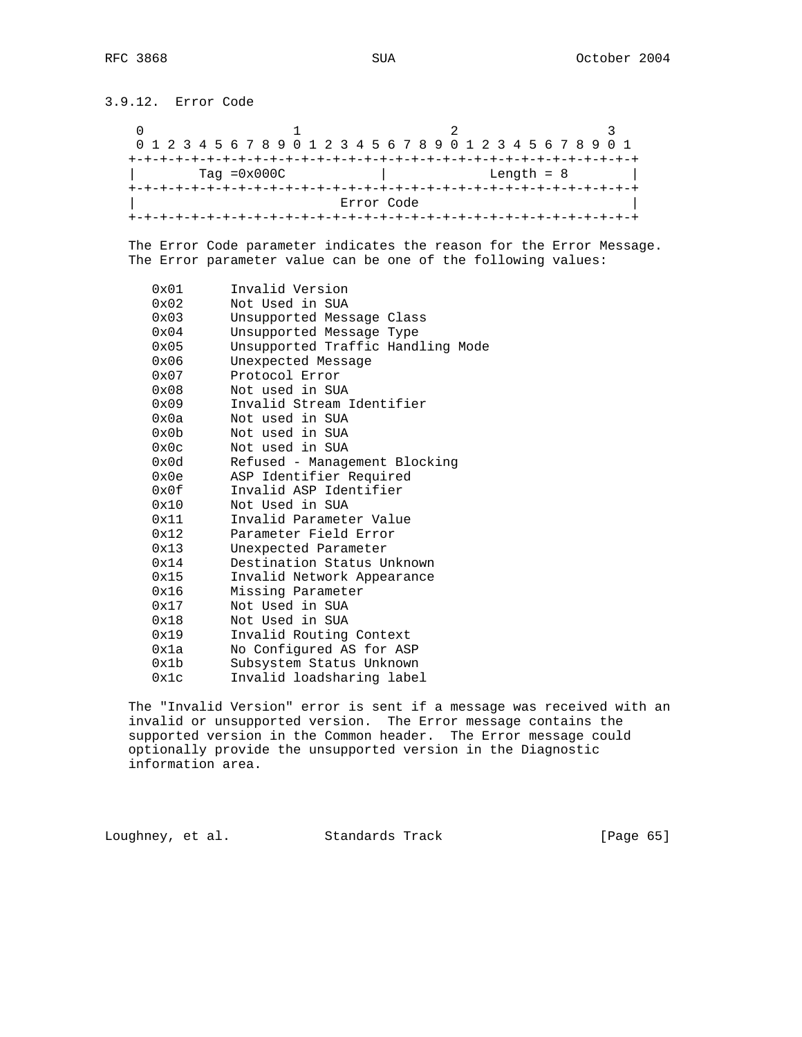### 3.9.12. Error Code

```
 0                   1                   2                   3
 0 1 2 3 4 5 6 7 8 9 0 1 2 3 4 5 6 7 8 9 0 1 2 3 4 5 6 7 8 9 0 1
+-+-+-+-+-+-+-+-+-+-+-+-+-+-+-+-+-+-+-+-+-+-+-+-+-+-+-+-+-+-+-+-+
|        Tag =0x000C            |             Length = 8        |
+-+-+-+-+-+-+-+-+-+-+-+-+-+-+-+-+-+-+-+-+-+-+-+-+-+-+-+-+-+-+-+-+
|                           Error Code                          |
+-+-+-+-+-+-+-+-+-+-+-+-+-+-+-+-+-+-+-+-+-+-+-+-+-+-+-+-+-+-+-+-+
```

The Error Code parameter indicates the reason for the Error Message. The Error parameter value can be one of the following values:

```
0x01      Invalid Version
0x02      Not Used in SUA
0x03      Unsupported Message Class
0x04      Unsupported Message Type
0x05      Unsupported Traffic Handling Mode
0x06      Unexpected Message
0x07      Protocol Error
0x08      Not used in SUA
0x09      Invalid Stream Identifier
0x0a      Not used in SUA
0x0b      Not used in SUA
0x0c      Not used in SUA
0x0d      Refused - Management Blocking
0x0e      ASP Identifier Required
0x0f      Invalid ASP Identifier
0x10      Not Used in SUA
0x11      Invalid Parameter Value
0x12      Parameter Field Error
0x13      Unexpected Parameter
0x14      Destination Status Unknown
0x15      Invalid Network Appearance
0x16      Missing Parameter
0x17      Not Used in SUA
0x18      Not Used in SUA
0x19      Invalid Routing Context
0x1a      No Configured AS for ASP
0x1b      Subsystem Status Unknown
0x1c      Invalid loadsharing label
```

The "Invalid Version" error is sent if a message was received with an invalid or unsupported version. The Error message contains the supported version in the Common header. The Error message could optionally provide the unsupported version in the Diagnostic information area.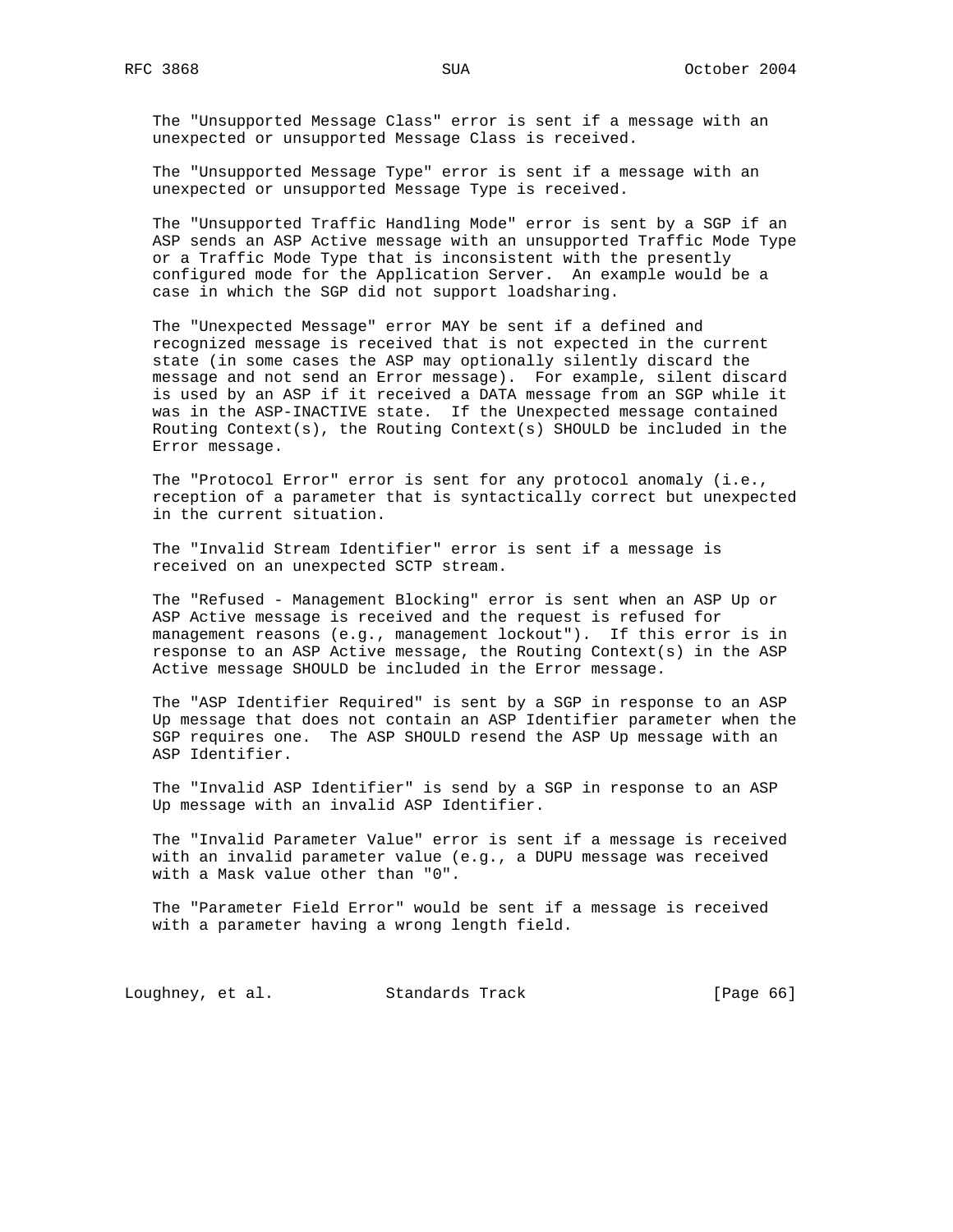The "Unsupported Message Class" error is sent if a message with an unexpected or unsupported Message Class is received.

The "Unsupported Message Type" error is sent if a message with an unexpected or unsupported Message Type is received.

The "Unsupported Traffic Handling Mode" error is sent by a SGP if an ASP sends an ASP Active message with an unsupported Traffic Mode Type or a Traffic Mode Type that is inconsistent with the presently configured mode for the Application Server. An example would be a case in which the SGP did not support loadsharing.

The "Unexpected Message" error MAY be sent if a defined and recognized message is received that is not expected in the current state (in some cases the ASP may optionally silently discard the message and not send an Error message). For example, silent discard is used by an ASP if it received a DATA message from an SGP while it was in the ASP-INACTIVE state. If the Unexpected message contained Routing Context(s), the Routing Context(s) SHOULD be included in the Error message.

The "Protocol Error" error is sent for any protocol anomaly (i.e., reception of a parameter that is syntactically correct but unexpected in the current situation.

The "Invalid Stream Identifier" error is sent if a message is received on an unexpected SCTP stream.

The "Refused - Management Blocking" error is sent when an ASP Up or ASP Active message is received and the request is refused for management reasons (e.g., management lockout"). If this error is in response to an ASP Active message, the Routing Context(s) in the ASP Active message SHOULD be included in the Error message.

The "ASP Identifier Required" is sent by a SGP in response to an ASP Up message that does not contain an ASP Identifier parameter when the SGP requires one. The ASP SHOULD resend the ASP Up message with an ASP Identifier.

The "Invalid ASP Identifier" is send by a SGP in response to an ASP Up message with an invalid ASP Identifier.

The "Invalid Parameter Value" error is sent if a message is received with an invalid parameter value (e.g., a DUPU message was received with a Mask value other than "0".

The "Parameter Field Error" would be sent if a message is received with a parameter having a wrong length field.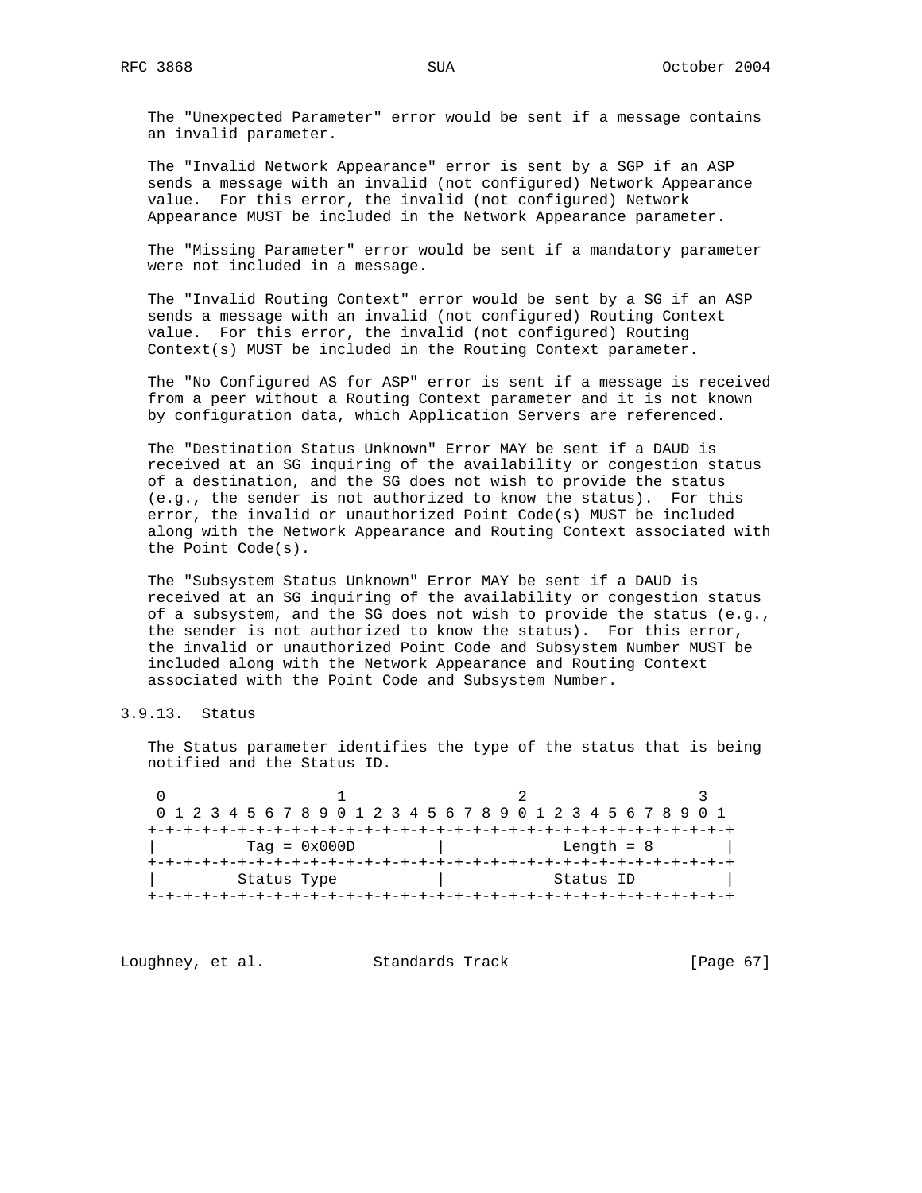The "Unexpected Parameter" error would be sent if a message contains an invalid parameter.

The "Invalid Network Appearance" error is sent by a SGP if an ASP sends a message with an invalid (not configured) Network Appearance value. For this error, the invalid (not configured) Network Appearance MUST be included in the Network Appearance parameter.

The "Missing Parameter" error would be sent if a mandatory parameter were not included in a message.

The "Invalid Routing Context" error would be sent by a SG if an ASP sends a message with an invalid (not configured) Routing Context value. For this error, the invalid (not configured) Routing Context(s) MUST be included in the Routing Context parameter.

The "No Configured AS for ASP" error is sent if a message is received from a peer without a Routing Context parameter and it is not known by configuration data, which Application Servers are referenced.

The "Destination Status Unknown" Error MAY be sent if a DAUD is received at an SG inquiring of the availability or congestion status of a destination, and the SG does not wish to provide the status (e.g., the sender is not authorized to know the status). For this error, the invalid or unauthorized Point Code(s) MUST be included along with the Network Appearance and Routing Context associated with the Point Code(s).

The "Subsystem Status Unknown" Error MAY be sent if a DAUD is received at an SG inquiring of the availability or congestion status of a subsystem, and the SG does not wish to provide the status (e.g., the sender is not authorized to know the status). For this error, the invalid or unauthorized Point Code and Subsystem Number MUST be included along with the Network Appearance and Routing Context associated with the Point Code and Subsystem Number.

### 3.9.13. Status

The Status parameter identifies the type of the status that is being notified and the Status ID.

```
 0                   1                   2                   3
 0 1 2 3 4 5 6 7 8 9 0 1 2 3 4 5 6 7 8 9 0 1 2 3 4 5 6 7 8 9 0 1
+-+-+-+-+-+-+-+-+-+-+-+-+-+-+-+-+-+-+-+-+-+-+-+-+-+-+-+-+-+-+-+-+
|         Tag = 0x000D          |           Length = 8          |
+-+-+-+-+-+-+-+-+-+-+-+-+-+-+-+-+-+-+-+-+-+-+-+-+-+-+-+-+-+-+-+-+
|        Status Type            |           Status ID           |
+-+-+-+-+-+-+-+-+-+-+-+-+-+-+-+-+-+-+-+-+-+-+-+-+-+-+-+-+-+-+-+-+
```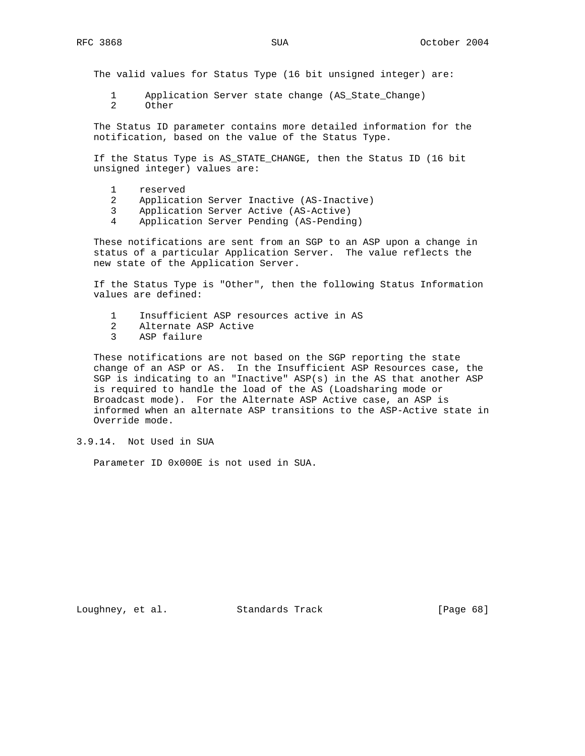The valid values for Status Type (16 bit unsigned integer) are:

```
   1     Application Server state change (AS_State_Change)
   2     Other
```

The Status ID parameter contains more detailed information for the notification, based on the value of the Status Type.

If the Status Type is AS_STATE_CHANGE, then the Status ID (16 bit unsigned integer) values are:

```
   1    reserved
   2    Application Server Inactive (AS-Inactive)
   3    Application Server Active (AS-Active)
   4    Application Server Pending (AS-Pending)
```

These notifications are sent from an SGP to an ASP upon a change in status of a particular Application Server. The value reflects the new state of the Application Server.

If the Status Type is "Other", then the following Status Information values are defined:

```
   1    Insufficient ASP resources active in AS
   2    Alternate ASP Active
   3    ASP failure
```

These notifications are not based on the SGP reporting the state change of an ASP or AS. In the Insufficient ASP Resources case, the SGP is indicating to an "Inactive" ASP(s) in the AS that another ASP is required to handle the load of the AS (Loadsharing mode or Broadcast mode). For the Alternate ASP Active case, an ASP is informed when an alternate ASP transitions to the ASP-Active state in Override mode.

### 3.9.14. Not Used in SUA

Parameter ID 0x000E is not used in SUA.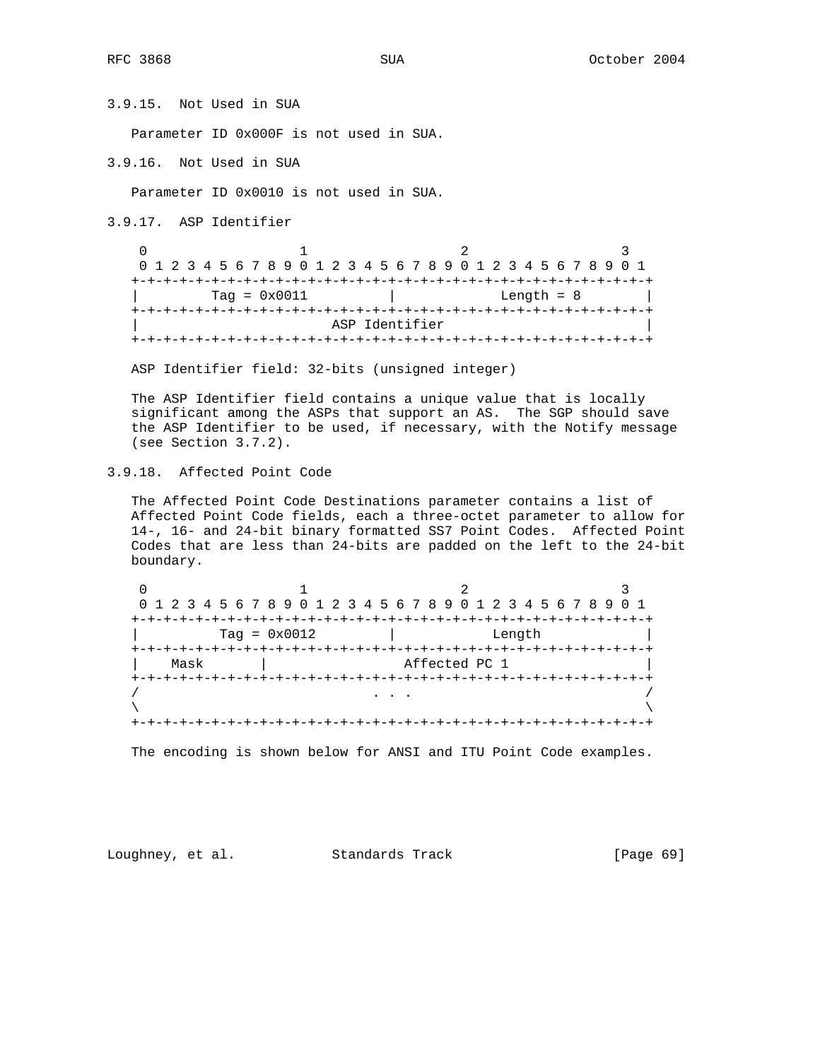### 3.9.15. Not Used in SUA

Parameter ID 0x000F is not used in SUA.

### 3.9.16. Not Used in SUA

Parameter ID 0x0010 is not used in SUA.

### 3.9.17. ASP Identifier

```
 0                   1                   2                   3
 0 1 2 3 4 5 6 7 8 9 0 1 2 3 4 5 6 7 8 9 0 1 2 3 4 5 6 7 8 9 0 1
+-+-+-+-+-+-+-+-+-+-+-+-+-+-+-+-+-+-+-+-+-+-+-+-+-+-+-+-+-+-+-+-+
|        Tag = 0x0011           |            Length = 8         |
+-+-+-+-+-+-+-+-+-+-+-+-+-+-+-+-+-+-+-+-+-+-+-+-+-+-+-+-+-+-+-+-+
|                         ASP Identifier                        |
+-+-+-+-+-+-+-+-+-+-+-+-+-+-+-+-+-+-+-+-+-+-+-+-+-+-+-+-+-+-+-+-+
```

ASP Identifier field: 32-bits (unsigned integer)

The ASP Identifier field contains a unique value that is locally significant among the ASPs that support an AS. The SGP should save the ASP Identifier to be used, if necessary, with the Notify message (see Section 3.7.2).

### 3.9.18. Affected Point Code

The Affected Point Code Destinations parameter contains a list of Affected Point Code fields, each a three-octet parameter to allow for 14-, 16- and 24-bit binary formatted SS7 Point Codes. Affected Point Codes that are less than 24-bits are padded on the left to the 24-bit boundary.

```
 0                   1                   2                   3
 0 1 2 3 4 5 6 7 8 9 0 1 2 3 4 5 6 7 8 9 0 1 2 3 4 5 6 7 8 9 0 1
+-+-+-+-+-+-+-+-+-+-+-+-+-+-+-+-+-+-+-+-+-+-+-+-+-+-+-+-+-+-+-+-+
|         Tag = 0x0012          |          Length               |
+-+-+-+-+-+-+-+-+-+-+-+-+-+-+-+-+-+-+-+-+-+-+-+-+-+-+-+-+-+-+-+-+
|    Mask       |                 Affected PC 1                 |
+-+-+-+-+-+-+-+-+-+-+-+-+-+-+-+-+-+-+-+-+-+-+-+-+-+-+-+-+-+-+-+-+
/                             . . .                             /
\                                                               \
+-+-+-+-+-+-+-+-+-+-+-+-+-+-+-+-+-+-+-+-+-+-+-+-+-+-+-+-+-+-+-+-+
```

The encoding is shown below for ANSI and ITU Point Code examples.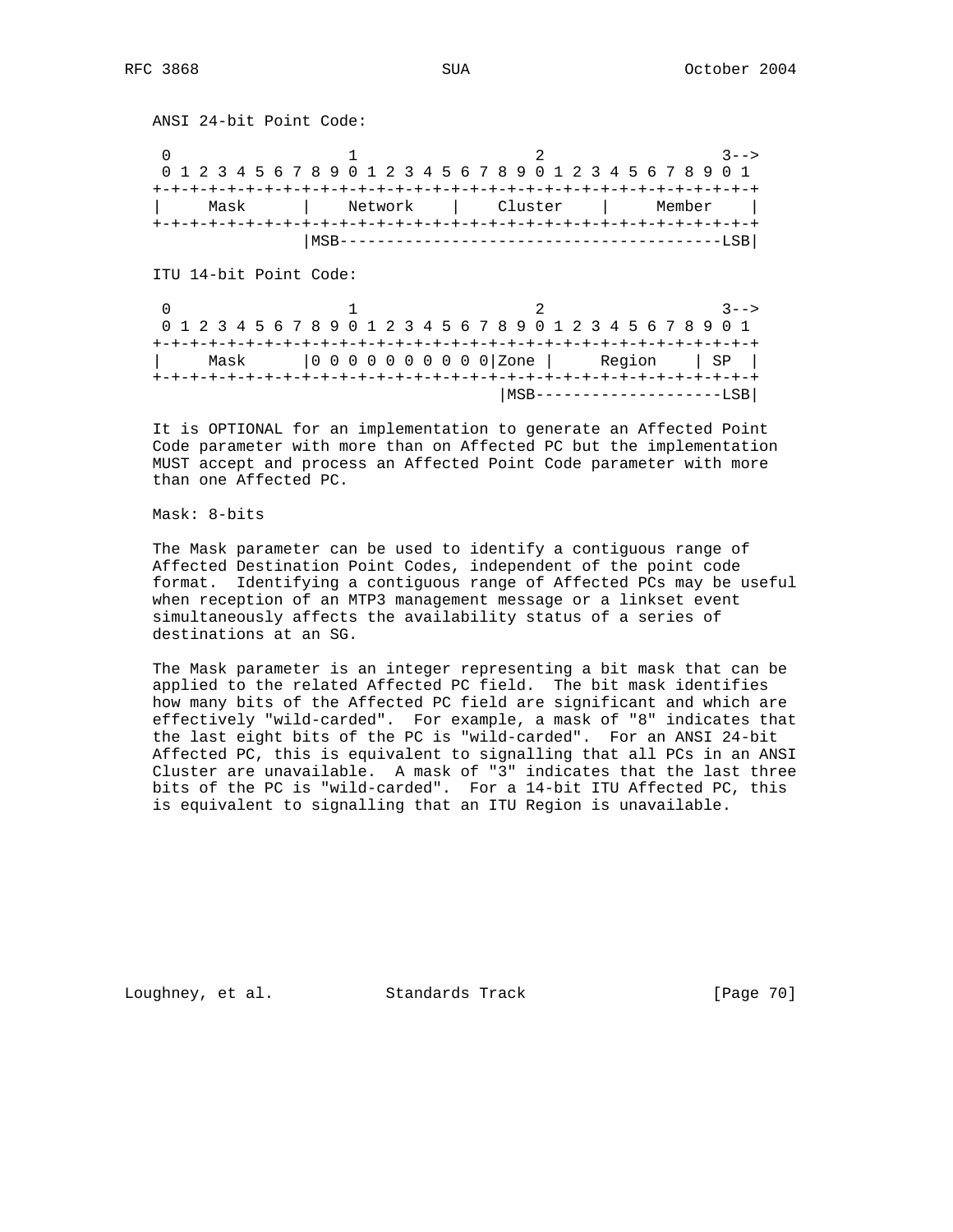ANSI 24-bit Point Code:

```
 0                   1                   2                   3-->
 0 1 2 3 4 5 6 7 8 9 0 1 2 3 4 5 6 7 8 9 0 1 2 3 4 5 6 7 8 9 0 1
+-+-+-+-+-+-+-+-+-+-+-+-+-+-+-+-+-+-+-+-+-+-+-+-+-+-+-+-+-+-+-+-+
|     Mask      |    Network    |    Cluster    |     Member    |
+-+-+-+-+-+-+-+-+-+-+-+-+-+-+-+-+-+-+-+-+-+-+-+-+-+-+-+-+-+-+-+-+
                |MSB-----------------------------------------LSB|
```

ITU 14-bit Point Code:

```
 0                   1                   2                   3-->
 0 1 2 3 4 5 6 7 8 9 0 1 2 3 4 5 6 7 8 9 0 1 2 3 4 5 6 7 8 9 0 1
+-+-+-+-+-+-+-+-+-+-+-+-+-+-+-+-+-+-+-+-+-+-+-+-+-+-+-+-+-+-+-+-+
|     Mask      |0 0 0 0 0 0 0 0 0 0|Zone |     Region    | SP  |
+-+-+-+-+-+-+-+-+-+-+-+-+-+-+-+-+-+-+-+-+-+-+-+-+-+-+-+-+-+-+-+-+
                                    |MSB--------------------LSB|
```

It is OPTIONAL for an implementation to generate an Affected Point Code parameter with more than on Affected PC but the implementation MUST accept and process an Affected Point Code parameter with more than one Affected PC.

Mask: 8-bits

The Mask parameter can be used to identify a contiguous range of Affected Destination Point Codes, independent of the point code format. Identifying a contiguous range of Affected PCs may be useful when reception of an MTP3 management message or a linkset event simultaneously affects the availability status of a series of destinations at an SG.

The Mask parameter is an integer representing a bit mask that can be applied to the related Affected PC field. The bit mask identifies how many bits of the Affected PC field are significant and which are effectively "wild-carded". For example, a mask of "8" indicates that the last eight bits of the PC is "wild-carded". For an ANSI 24-bit Affected PC, this is equivalent to signalling that all PCs in an ANSI Cluster are unavailable. A mask of "3" indicates that the last three bits of the PC is "wild-carded". For a 14-bit ITU Affected PC, this is equivalent to signalling that an ITU Region is unavailable.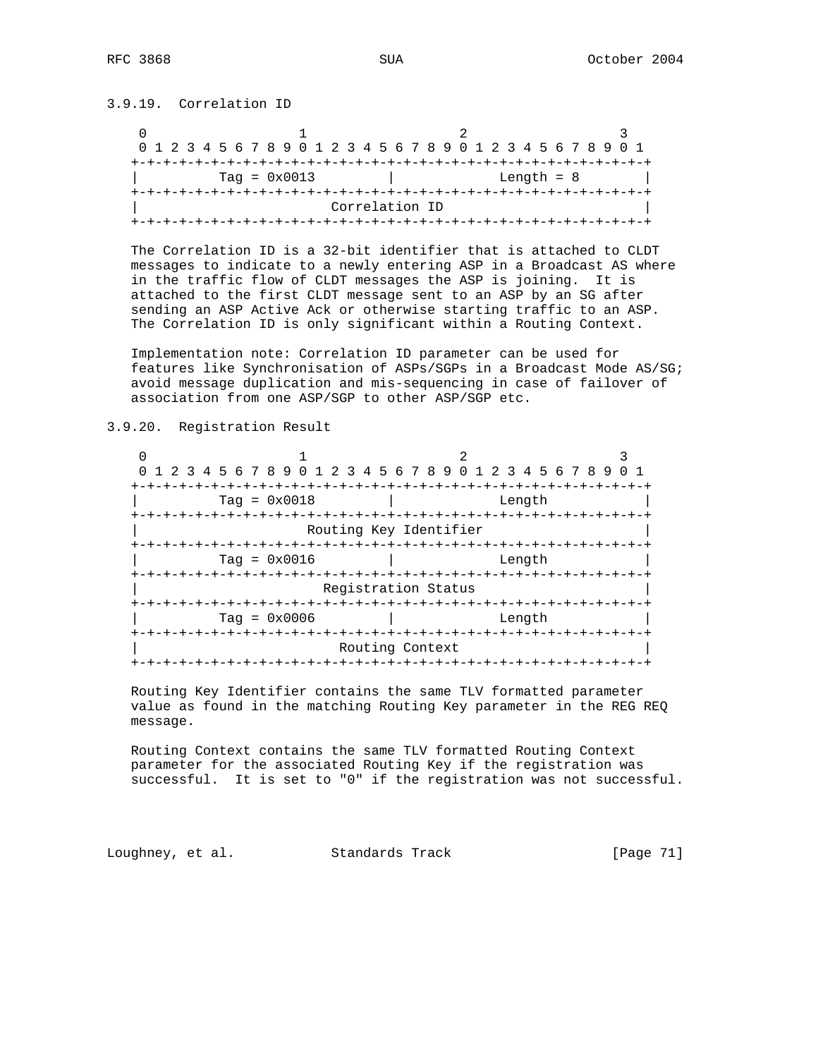### 3.9.19. Correlation ID

```
     0                   1                   2                   3
     0 1 2 3 4 5 6 7 8 9 0 1 2 3 4 5 6 7 8 9 0 1 2 3 4 5 6 7 8 9 0 1
    +-+-+-+-+-+-+-+-+-+-+-+-+-+-+-+-+-+-+-+-+-+-+-+-+-+-+-+-+-+-+-+-+
    |         Tag = 0x0013          |             Length = 8        |
    +-+-+-+-+-+-+-+-+-+-+-+-+-+-+-+-+-+-+-+-+-+-+-+-+-+-+-+-+-+-+-+-+
    |                          Correlation ID                       |
    +-+-+-+-+-+-+-+-+-+-+-+-+-+-+-+-+-+-+-+-+-+-+-+-+-+-+-+-+-+-+-+-+
```

The Correlation ID is a 32-bit identifier that is attached to CLDT messages to indicate to a newly entering ASP in a Broadcast AS where in the traffic flow of CLDT messages the ASP is joining. It is attached to the first CLDT message sent to an ASP by an SG after sending an ASP Active Ack or otherwise starting traffic to an ASP. The Correlation ID is only significant within a Routing Context.

Implementation note: Correlation ID parameter can be used for features like Synchronisation of ASPs/SGPs in a Broadcast Mode AS/SG; avoid message duplication and mis-sequencing in case of failover of association from one ASP/SGP to other ASP/SGP etc.

### 3.9.20. Registration Result

```
     0                   1                   2                   3
     0 1 2 3 4 5 6 7 8 9 0 1 2 3 4 5 6 7 8 9 0 1 2 3 4 5 6 7 8 9 0 1
    +-+-+-+-+-+-+-+-+-+-+-+-+-+-+-+-+-+-+-+-+-+-+-+-+-+-+-+-+-+-+-+-+
    |          Tag = 0x0018         |             Length            |
    +-+-+-+-+-+-+-+-+-+-+-+-+-+-+-+-+-+-+-+-+-+-+-+-+-+-+-+-+-+-+-+-+
    |                     Routing Key Identifier                    |
    +-+-+-+-+-+-+-+-+-+-+-+-+-+-+-+-+-+-+-+-+-+-+-+-+-+-+-+-+-+-+-+-+
    |          Tag = 0x0016         |             Length            |
    +-+-+-+-+-+-+-+-+-+-+-+-+-+-+-+-+-+-+-+-+-+-+-+-+-+-+-+-+-+-+-+-+
    |                      Registration Status                      |
    +-+-+-+-+-+-+-+-+-+-+-+-+-+-+-+-+-+-+-+-+-+-+-+-+-+-+-+-+-+-+-+-+
    |          Tag = 0x0006         |             Length            |
    +-+-+-+-+-+-+-+-+-+-+-+-+-+-+-+-+-+-+-+-+-+-+-+-+-+-+-+-+-+-+-+-+
    |                        Routing Context                        |
    +-+-+-+-+-+-+-+-+-+-+-+-+-+-+-+-+-+-+-+-+-+-+-+-+-+-+-+-+-+-+-+-+
```

Routing Key Identifier contains the same TLV formatted parameter value as found in the matching Routing Key parameter in the REG REQ message.

Routing Context contains the same TLV formatted Routing Context parameter for the associated Routing Key if the registration was successful. It is set to "0" if the registration was not successful.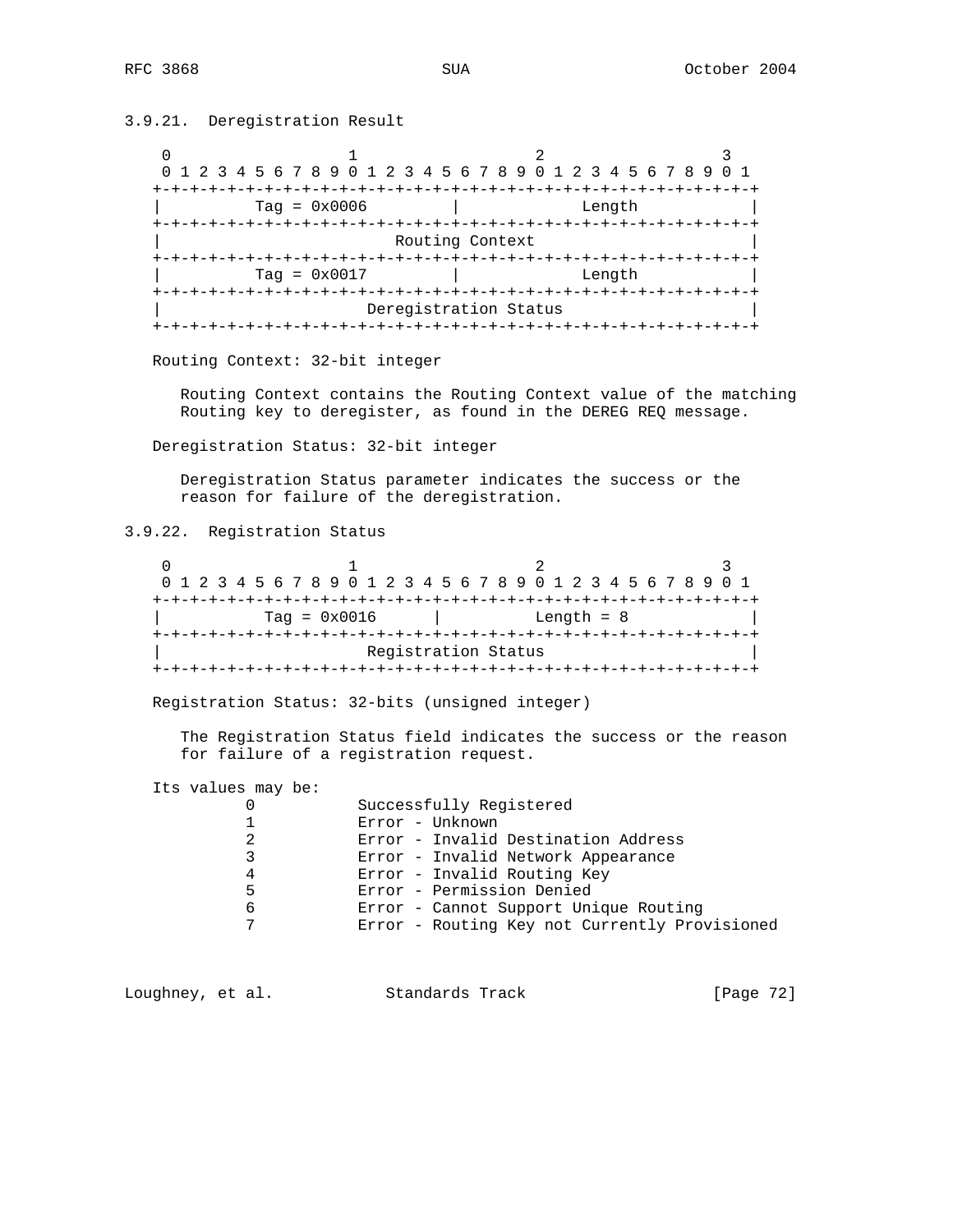### 3.9.21. Deregistration Result

```
 0                   1                   2                   3
 0 1 2 3 4 5 6 7 8 9 0 1 2 3 4 5 6 7 8 9 0 1 2 3 4 5 6 7 8 9 0 1
+-+-+-+-+-+-+-+-+-+-+-+-+-+-+-+-+-+-+-+-+-+-+-+-+-+-+-+-+-+-+-+-+
|         Tag = 0x0006          |             Length            |
+-+-+-+-+-+-+-+-+-+-+-+-+-+-+-+-+-+-+-+-+-+-+-+-+-+-+-+-+-+-+-+-+
|                        Routing Context                        |
+-+-+-+-+-+-+-+-+-+-+-+-+-+-+-+-+-+-+-+-+-+-+-+-+-+-+-+-+-+-+-+-+
|         Tag = 0x0017          |             Length            |
+-+-+-+-+-+-+-+-+-+-+-+-+-+-+-+-+-+-+-+-+-+-+-+-+-+-+-+-+-+-+-+-+
|                     Deregistration Status                     |
+-+-+-+-+-+-+-+-+-+-+-+-+-+-+-+-+-+-+-+-+-+-+-+-+-+-+-+-+-+-+-+-+
```

Routing Context: 32-bit integer

Routing Context contains the Routing Context value of the matching Routing key to deregister, as found in the DEREG REQ message.

Deregistration Status: 32-bit integer

Deregistration Status parameter indicates the success or the reason for failure of the deregistration.

### 3.9.22. Registration Status

```
 0                   1                   2                   3
 0 1 2 3 4 5 6 7 8 9 0 1 2 3 4 5 6 7 8 9 0 1 2 3 4 5 6 7 8 9 0 1
+-+-+-+-+-+-+-+-+-+-+-+-+-+-+-+-+-+-+-+-+-+-+-+-+-+-+-+-+-+-+-+-+
|          Tag = 0x0016         |          Length = 8           |
+-+-+-+-+-+-+-+-+-+-+-+-+-+-+-+-+-+-+-+-+-+-+-+-+-+-+-+-+-+-+-+-+
|                      Registration Status                      |
+-+-+-+-+-+-+-+-+-+-+-+-+-+-+-+-+-+-+-+-+-+-+-+-+-+-+-+-+-+-+-+-+
```

Registration Status: 32-bits (unsigned integer)

The Registration Status field indicates the success or the reason for failure of a registration request.

Its values may be:

```
0           Successfully Registered
1           Error - Unknown
2           Error - Invalid Destination Address
3           Error - Invalid Network Appearance
4           Error - Invalid Routing Key
5           Error - Permission Denied
6           Error - Cannot Support Unique Routing
7           Error - Routing Key not Currently Provisioned
```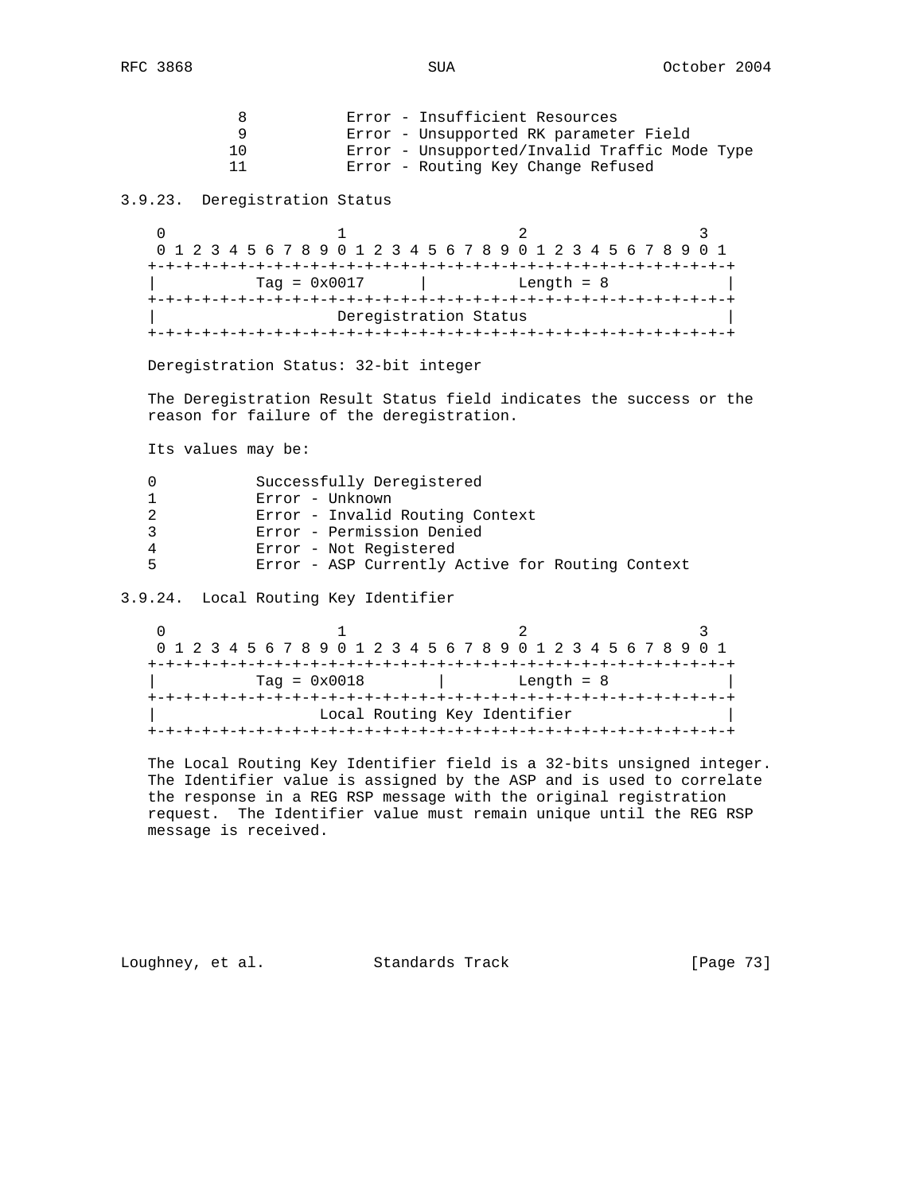```
8           Error - Insufficient Resources
9           Error - Unsupported RK parameter Field
10          Error - Unsupported/Invalid Traffic Mode Type
11          Error - Routing Key Change Refused
```

### 3.9.23. Deregistration Status

```
 0                   1                   2                   3
 0 1 2 3 4 5 6 7 8 9 0 1 2 3 4 5 6 7 8 9 0 1 2 3 4 5 6 7 8 9 0 1
+-+-+-+-+-+-+-+-+-+-+-+-+-+-+-+-+-+-+-+-+-+-+-+-+-+-+-+-+-+-+-+-+
|          Tag = 0x0017         |          Length = 8           |
+-+-+-+-+-+-+-+-+-+-+-+-+-+-+-+-+-+-+-+-+-+-+-+-+-+-+-+-+-+-+-+-+
|                    Deregistration Status                      |
+-+-+-+-+-+-+-+-+-+-+-+-+-+-+-+-+-+-+-+-+-+-+-+-+-+-+-+-+-+-+-+-+
```

Deregistration Status: 32-bit integer

The Deregistration Result Status field indicates the success or the reason for failure of the deregistration.

Its values may be:

```
0           Successfully Deregistered
1           Error - Unknown
2           Error - Invalid Routing Context
3           Error - Permission Denied
4           Error - Not Registered
5           Error - ASP Currently Active for Routing Context
```

### 3.9.24. Local Routing Key Identifier

```
 0                   1                   2                   3
 0 1 2 3 4 5 6 7 8 9 0 1 2 3 4 5 6 7 8 9 0 1 2 3 4 5 6 7 8 9 0 1
+-+-+-+-+-+-+-+-+-+-+-+-+-+-+-+-+-+-+-+-+-+-+-+-+-+-+-+-+-+-+-+-+
|          Tag = 0x0018         |          Length = 8           |
+-+-+-+-+-+-+-+-+-+-+-+-+-+-+-+-+-+-+-+-+-+-+-+-+-+-+-+-+-+-+-+-+
|                  Local Routing Key Identifier                 |
+-+-+-+-+-+-+-+-+-+-+-+-+-+-+-+-+-+-+-+-+-+-+-+-+-+-+-+-+-+-+-+-+
```

The Local Routing Key Identifier field is a 32-bits unsigned integer. The Identifier value is assigned by the ASP and is used to correlate the response in a REG RSP message with the original registration request. The Identifier value must remain unique until the REG RSP message is received.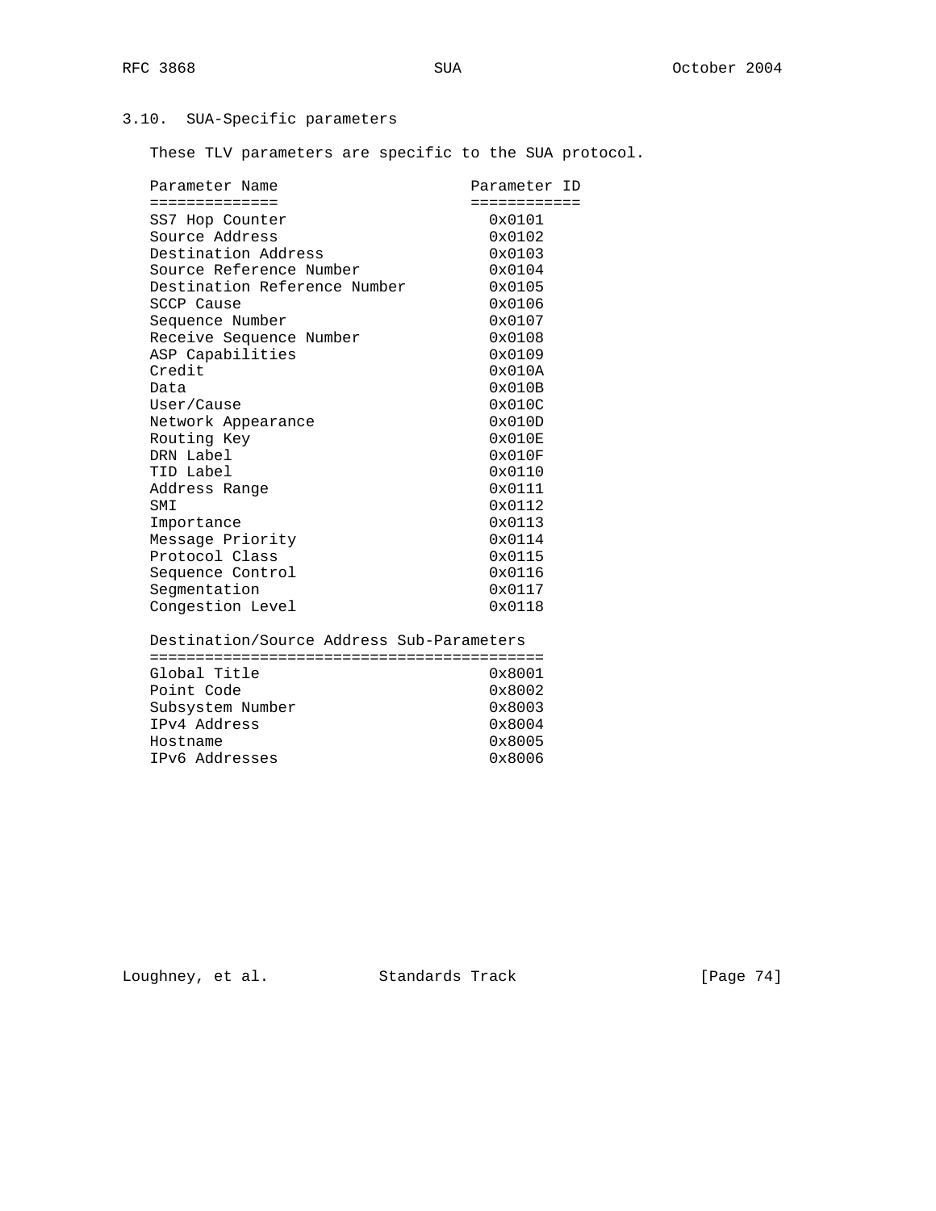### 3.10. SUA-Specific parameters

These TLV parameters are specific to the SUA protocol.

| Parameter Name | Parameter ID |
|---|---|
| SS7 Hop Counter | 0x0101 |
| Source Address | 0x0102 |
| Destination Address | 0x0103 |
| Source Reference Number | 0x0104 |
| Destination Reference Number | 0x0105 |
| SCCP Cause | 0x0106 |
| Sequence Number | 0x0107 |
| Receive Sequence Number | 0x0108 |
| ASP Capabilities | 0x0109 |
| Credit | 0x010A |
| Data | 0x010B |
| User/Cause | 0x010C |
| Network Appearance | 0x010D |
| Routing Key | 0x010E |
| DRN Label | 0x010F |
| TID Label | 0x0110 |
| Address Range | 0x0111 |
| SMI | 0x0112 |
| Importance | 0x0113 |
| Message Priority | 0x0114 |
| Protocol Class | 0x0115 |
| Sequence Control | 0x0116 |
| Segmentation | 0x0117 |
| Congestion Level | 0x0118 |

| Destination/Source Address Sub-Parameters | |
|---|---|
| Global Title | 0x8001 |
| Point Code | 0x8002 |
| Subsystem Number | 0x8003 |
| IPv4 Address | 0x8004 |
| Hostname | 0x8005 |
| IPv6 Addresses | 0x8006 |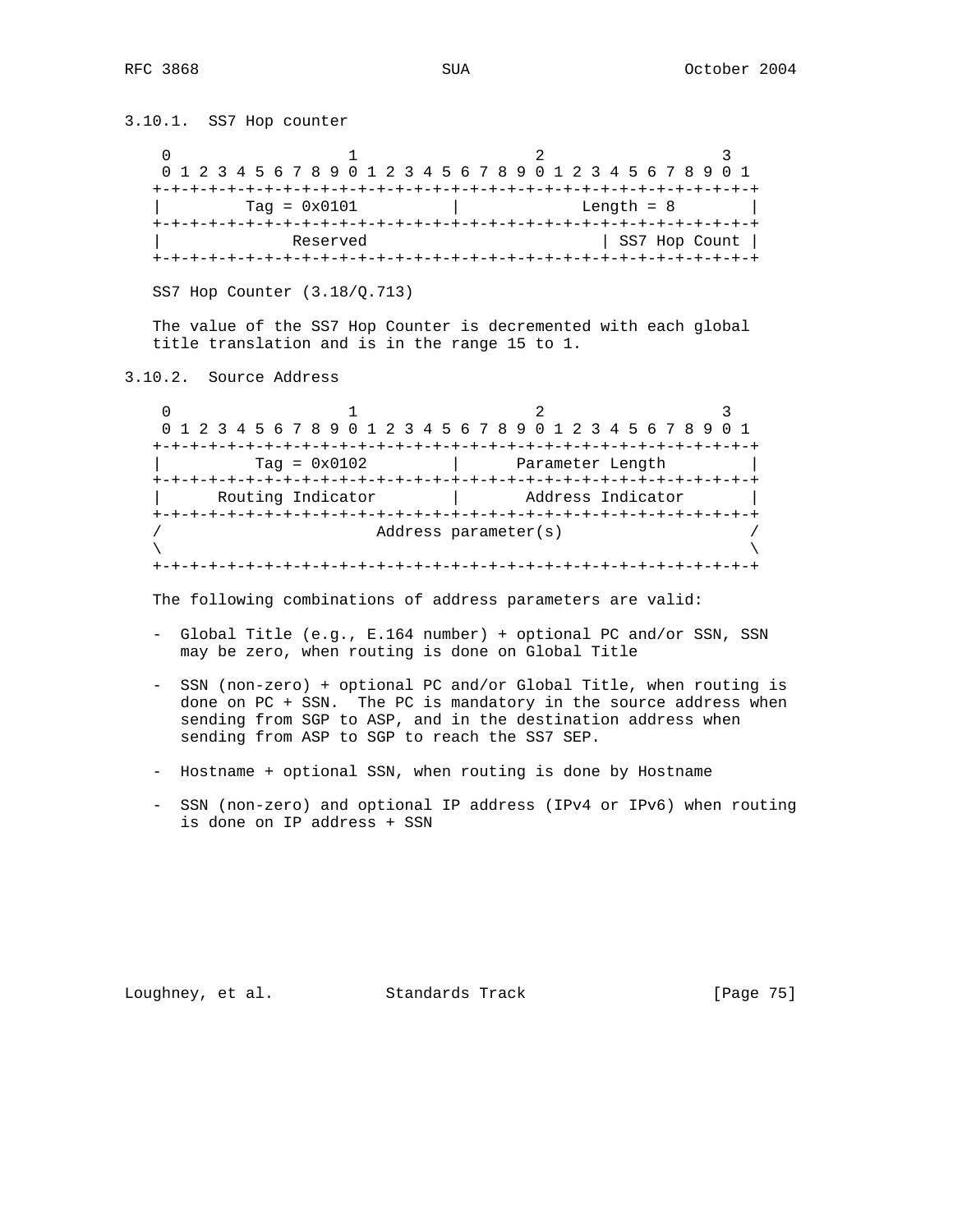### 3.10.1. SS7 Hop counter

```
 0                   1                   2                   3
 0 1 2 3 4 5 6 7 8 9 0 1 2 3 4 5 6 7 8 9 0 1 2 3 4 5 6 7 8 9 0 1
+-+-+-+-+-+-+-+-+-+-+-+-+-+-+-+-+-+-+-+-+-+-+-+-+-+-+-+-+-+-+-+-+
|        Tag = 0x0101           |             Length = 8        |
+-+-+-+-+-+-+-+-+-+-+-+-+-+-+-+-+-+-+-+-+-+-+-+-+-+-+-+-+-+-+-+-+
|             Reserved                          | SS7 Hop Count |
+-+-+-+-+-+-+-+-+-+-+-+-+-+-+-+-+-+-+-+-+-+-+-+-+-+-+-+-+-+-+-+-+
```

SS7 Hop Counter (3.18/Q.713)

The value of the SS7 Hop Counter is decremented with each global title translation and is in the range 15 to 1.

### 3.10.2. Source Address

```
 0                   1                   2                   3
 0 1 2 3 4 5 6 7 8 9 0 1 2 3 4 5 6 7 8 9 0 1 2 3 4 5 6 7 8 9 0 1
+-+-+-+-+-+-+-+-+-+-+-+-+-+-+-+-+-+-+-+-+-+-+-+-+-+-+-+-+-+-+-+-+
|         Tag = 0x0102          |      Parameter Length         |
+-+-+-+-+-+-+-+-+-+-+-+-+-+-+-+-+-+-+-+-+-+-+-+-+-+-+-+-+-+-+-+-+
|      Routing Indicator        |       Address Indicator       |
+-+-+-+-+-+-+-+-+-+-+-+-+-+-+-+-+-+-+-+-+-+-+-+-+-+-+-+-+-+-+-+-+
/                       Address parameter(s)                    /
\                                                               \
+-+-+-+-+-+-+-+-+-+-+-+-+-+-+-+-+-+-+-+-+-+-+-+-+-+-+-+-+-+-+-+-+
```

The following combinations of address parameters are valid:

- Global Title (e.g., E.164 number) + optional PC and/or SSN, SSN may be zero, when routing is done on Global Title

- SSN (non-zero) + optional PC and/or Global Title, when routing is done on PC + SSN. The PC is mandatory in the source address when sending from SGP to ASP, and in the destination address when sending from ASP to SGP to reach the SS7 SEP.

- Hostname + optional SSN, when routing is done by Hostname

- SSN (non-zero) and optional IP address (IPv4 or IPv6) when routing is done on IP address + SSN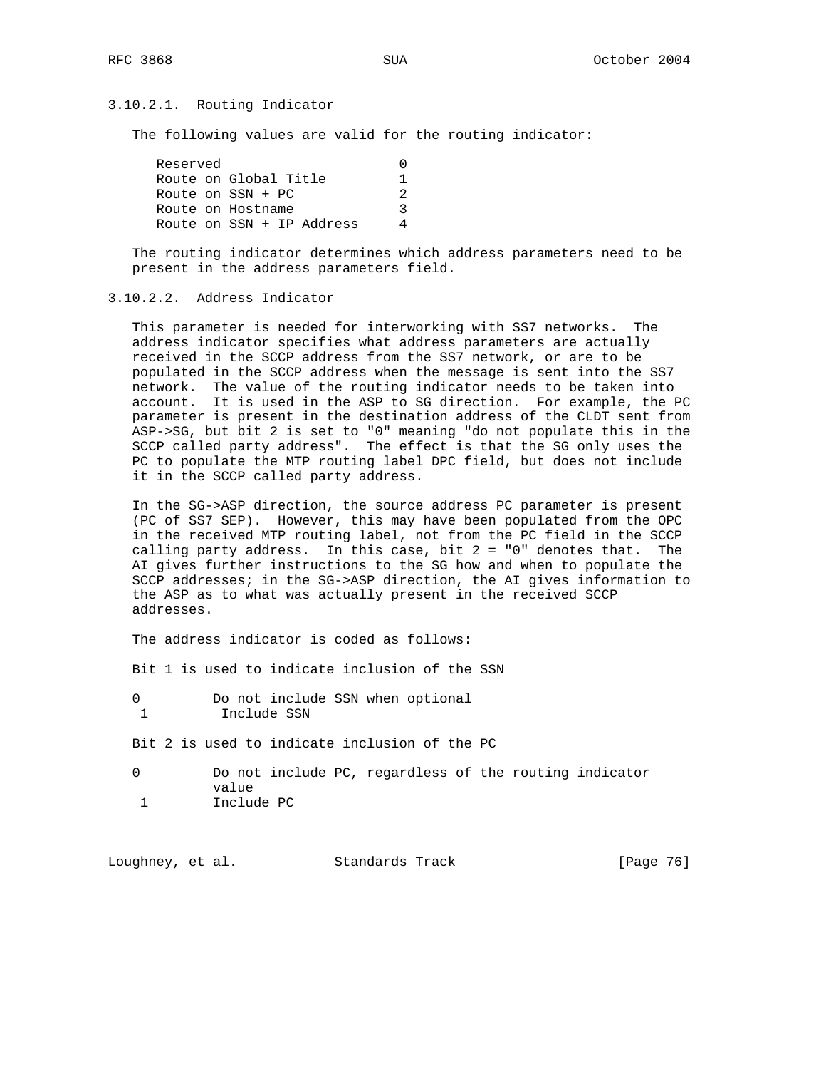#### 3.10.2.1. Routing Indicator

The following values are valid for the routing indicator:

| | |
|---|---|
| Reserved | 0 |
| Route on Global Title | 1 |
| Route on SSN + PC | 2 |
| Route on Hostname | 3 |
| Route on SSN + IP Address | 4 |

The routing indicator determines which address parameters need to be present in the address parameters field.

#### 3.10.2.2. Address Indicator

This parameter is needed for interworking with SS7 networks. The address indicator specifies what address parameters are actually received in the SCCP address from the SS7 network, or are to be populated in the SCCP address when the message is sent into the SS7 network. The value of the routing indicator needs to be taken into account. It is used in the ASP to SG direction. For example, the PC parameter is present in the destination address of the CLDT sent from ASP->SG, but bit 2 is set to "0" meaning "do not populate this in the SCCP called party address". The effect is that the SG only uses the PC to populate the MTP routing label DPC field, but does not include it in the SCCP called party address.

In the SG->ASP direction, the source address PC parameter is present (PC of SS7 SEP). However, this may have been populated from the OPC in the received MTP routing label, not from the PC field in the SCCP calling party address. In this case, bit 2 = "0" denotes that. The AI gives further instructions to the SG how and when to populate the SCCP addresses; in the SG->ASP direction, the AI gives information to the ASP as to what was actually present in the received SCCP addresses.

The address indicator is coded as follows:

Bit 1 is used to indicate inclusion of the SSN

| | |
|---|---|
| 0 | Do not include SSN when optional |
| 1 | Include SSN |

Bit 2 is used to indicate inclusion of the PC

| | |
|---|---|
| 0 | Do not include PC, regardless of the routing indicator value |
| 1 | Include PC |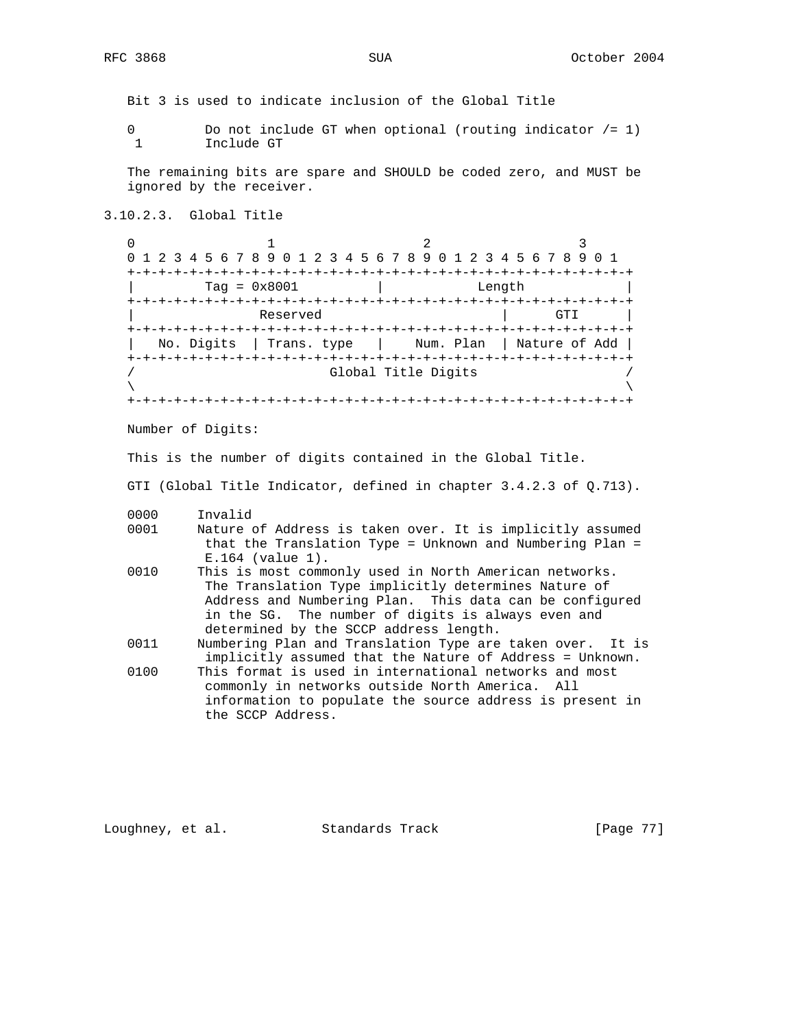Bit 3 is used to indicate inclusion of the Global Title

```
0         Do not include GT when optional (routing indicator /= 1)
 1        Include GT
```

The remaining bits are spare and SHOULD be coded zero, and MUST be ignored by the receiver.

### 3.10.2.3. Global Title

```
 0                   1                   2                   3
 0 1 2 3 4 5 6 7 8 9 0 1 2 3 4 5 6 7 8 9 0 1 2 3 4 5 6 7 8 9 0 1
+-+-+-+-+-+-+-+-+-+-+-+-+-+-+-+-+-+-+-+-+-+-+-+-+-+-+-+-+-+-+-+-+
|         Tag = 0x8001          |             Length            |
+-+-+-+-+-+-+-+-+-+-+-+-+-+-+-+-+-+-+-+-+-+-+-+-+-+-+-+-+-+-+-+-+
|                 Reserved                      |      GTI      |
+-+-+-+-+-+-+-+-+-+-+-+-+-+-+-+-+-+-+-+-+-+-+-+-+-+-+-+-+-+-+-+-+
|   No. Digits  | Trans. type   |    Num. Plan  | Nature of Add |
+-+-+-+-+-+-+-+-+-+-+-+-+-+-+-+-+-+-+-+-+-+-+-+-+-+-+-+-+-+-+-+-+
/                          Global Title Digits                  /
\                                                               \
+-+-+-+-+-+-+-+-+-+-+-+-+-+-+-+-+-+-+-+-+-+-+-+-+-+-+-+-+-+-+-+-+
```

Number of Digits:

This is the number of digits contained in the Global Title.

GTI (Global Title Indicator, defined in chapter 3.4.2.3 of Q.713).

```
0000     Invalid
0001     Nature of Address is taken over. It is implicitly assumed
          that the Translation Type = Unknown and Numbering Plan =
          E.164 (value 1).
0010     This is most commonly used in North American networks.
          The Translation Type implicitly determines Nature of
          Address and Numbering Plan.  This data can be configured
          in the SG.  The number of digits is always even and
          determined by the SCCP address length.
0011     Numbering Plan and Translation Type are taken over.  It is
          implicitly assumed that the Nature of Address = Unknown.
0100     This format is used in international networks and most
          commonly in networks outside North America.  All
          information to populate the source address is present in
          the SCCP Address.
```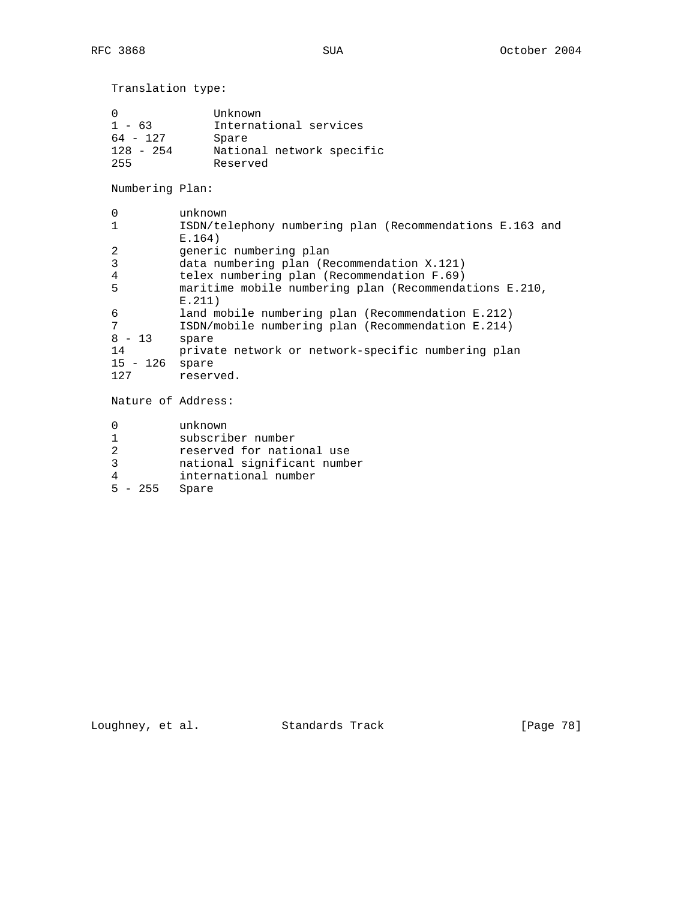Translation type:

| | |
|---|---|
| 0 | Unknown |
| 1 - 63 | International services |
| 64 - 127 | Spare |
| 128 - 254 | National network specific |
| 255 | Reserved |

Numbering Plan:

| | |
|---|---|
| 0 | unknown |
| 1 | ISDN/telephony numbering plan (Recommendations E.163 and E.164) |
| 2 | generic numbering plan |
| 3 | data numbering plan (Recommendation X.121) |
| 4 | telex numbering plan (Recommendation F.69) |
| 5 | maritime mobile numbering plan (Recommendations E.210, E.211) |
| 6 | land mobile numbering plan (Recommendation E.212) |
| 7 | ISDN/mobile numbering plan (Recommendation E.214) |
| 8 - 13 | spare |
| 14 | private network or network-specific numbering plan |
| 15 - 126 | spare |
| 127 | reserved. |

Nature of Address:

| | |
|---|---|
| 0 | unknown |
| 1 | subscriber number |
| 2 | reserved for national use |
| 3 | national significant number |
| 4 | international number |
| 5 - 255 | Spare |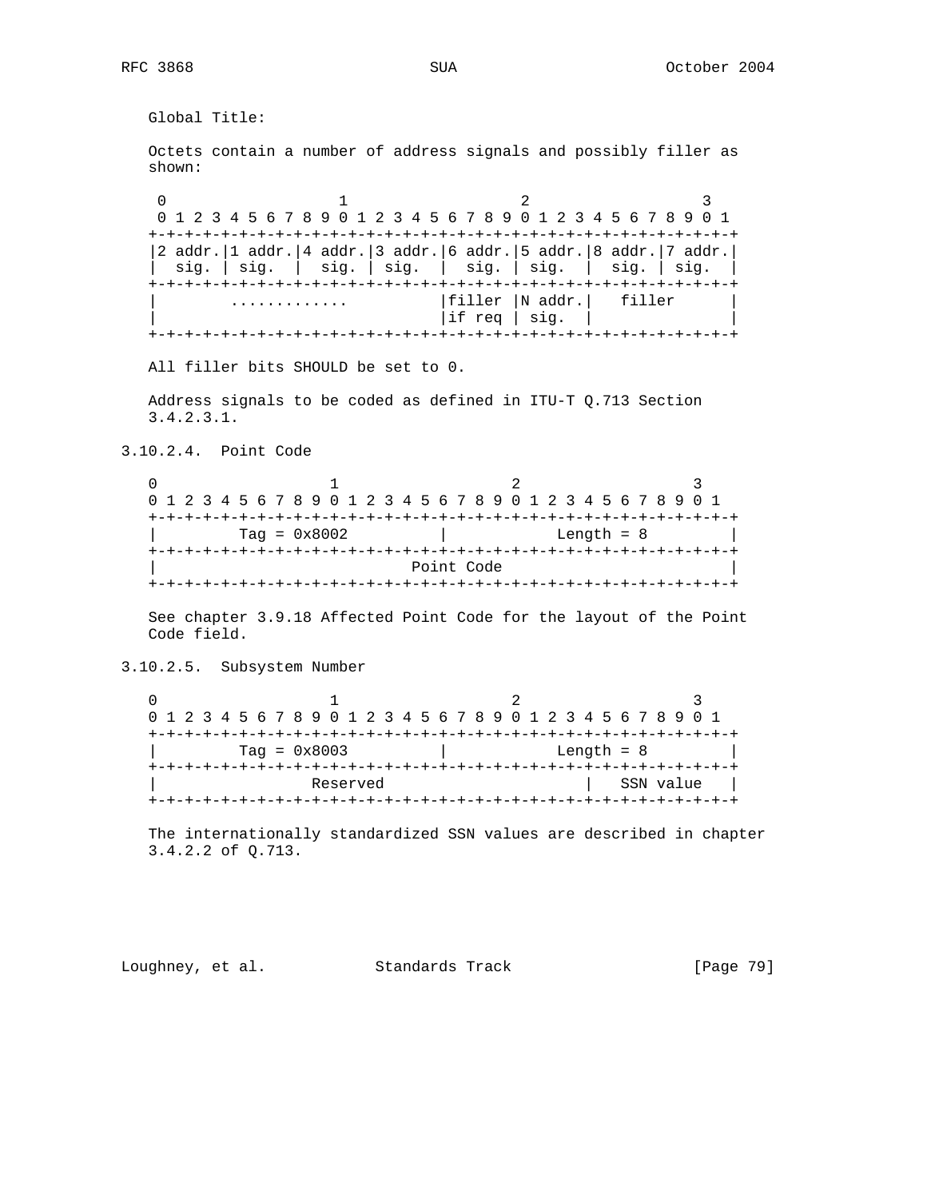Global Title:

Octets contain a number of address signals and possibly filler as shown:

```
 0                   1                   2                   3
 0 1 2 3 4 5 6 7 8 9 0 1 2 3 4 5 6 7 8 9 0 1 2 3 4 5 6 7 8 9 0 1
+-+-+-+-+-+-+-+-+-+-+-+-+-+-+-+-+-+-+-+-+-+-+-+-+-+-+-+-+-+-+-+-+
|2 addr.|1 addr.|4 addr.|3 addr.|6 addr.|5 addr.|8 addr.|7 addr.|
|  sig. | sig.  |  sig. | sig.  |  sig. | sig.  |  sig. | sig.  |
+-+-+-+-+-+-+-+-+-+-+-+-+-+-+-+-+-+-+-+-+-+-+-+-+-+-+-+-+-+-+-+-+
|        .............          |filler |N addr.|   filler      |
|                               |if req | sig.  |               |
+-+-+-+-+-+-+-+-+-+-+-+-+-+-+-+-+-+-+-+-+-+-+-+-+-+-+-+-+-+-+-+-+
```

All filler bits SHOULD be set to 0.

Address signals to be coded as defined in ITU-T Q.713 Section 3.4.2.3.1.

### 3.10.2.4. Point Code

```
0                   1                   2                   3
0 1 2 3 4 5 6 7 8 9 0 1 2 3 4 5 6 7 8 9 0 1 2 3 4 5 6 7 8 9 0 1
+-+-+-+-+-+-+-+-+-+-+-+-+-+-+-+-+-+-+-+-+-+-+-+-+-+-+-+-+-+-+-+-+
|         Tag = 0x8002          |           Length = 8          |
+-+-+-+-+-+-+-+-+-+-+-+-+-+-+-+-+-+-+-+-+-+-+-+-+-+-+-+-+-+-+-+-+
|                            Point Code                         |
+-+-+-+-+-+-+-+-+-+-+-+-+-+-+-+-+-+-+-+-+-+-+-+-+-+-+-+-+-+-+-+-+
```

See chapter 3.9.18 Affected Point Code for the layout of the Point Code field.

### 3.10.2.5. Subsystem Number

```
0                   1                   2                   3
0 1 2 3 4 5 6 7 8 9 0 1 2 3 4 5 6 7 8 9 0 1 2 3 4 5 6 7 8 9 0 1
+-+-+-+-+-+-+-+-+-+-+-+-+-+-+-+-+-+-+-+-+-+-+-+-+-+-+-+-+-+-+-+-+
|         Tag = 0x8003          |           Length = 8          |
+-+-+-+-+-+-+-+-+-+-+-+-+-+-+-+-+-+-+-+-+-+-+-+-+-+-+-+-+-+-+-+-+
|                 Reserved                      |   SSN value   |
+-+-+-+-+-+-+-+-+-+-+-+-+-+-+-+-+-+-+-+-+-+-+-+-+-+-+-+-+-+-+-+-+
```

The internationally standardized SSN values are described in chapter 3.4.2.2 of Q.713.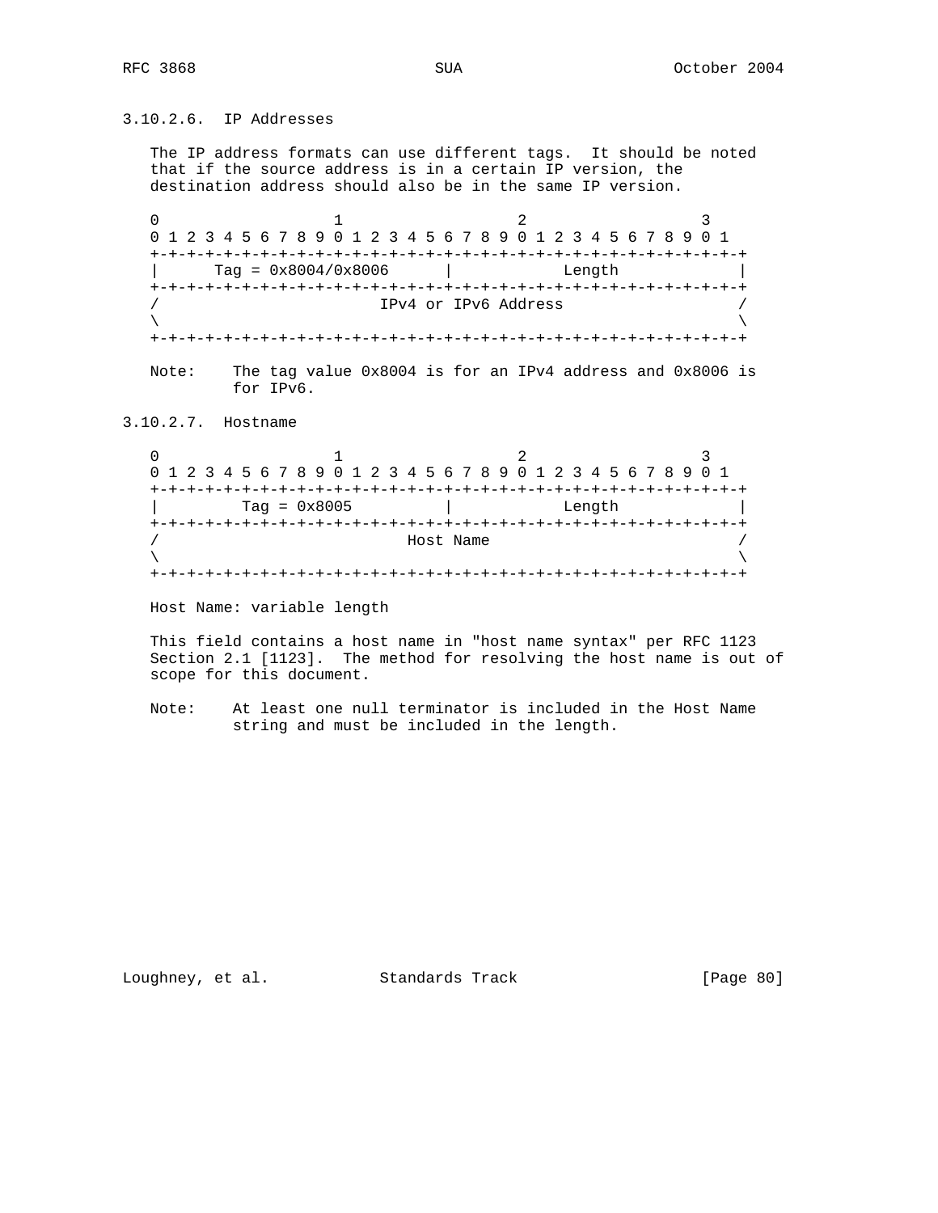### 3.10.2.6. IP Addresses

The IP address formats can use different tags. It should be noted that if the source address is in a certain IP version, the destination address should also be in the same IP version.

```
 0                   1                   2                   3
 0 1 2 3 4 5 6 7 8 9 0 1 2 3 4 5 6 7 8 9 0 1 2 3 4 5 6 7 8 9 0 1
+-+-+-+-+-+-+-+-+-+-+-+-+-+-+-+-+-+-+-+-+-+-+-+-+-+-+-+-+-+-+-+-+
|      Tag = 0x8004/0x8006      |            Length             |
+-+-+-+-+-+-+-+-+-+-+-+-+-+-+-+-+-+-+-+-+-+-+-+-+-+-+-+-+-+-+-+-+
/                        IPv4 or IPv6 Address                   /
\                                                               \
+-+-+-+-+-+-+-+-+-+-+-+-+-+-+-+-+-+-+-+-+-+-+-+-+-+-+-+-+-+-+-+-+
```

Note: The tag value 0x8004 is for an IPv4 address and 0x8006 is for IPv6.

### 3.10.2.7. Hostname

```
 0                   1                   2                   3
 0 1 2 3 4 5 6 7 8 9 0 1 2 3 4 5 6 7 8 9 0 1 2 3 4 5 6 7 8 9 0 1
+-+-+-+-+-+-+-+-+-+-+-+-+-+-+-+-+-+-+-+-+-+-+-+-+-+-+-+-+-+-+-+-+
|         Tag = 0x8005          |            Length             |
+-+-+-+-+-+-+-+-+-+-+-+-+-+-+-+-+-+-+-+-+-+-+-+-+-+-+-+-+-+-+-+-+
/                           Host Name                           /
\                                                               \
+-+-+-+-+-+-+-+-+-+-+-+-+-+-+-+-+-+-+-+-+-+-+-+-+-+-+-+-+-+-+-+-+
```

Host Name: variable length

This field contains a host name in "host name syntax" per RFC 1123 Section 2.1 [1123]. The method for resolving the host name is out of scope for this document.

Note: At least one null terminator is included in the Host Name string and must be included in the length.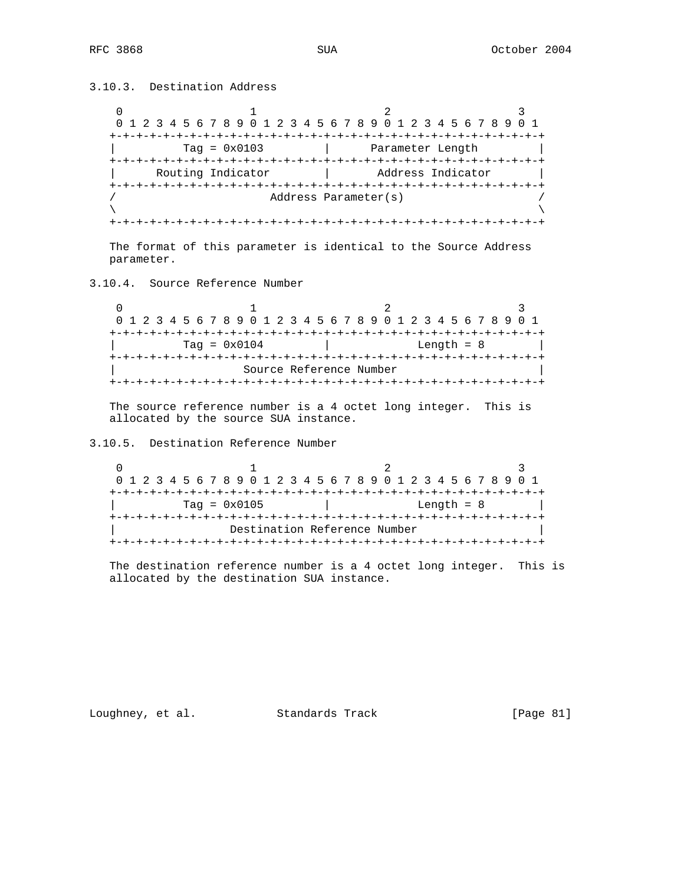### 3.10.3. Destination Address

```
 0                   1                   2                   3
 0 1 2 3 4 5 6 7 8 9 0 1 2 3 4 5 6 7 8 9 0 1 2 3 4 5 6 7 8 9 0 1
+-+-+-+-+-+-+-+-+-+-+-+-+-+-+-+-+-+-+-+-+-+-+-+-+-+-+-+-+-+-+-+-+
|         Tag = 0x0103          |       Parameter Length        |
+-+-+-+-+-+-+-+-+-+-+-+-+-+-+-+-+-+-+-+-+-+-+-+-+-+-+-+-+-+-+-+-+
|      Routing Indicator        |       Address Indicator       |
+-+-+-+-+-+-+-+-+-+-+-+-+-+-+-+-+-+-+-+-+-+-+-+-+-+-+-+-+-+-+-+-+
/                      Address Parameter(s)                     /
\                                                               \
+-+-+-+-+-+-+-+-+-+-+-+-+-+-+-+-+-+-+-+-+-+-+-+-+-+-+-+-+-+-+-+-+
```

The format of this parameter is identical to the Source Address parameter.

### 3.10.4. Source Reference Number

```
 0                   1                   2                   3
 0 1 2 3 4 5 6 7 8 9 0 1 2 3 4 5 6 7 8 9 0 1 2 3 4 5 6 7 8 9 0 1
+-+-+-+-+-+-+-+-+-+-+-+-+-+-+-+-+-+-+-+-+-+-+-+-+-+-+-+-+-+-+-+-+
|         Tag = 0x0104          |            Length = 8         |
+-+-+-+-+-+-+-+-+-+-+-+-+-+-+-+-+-+-+-+-+-+-+-+-+-+-+-+-+-+-+-+-+
|                   Source Reference Number                     |
+-+-+-+-+-+-+-+-+-+-+-+-+-+-+-+-+-+-+-+-+-+-+-+-+-+-+-+-+-+-+-+-+
```

The source reference number is a 4 octet long integer. This is allocated by the source SUA instance.

### 3.10.5. Destination Reference Number

```
 0                   1                   2                   3
 0 1 2 3 4 5 6 7 8 9 0 1 2 3 4 5 6 7 8 9 0 1 2 3 4 5 6 7 8 9 0 1
+-+-+-+-+-+-+-+-+-+-+-+-+-+-+-+-+-+-+-+-+-+-+-+-+-+-+-+-+-+-+-+-+
|         Tag = 0x0105          |            Length = 8         |
+-+-+-+-+-+-+-+-+-+-+-+-+-+-+-+-+-+-+-+-+-+-+-+-+-+-+-+-+-+-+-+-+
|                Destination Reference Number                   |
+-+-+-+-+-+-+-+-+-+-+-+-+-+-+-+-+-+-+-+-+-+-+-+-+-+-+-+-+-+-+-+-+
```

The destination reference number is a 4 octet long integer. This is allocated by the destination SUA instance.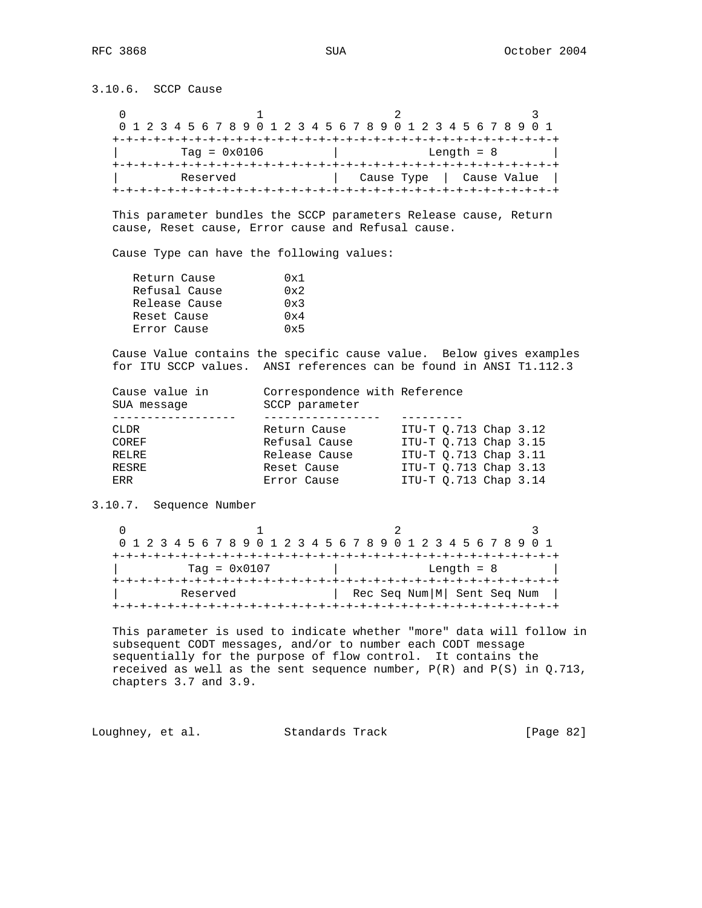### 3.10.6. SCCP Cause

```
 0                   1                   2                   3
 0 1 2 3 4 5 6 7 8 9 0 1 2 3 4 5 6 7 8 9 0 1 2 3 4 5 6 7 8 9 0 1
+-+-+-+-+-+-+-+-+-+-+-+-+-+-+-+-+-+-+-+-+-+-+-+-+-+-+-+-+-+-+-+-+
|         Tag = 0x0106          |            Length = 8         |
+-+-+-+-+-+-+-+-+-+-+-+-+-+-+-+-+-+-+-+-+-+-+-+-+-+-+-+-+-+-+-+-+
|        Reserved               |   Cause Type  |  Cause Value  |
+-+-+-+-+-+-+-+-+-+-+-+-+-+-+-+-+-+-+-+-+-+-+-+-+-+-+-+-+-+-+-+-+
```

This parameter bundles the SCCP parameters Release cause, Return cause, Reset cause, Error cause and Refusal cause.

Cause Type can have the following values:

| | |
|---|---|
| Return Cause | 0x1 |
| Refusal Cause | 0x2 |
| Release Cause | 0x3 |
| Reset Cause | 0x4 |
| Error Cause | 0x5 |

Cause Value contains the specific cause value. Below gives examples for ITU SCCP values. ANSI references can be found in ANSI T1.112.3

| Cause value in SUA message | Correspondence with SCCP parameter | Reference |
|---|---|---|
| CLDR | Return Cause | ITU-T Q.713 Chap 3.12 |
| COREF | Refusal Cause | ITU-T Q.713 Chap 3.15 |
| RELRE | Release Cause | ITU-T Q.713 Chap 3.11 |
| RESRE | Reset Cause | ITU-T Q.713 Chap 3.13 |
| ERR | Error Cause | ITU-T Q.713 Chap 3.14 |

### 3.10.7. Sequence Number

```
 0                   1                   2                   3
 0 1 2 3 4 5 6 7 8 9 0 1 2 3 4 5 6 7 8 9 0 1 2 3 4 5 6 7 8 9 0 1
+-+-+-+-+-+-+-+-+-+-+-+-+-+-+-+-+-+-+-+-+-+-+-+-+-+-+-+-+-+-+-+-+
|         Tag = 0x0107          |            Length = 8         |
+-+-+-+-+-+-+-+-+-+-+-+-+-+-+-+-+-+-+-+-+-+-+-+-+-+-+-+-+-+-+-+-+
|        Reserved               |  Rec Seq Num|M| Sent Seq Num  |
+-+-+-+-+-+-+-+-+-+-+-+-+-+-+-+-+-+-+-+-+-+-+-+-+-+-+-+-+-+-+-+-+
```

This parameter is used to indicate whether "more" data will follow in subsequent CODT messages, and/or to number each CODT message sequentially for the purpose of flow control. It contains the received as well as the sent sequence number, P(R) and P(S) in Q.713, chapters 3.7 and 3.9.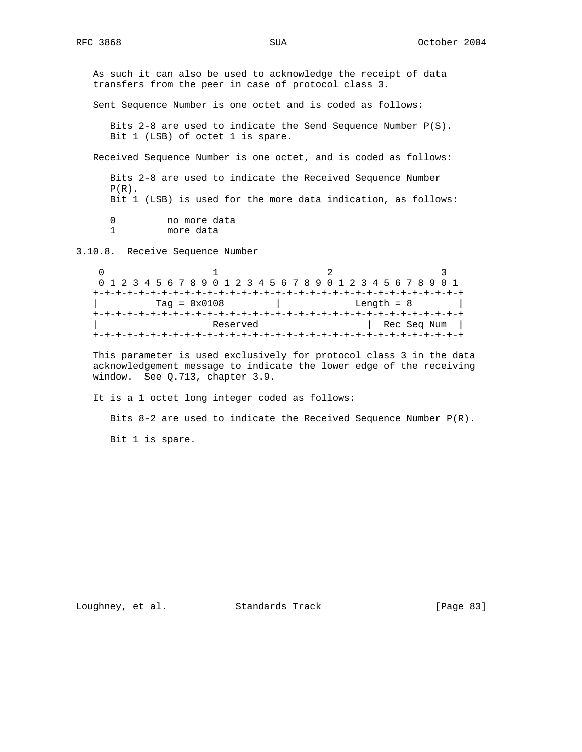As such it can also be used to acknowledge the receipt of data transfers from the peer in case of protocol class 3.

Sent Sequence Number is one octet and is coded as follows:

Bits 2-8 are used to indicate the Send Sequence Number P(S).
Bit 1 (LSB) of octet 1 is spare.

Received Sequence Number is one octet, and is coded as follows:

Bits 2-8 are used to indicate the Received Sequence Number P(R).
Bit 1 (LSB) is used for the more data indication, as follows:

```
0         no more data
1         more data
```

### 3.10.8. Receive Sequence Number

```
 0                   1                   2                   3
 0 1 2 3 4 5 6 7 8 9 0 1 2 3 4 5 6 7 8 9 0 1 2 3 4 5 6 7 8 9 0 1
+-+-+-+-+-+-+-+-+-+-+-+-+-+-+-+-+-+-+-+-+-+-+-+-+-+-+-+-+-+-+-+-+
|         Tag = 0x0108          |             Length = 8        |
+-+-+-+-+-+-+-+-+-+-+-+-+-+-+-+-+-+-+-+-+-+-+-+-+-+-+-+-+-+-+-+-+
|                   Reserved                    |  Rec Seq Num  |
+-+-+-+-+-+-+-+-+-+-+-+-+-+-+-+-+-+-+-+-+-+-+-+-+-+-+-+-+-+-+-+-+
```

This parameter is used exclusively for protocol class 3 in the data acknowledgement message to indicate the lower edge of the receiving window. See Q.713, chapter 3.9.

It is a 1 octet long integer coded as follows:

Bits 8-2 are used to indicate the Received Sequence Number P(R).

Bit 1 is spare.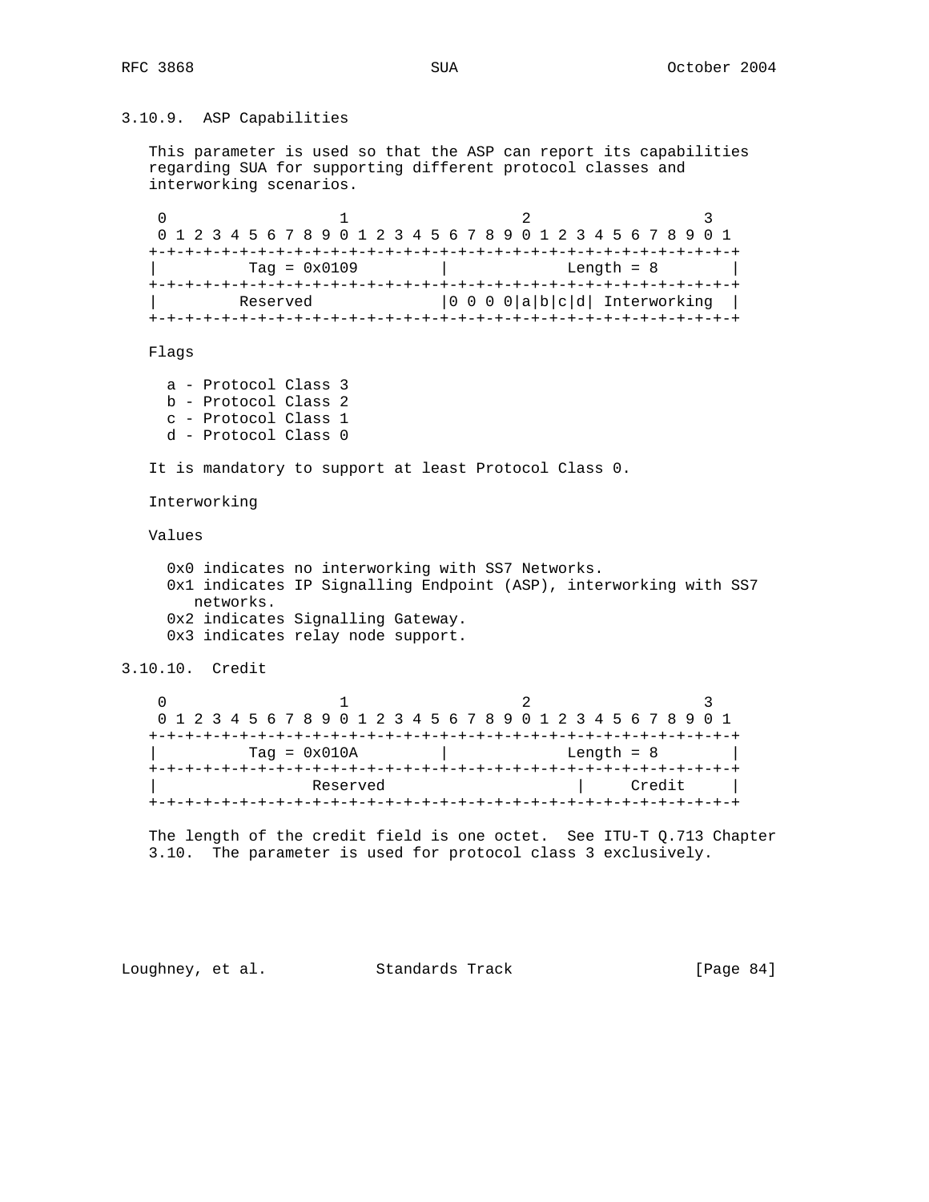### 3.10.9. ASP Capabilities

This parameter is used so that the ASP can report its capabilities regarding SUA for supporting different protocol classes and interworking scenarios.

```
 0                   1                   2                   3
 0 1 2 3 4 5 6 7 8 9 0 1 2 3 4 5 6 7 8 9 0 1 2 3 4 5 6 7 8 9 0 1
+-+-+-+-+-+-+-+-+-+-+-+-+-+-+-+-+-+-+-+-+-+-+-+-+-+-+-+-+-+-+-+-+
|         Tag = 0x0109          |             Length = 8        |
+-+-+-+-+-+-+-+-+-+-+-+-+-+-+-+-+-+-+-+-+-+-+-+-+-+-+-+-+-+-+-+-+
|        Reserved               |0 0 0 0|a|b|c|d| Interworking  |
+-+-+-+-+-+-+-+-+-+-+-+-+-+-+-+-+-+-+-+-+-+-+-+-+-+-+-+-+-+-+-+-+
```

Flags

- a - Protocol Class 3
- b - Protocol Class 2
- c - Protocol Class 1
- d - Protocol Class 0

It is mandatory to support at least Protocol Class 0.

Interworking

Values

- 0x0 indicates no interworking with SS7 Networks.
- 0x1 indicates IP Signalling Endpoint (ASP), interworking with SS7 networks.
- 0x2 indicates Signalling Gateway.
- 0x3 indicates relay node support.

### 3.10.10. Credit

```
 0                   1                   2                   3
 0 1 2 3 4 5 6 7 8 9 0 1 2 3 4 5 6 7 8 9 0 1 2 3 4 5 6 7 8 9 0 1
+-+-+-+-+-+-+-+-+-+-+-+-+-+-+-+-+-+-+-+-+-+-+-+-+-+-+-+-+-+-+-+-+
|         Tag = 0x010A          |             Length = 8        |
+-+-+-+-+-+-+-+-+-+-+-+-+-+-+-+-+-+-+-+-+-+-+-+-+-+-+-+-+-+-+-+-+
|                 Reserved                      |     Credit    |
+-+-+-+-+-+-+-+-+-+-+-+-+-+-+-+-+-+-+-+-+-+-+-+-+-+-+-+-+-+-+-+-+
```

The length of the credit field is one octet. See ITU-T Q.713 Chapter 3.10. The parameter is used for protocol class 3 exclusively.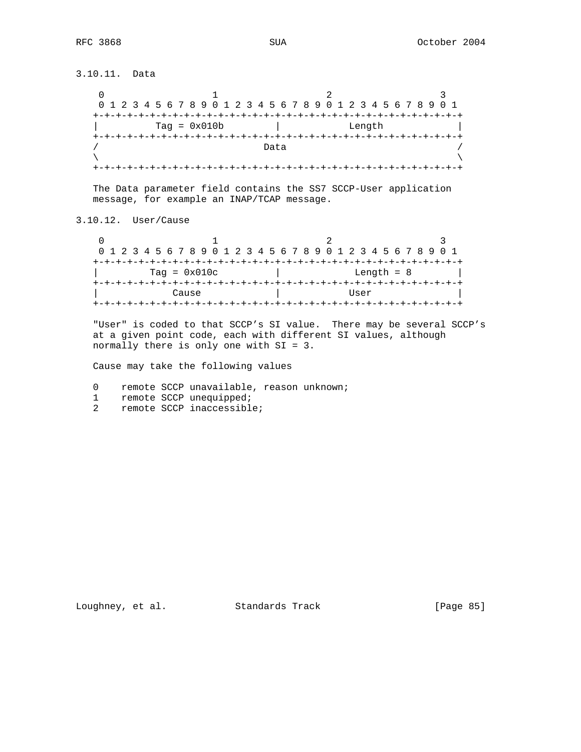### 3.10.11. Data

```
 0                   1                   2                   3
 0 1 2 3 4 5 6 7 8 9 0 1 2 3 4 5 6 7 8 9 0 1 2 3 4 5 6 7 8 9 0 1
+-+-+-+-+-+-+-+-+-+-+-+-+-+-+-+-+-+-+-+-+-+-+-+-+-+-+-+-+-+-+-+-+
|         Tag = 0x010b          |            Length             |
+-+-+-+-+-+-+-+-+-+-+-+-+-+-+-+-+-+-+-+-+-+-+-+-+-+-+-+-+-+-+-+-+
/                              Data                             /
\                                                               \
+-+-+-+-+-+-+-+-+-+-+-+-+-+-+-+-+-+-+-+-+-+-+-+-+-+-+-+-+-+-+-+-+
```

The Data parameter field contains the SS7 SCCP-User application message, for example an INAP/TCAP message.

### 3.10.12. User/Cause

```
 0                   1                   2                   3
 0 1 2 3 4 5 6 7 8 9 0 1 2 3 4 5 6 7 8 9 0 1 2 3 4 5 6 7 8 9 0 1
+-+-+-+-+-+-+-+-+-+-+-+-+-+-+-+-+-+-+-+-+-+-+-+-+-+-+-+-+-+-+-+-+
|        Tag = 0x010c           |             Length = 8        |
+-+-+-+-+-+-+-+-+-+-+-+-+-+-+-+-+-+-+-+-+-+-+-+-+-+-+-+-+-+-+-+-+
|            Cause              |            User               |
+-+-+-+-+-+-+-+-+-+-+-+-+-+-+-+-+-+-+-+-+-+-+-+-+-+-+-+-+-+-+-+-+
```

"User" is coded to that SCCP’s SI value. There may be several SCCP’s at a given point code, each with different SI values, although normally there is only one with SI = 3.

Cause may take the following values

```
0    remote SCCP unavailable, reason unknown;
1    remote SCCP unequipped;
2    remote SCCP inaccessible;
```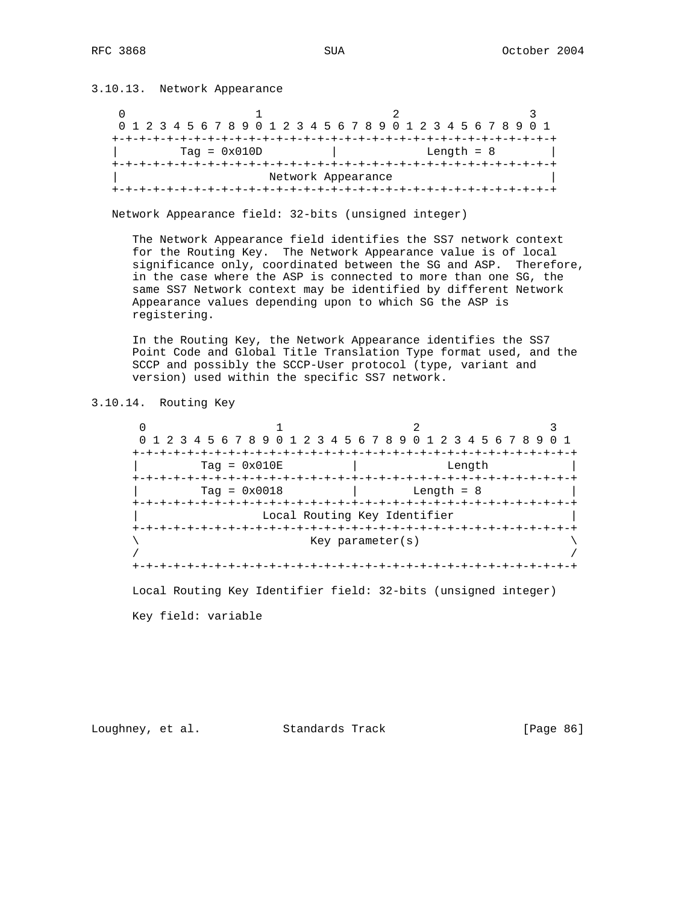### 3.10.13. Network Appearance

```
 0                   1                   2                   3
 0 1 2 3 4 5 6 7 8 9 0 1 2 3 4 5 6 7 8 9 0 1 2 3 4 5 6 7 8 9 0 1
+-+-+-+-+-+-+-+-+-+-+-+-+-+-+-+-+-+-+-+-+-+-+-+-+-+-+-+-+-+-+-+-+
|        Tag = 0x010D           |             Length = 8        |
+-+-+-+-+-+-+-+-+-+-+-+-+-+-+-+-+-+-+-+-+-+-+-+-+-+-+-+-+-+-+-+-+
|                      Network Appearance                       |
+-+-+-+-+-+-+-+-+-+-+-+-+-+-+-+-+-+-+-+-+-+-+-+-+-+-+-+-+-+-+-+-+
```

Network Appearance field: 32-bits (unsigned integer)

The Network Appearance field identifies the SS7 network context for the Routing Key. The Network Appearance value is of local significance only, coordinated between the SG and ASP. Therefore, in the case where the ASP is connected to more than one SG, the same SS7 Network context may be identified by different Network Appearance values depending upon to which SG the ASP is registering.

In the Routing Key, the Network Appearance identifies the SS7 Point Code and Global Title Translation Type format used, and the SCCP and possibly the SCCP-User protocol (type, variant and version) used within the specific SS7 network.

### 3.10.14. Routing Key

```
 0                   1                   2                   3
 0 1 2 3 4 5 6 7 8 9 0 1 2 3 4 5 6 7 8 9 0 1 2 3 4 5 6 7 8 9 0 1
+-+-+-+-+-+-+-+-+-+-+-+-+-+-+-+-+-+-+-+-+-+-+-+-+-+-+-+-+-+-+-+-+
|        Tag = 0x010E           |             Length            |
+-+-+-+-+-+-+-+-+-+-+-+-+-+-+-+-+-+-+-+-+-+-+-+-+-+-+-+-+-+-+-+-+
|        Tag = 0x0018           |          Length = 8           |
+-+-+-+-+-+-+-+-+-+-+-+-+-+-+-+-+-+-+-+-+-+-+-+-+-+-+-+-+-+-+-+-+
|                 Local Routing Key Identifier                  |
+-+-+-+-+-+-+-+-+-+-+-+-+-+-+-+-+-+-+-+-+-+-+-+-+-+-+-+-+-+-+-+-+
\                        Key parameter(s)                       \
/                                                               /
+-+-+-+-+-+-+-+-+-+-+-+-+-+-+-+-+-+-+-+-+-+-+-+-+-+-+-+-+-+-+-+-+
```

Local Routing Key Identifier field: 32-bits (unsigned integer)

Key field: variable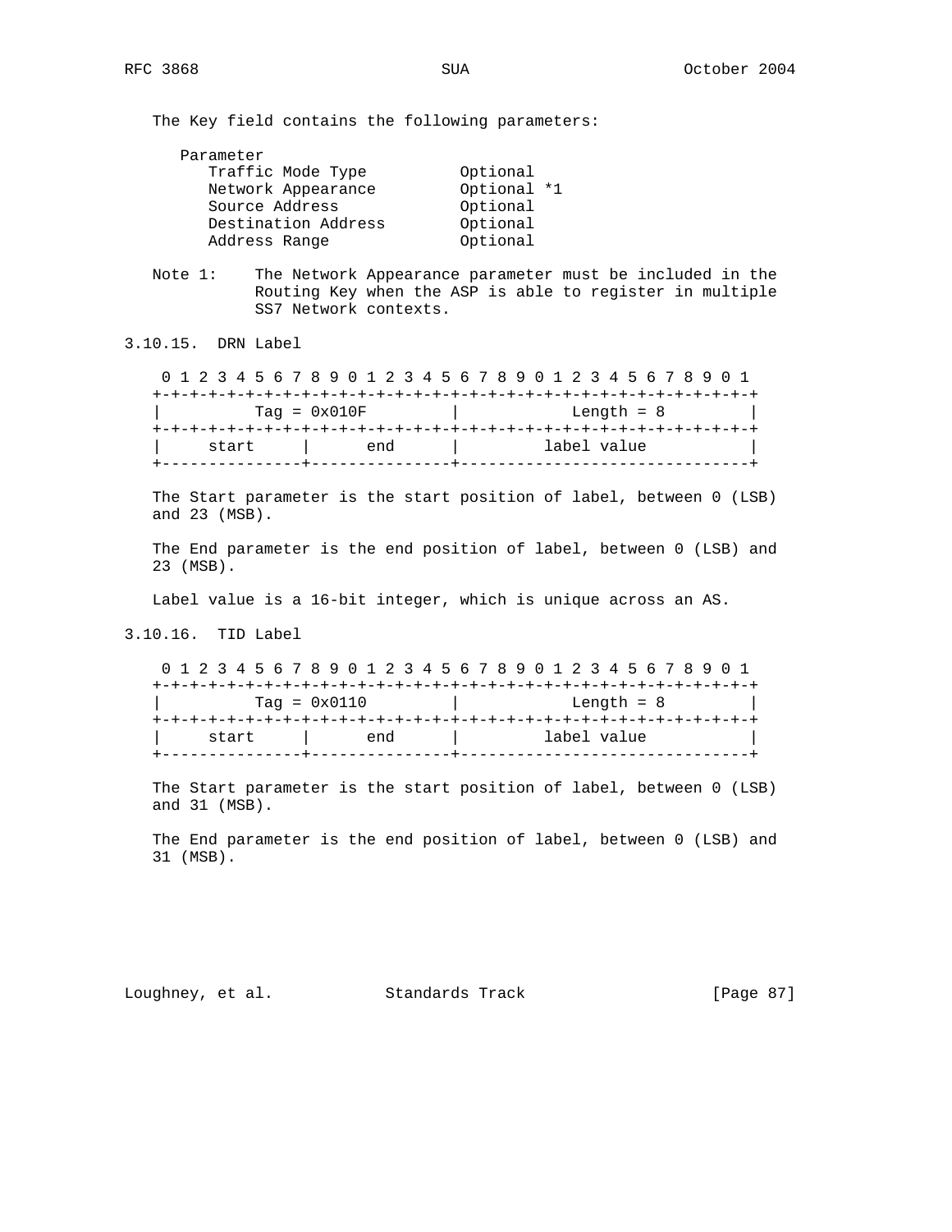The Key field contains the following parameters:

```
   Parameter
      Traffic Mode Type          Optional
      Network Appearance         Optional *1
      Source Address             Optional
      Destination Address        Optional
      Address Range              Optional
```

Note 1: The Network Appearance parameter must be included in the Routing Key when the ASP is able to register in multiple SS7 Network contexts.

### 3.10.15. DRN Label

```
 0 1 2 3 4 5 6 7 8 9 0 1 2 3 4 5 6 7 8 9 0 1 2 3 4 5 6 7 8 9 0 1
+-+-+-+-+-+-+-+-+-+-+-+-+-+-+-+-+-+-+-+-+-+-+-+-+-+-+-+-+-+-+-+-+
|         Tag = 0x010F          |             Length = 8        |
+-+-+-+-+-+-+-+-+-+-+-+-+-+-+-+-+-+-+-+-+-+-+-+-+-+-+-+-+-+-+-+-+
|     start     |      end      |         label value           |
+---------------+---------------+-------------------------------+
```

The Start parameter is the start position of label, between 0 (LSB) and 23 (MSB).

The End parameter is the end position of label, between 0 (LSB) and 23 (MSB).

Label value is a 16-bit integer, which is unique across an AS.

### 3.10.16. TID Label

```
 0 1 2 3 4 5 6 7 8 9 0 1 2 3 4 5 6 7 8 9 0 1 2 3 4 5 6 7 8 9 0 1
+-+-+-+-+-+-+-+-+-+-+-+-+-+-+-+-+-+-+-+-+-+-+-+-+-+-+-+-+-+-+-+-+
|         Tag = 0x0110          |             Length = 8        |
+-+-+-+-+-+-+-+-+-+-+-+-+-+-+-+-+-+-+-+-+-+-+-+-+-+-+-+-+-+-+-+-+
|     start     |      end      |         label value           |
+---------------+---------------+-------------------------------+
```

The Start parameter is the start position of label, between 0 (LSB) and 31 (MSB).

The End parameter is the end position of label, between 0 (LSB) and 31 (MSB).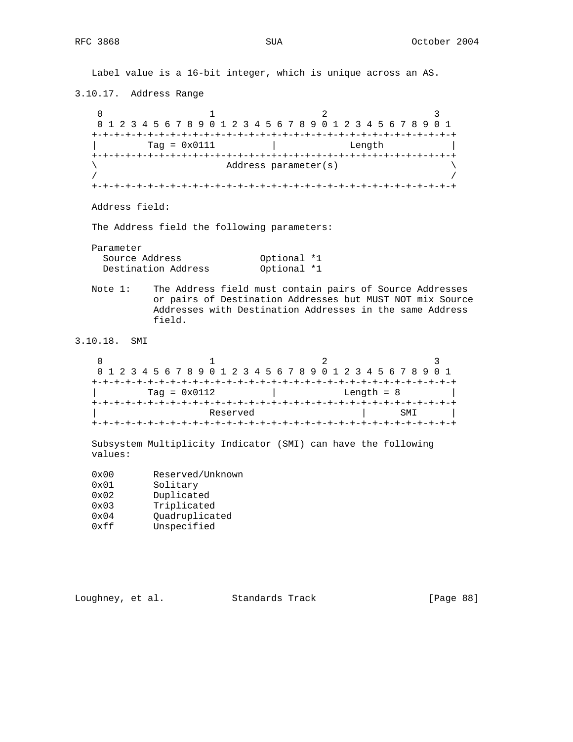Label value is a 16-bit integer, which is unique across an AS.

### 3.10.17. Address Range

```
    0                   1                   2                   3
    0 1 2 3 4 5 6 7 8 9 0 1 2 3 4 5 6 7 8 9 0 1 2 3 4 5 6 7 8 9 0 1
   +-+-+-+-+-+-+-+-+-+-+-+-+-+-+-+-+-+-+-+-+-+-+-+-+-+-+-+-+-+-+-+-+
   |         Tag = 0x0111          |             Length            |
   +-+-+-+-+-+-+-+-+-+-+-+-+-+-+-+-+-+-+-+-+-+-+-+-+-+-+-+-+-+-+-+-+
   \                       Address parameter(s)                    \
   /                                                               /
   +-+-+-+-+-+-+-+-+-+-+-+-+-+-+-+-+-+-+-+-+-+-+-+-+-+-+-+-+-+-+-+-+
```

Address field:

The Address field the following parameters:

```
Parameter
  Source Address              Optional *1
  Destination Address         Optional *1
```

Note 1: The Address field must contain pairs of Source Addresses or pairs of Destination Addresses but MUST NOT mix Source Addresses with Destination Addresses in the same Address field.

### 3.10.18. SMI

```
    0                   1                   2                   3
    0 1 2 3 4 5 6 7 8 9 0 1 2 3 4 5 6 7 8 9 0 1 2 3 4 5 6 7 8 9 0 1
   +-+-+-+-+-+-+-+-+-+-+-+-+-+-+-+-+-+-+-+-+-+-+-+-+-+-+-+-+-+-+-+-+
   |         Tag = 0x0112          |            Length = 8         |
   +-+-+-+-+-+-+-+-+-+-+-+-+-+-+-+-+-+-+-+-+-+-+-+-+-+-+-+-+-+-+-+-+
   |                    Reserved                   |      SMI      |
   +-+-+-+-+-+-+-+-+-+-+-+-+-+-+-+-+-+-+-+-+-+-+-+-+-+-+-+-+-+-+-+-+
```

Subsystem Multiplicity Indicator (SMI) can have the following values:

```
0x00       Reserved/Unknown
0x01       Solitary
0x02       Duplicated
0x03       Triplicated
0x04       Quadruplicated
0xff       Unspecified
```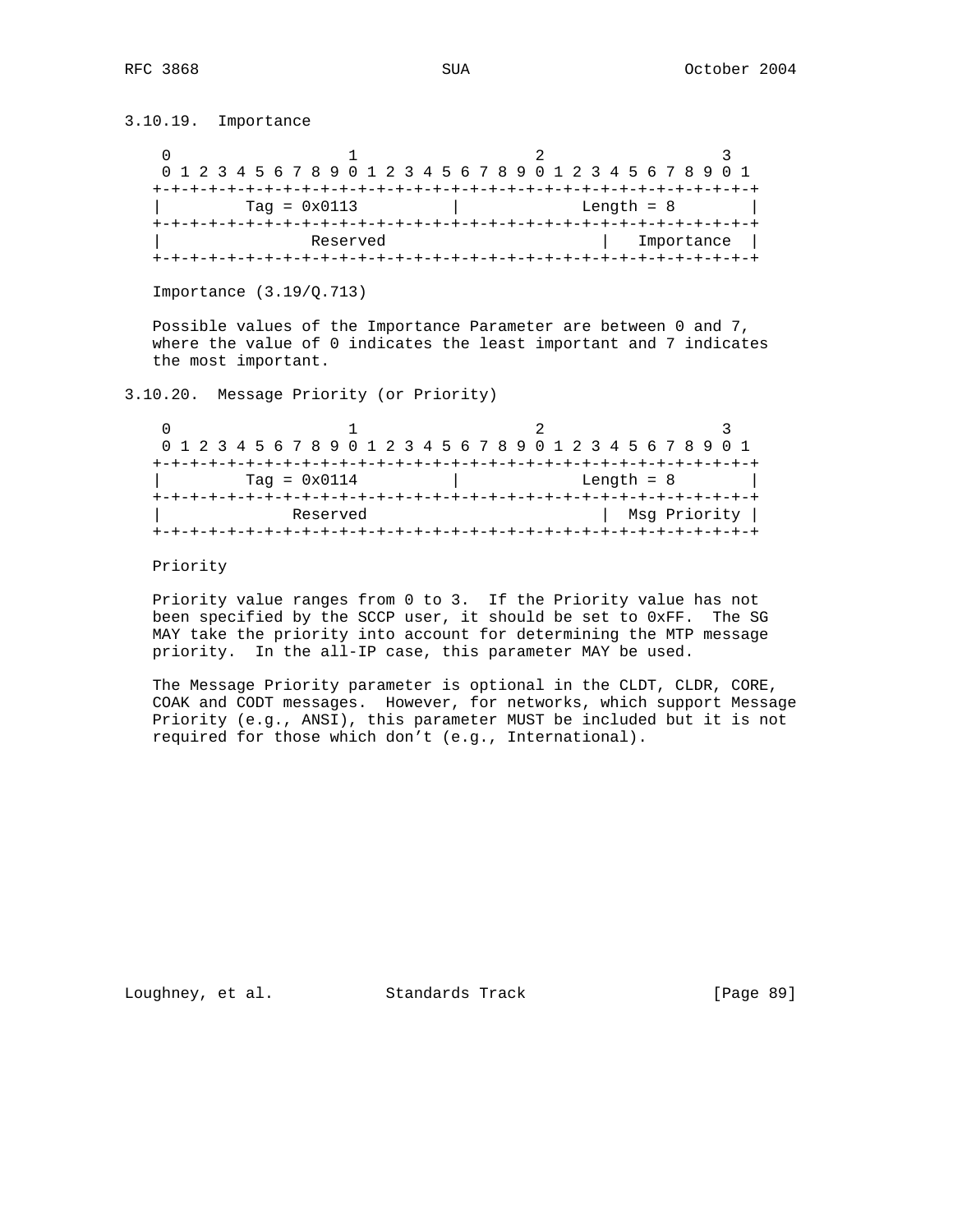### 3.10.19. Importance

```
 0                   1                   2                   3
 0 1 2 3 4 5 6 7 8 9 0 1 2 3 4 5 6 7 8 9 0 1 2 3 4 5 6 7 8 9 0 1
+-+-+-+-+-+-+-+-+-+-+-+-+-+-+-+-+-+-+-+-+-+-+-+-+-+-+-+-+-+-+-+-+
|         Tag = 0x0113          |             Length = 8        |
+-+-+-+-+-+-+-+-+-+-+-+-+-+-+-+-+-+-+-+-+-+-+-+-+-+-+-+-+-+-+-+-+
|                Reserved                       |   Importance  |
+-+-+-+-+-+-+-+-+-+-+-+-+-+-+-+-+-+-+-+-+-+-+-+-+-+-+-+-+-+-+-+-+
```

Importance (3.19/Q.713)

Possible values of the Importance Parameter are between 0 and 7, where the value of 0 indicates the least important and 7 indicates the most important.

### 3.10.20. Message Priority (or Priority)

```
 0                   1                   2                   3
 0 1 2 3 4 5 6 7 8 9 0 1 2 3 4 5 6 7 8 9 0 1 2 3 4 5 6 7 8 9 0 1
+-+-+-+-+-+-+-+-+-+-+-+-+-+-+-+-+-+-+-+-+-+-+-+-+-+-+-+-+-+-+-+-+
|         Tag = 0x0114          |             Length = 8        |
+-+-+-+-+-+-+-+-+-+-+-+-+-+-+-+-+-+-+-+-+-+-+-+-+-+-+-+-+-+-+-+-+
|              Reserved                         |  Msg Priority |
+-+-+-+-+-+-+-+-+-+-+-+-+-+-+-+-+-+-+-+-+-+-+-+-+-+-+-+-+-+-+-+-+
```

Priority

Priority value ranges from 0 to 3. If the Priority value has not been specified by the SCCP user, it should be set to 0xFF. The SG MAY take the priority into account for determining the MTP message priority. In the all-IP case, this parameter MAY be used.

The Message Priority parameter is optional in the CLDT, CLDR, CORE, COAK and CODT messages. However, for networks, which support Message Priority (e.g., ANSI), this parameter MUST be included but it is not required for those which don't (e.g., International).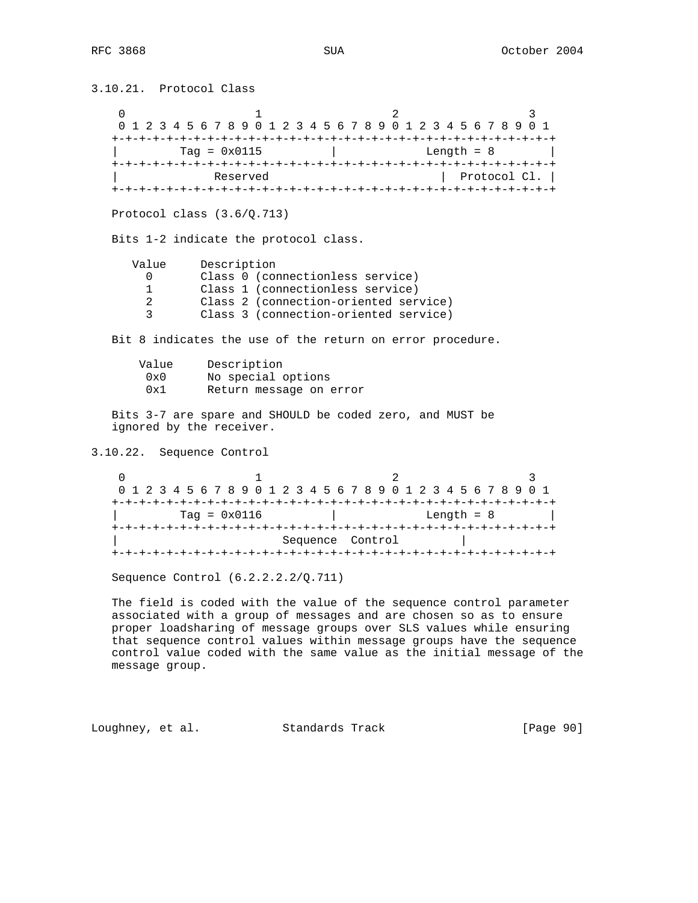### 3.10.21. Protocol Class

```
    0                   1                   2                   3
    0 1 2 3 4 5 6 7 8 9 0 1 2 3 4 5 6 7 8 9 0 1 2 3 4 5 6 7 8 9 0 1
   +-+-+-+-+-+-+-+-+-+-+-+-+-+-+-+-+-+-+-+-+-+-+-+-+-+-+-+-+-+-+-+-+
   |        Tag = 0x0115           |             Length = 8        |
   +-+-+-+-+-+-+-+-+-+-+-+-+-+-+-+-+-+-+-+-+-+-+-+-+-+-+-+-+-+-+-+-+
   |            Reserved                           |  Protocol Cl. |
   +-+-+-+-+-+-+-+-+-+-+-+-+-+-+-+-+-+-+-+-+-+-+-+-+-+-+-+-+-+-+-+-+
```

Protocol class (3.6/Q.713)

Bits 1-2 indicate the protocol class.

| Value | Description |
|---|---|
| 0 | Class 0 (connectionless service) |
| 1 | Class 1 (connectionless service) |
| 2 | Class 2 (connection-oriented service) |
| 3 | Class 3 (connection-oriented service) |

Bit 8 indicates the use of the return on error procedure.

| Value | Description |
|---|---|
| 0x0 | No special options |
| 0x1 | Return message on error |

Bits 3-7 are spare and SHOULD be coded zero, and MUST be ignored by the receiver.

### 3.10.22. Sequence Control

```
    0                   1                   2                   3
    0 1 2 3 4 5 6 7 8 9 0 1 2 3 4 5 6 7 8 9 0 1 2 3 4 5 6 7 8 9 0 1
   +-+-+-+-+-+-+-+-+-+-+-+-+-+-+-+-+-+-+-+-+-+-+-+-+-+-+-+-+-+-+-+-+
   |        Tag = 0x0116           |             Length = 8        |
   +-+-+-+-+-+-+-+-+-+-+-+-+-+-+-+-+-+-+-+-+-+-+-+-+-+-+-+-+-+-+-+-+
   |                        Sequence  Control         |
   +-+-+-+-+-+-+-+-+-+-+-+-+-+-+-+-+-+-+-+-+-+-+-+-+-+-+-+-+-+-+-+-+
```

Sequence Control (6.2.2.2.2/Q.711)

The field is coded with the value of the sequence control parameter associated with a group of messages and are chosen so as to ensure proper loadsharing of message groups over SLS values while ensuring that sequence control values within message groups have the sequence control value coded with the same value as the initial message of the message group.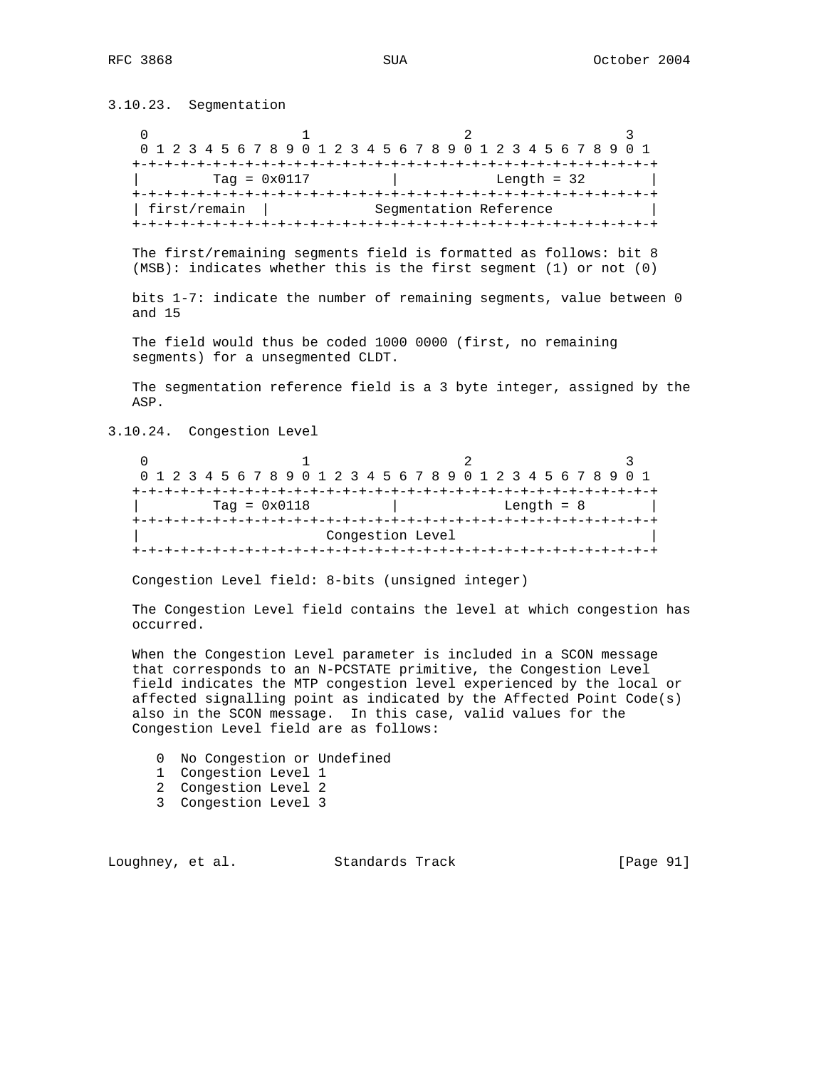### 3.10.23. Segmentation

```
 0                   1                   2                   3
 0 1 2 3 4 5 6 7 8 9 0 1 2 3 4 5 6 7 8 9 0 1 2 3 4 5 6 7 8 9 0 1
+-+-+-+-+-+-+-+-+-+-+-+-+-+-+-+-+-+-+-+-+-+-+-+-+-+-+-+-+-+-+-+-+
|         Tag = 0x0117          |             Length = 32       |
+-+-+-+-+-+-+-+-+-+-+-+-+-+-+-+-+-+-+-+-+-+-+-+-+-+-+-+-+-+-+-+-+
| first/remain  |            Segmentation Reference             |
+-+-+-+-+-+-+-+-+-+-+-+-+-+-+-+-+-+-+-+-+-+-+-+-+-+-+-+-+-+-+-+-+
```

The first/remaining segments field is formatted as follows: bit 8 (MSB): indicates whether this is the first segment (1) or not (0)

bits 1-7: indicate the number of remaining segments, value between 0 and 15

The field would thus be coded 1000 0000 (first, no remaining segments) for a unsegmented CLDT.

The segmentation reference field is a 3 byte integer, assigned by the ASP.

### 3.10.24. Congestion Level

```
 0                   1                   2                   3
 0 1 2 3 4 5 6 7 8 9 0 1 2 3 4 5 6 7 8 9 0 1 2 3 4 5 6 7 8 9 0 1
+-+-+-+-+-+-+-+-+-+-+-+-+-+-+-+-+-+-+-+-+-+-+-+-+-+-+-+-+-+-+-+-+
|         Tag = 0x0118          |             Length = 8        |
+-+-+-+-+-+-+-+-+-+-+-+-+-+-+-+-+-+-+-+-+-+-+-+-+-+-+-+-+-+-+-+-+
|                       Congestion Level                        |
+-+-+-+-+-+-+-+-+-+-+-+-+-+-+-+-+-+-+-+-+-+-+-+-+-+-+-+-+-+-+-+-+
```

Congestion Level field: 8-bits (unsigned integer)

The Congestion Level field contains the level at which congestion has occurred.

When the Congestion Level parameter is included in a SCON message that corresponds to an N-PCSTATE primitive, the Congestion Level field indicates the MTP congestion level experienced by the local or affected signalling point as indicated by the Affected Point Code(s) also in the SCON message. In this case, valid values for the Congestion Level field are as follows:

```
0  No Congestion or Undefined
1  Congestion Level 1
2  Congestion Level 2
3  Congestion Level 3
```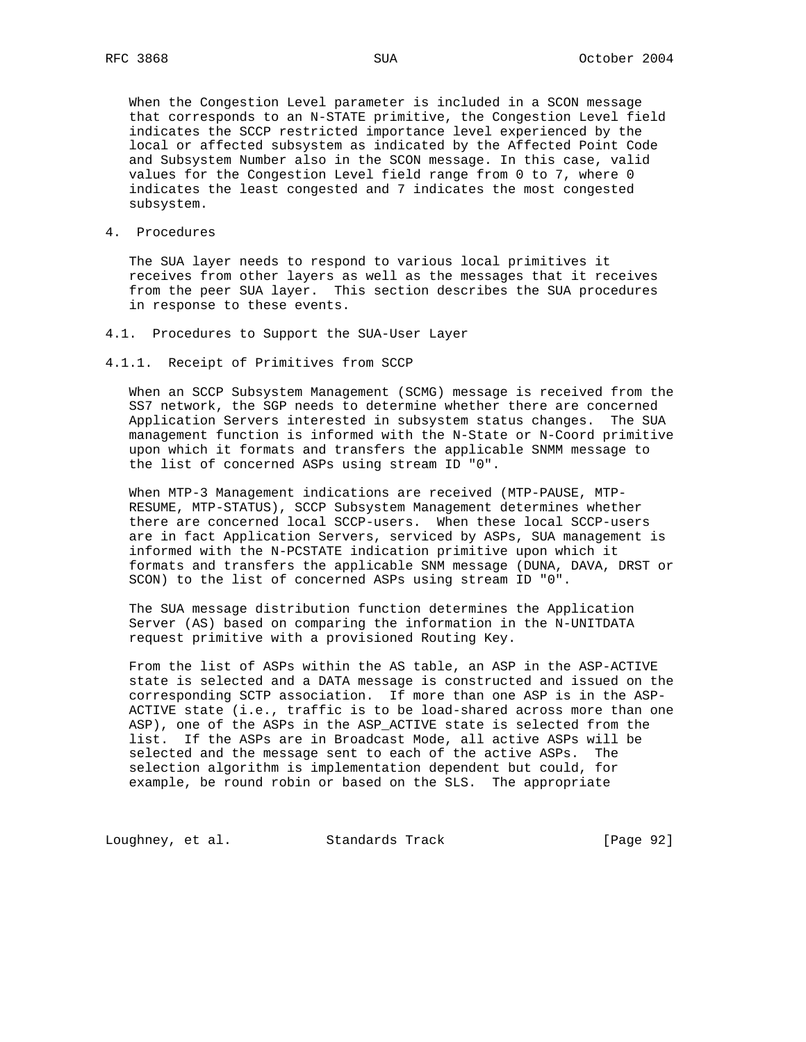When the Congestion Level parameter is included in a SCON message that corresponds to an N-STATE primitive, the Congestion Level field indicates the SCCP restricted importance level experienced by the local or affected subsystem as indicated by the Affected Point Code and Subsystem Number also in the SCON message. In this case, valid values for the Congestion Level field range from 0 to 7, where 0 indicates the least congested and 7 indicates the most congested subsystem.

# 4. Procedures

The SUA layer needs to respond to various local primitives it receives from other layers as well as the messages that it receives from the peer SUA layer. This section describes the SUA procedures in response to these events.

## 4.1. Procedures to Support the SUA-User Layer

### 4.1.1. Receipt of Primitives from SCCP

When an SCCP Subsystem Management (SCMG) message is received from the SS7 network, the SGP needs to determine whether there are concerned Application Servers interested in subsystem status changes. The SUA management function is informed with the N-State or N-Coord primitive upon which it formats and transfers the applicable SNMM message to the list of concerned ASPs using stream ID "0".

When MTP-3 Management indications are received (MTP-PAUSE, MTP-RESUME, MTP-STATUS), SCCP Subsystem Management determines whether there are concerned local SCCP-users. When these local SCCP-users are in fact Application Servers, serviced by ASPs, SUA management is informed with the N-PCSTATE indication primitive upon which it formats and transfers the applicable SNM message (DUNA, DAVA, DRST or SCON) to the list of concerned ASPs using stream ID "0".

The SUA message distribution function determines the Application Server (AS) based on comparing the information in the N-UNITDATA request primitive with a provisioned Routing Key.

From the list of ASPs within the AS table, an ASP in the ASP-ACTIVE state is selected and a DATA message is constructed and issued on the corresponding SCTP association. If more than one ASP is in the ASP-ACTIVE state (i.e., traffic is to be load-shared across more than one ASP), one of the ASPs in the ASP_ACTIVE state is selected from the list. If the ASPs are in Broadcast Mode, all active ASPs will be selected and the message sent to each of the active ASPs. The selection algorithm is implementation dependent but could, for example, be round robin or based on the SLS. The appropriate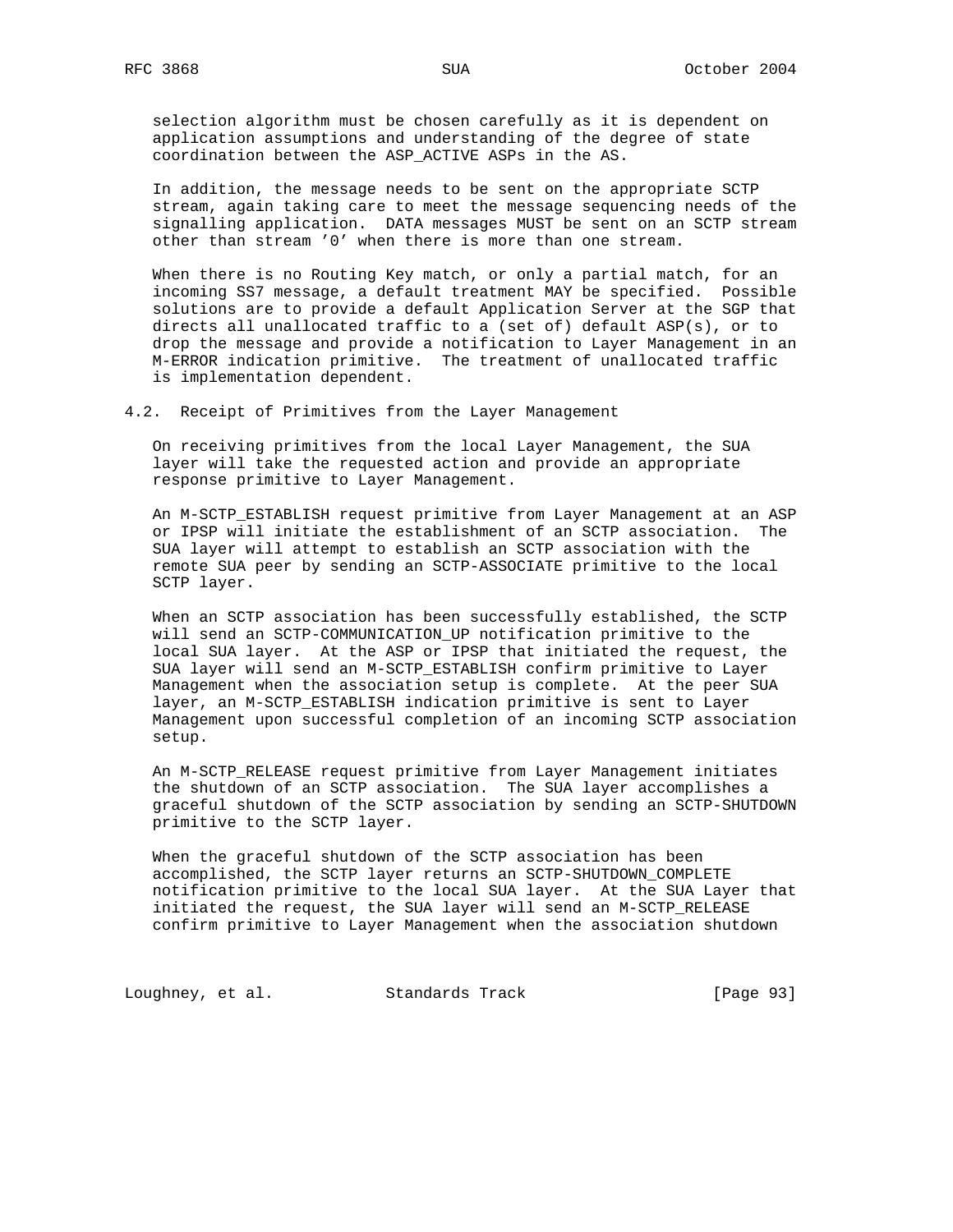selection algorithm must be chosen carefully as it is dependent on application assumptions and understanding of the degree of state coordination between the ASP_ACTIVE ASPs in the AS.

In addition, the message needs to be sent on the appropriate SCTP stream, again taking care to meet the message sequencing needs of the signalling application. DATA messages MUST be sent on an SCTP stream other than stream '0' when there is more than one stream.

When there is no Routing Key match, or only a partial match, for an incoming SS7 message, a default treatment MAY be specified. Possible solutions are to provide a default Application Server at the SGP that directs all unallocated traffic to a (set of) default ASP(s), or to drop the message and provide a notification to Layer Management in an M-ERROR indication primitive. The treatment of unallocated traffic is implementation dependent.

## 4.2. Receipt of Primitives from the Layer Management

On receiving primitives from the local Layer Management, the SUA layer will take the requested action and provide an appropriate response primitive to Layer Management.

An M-SCTP_ESTABLISH request primitive from Layer Management at an ASP or IPSP will initiate the establishment of an SCTP association. The SUA layer will attempt to establish an SCTP association with the remote SUA peer by sending an SCTP-ASSOCIATE primitive to the local SCTP layer.

When an SCTP association has been successfully established, the SCTP will send an SCTP-COMMUNICATION_UP notification primitive to the local SUA layer. At the ASP or IPSP that initiated the request, the SUA layer will send an M-SCTP_ESTABLISH confirm primitive to Layer Management when the association setup is complete. At the peer SUA layer, an M-SCTP_ESTABLISH indication primitive is sent to Layer Management upon successful completion of an incoming SCTP association setup.

An M-SCTP_RELEASE request primitive from Layer Management initiates the shutdown of an SCTP association. The SUA layer accomplishes a graceful shutdown of the SCTP association by sending an SCTP-SHUTDOWN primitive to the SCTP layer.

When the graceful shutdown of the SCTP association has been accomplished, the SCTP layer returns an SCTP-SHUTDOWN_COMPLETE notification primitive to the local SUA layer. At the SUA Layer that initiated the request, the SUA layer will send an M-SCTP_RELEASE confirm primitive to Layer Management when the association shutdown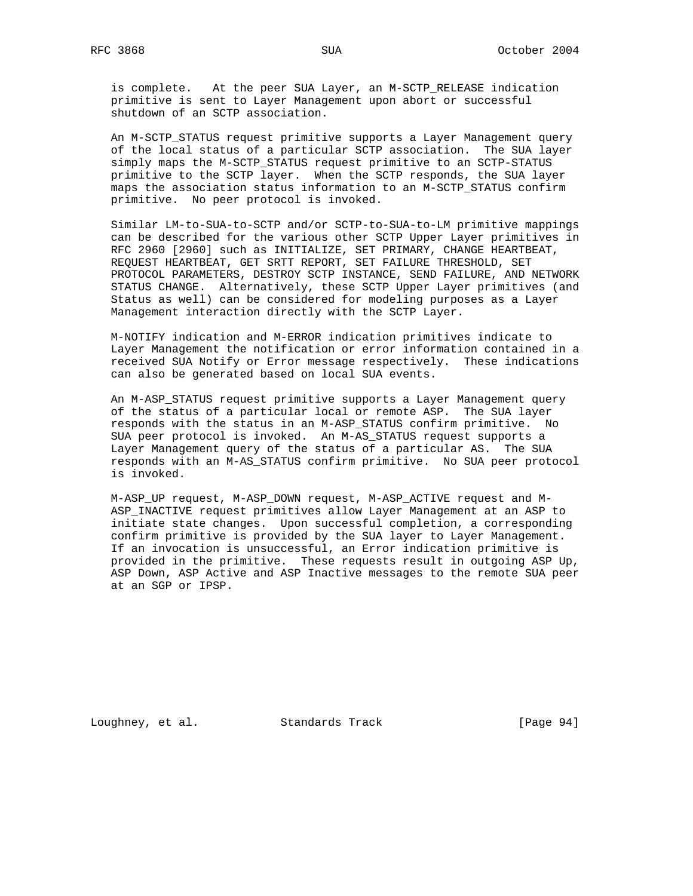is complete. At the peer SUA Layer, an M-SCTP_RELEASE indication primitive is sent to Layer Management upon abort or successful shutdown of an SCTP association.

An M-SCTP_STATUS request primitive supports a Layer Management query of the local status of a particular SCTP association. The SUA layer simply maps the M-SCTP_STATUS request primitive to an SCTP-STATUS primitive to the SCTP layer. When the SCTP responds, the SUA layer maps the association status information to an M-SCTP_STATUS confirm primitive. No peer protocol is invoked.

Similar LM-to-SUA-to-SCTP and/or SCTP-to-SUA-to-LM primitive mappings can be described for the various other SCTP Upper Layer primitives in RFC 2960 [2960] such as INITIALIZE, SET PRIMARY, CHANGE HEARTBEAT, REQUEST HEARTBEAT, GET SRTT REPORT, SET FAILURE THRESHOLD, SET PROTOCOL PARAMETERS, DESTROY SCTP INSTANCE, SEND FAILURE, AND NETWORK STATUS CHANGE. Alternatively, these SCTP Upper Layer primitives (and Status as well) can be considered for modeling purposes as a Layer Management interaction directly with the SCTP Layer.

M-NOTIFY indication and M-ERROR indication primitives indicate to Layer Management the notification or error information contained in a received SUA Notify or Error message respectively. These indications can also be generated based on local SUA events.

An M-ASP_STATUS request primitive supports a Layer Management query of the status of a particular local or remote ASP. The SUA layer responds with the status in an M-ASP_STATUS confirm primitive. No SUA peer protocol is invoked. An M-AS_STATUS request supports a Layer Management query of the status of a particular AS. The SUA responds with an M-AS_STATUS confirm primitive. No SUA peer protocol is invoked.

M-ASP_UP request, M-ASP_DOWN request, M-ASP_ACTIVE request and M-ASP_INACTIVE request primitives allow Layer Management at an ASP to initiate state changes. Upon successful completion, a corresponding confirm primitive is provided by the SUA layer to Layer Management. If an invocation is unsuccessful, an Error indication primitive is provided in the primitive. These requests result in outgoing ASP Up, ASP Down, ASP Active and ASP Inactive messages to the remote SUA peer at an SGP or IPSP.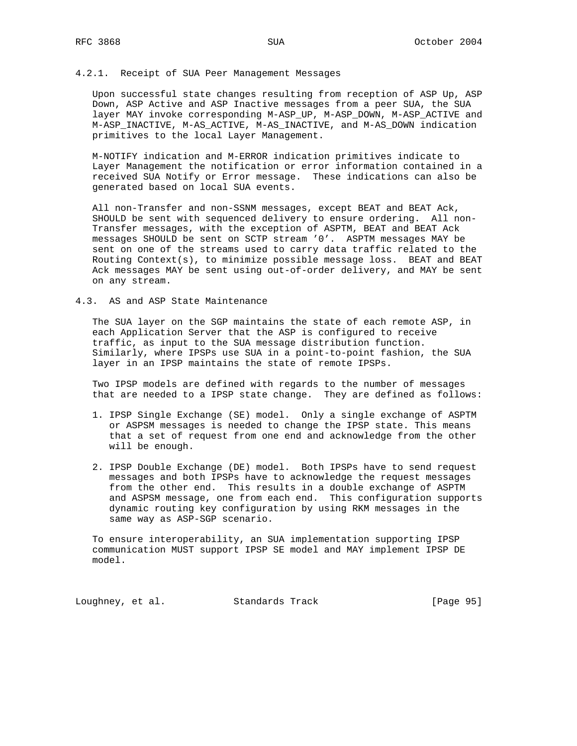#### 4.2.1. Receipt of SUA Peer Management Messages

Upon successful state changes resulting from reception of ASP Up, ASP Down, ASP Active and ASP Inactive messages from a peer SUA, the SUA layer MAY invoke corresponding M-ASP_UP, M-ASP_DOWN, M-ASP_ACTIVE and M-ASP_INACTIVE, M-AS_ACTIVE, M-AS_INACTIVE, and M-AS_DOWN indication primitives to the local Layer Management.

M-NOTIFY indication and M-ERROR indication primitives indicate to Layer Management the notification or error information contained in a received SUA Notify or Error message. These indications can also be generated based on local SUA events.

All non-Transfer and non-SSNM messages, except BEAT and BEAT Ack, SHOULD be sent with sequenced delivery to ensure ordering. All non-Transfer messages, with the exception of ASPTM, BEAT and BEAT Ack messages SHOULD be sent on SCTP stream '0'. ASPTM messages MAY be sent on one of the streams used to carry data traffic related to the Routing Context(s), to minimize possible message loss. BEAT and BEAT Ack messages MAY be sent using out-of-order delivery, and MAY be sent on any stream.

### 4.3. AS and ASP State Maintenance

The SUA layer on the SGP maintains the state of each remote ASP, in each Application Server that the ASP is configured to receive traffic, as input to the SUA message distribution function. Similarly, where IPSPs use SUA in a point-to-point fashion, the SUA layer in an IPSP maintains the state of remote IPSPs.

Two IPSP models are defined with regards to the number of messages that are needed to a IPSP state change. They are defined as follows:

1. IPSP Single Exchange (SE) model. Only a single exchange of ASPTM or ASPSM messages is needed to change the IPSP state. This means that a set of request from one end and acknowledge from the other will be enough.

2. IPSP Double Exchange (DE) model. Both IPSPs have to send request messages and both IPSPs have to acknowledge the request messages from the other end. This results in a double exchange of ASPTM and ASPSM message, one from each end. This configuration supports dynamic routing key configuration by using RKM messages in the same way as ASP-SGP scenario.

To ensure interoperability, an SUA implementation supporting IPSP communication MUST support IPSP SE model and MAY implement IPSP DE model.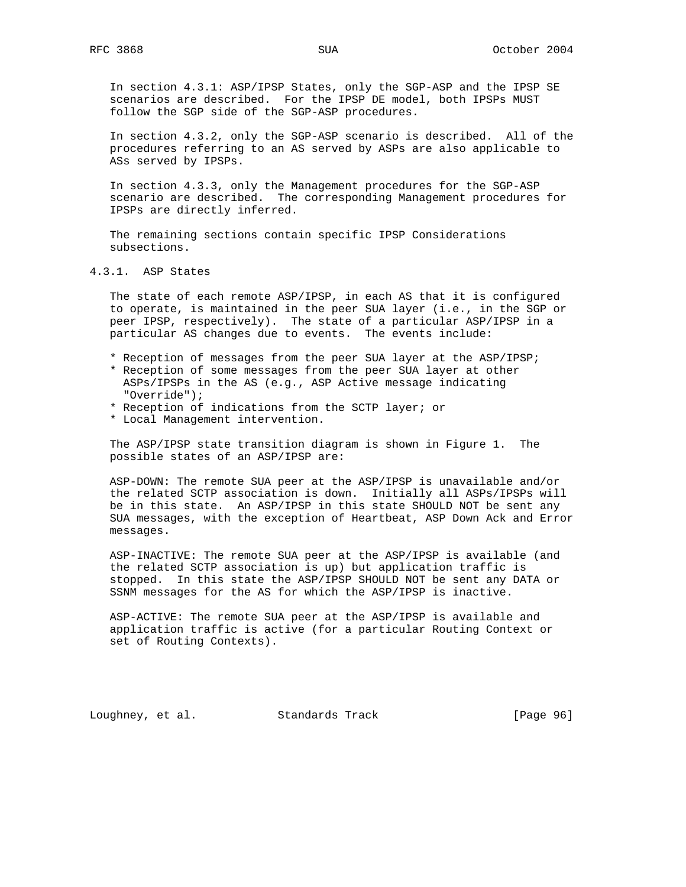In section 4.3.1: ASP/IPSP States, only the SGP-ASP and the IPSP SE scenarios are described. For the IPSP DE model, both IPSPs MUST follow the SGP side of the SGP-ASP procedures.

In section 4.3.2, only the SGP-ASP scenario is described. All of the procedures referring to an AS served by ASPs are also applicable to ASs served by IPSPs.

In section 4.3.3, only the Management procedures for the SGP-ASP scenario are described. The corresponding Management procedures for IPSPs are directly inferred.

The remaining sections contain specific IPSP Considerations subsections.

### 4.3.1. ASP States

The state of each remote ASP/IPSP, in each AS that it is configured to operate, is maintained in the peer SUA layer (i.e., in the SGP or peer IPSP, respectively). The state of a particular ASP/IPSP in a particular AS changes due to events. The events include:

* Reception of messages from the peer SUA layer at the ASP/IPSP;
* Reception of some messages from the peer SUA layer at other ASPs/IPSPs in the AS (e.g., ASP Active message indicating "Override");
* Reception of indications from the SCTP layer; or
* Local Management intervention.

The ASP/IPSP state transition diagram is shown in Figure 1. The possible states of an ASP/IPSP are:

ASP-DOWN: The remote SUA peer at the ASP/IPSP is unavailable and/or the related SCTP association is down. Initially all ASPs/IPSPs will be in this state. An ASP/IPSP in this state SHOULD NOT be sent any SUA messages, with the exception of Heartbeat, ASP Down Ack and Error messages.

ASP-INACTIVE: The remote SUA peer at the ASP/IPSP is available (and the related SCTP association is up) but application traffic is stopped. In this state the ASP/IPSP SHOULD NOT be sent any DATA or SSNM messages for the AS for which the ASP/IPSP is inactive.

ASP-ACTIVE: The remote SUA peer at the ASP/IPSP is available and application traffic is active (for a particular Routing Context or set of Routing Contexts).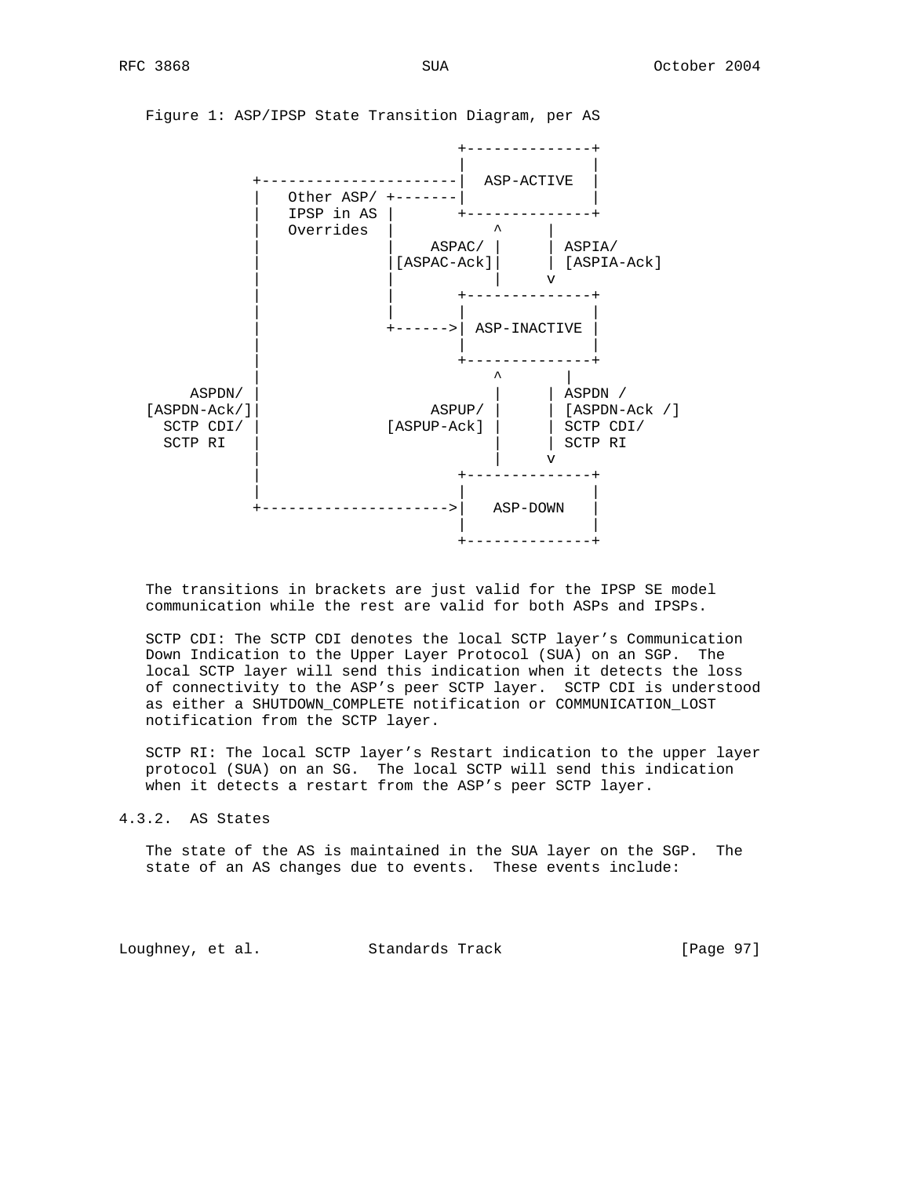Figure 1: ASP/IPSP State Transition Diagram, per AS

```
                                  +--------------+
                                  |              |
              +----------------------|  ASP-ACTIVE  |
              |   Other ASP/ +-------|              |
              |   IPSP in AS |       +--------------+
              |   Overrides  |           ^     |
              |              |    ASPAC/ |     | ASPIA/
              |              |[ASPAC-Ack]|     | [ASPIA-Ack]
              |              |           |     v
              |              |       +--------------+
              |              |       |              |
              |              +------>| ASP-INACTIVE |
              |                      |              |
              |                      +--------------+
              |                          ^       |
     ASPDN/   |                          |       | ASPDN /
  [ASPDN-Ack/]|                   ASPUP/ |       | [ASPDN-Ack /]
    SCTP CDI/ |              [ASPUP-Ack] |       | SCTP CDI/
    SCTP RI   |                          |       | SCTP RI
              |                          |       v
              |                      +--------------+
              |                      |              |
              +--------------------->|   ASP-DOWN   |
                                     |              |
                                     +--------------+
```

The transitions in brackets are just valid for the IPSP SE model communication while the rest are valid for both ASPs and IPSPs.

SCTP CDI: The SCTP CDI denotes the local SCTP layer's Communication Down Indication to the Upper Layer Protocol (SUA) on an SGP. The local SCTP layer will send this indication when it detects the loss of connectivity to the ASP's peer SCTP layer. SCTP CDI is understood as either a SHUTDOWN_COMPLETE notification or COMMUNICATION_LOST notification from the SCTP layer.

SCTP RI: The local SCTP layer's Restart indication to the upper layer protocol (SUA) on an SG. The local SCTP will send this indication when it detects a restart from the ASP's peer SCTP layer.

### 4.3.2. AS States

The state of the AS is maintained in the SUA layer on the SGP. The state of an AS changes due to events. These events include: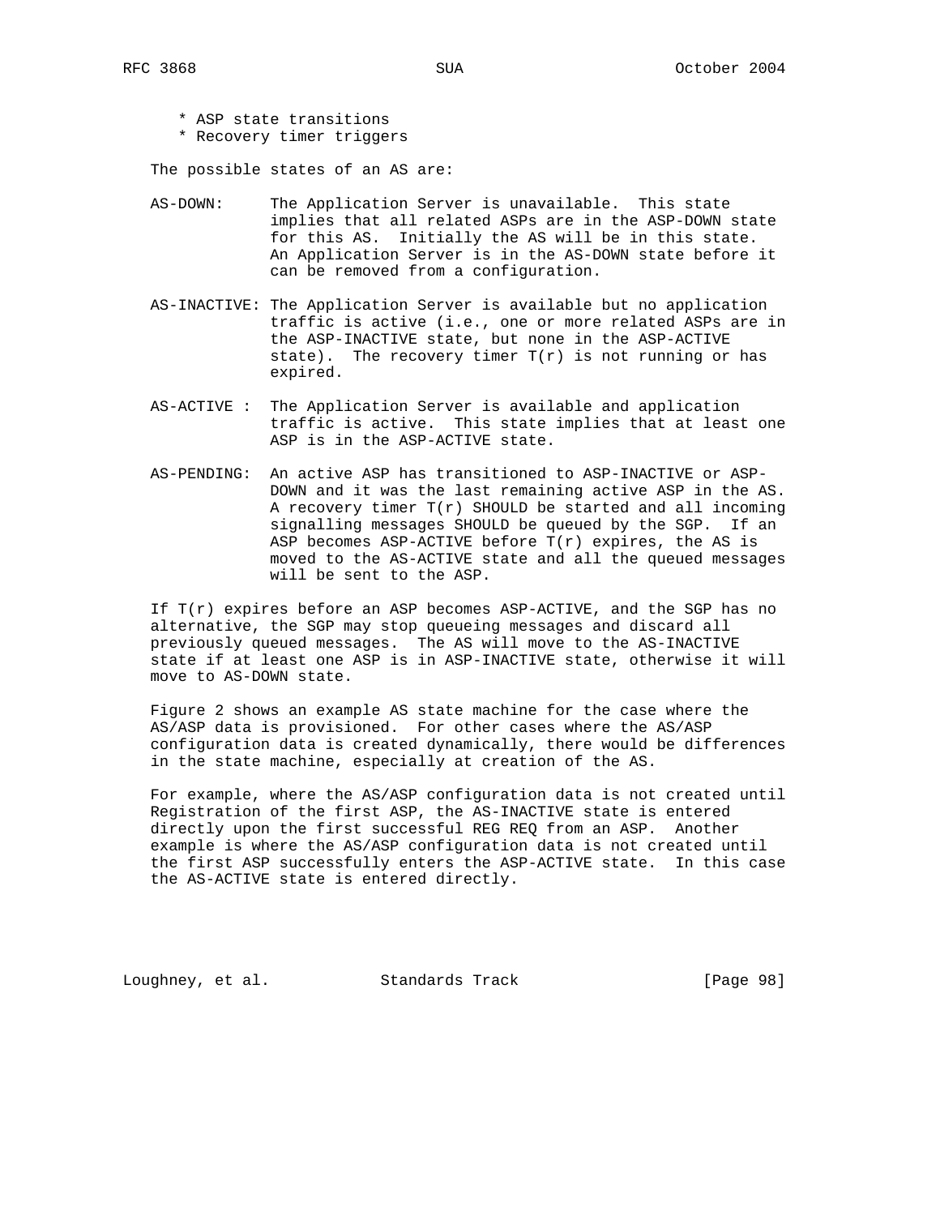* ASP state transitions
* Recovery timer triggers

The possible states of an AS are:

AS-DOWN: The Application Server is unavailable. This state implies that all related ASPs are in the ASP-DOWN state for this AS. Initially the AS will be in this state. An Application Server is in the AS-DOWN state before it can be removed from a configuration.

AS-INACTIVE: The Application Server is available but no application traffic is active (i.e., one or more related ASPs are in the ASP-INACTIVE state, but none in the ASP-ACTIVE state). The recovery timer T(r) is not running or has expired.

AS-ACTIVE : The Application Server is available and application traffic is active. This state implies that at least one ASP is in the ASP-ACTIVE state.

AS-PENDING: An active ASP has transitioned to ASP-INACTIVE or ASP-DOWN and it was the last remaining active ASP in the AS. A recovery timer T(r) SHOULD be started and all incoming signalling messages SHOULD be queued by the SGP. If an ASP becomes ASP-ACTIVE before T(r) expires, the AS is moved to the AS-ACTIVE state and all the queued messages will be sent to the ASP.

If T(r) expires before an ASP becomes ASP-ACTIVE, and the SGP has no alternative, the SGP may stop queueing messages and discard all previously queued messages. The AS will move to the AS-INACTIVE state if at least one ASP is in ASP-INACTIVE state, otherwise it will move to AS-DOWN state.

Figure 2 shows an example AS state machine for the case where the AS/ASP data is provisioned. For other cases where the AS/ASP configuration data is created dynamically, there would be differences in the state machine, especially at creation of the AS.

For example, where the AS/ASP configuration data is not created until Registration of the first ASP, the AS-INACTIVE state is entered directly upon the first successful REG REQ from an ASP. Another example is where the AS/ASP configuration data is not created until the first ASP successfully enters the ASP-ACTIVE state. In this case the AS-ACTIVE state is entered directly.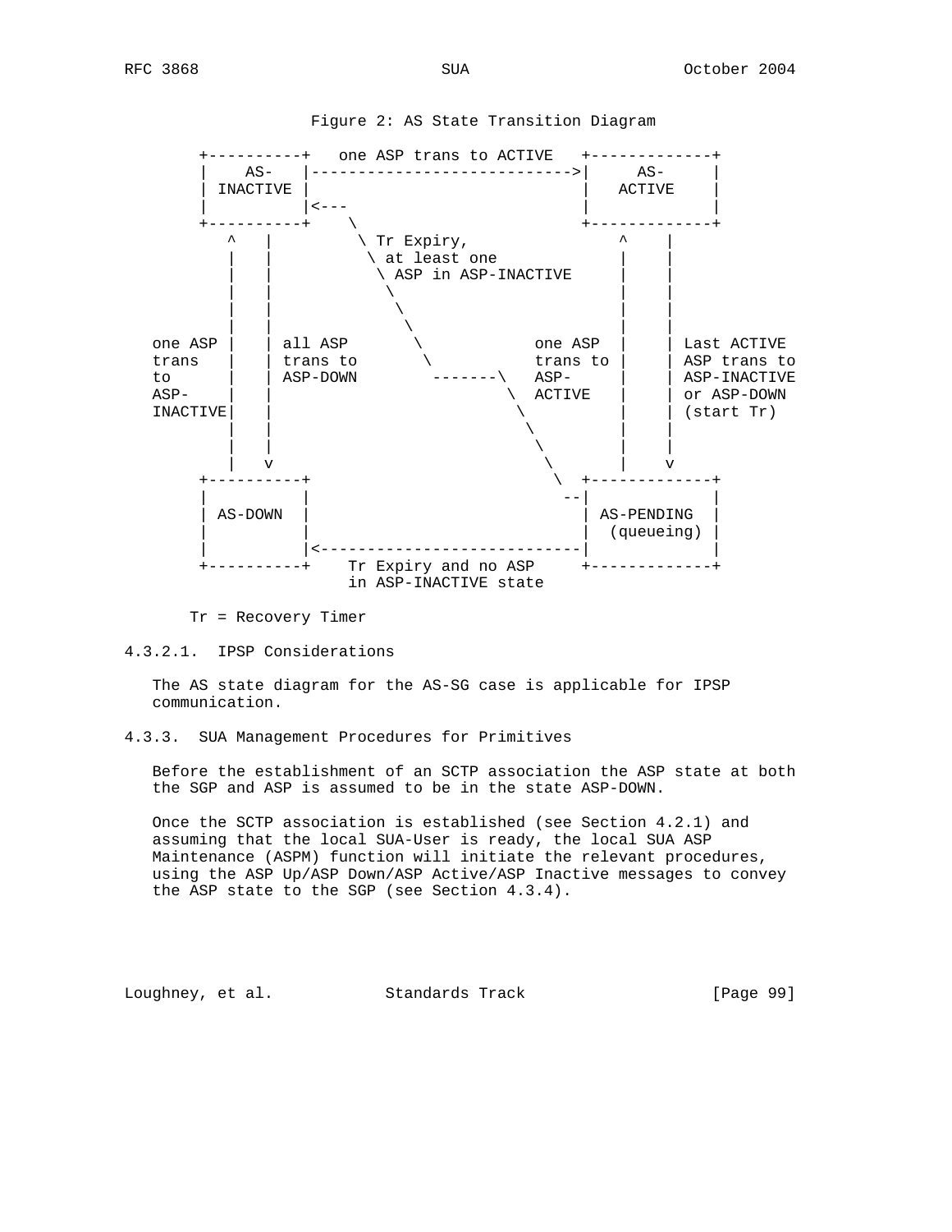Figure 2: AS State Transition Diagram

```
        +----------+   one ASP trans to ACTIVE   +-------------+
        |    AS-   |---------------------------->|     AS-     |
        | INACTIVE |                             |   ACTIVE    |
        |          |<---                         |             |
        +----------+    \                        +-------------+
           ^   |         \ Tr Expiry,                ^    |
           |   |          \ at least one             |    |
           |   |           \ ASP in ASP-INACTIVE     |    |
           |   |            \                        |    |
           |   |             \                       |    |
           |   |              \                      |    |
   one ASP |   | all ASP       \           one ASP   |    | Last ACTIVE
   trans   |   | trans to       \          trans to  |    | ASP trans to
   to      |   | ASP-DOWN        -------\  ASP-      |    | ASP-INACTIVE
   ASP-    |   |                         \ ACTIVE    |    | or ASP-DOWN
   INACTIVE|   |                          \          |    | (start Tr)
           |   |                           \         |    |
           |   |                            \        |    |
           |   v                             \       |    v
        +----------+                          \  +-------------+
        |          |                           --|             |
        | AS-DOWN  |                             | AS-PENDING  |
        |          |                             |  (queueing) |
        |          |<----------------------------|             |
        +----------+    Tr Expiry and no ASP     +-------------+
                        in ASP-INACTIVE state

      Tr = Recovery Timer
```

#### 4.3.2.1. IPSP Considerations

The AS state diagram for the AS-SG case is applicable for IPSP communication.

### 4.3.3. SUA Management Procedures for Primitives

Before the establishment of an SCTP association the ASP state at both the SGP and ASP is assumed to be in the state ASP-DOWN.

Once the SCTP association is established (see Section 4.2.1) and assuming that the local SUA-User is ready, the local SUA ASP Maintenance (ASPM) function will initiate the relevant procedures, using the ASP Up/ASP Down/ASP Active/ASP Inactive messages to convey the ASP state to the SGP (see Section 4.3.4).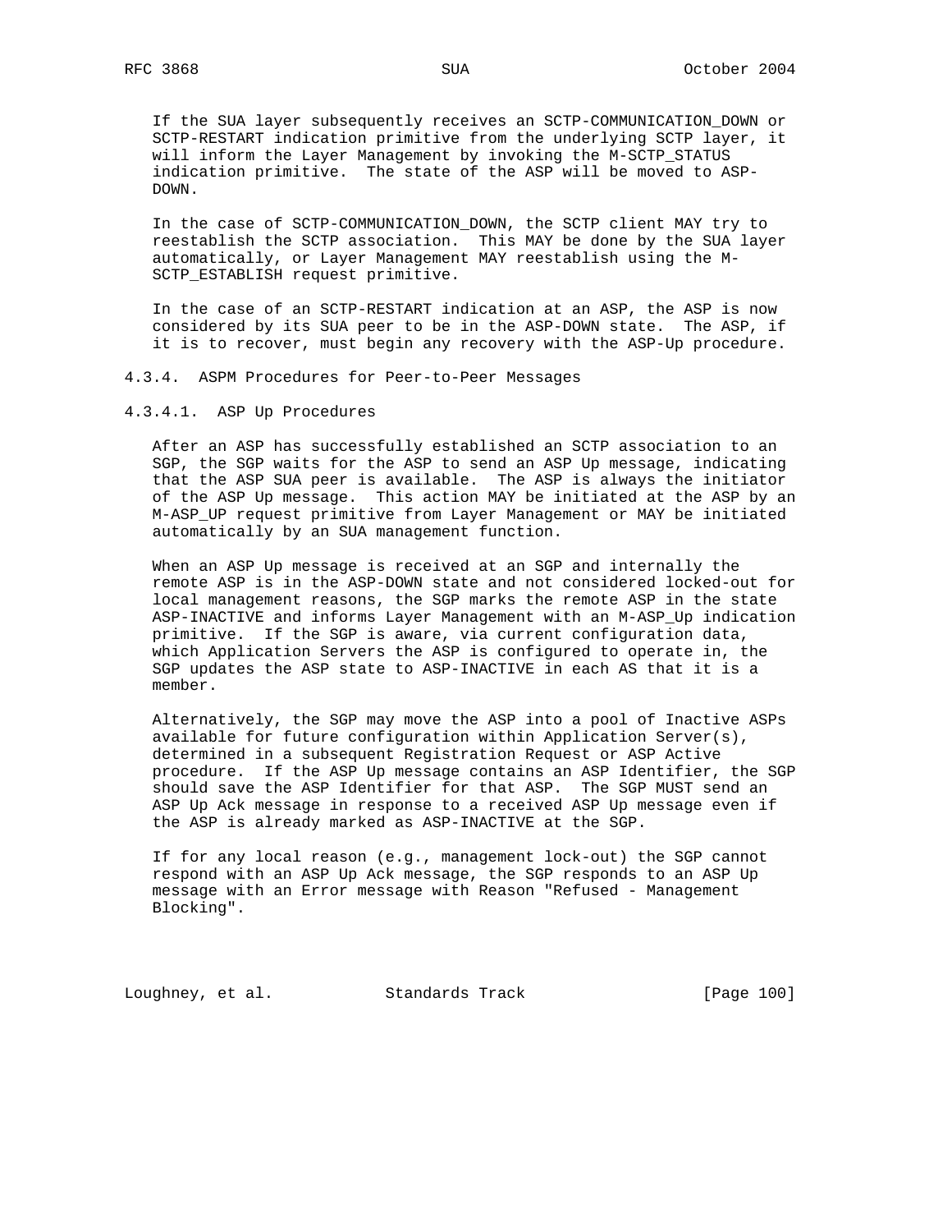If the SUA layer subsequently receives an SCTP-COMMUNICATION_DOWN or SCTP-RESTART indication primitive from the underlying SCTP layer, it will inform the Layer Management by invoking the M-SCTP_STATUS indication primitive. The state of the ASP will be moved to ASP-DOWN.

In the case of SCTP-COMMUNICATION_DOWN, the SCTP client MAY try to reestablish the SCTP association. This MAY be done by the SUA layer automatically, or Layer Management MAY reestablish using the M-SCTP_ESTABLISH request primitive.

In the case of an SCTP-RESTART indication at an ASP, the ASP is now considered by its SUA peer to be in the ASP-DOWN state. The ASP, if it is to recover, must begin any recovery with the ASP-Up procedure.

#### 4.3.4. ASPM Procedures for Peer-to-Peer Messages

##### 4.3.4.1. ASP Up Procedures

After an ASP has successfully established an SCTP association to an SGP, the SGP waits for the ASP to send an ASP Up message, indicating that the ASP SUA peer is available. The ASP is always the initiator of the ASP Up message. This action MAY be initiated at the ASP by an M-ASP_UP request primitive from Layer Management or MAY be initiated automatically by an SUA management function.

When an ASP Up message is received at an SGP and internally the remote ASP is in the ASP-DOWN state and not considered locked-out for local management reasons, the SGP marks the remote ASP in the state ASP-INACTIVE and informs Layer Management with an M-ASP_Up indication primitive. If the SGP is aware, via current configuration data, which Application Servers the ASP is configured to operate in, the SGP updates the ASP state to ASP-INACTIVE in each AS that it is a member.

Alternatively, the SGP may move the ASP into a pool of Inactive ASPs available for future configuration within Application Server(s), determined in a subsequent Registration Request or ASP Active procedure. If the ASP Up message contains an ASP Identifier, the SGP should save the ASP Identifier for that ASP. The SGP MUST send an ASP Up Ack message in response to a received ASP Up message even if the ASP is already marked as ASP-INACTIVE at the SGP.

If for any local reason (e.g., management lock-out) the SGP cannot respond with an ASP Up Ack message, the SGP responds to an ASP Up message with an Error message with Reason "Refused - Management Blocking".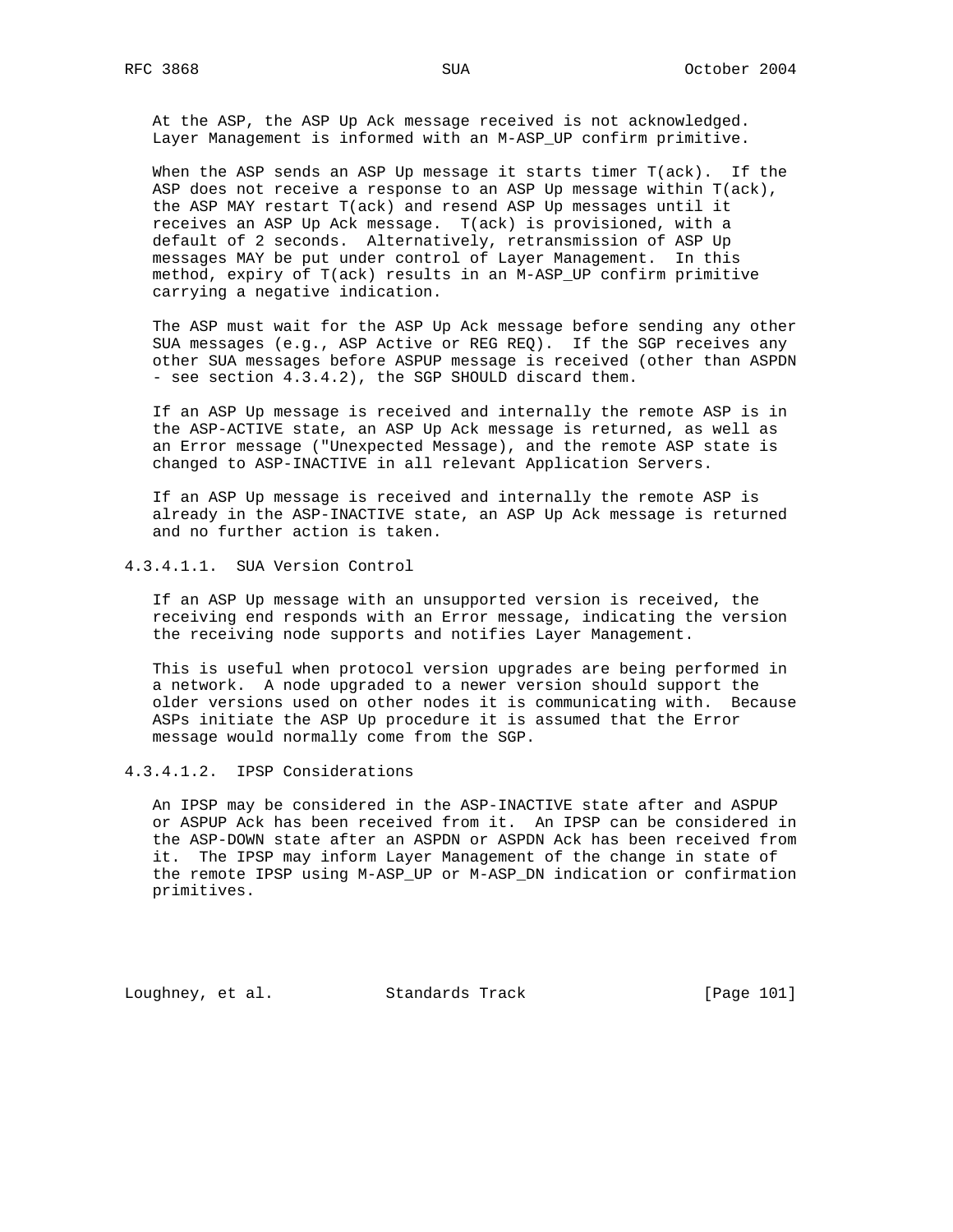At the ASP, the ASP Up Ack message received is not acknowledged. Layer Management is informed with an M-ASP_UP confirm primitive.

When the ASP sends an ASP Up message it starts timer T(ack). If the ASP does not receive a response to an ASP Up message within T(ack), the ASP MAY restart T(ack) and resend ASP Up messages until it receives an ASP Up Ack message. T(ack) is provisioned, with a default of 2 seconds. Alternatively, retransmission of ASP Up messages MAY be put under control of Layer Management. In this method, expiry of T(ack) results in an M-ASP_UP confirm primitive carrying a negative indication.

The ASP must wait for the ASP Up Ack message before sending any other SUA messages (e.g., ASP Active or REG REQ). If the SGP receives any other SUA messages before ASPUP message is received (other than ASPDN - see section 4.3.4.2), the SGP SHOULD discard them.

If an ASP Up message is received and internally the remote ASP is in the ASP-ACTIVE state, an ASP Up Ack message is returned, as well as an Error message ("Unexpected Message), and the remote ASP state is changed to ASP-INACTIVE in all relevant Application Servers.

If an ASP Up message is received and internally the remote ASP is already in the ASP-INACTIVE state, an ASP Up Ack message is returned and no further action is taken.

#### 4.3.4.1.1. SUA Version Control

If an ASP Up message with an unsupported version is received, the receiving end responds with an Error message, indicating the version the receiving node supports and notifies Layer Management.

This is useful when protocol version upgrades are being performed in a network. A node upgraded to a newer version should support the older versions used on other nodes it is communicating with. Because ASPs initiate the ASP Up procedure it is assumed that the Error message would normally come from the SGP.

#### 4.3.4.1.2. IPSP Considerations

An IPSP may be considered in the ASP-INACTIVE state after and ASPUP or ASPUP Ack has been received from it. An IPSP can be considered in the ASP-DOWN state after an ASPDN or ASPDN Ack has been received from it. The IPSP may inform Layer Management of the change in state of the remote IPSP using M-ASP_UP or M-ASP_DN indication or confirmation primitives.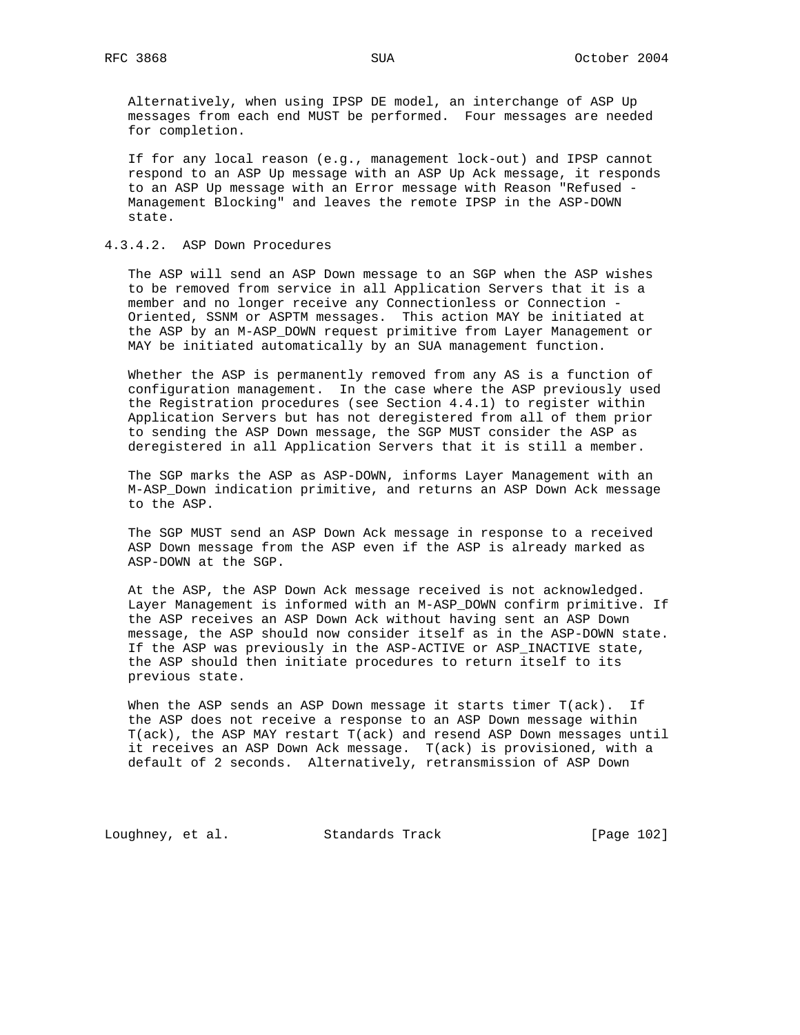Alternatively, when using IPSP DE model, an interchange of ASP Up messages from each end MUST be performed. Four messages are needed for completion.

If for any local reason (e.g., management lock-out) and IPSP cannot respond to an ASP Up message with an ASP Up Ack message, it responds to an ASP Up message with an Error message with Reason "Refused - Management Blocking" and leaves the remote IPSP in the ASP-DOWN state.

#### 4.3.4.2. ASP Down Procedures

The ASP will send an ASP Down message to an SGP when the ASP wishes to be removed from service in all Application Servers that it is a member and no longer receive any Connectionless or Connection - Oriented, SSNM or ASPTM messages. This action MAY be initiated at the ASP by an M-ASP_DOWN request primitive from Layer Management or MAY be initiated automatically by an SUA management function.

Whether the ASP is permanently removed from any AS is a function of configuration management. In the case where the ASP previously used the Registration procedures (see Section 4.4.1) to register within Application Servers but has not deregistered from all of them prior to sending the ASP Down message, the SGP MUST consider the ASP as deregistered in all Application Servers that it is still a member.

The SGP marks the ASP as ASP-DOWN, informs Layer Management with an M-ASP_Down indication primitive, and returns an ASP Down Ack message to the ASP.

The SGP MUST send an ASP Down Ack message in response to a received ASP Down message from the ASP even if the ASP is already marked as ASP-DOWN at the SGP.

At the ASP, the ASP Down Ack message received is not acknowledged. Layer Management is informed with an M-ASP_DOWN confirm primitive. If the ASP receives an ASP Down Ack without having sent an ASP Down message, the ASP should now consider itself as in the ASP-DOWN state. If the ASP was previously in the ASP-ACTIVE or ASP_INACTIVE state, the ASP should then initiate procedures to return itself to its previous state.

When the ASP sends an ASP Down message it starts timer T(ack). If the ASP does not receive a response to an ASP Down message within T(ack), the ASP MAY restart T(ack) and resend ASP Down messages until it receives an ASP Down Ack message. T(ack) is provisioned, with a default of 2 seconds. Alternatively, retransmission of ASP Down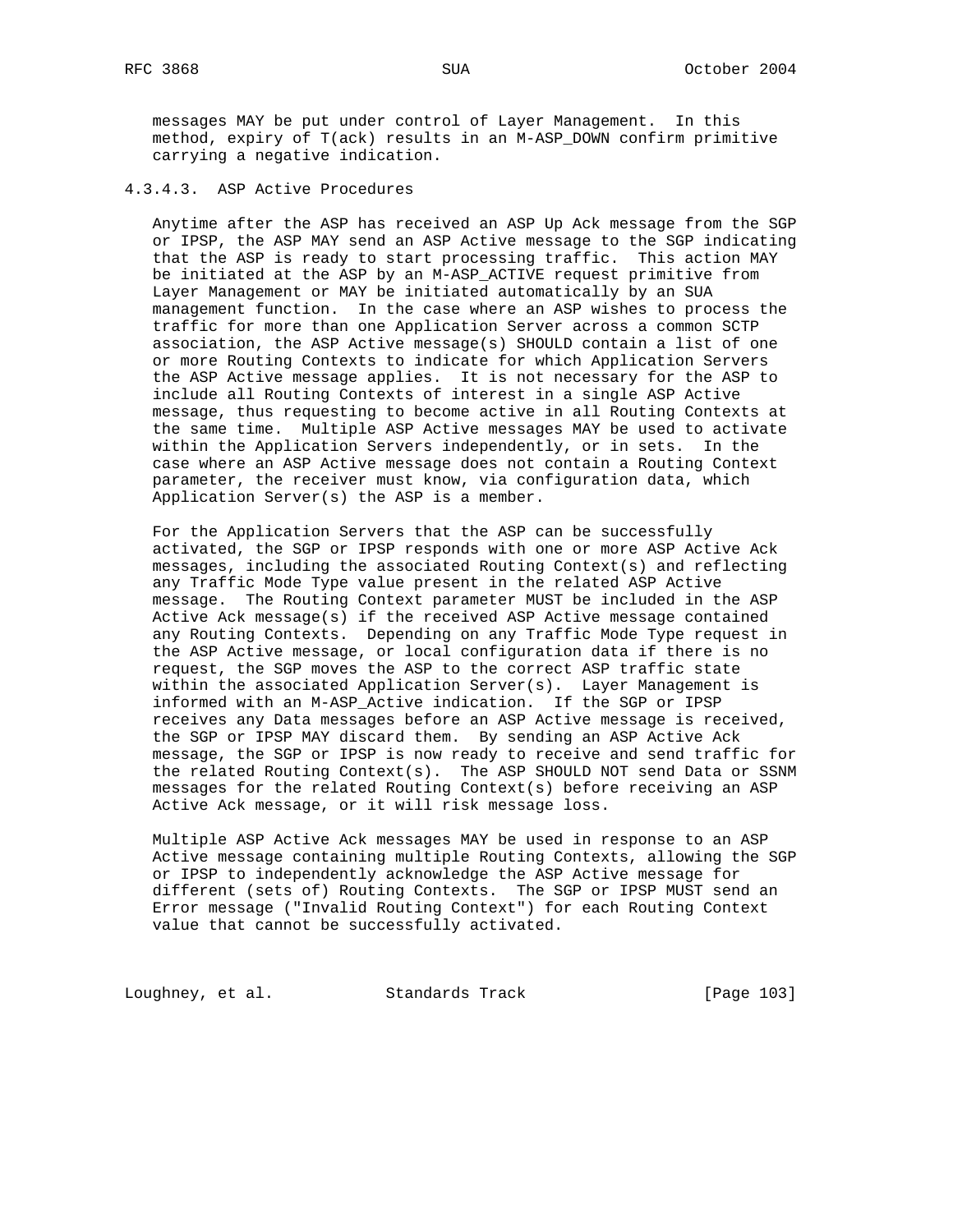messages MAY be put under control of Layer Management. In this method, expiry of T(ack) results in an M-ASP_DOWN confirm primitive carrying a negative indication.

#### 4.3.4.3. ASP Active Procedures

Anytime after the ASP has received an ASP Up Ack message from the SGP or IPSP, the ASP MAY send an ASP Active message to the SGP indicating that the ASP is ready to start processing traffic. This action MAY be initiated at the ASP by an M-ASP_ACTIVE request primitive from Layer Management or MAY be initiated automatically by an SUA management function. In the case where an ASP wishes to process the traffic for more than one Application Server across a common SCTP association, the ASP Active message(s) SHOULD contain a list of one or more Routing Contexts to indicate for which Application Servers the ASP Active message applies. It is not necessary for the ASP to include all Routing Contexts of interest in a single ASP Active message, thus requesting to become active in all Routing Contexts at the same time. Multiple ASP Active messages MAY be used to activate within the Application Servers independently, or in sets. In the case where an ASP Active message does not contain a Routing Context parameter, the receiver must know, via configuration data, which Application Server(s) the ASP is a member.

For the Application Servers that the ASP can be successfully activated, the SGP or IPSP responds with one or more ASP Active Ack messages, including the associated Routing Context(s) and reflecting any Traffic Mode Type value present in the related ASP Active message. The Routing Context parameter MUST be included in the ASP Active Ack message(s) if the received ASP Active message contained any Routing Contexts. Depending on any Traffic Mode Type request in the ASP Active message, or local configuration data if there is no request, the SGP moves the ASP to the correct ASP traffic state within the associated Application Server(s). Layer Management is informed with an M-ASP_Active indication. If the SGP or IPSP receives any Data messages before an ASP Active message is received, the SGP or IPSP MAY discard them. By sending an ASP Active Ack message, the SGP or IPSP is now ready to receive and send traffic for the related Routing Context(s). The ASP SHOULD NOT send Data or SSNM messages for the related Routing Context(s) before receiving an ASP Active Ack message, or it will risk message loss.

Multiple ASP Active Ack messages MAY be used in response to an ASP Active message containing multiple Routing Contexts, allowing the SGP or IPSP to independently acknowledge the ASP Active message for different (sets of) Routing Contexts. The SGP or IPSP MUST send an Error message ("Invalid Routing Context") for each Routing Context value that cannot be successfully activated.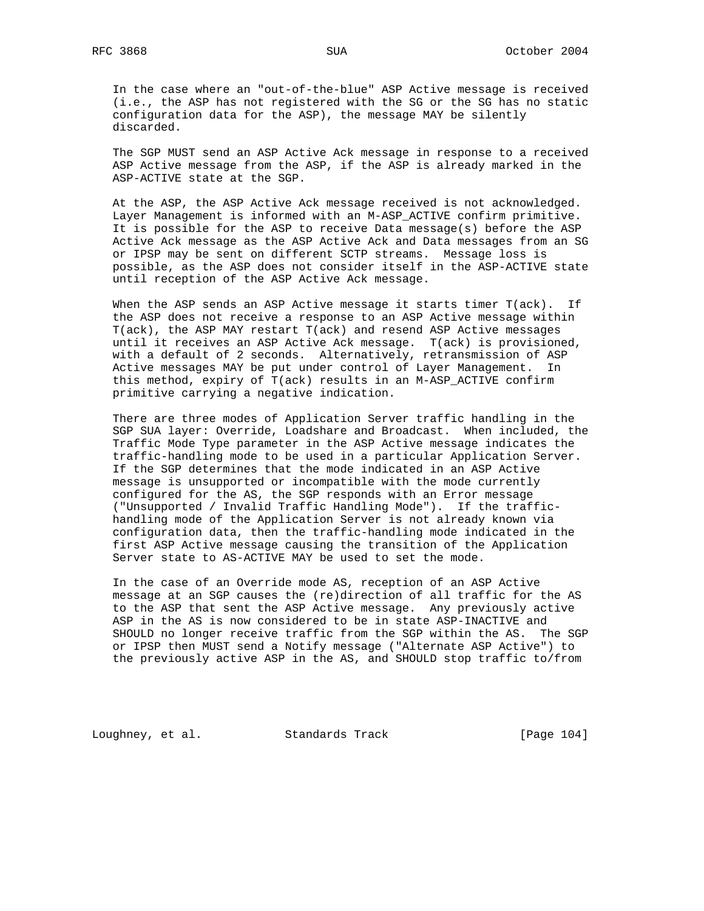In the case where an "out-of-the-blue" ASP Active message is received (i.e., the ASP has not registered with the SG or the SG has no static configuration data for the ASP), the message MAY be silently discarded.

The SGP MUST send an ASP Active Ack message in response to a received ASP Active message from the ASP, if the ASP is already marked in the ASP-ACTIVE state at the SGP.

At the ASP, the ASP Active Ack message received is not acknowledged. Layer Management is informed with an M-ASP_ACTIVE confirm primitive. It is possible for the ASP to receive Data message(s) before the ASP Active Ack message as the ASP Active Ack and Data messages from an SG or IPSP may be sent on different SCTP streams. Message loss is possible, as the ASP does not consider itself in the ASP-ACTIVE state until reception of the ASP Active Ack message.

When the ASP sends an ASP Active message it starts timer T(ack). If the ASP does not receive a response to an ASP Active message within T(ack), the ASP MAY restart T(ack) and resend ASP Active messages until it receives an ASP Active Ack message. T(ack) is provisioned, with a default of 2 seconds. Alternatively, retransmission of ASP Active messages MAY be put under control of Layer Management. In this method, expiry of T(ack) results in an M-ASP_ACTIVE confirm primitive carrying a negative indication.

There are three modes of Application Server traffic handling in the SGP SUA layer: Override, Loadshare and Broadcast. When included, the Traffic Mode Type parameter in the ASP Active message indicates the traffic-handling mode to be used in a particular Application Server. If the SGP determines that the mode indicated in an ASP Active message is unsupported or incompatible with the mode currently configured for the AS, the SGP responds with an Error message ("Unsupported / Invalid Traffic Handling Mode"). If the traffic-handling mode of the Application Server is not already known via configuration data, then the traffic-handling mode indicated in the first ASP Active message causing the transition of the Application Server state to AS-ACTIVE MAY be used to set the mode.

In the case of an Override mode AS, reception of an ASP Active message at an SGP causes the (re)direction of all traffic for the AS to the ASP that sent the ASP Active message. Any previously active ASP in the AS is now considered to be in state ASP-INACTIVE and SHOULD no longer receive traffic from the SGP within the AS. The SGP or IPSP then MUST send a Notify message ("Alternate ASP Active") to the previously active ASP in the AS, and SHOULD stop traffic to/from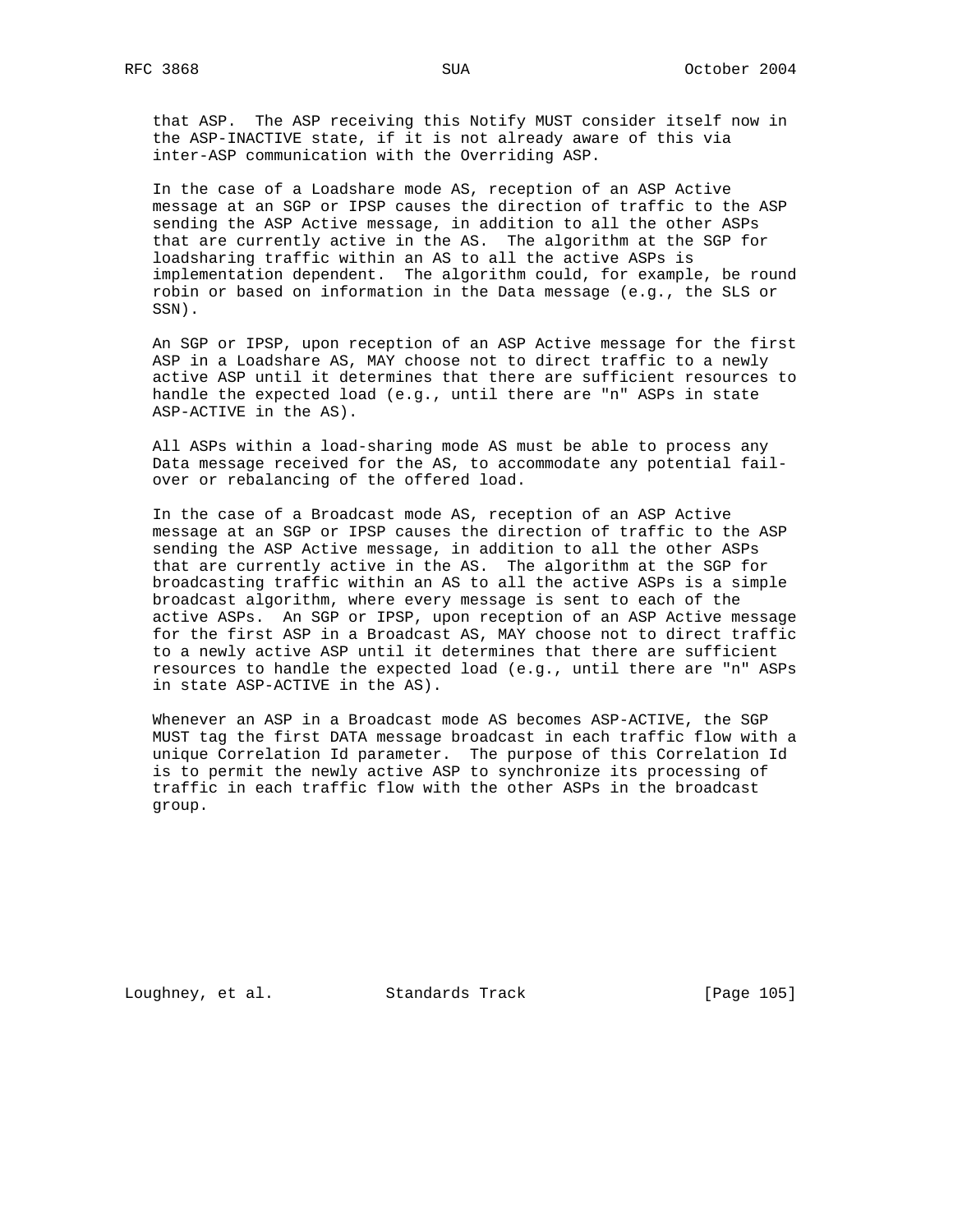that ASP. The ASP receiving this Notify MUST consider itself now in the ASP-INACTIVE state, if it is not already aware of this via inter-ASP communication with the Overriding ASP.

In the case of a Loadshare mode AS, reception of an ASP Active message at an SGP or IPSP causes the direction of traffic to the ASP sending the ASP Active message, in addition to all the other ASPs that are currently active in the AS. The algorithm at the SGP for loadsharing traffic within an AS to all the active ASPs is implementation dependent. The algorithm could, for example, be round robin or based on information in the Data message (e.g., the SLS or SSN).

An SGP or IPSP, upon reception of an ASP Active message for the first ASP in a Loadshare AS, MAY choose not to direct traffic to a newly active ASP until it determines that there are sufficient resources to handle the expected load (e.g., until there are "n" ASPs in state ASP-ACTIVE in the AS).

All ASPs within a load-sharing mode AS must be able to process any Data message received for the AS, to accommodate any potential fail-over or rebalancing of the offered load.

In the case of a Broadcast mode AS, reception of an ASP Active message at an SGP or IPSP causes the direction of traffic to the ASP sending the ASP Active message, in addition to all the other ASPs that are currently active in the AS. The algorithm at the SGP for broadcasting traffic within an AS to all the active ASPs is a simple broadcast algorithm, where every message is sent to each of the active ASPs. An SGP or IPSP, upon reception of an ASP Active message for the first ASP in a Broadcast AS, MAY choose not to direct traffic to a newly active ASP until it determines that there are sufficient resources to handle the expected load (e.g., until there are "n" ASPs in state ASP-ACTIVE in the AS).

Whenever an ASP in a Broadcast mode AS becomes ASP-ACTIVE, the SGP MUST tag the first DATA message broadcast in each traffic flow with a unique Correlation Id parameter. The purpose of this Correlation Id is to permit the newly active ASP to synchronize its processing of traffic in each traffic flow with the other ASPs in the broadcast group.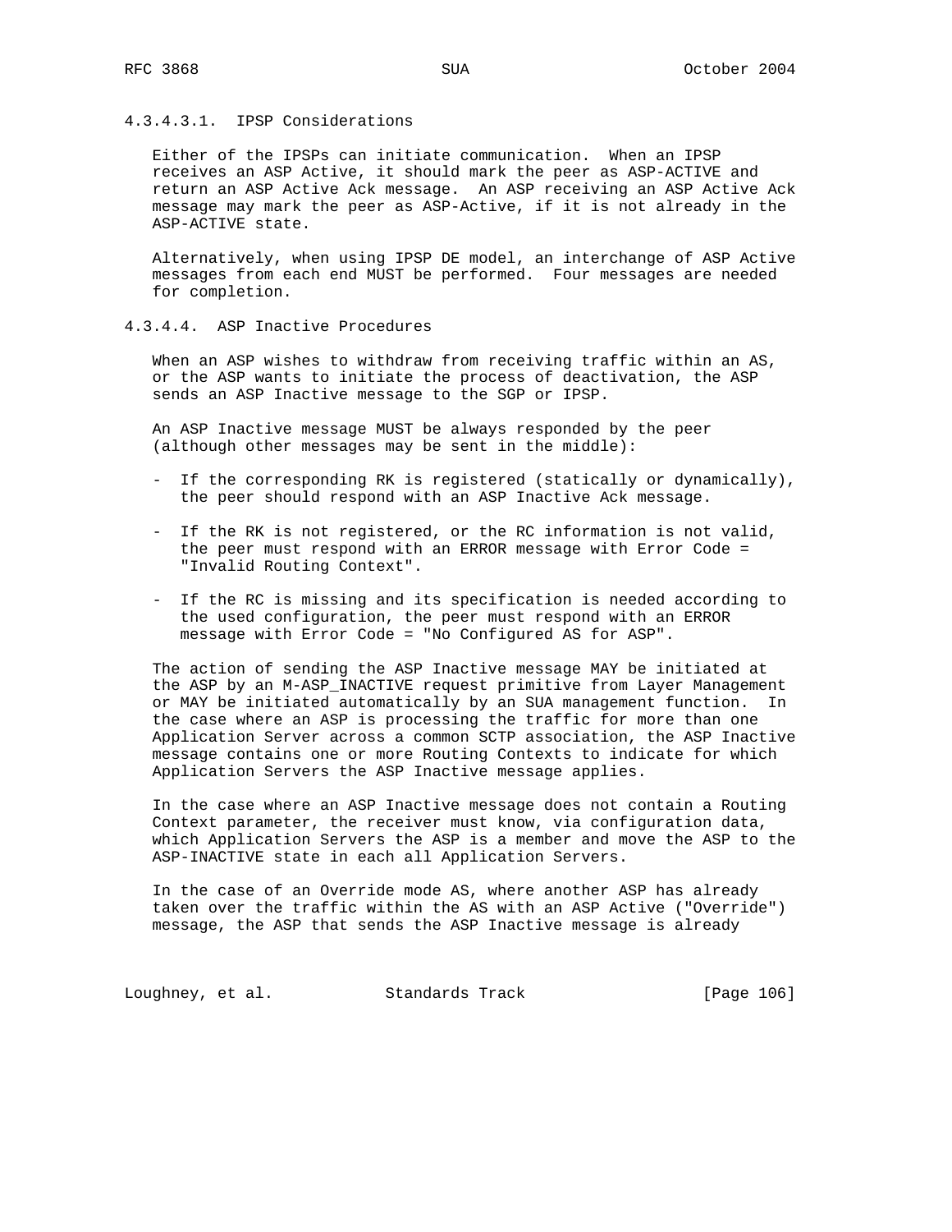#### 4.3.4.3.1. IPSP Considerations

Either of the IPSPs can initiate communication. When an IPSP receives an ASP Active, it should mark the peer as ASP-ACTIVE and return an ASP Active Ack message. An ASP receiving an ASP Active Ack message may mark the peer as ASP-Active, if it is not already in the ASP-ACTIVE state.

Alternatively, when using IPSP DE model, an interchange of ASP Active messages from each end MUST be performed. Four messages are needed for completion.

#### 4.3.4.4. ASP Inactive Procedures

When an ASP wishes to withdraw from receiving traffic within an AS, or the ASP wants to initiate the process of deactivation, the ASP sends an ASP Inactive message to the SGP or IPSP.

An ASP Inactive message MUST be always responded by the peer (although other messages may be sent in the middle):

- If the corresponding RK is registered (statically or dynamically), the peer should respond with an ASP Inactive Ack message.
- If the RK is not registered, or the RC information is not valid, the peer must respond with an ERROR message with Error Code = "Invalid Routing Context".
- If the RC is missing and its specification is needed according to the used configuration, the peer must respond with an ERROR message with Error Code = "No Configured AS for ASP".

The action of sending the ASP Inactive message MAY be initiated at the ASP by an M-ASP_INACTIVE request primitive from Layer Management or MAY be initiated automatically by an SUA management function. In the case where an ASP is processing the traffic for more than one Application Server across a common SCTP association, the ASP Inactive message contains one or more Routing Contexts to indicate for which Application Servers the ASP Inactive message applies.

In the case where an ASP Inactive message does not contain a Routing Context parameter, the receiver must know, via configuration data, which Application Servers the ASP is a member and move the ASP to the ASP-INACTIVE state in each all Application Servers.

In the case of an Override mode AS, where another ASP has already taken over the traffic within the AS with an ASP Active ("Override") message, the ASP that sends the ASP Inactive message is already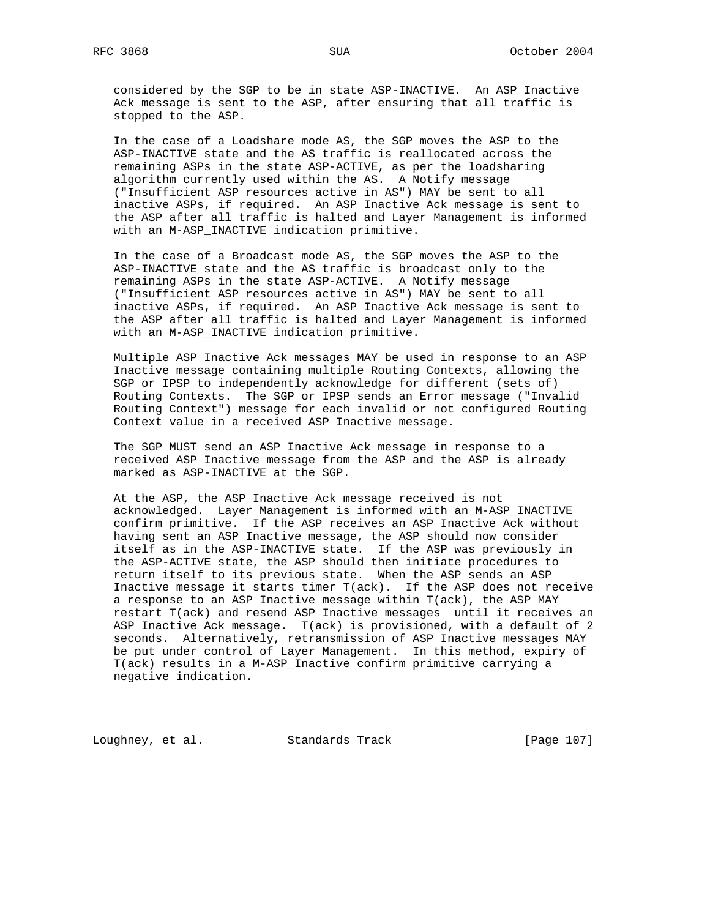considered by the SGP to be in state ASP-INACTIVE. An ASP Inactive Ack message is sent to the ASP, after ensuring that all traffic is stopped to the ASP.

In the case of a Loadshare mode AS, the SGP moves the ASP to the ASP-INACTIVE state and the AS traffic is reallocated across the remaining ASPs in the state ASP-ACTIVE, as per the loadsharing algorithm currently used within the AS. A Notify message ("Insufficient ASP resources active in AS") MAY be sent to all inactive ASPs, if required. An ASP Inactive Ack message is sent to the ASP after all traffic is halted and Layer Management is informed with an M-ASP_INACTIVE indication primitive.

In the case of a Broadcast mode AS, the SGP moves the ASP to the ASP-INACTIVE state and the AS traffic is broadcast only to the remaining ASPs in the state ASP-ACTIVE. A Notify message ("Insufficient ASP resources active in AS") MAY be sent to all inactive ASPs, if required. An ASP Inactive Ack message is sent to the ASP after all traffic is halted and Layer Management is informed with an M-ASP_INACTIVE indication primitive.

Multiple ASP Inactive Ack messages MAY be used in response to an ASP Inactive message containing multiple Routing Contexts, allowing the SGP or IPSP to independently acknowledge for different (sets of) Routing Contexts. The SGP or IPSP sends an Error message ("Invalid Routing Context") message for each invalid or not configured Routing Context value in a received ASP Inactive message.

The SGP MUST send an ASP Inactive Ack message in response to a received ASP Inactive message from the ASP and the ASP is already marked as ASP-INACTIVE at the SGP.

At the ASP, the ASP Inactive Ack message received is not acknowledged. Layer Management is informed with an M-ASP_INACTIVE confirm primitive. If the ASP receives an ASP Inactive Ack without having sent an ASP Inactive message, the ASP should now consider itself as in the ASP-INACTIVE state. If the ASP was previously in the ASP-ACTIVE state, the ASP should then initiate procedures to return itself to its previous state. When the ASP sends an ASP Inactive message it starts timer T(ack). If the ASP does not receive a response to an ASP Inactive message within T(ack), the ASP MAY restart T(ack) and resend ASP Inactive messages until it receives an ASP Inactive Ack message. T(ack) is provisioned, with a default of 2 seconds. Alternatively, retransmission of ASP Inactive messages MAY be put under control of Layer Management. In this method, expiry of T(ack) results in a M-ASP_Inactive confirm primitive carrying a negative indication.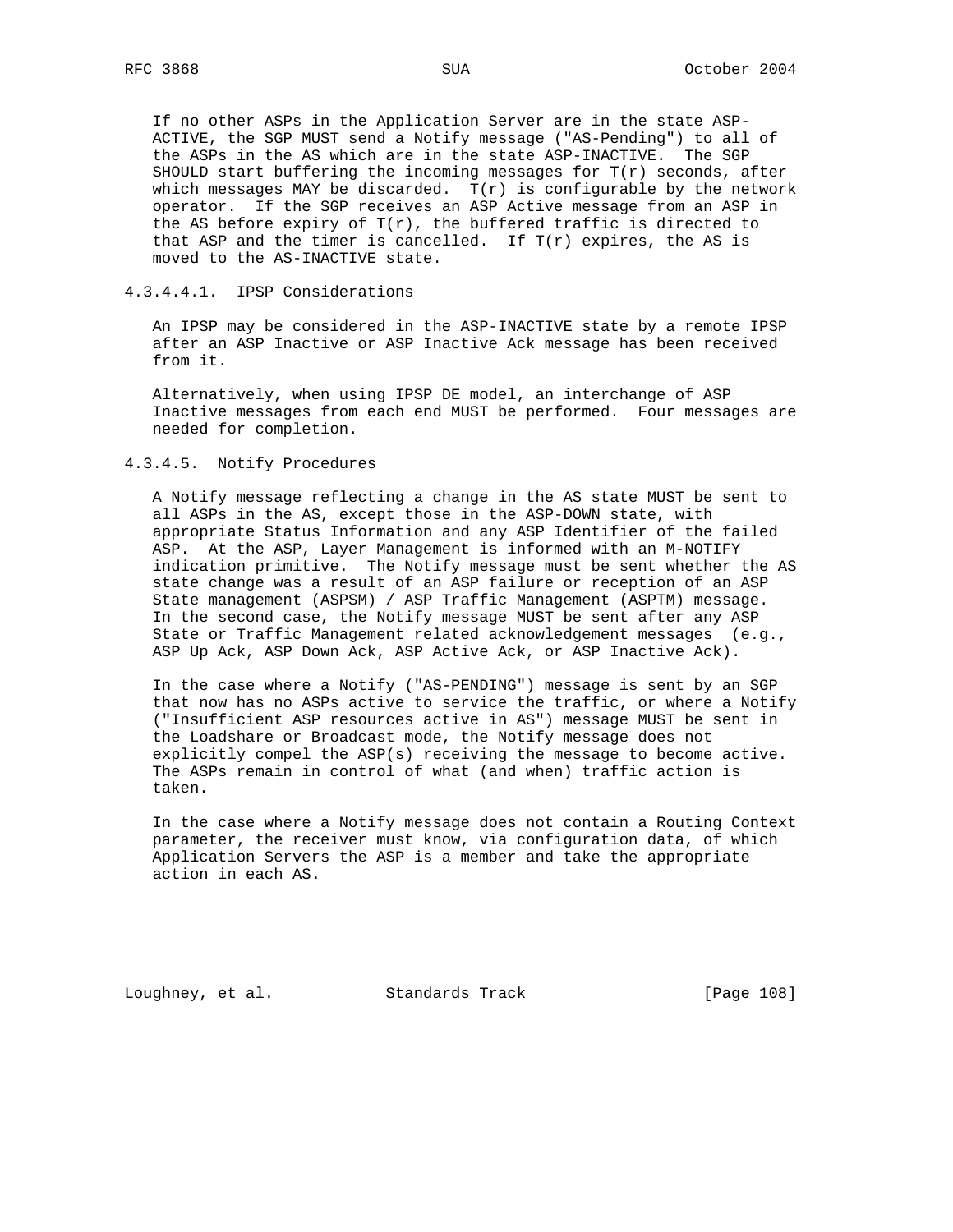If no other ASPs in the Application Server are in the state ASP-ACTIVE, the SGP MUST send a Notify message ("AS-Pending") to all of the ASPs in the AS which are in the state ASP-INACTIVE. The SGP SHOULD start buffering the incoming messages for T(r) seconds, after which messages MAY be discarded. T(r) is configurable by the network operator. If the SGP receives an ASP Active message from an ASP in the AS before expiry of T(r), the buffered traffic is directed to that ASP and the timer is cancelled. If T(r) expires, the AS is moved to the AS-INACTIVE state.

#### 4.3.4.4.1. IPSP Considerations

An IPSP may be considered in the ASP-INACTIVE state by a remote IPSP after an ASP Inactive or ASP Inactive Ack message has been received from it.

Alternatively, when using IPSP DE model, an interchange of ASP Inactive messages from each end MUST be performed. Four messages are needed for completion.

#### 4.3.4.5. Notify Procedures

A Notify message reflecting a change in the AS state MUST be sent to all ASPs in the AS, except those in the ASP-DOWN state, with appropriate Status Information and any ASP Identifier of the failed ASP. At the ASP, Layer Management is informed with an M-NOTIFY indication primitive. The Notify message must be sent whether the AS state change was a result of an ASP failure or reception of an ASP State management (ASPSM) / ASP Traffic Management (ASPTM) message. In the second case, the Notify message MUST be sent after any ASP State or Traffic Management related acknowledgement messages (e.g., ASP Up Ack, ASP Down Ack, ASP Active Ack, or ASP Inactive Ack).

In the case where a Notify ("AS-PENDING") message is sent by an SGP that now has no ASPs active to service the traffic, or where a Notify ("Insufficient ASP resources active in AS") message MUST be sent in the Loadshare or Broadcast mode, the Notify message does not explicitly compel the ASP(s) receiving the message to become active. The ASPs remain in control of what (and when) traffic action is taken.

In the case where a Notify message does not contain a Routing Context parameter, the receiver must know, via configuration data, of which Application Servers the ASP is a member and take the appropriate action in each AS.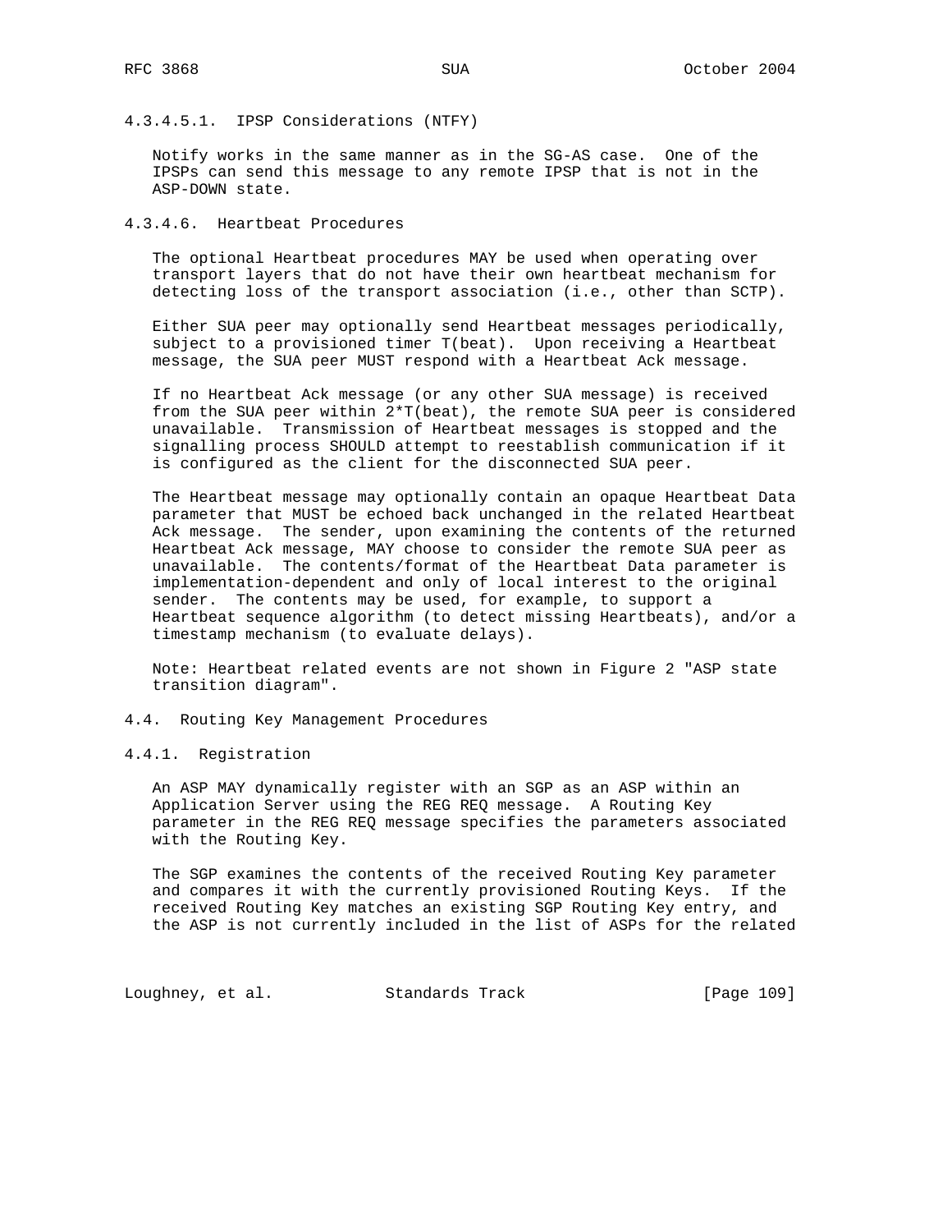#### 4.3.4.5.1. IPSP Considerations (NTFY)

Notify works in the same manner as in the SG-AS case. One of the IPSPs can send this message to any remote IPSP that is not in the ASP-DOWN state.

### 4.3.4.6. Heartbeat Procedures

The optional Heartbeat procedures MAY be used when operating over transport layers that do not have their own heartbeat mechanism for detecting loss of the transport association (i.e., other than SCTP).

Either SUA peer may optionally send Heartbeat messages periodically, subject to a provisioned timer T(beat). Upon receiving a Heartbeat message, the SUA peer MUST respond with a Heartbeat Ack message.

If no Heartbeat Ack message (or any other SUA message) is received from the SUA peer within 2*T(beat), the remote SUA peer is considered unavailable. Transmission of Heartbeat messages is stopped and the signalling process SHOULD attempt to reestablish communication if it is configured as the client for the disconnected SUA peer.

The Heartbeat message may optionally contain an opaque Heartbeat Data parameter that MUST be echoed back unchanged in the related Heartbeat Ack message. The sender, upon examining the contents of the returned Heartbeat Ack message, MAY choose to consider the remote SUA peer as unavailable. The contents/format of the Heartbeat Data parameter is implementation-dependent and only of local interest to the original sender. The contents may be used, for example, to support a Heartbeat sequence algorithm (to detect missing Heartbeats), and/or a timestamp mechanism (to evaluate delays).

Note: Heartbeat related events are not shown in Figure 2 "ASP state transition diagram".

## 4.4. Routing Key Management Procedures

### 4.4.1. Registration

An ASP MAY dynamically register with an SGP as an ASP within an Application Server using the REG REQ message. A Routing Key parameter in the REG REQ message specifies the parameters associated with the Routing Key.

The SGP examines the contents of the received Routing Key parameter and compares it with the currently provisioned Routing Keys. If the received Routing Key matches an existing SGP Routing Key entry, and the ASP is not currently included in the list of ASPs for the related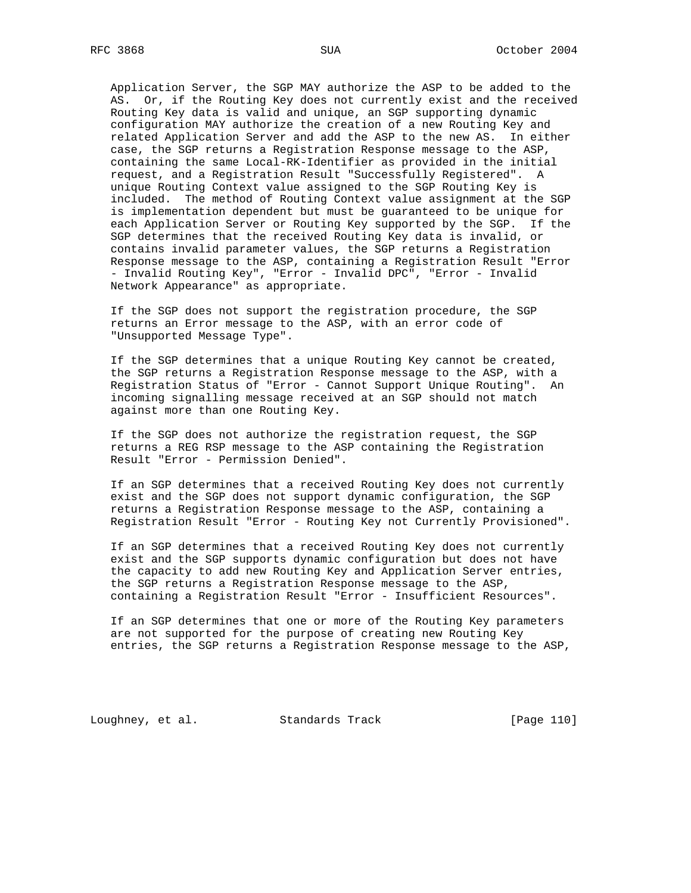Application Server, the SGP MAY authorize the ASP to be added to the AS. Or, if the Routing Key does not currently exist and the received Routing Key data is valid and unique, an SGP supporting dynamic configuration MAY authorize the creation of a new Routing Key and related Application Server and add the ASP to the new AS. In either case, the SGP returns a Registration Response message to the ASP, containing the same Local-RK-Identifier as provided in the initial request, and a Registration Result "Successfully Registered". A unique Routing Context value assigned to the SGP Routing Key is included. The method of Routing Context value assignment at the SGP is implementation dependent but must be guaranteed to be unique for each Application Server or Routing Key supported by the SGP. If the SGP determines that the received Routing Key data is invalid, or contains invalid parameter values, the SGP returns a Registration Response message to the ASP, containing a Registration Result "Error - Invalid Routing Key", "Error - Invalid DPC", "Error - Invalid Network Appearance" as appropriate.

If the SGP does not support the registration procedure, the SGP returns an Error message to the ASP, with an error code of "Unsupported Message Type".

If the SGP determines that a unique Routing Key cannot be created, the SGP returns a Registration Response message to the ASP, with a Registration Status of "Error - Cannot Support Unique Routing". An incoming signalling message received at an SGP should not match against more than one Routing Key.

If the SGP does not authorize the registration request, the SGP returns a REG RSP message to the ASP containing the Registration Result "Error - Permission Denied".

If an SGP determines that a received Routing Key does not currently exist and the SGP does not support dynamic configuration, the SGP returns a Registration Response message to the ASP, containing a Registration Result "Error - Routing Key not Currently Provisioned".

If an SGP determines that a received Routing Key does not currently exist and the SGP supports dynamic configuration but does not have the capacity to add new Routing Key and Application Server entries, the SGP returns a Registration Response message to the ASP, containing a Registration Result "Error - Insufficient Resources".

If an SGP determines that one or more of the Routing Key parameters are not supported for the purpose of creating new Routing Key entries, the SGP returns a Registration Response message to the ASP,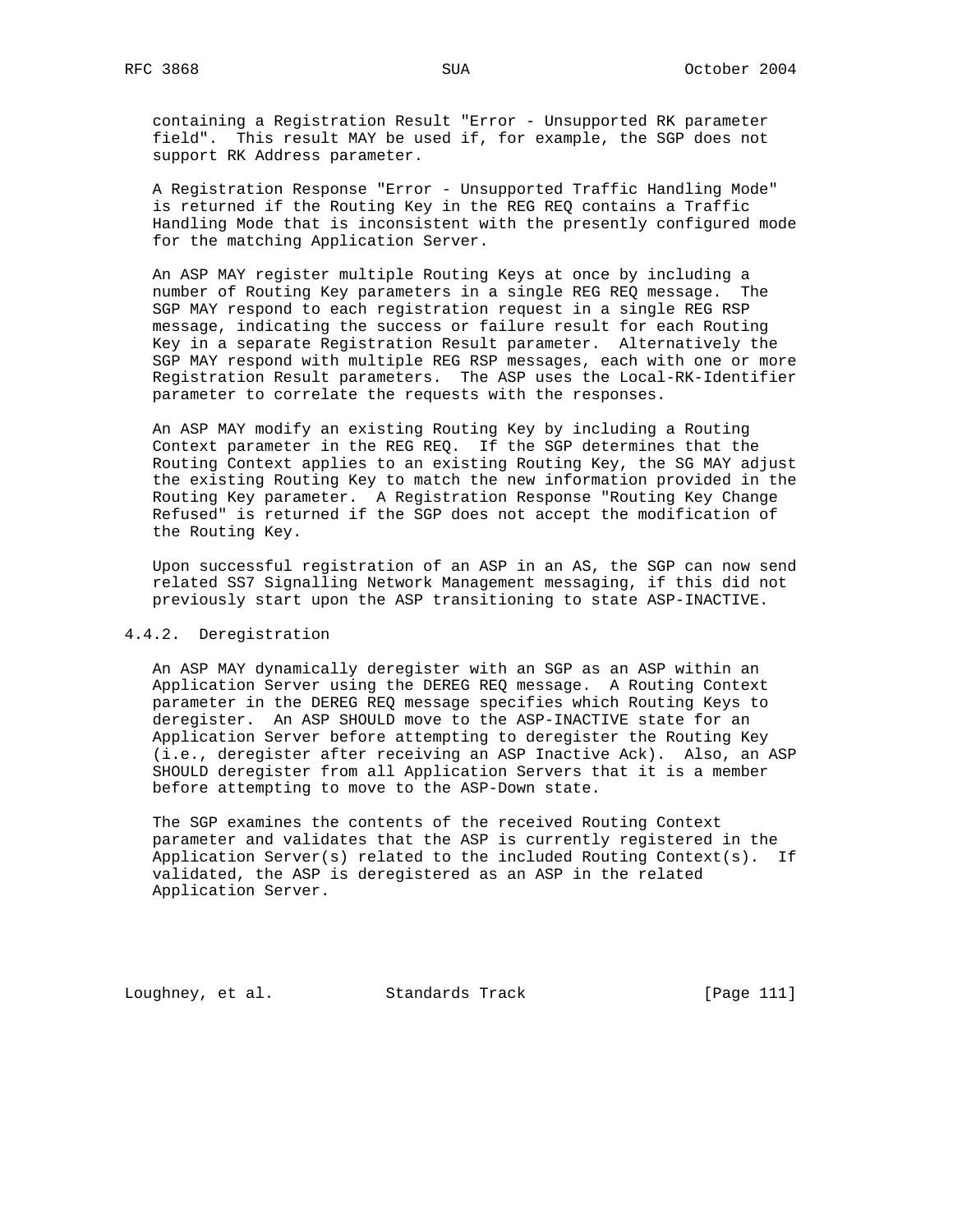containing a Registration Result "Error - Unsupported RK parameter field". This result MAY be used if, for example, the SGP does not support RK Address parameter.

A Registration Response "Error - Unsupported Traffic Handling Mode" is returned if the Routing Key in the REG REQ contains a Traffic Handling Mode that is inconsistent with the presently configured mode for the matching Application Server.

An ASP MAY register multiple Routing Keys at once by including a number of Routing Key parameters in a single REG REQ message. The SGP MAY respond to each registration request in a single REG RSP message, indicating the success or failure result for each Routing Key in a separate Registration Result parameter. Alternatively the SGP MAY respond with multiple REG RSP messages, each with one or more Registration Result parameters. The ASP uses the Local-RK-Identifier parameter to correlate the requests with the responses.

An ASP MAY modify an existing Routing Key by including a Routing Context parameter in the REG REQ. If the SGP determines that the Routing Context applies to an existing Routing Key, the SG MAY adjust the existing Routing Key to match the new information provided in the Routing Key parameter. A Registration Response "Routing Key Change Refused" is returned if the SGP does not accept the modification of the Routing Key.

Upon successful registration of an ASP in an AS, the SGP can now send related SS7 Signalling Network Management messaging, if this did not previously start upon the ASP transitioning to state ASP-INACTIVE.

### 4.4.2. Deregistration

An ASP MAY dynamically deregister with an SGP as an ASP within an Application Server using the DEREG REQ message. A Routing Context parameter in the DEREG REQ message specifies which Routing Keys to deregister. An ASP SHOULD move to the ASP-INACTIVE state for an Application Server before attempting to deregister the Routing Key (i.e., deregister after receiving an ASP Inactive Ack). Also, an ASP SHOULD deregister from all Application Servers that it is a member before attempting to move to the ASP-Down state.

The SGP examines the contents of the received Routing Context parameter and validates that the ASP is currently registered in the Application Server(s) related to the included Routing Context(s). If validated, the ASP is deregistered as an ASP in the related Application Server.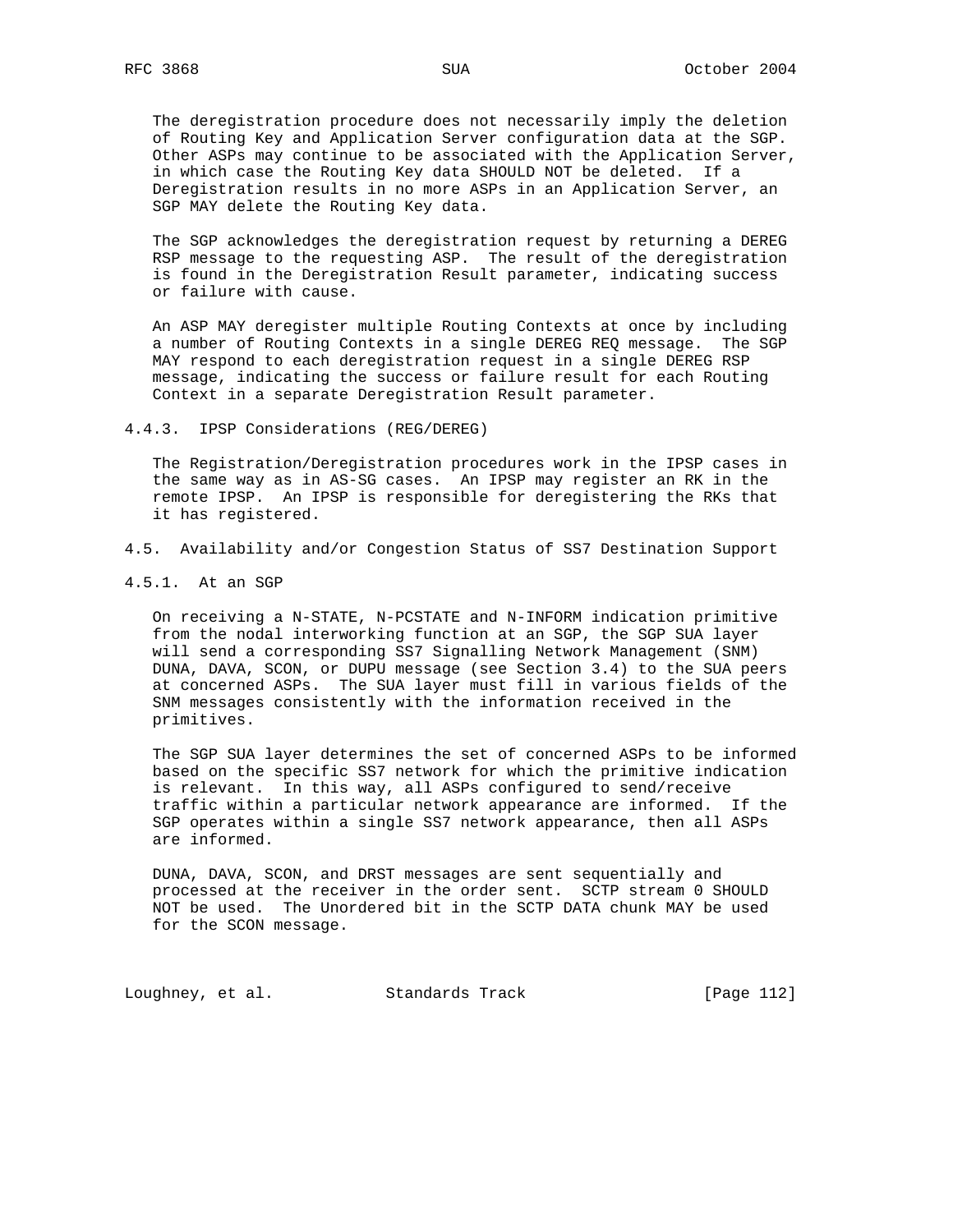The deregistration procedure does not necessarily imply the deletion of Routing Key and Application Server configuration data at the SGP. Other ASPs may continue to be associated with the Application Server, in which case the Routing Key data SHOULD NOT be deleted. If a Deregistration results in no more ASPs in an Application Server, an SGP MAY delete the Routing Key data.

The SGP acknowledges the deregistration request by returning a DEREG RSP message to the requesting ASP. The result of the deregistration is found in the Deregistration Result parameter, indicating success or failure with cause.

An ASP MAY deregister multiple Routing Contexts at once by including a number of Routing Contexts in a single DEREG REQ message. The SGP MAY respond to each deregistration request in a single DEREG RSP message, indicating the success or failure result for each Routing Context in a separate Deregistration Result parameter.

#### 4.4.3. IPSP Considerations (REG/DEREG)

The Registration/Deregistration procedures work in the IPSP cases in the same way as in AS-SG cases. An IPSP may register an RK in the remote IPSP. An IPSP is responsible for deregistering the RKs that it has registered.

### 4.5. Availability and/or Congestion Status of SS7 Destination Support

#### 4.5.1. At an SGP

On receiving a N-STATE, N-PCSTATE and N-INFORM indication primitive from the nodal interworking function at an SGP, the SGP SUA layer will send a corresponding SS7 Signalling Network Management (SNM) DUNA, DAVA, SCON, or DUPU message (see Section 3.4) to the SUA peers at concerned ASPs. The SUA layer must fill in various fields of the SNM messages consistently with the information received in the primitives.

The SGP SUA layer determines the set of concerned ASPs to be informed based on the specific SS7 network for which the primitive indication is relevant. In this way, all ASPs configured to send/receive traffic within a particular network appearance are informed. If the SGP operates within a single SS7 network appearance, then all ASPs are informed.

DUNA, DAVA, SCON, and DRST messages are sent sequentially and processed at the receiver in the order sent. SCTP stream 0 SHOULD NOT be used. The Unordered bit in the SCTP DATA chunk MAY be used for the SCON message.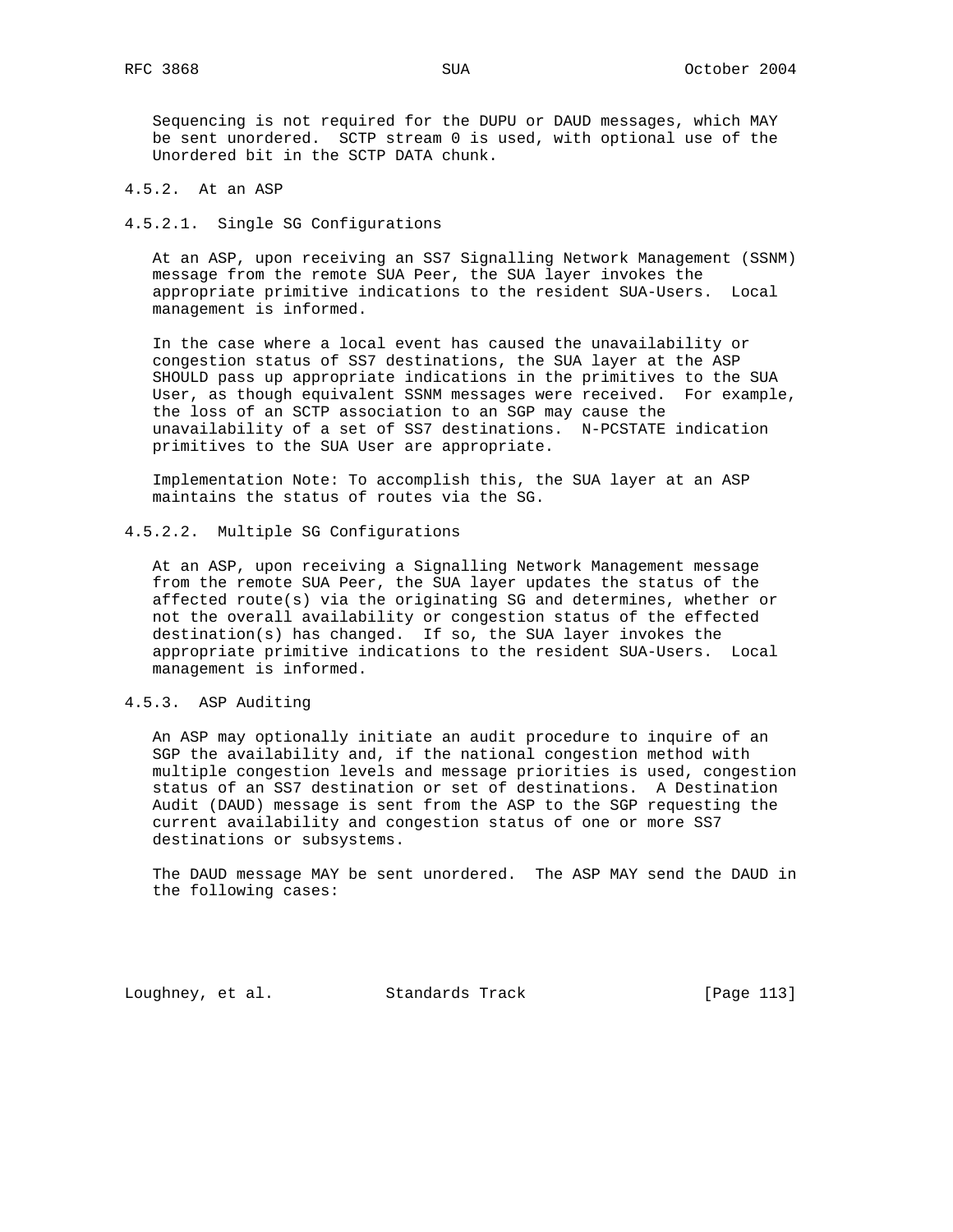Sequencing is not required for the DUPU or DAUD messages, which MAY be sent unordered. SCTP stream 0 is used, with optional use of the Unordered bit in the SCTP DATA chunk.

#### 4.5.2. At an ASP

##### 4.5.2.1. Single SG Configurations

At an ASP, upon receiving an SS7 Signalling Network Management (SSNM) message from the remote SUA Peer, the SUA layer invokes the appropriate primitive indications to the resident SUA-Users. Local management is informed.

In the case where a local event has caused the unavailability or congestion status of SS7 destinations, the SUA layer at the ASP SHOULD pass up appropriate indications in the primitives to the SUA User, as though equivalent SSNM messages were received. For example, the loss of an SCTP association to an SGP may cause the unavailability of a set of SS7 destinations. N-PCSTATE indication primitives to the SUA User are appropriate.

Implementation Note: To accomplish this, the SUA layer at an ASP maintains the status of routes via the SG.

##### 4.5.2.2. Multiple SG Configurations

At an ASP, upon receiving a Signalling Network Management message from the remote SUA Peer, the SUA layer updates the status of the affected route(s) via the originating SG and determines, whether or not the overall availability or congestion status of the effected destination(s) has changed. If so, the SUA layer invokes the appropriate primitive indications to the resident SUA-Users. Local management is informed.

#### 4.5.3. ASP Auditing

An ASP may optionally initiate an audit procedure to inquire of an SGP the availability and, if the national congestion method with multiple congestion levels and message priorities is used, congestion status of an SS7 destination or set of destinations. A Destination Audit (DAUD) message is sent from the ASP to the SGP requesting the current availability and congestion status of one or more SS7 destinations or subsystems.

The DAUD message MAY be sent unordered. The ASP MAY send the DAUD in the following cases: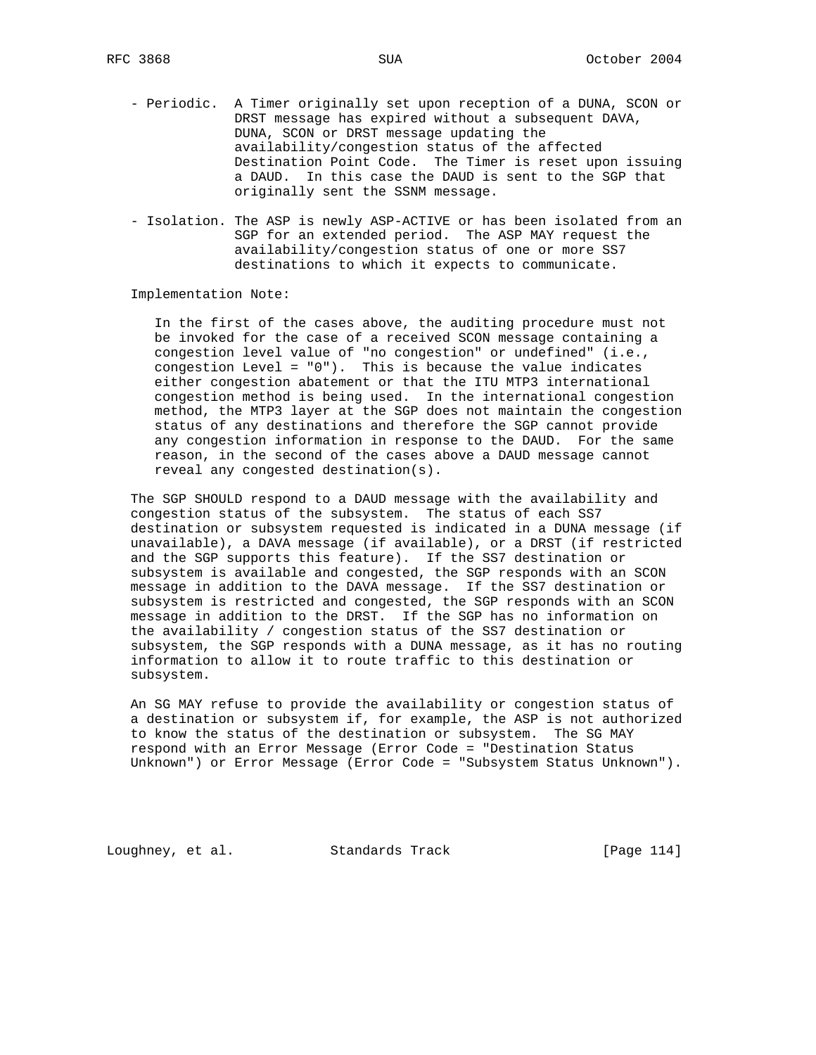- Periodic. A Timer originally set upon reception of a DUNA, SCON or DRST message has expired without a subsequent DAVA, DUNA, SCON or DRST message updating the availability/congestion status of the affected Destination Point Code. The Timer is reset upon issuing a DAUD. In this case the DAUD is sent to the SGP that originally sent the SSNM message.

- Isolation. The ASP is newly ASP-ACTIVE or has been isolated from an SGP for an extended period. The ASP MAY request the availability/congestion status of one or more SS7 destinations to which it expects to communicate.

Implementation Note:

In the first of the cases above, the auditing procedure must not be invoked for the case of a received SCON message containing a congestion level value of "no congestion" or undefined" (i.e., congestion Level = "0"). This is because the value indicates either congestion abatement or that the ITU MTP3 international congestion method is being used. In the international congestion method, the MTP3 layer at the SGP does not maintain the congestion status of any destinations and therefore the SGP cannot provide any congestion information in response to the DAUD. For the same reason, in the second of the cases above a DAUD message cannot reveal any congested destination(s).

The SGP SHOULD respond to a DAUD message with the availability and congestion status of the subsystem. The status of each SS7 destination or subsystem requested is indicated in a DUNA message (if unavailable), a DAVA message (if available), or a DRST (if restricted and the SGP supports this feature). If the SS7 destination or subsystem is available and congested, the SGP responds with an SCON message in addition to the DAVA message. If the SS7 destination or subsystem is restricted and congested, the SGP responds with an SCON message in addition to the DRST. If the SGP has no information on the availability / congestion status of the SS7 destination or subsystem, the SGP responds with a DUNA message, as it has no routing information to allow it to route traffic to this destination or subsystem.

An SG MAY refuse to provide the availability or congestion status of a destination or subsystem if, for example, the ASP is not authorized to know the status of the destination or subsystem. The SG MAY respond with an Error Message (Error Code = "Destination Status Unknown") or Error Message (Error Code = "Subsystem Status Unknown").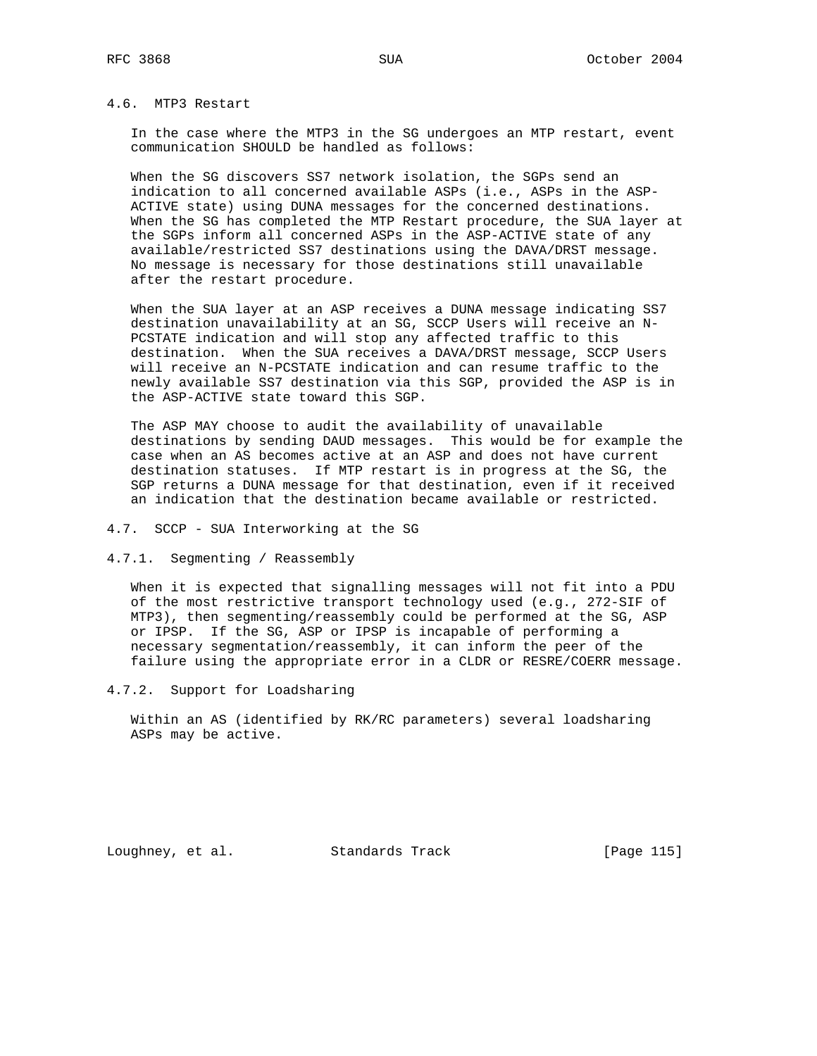### 4.6. MTP3 Restart

In the case where the MTP3 in the SG undergoes an MTP restart, event communication SHOULD be handled as follows:

When the SG discovers SS7 network isolation, the SGPs send an indication to all concerned available ASPs (i.e., ASPs in the ASP-ACTIVE state) using DUNA messages for the concerned destinations. When the SG has completed the MTP Restart procedure, the SUA layer at the SGPs inform all concerned ASPs in the ASP-ACTIVE state of any available/restricted SS7 destinations using the DAVA/DRST message. No message is necessary for those destinations still unavailable after the restart procedure.

When the SUA layer at an ASP receives a DUNA message indicating SS7 destination unavailability at an SG, SCCP Users will receive an N-PCSTATE indication and will stop any affected traffic to this destination. When the SUA receives a DAVA/DRST message, SCCP Users will receive an N-PCSTATE indication and can resume traffic to the newly available SS7 destination via this SGP, provided the ASP is in the ASP-ACTIVE state toward this SGP.

The ASP MAY choose to audit the availability of unavailable destinations by sending DAUD messages. This would be for example the case when an AS becomes active at an ASP and does not have current destination statuses. If MTP restart is in progress at the SG, the SGP returns a DUNA message for that destination, even if it received an indication that the destination became available or restricted.

### 4.7. SCCP - SUA Interworking at the SG

#### 4.7.1. Segmenting / Reassembly

When it is expected that signalling messages will not fit into a PDU of the most restrictive transport technology used (e.g., 272-SIF of MTP3), then segmenting/reassembly could be performed at the SG, ASP or IPSP. If the SG, ASP or IPSP is incapable of performing a necessary segmentation/reassembly, it can inform the peer of the failure using the appropriate error in a CLDR or RESRE/COERR message.

#### 4.7.2. Support for Loadsharing

Within an AS (identified by RK/RC parameters) several loadsharing ASPs may be active.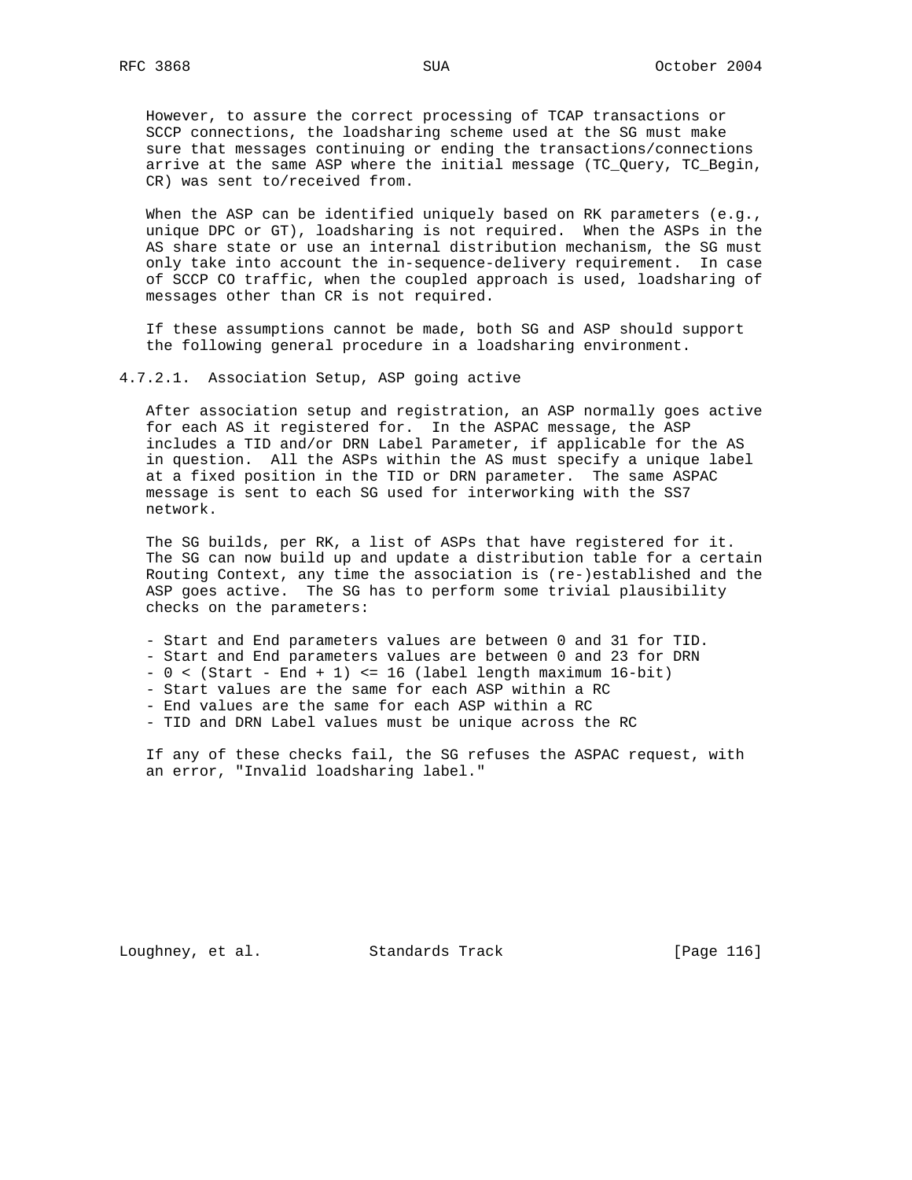However, to assure the correct processing of TCAP transactions or SCCP connections, the loadsharing scheme used at the SG must make sure that messages continuing or ending the transactions/connections arrive at the same ASP where the initial message (TC_Query, TC_Begin, CR) was sent to/received from.

When the ASP can be identified uniquely based on RK parameters (e.g., unique DPC or GT), loadsharing is not required. When the ASPs in the AS share state or use an internal distribution mechanism, the SG must only take into account the in-sequence-delivery requirement. In case of SCCP CO traffic, when the coupled approach is used, loadsharing of messages other than CR is not required.

If these assumptions cannot be made, both SG and ASP should support the following general procedure in a loadsharing environment.

#### 4.7.2.1. Association Setup, ASP going active

After association setup and registration, an ASP normally goes active for each AS it registered for. In the ASPAC message, the ASP includes a TID and/or DRN Label Parameter, if applicable for the AS in question. All the ASPs within the AS must specify a unique label at a fixed position in the TID or DRN parameter. The same ASPAC message is sent to each SG used for interworking with the SS7 network.

The SG builds, per RK, a list of ASPs that have registered for it. The SG can now build up and update a distribution table for a certain Routing Context, any time the association is (re-)established and the ASP goes active. The SG has to perform some trivial plausibility checks on the parameters:

- Start and End parameters values are between 0 and 31 for TID.
- Start and End parameters values are between 0 and 23 for DRN
- 0 < (Start - End + 1) <= 16 (label length maximum 16-bit)
- Start values are the same for each ASP within a RC
- End values are the same for each ASP within a RC
- TID and DRN Label values must be unique across the RC

If any of these checks fail, the SG refuses the ASPAC request, with an error, "Invalid loadsharing label."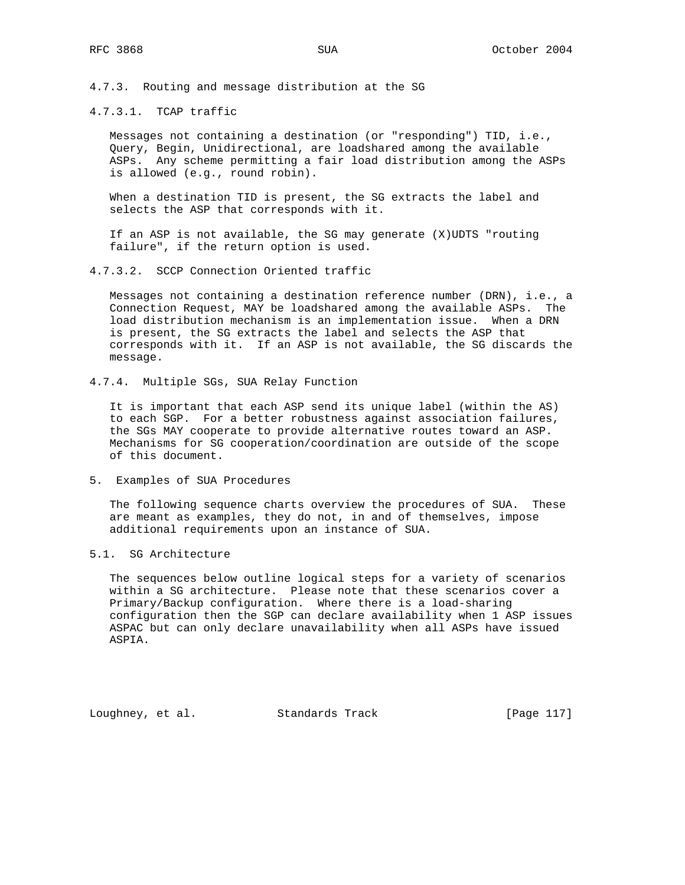### 4.7.3. Routing and message distribution at the SG

#### 4.7.3.1. TCAP traffic

Messages not containing a destination (or "responding") TID, i.e., Query, Begin, Unidirectional, are loadshared among the available ASPs. Any scheme permitting a fair load distribution among the ASPs is allowed (e.g., round robin).

When a destination TID is present, the SG extracts the label and selects the ASP that corresponds with it.

If an ASP is not available, the SG may generate (X)UDTS "routing failure", if the return option is used.

#### 4.7.3.2. SCCP Connection Oriented traffic

Messages not containing a destination reference number (DRN), i.e., a Connection Request, MAY be loadshared among the available ASPs. The load distribution mechanism is an implementation issue. When a DRN is present, the SG extracts the label and selects the ASP that corresponds with it. If an ASP is not available, the SG discards the message.

### 4.7.4. Multiple SGs, SUA Relay Function

It is important that each ASP send its unique label (within the AS) to each SGP. For a better robustness against association failures, the SGs MAY cooperate to provide alternative routes toward an ASP. Mechanisms for SG cooperation/coordination are outside of the scope of this document.

# 5. Examples of SUA Procedures

The following sequence charts overview the procedures of SUA. These are meant as examples, they do not, in and of themselves, impose additional requirements upon an instance of SUA.

## 5.1. SG Architecture

The sequences below outline logical steps for a variety of scenarios within a SG architecture. Please note that these scenarios cover a Primary/Backup configuration. Where there is a load-sharing configuration then the SGP can declare availability when 1 ASP issues ASPAC but can only declare unavailability when all ASPs have issued ASPIA.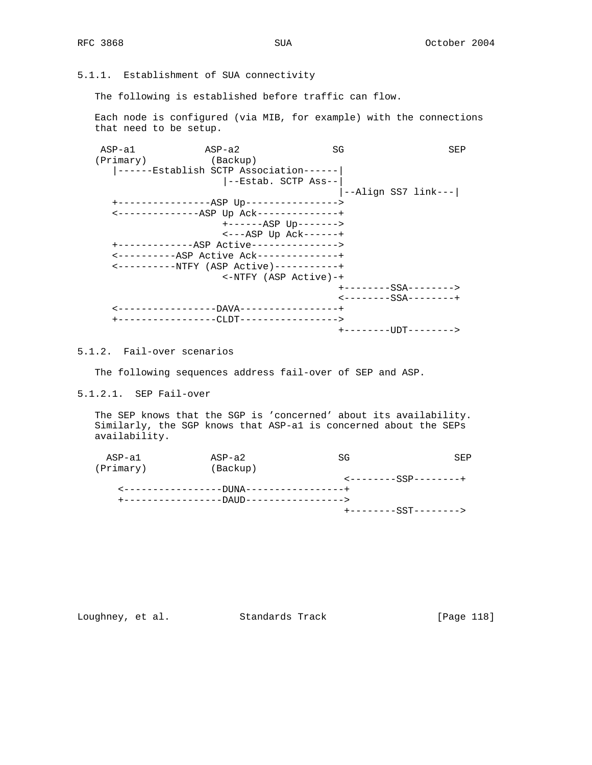#### 5.1.1. Establishment of SUA connectivity

The following is established before traffic can flow.

Each node is configured (via MIB, for example) with the connections that need to be setup.

```
 ASP-a1            ASP-a2                SG                  SEP
(Primary)          (Backup)
   |------Establish SCTP Association------|
                     |--Estab. SCTP Ass--|
                                          |--Align SS7 link---|
   +----------------ASP Up---------------->
   <--------------ASP Up Ack--------------+
                     +------ASP Up------->
                     <---ASP Up Ack------+
   +-------------ASP Active--------------->
   <----------ASP Active Ack--------------+
   <----------NTFY (ASP Active)-----------+
                     <-NTFY (ASP Active)-+
                                          +--------SSA-------->
                                          <--------SSA--------+
   <-----------------DAVA-----------------+
   +-----------------CLDT----------------->
                                          +--------UDT-------->
```

#### 5.1.2. Fail-over scenarios

The following sequences address fail-over of SEP and ASP.

##### 5.1.2.1. SEP Fail-over

The SEP knows that the SGP is 'concerned' about its availability. Similarly, the SGP knows that ASP-a1 is concerned about the SEPs availability.

```
  ASP-a1            ASP-a2                SG                  SEP
(Primary)          (Backup)
                                           <--------SSP--------+
    <-----------------DUNA-----------------+
    +-----------------DAUD----------------->
                                           +--------SST-------->
```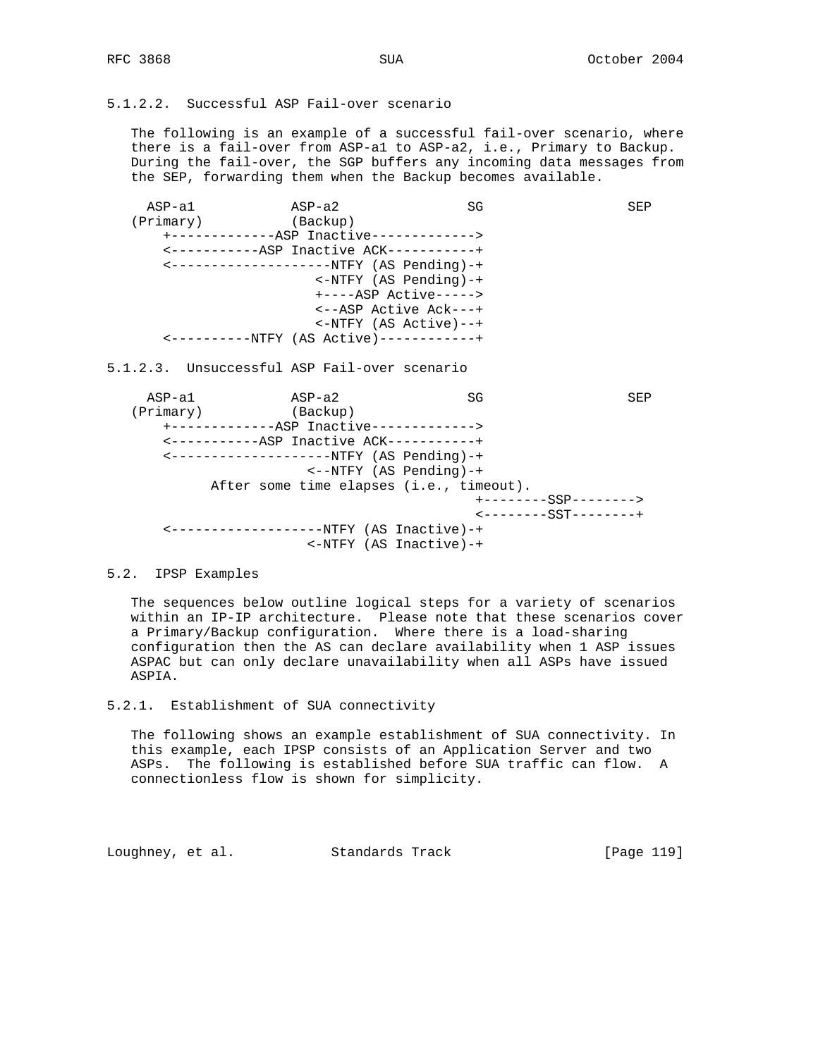#### 5.1.2.2. Successful ASP Fail-over scenario

The following is an example of a successful fail-over scenario, where there is a fail-over from ASP-a1 to ASP-a2, i.e., Primary to Backup. During the fail-over, the SGP buffers any incoming data messages from the SEP, forwarding them when the Backup becomes available.

```
  ASP-a1            ASP-a2                SG                   SEP
(Primary)          (Backup)
    +-------------ASP Inactive------------->
    <-----------ASP Inactive ACK-----------+
    <--------------------NTFY (AS Pending)-+
                      <-NTFY (AS Pending)-+
                      +----ASP Active----->
                      <--ASP Active Ack---+
                      <-NTFY (AS Active)--+
    <----------NTFY (AS Active)------------+
```

#### 5.1.2.3. Unsuccessful ASP Fail-over scenario

```
  ASP-a1            ASP-a2                SG                   SEP
(Primary)          (Backup)
    +-------------ASP Inactive------------->
    <-----------ASP Inactive ACK-----------+
    <--------------------NTFY (AS Pending)-+
                     <--NTFY (AS Pending)-+
          After some time elapses (i.e., timeout).
                                           +--------SSP-------->
                                           <--------SST--------+
    <-------------------NTFY (AS Inactive)-+
                     <-NTFY (AS Inactive)-+
```

### 5.2. IPSP Examples

The sequences below outline logical steps for a variety of scenarios within an IP-IP architecture. Please note that these scenarios cover a Primary/Backup configuration. Where there is a load-sharing configuration then the AS can declare availability when 1 ASP issues ASPAC but can only declare unavailability when all ASPs have issued ASPIA.

#### 5.2.1. Establishment of SUA connectivity

The following shows an example establishment of SUA connectivity. In this example, each IPSP consists of an Application Server and two ASPs. The following is established before SUA traffic can flow. A connectionless flow is shown for simplicity.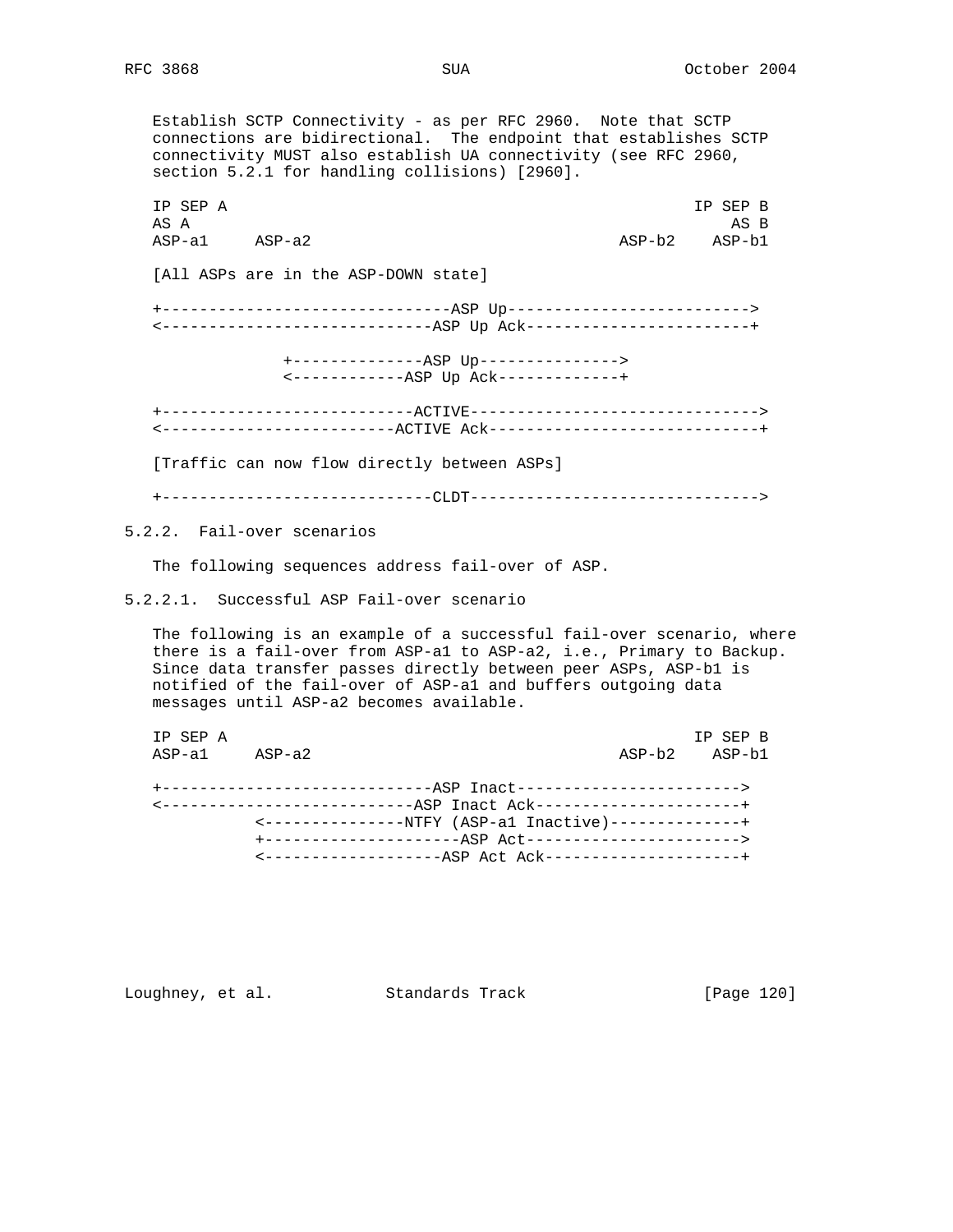Establish SCTP Connectivity - as per RFC 2960. Note that SCTP connections are bidirectional. The endpoint that establishes SCTP connectivity MUST also establish UA connectivity (see RFC 2960, section 5.2.1 for handling collisions) [2960].

```
IP SEP A                                                   IP SEP B
AS A                                                           AS B
ASP-a1     ASP-a2                                   ASP-b2    ASP-b1

[All ASPs are in the ASP-DOWN state]

+-------------------------------ASP Up------------------------->
<-----------------------------ASP Up Ack------------------------+

              +--------------ASP Up--------------->
              <------------ASP Up Ack-------------+

+---------------------------ACTIVE------------------------------>
<-------------------------ACTIVE Ack----------------------------+

[Traffic can now flow directly between ASPs]

+-----------------------------CLDT------------------------------>
```

### 5.2.2. Fail-over scenarios

The following sequences address fail-over of ASP.

#### 5.2.2.1. Successful ASP Fail-over scenario

The following is an example of a successful fail-over scenario, where there is a fail-over from ASP-a1 to ASP-a2, i.e., Primary to Backup. Since data transfer passes directly between peer ASPs, ASP-b1 is notified of the fail-over of ASP-a1 and buffers outgoing data messages until ASP-a2 becomes available.

```
IP SEP A                                                   IP SEP B
ASP-a1     ASP-a2                                   ASP-b2    ASP-b1

+-----------------------------ASP Inact------------------------>
<---------------------------ASP Inact Ack----------------------+
           <---------------NTFY (ASP-a1 Inactive)--------------+
           +---------------------ASP Act----------------------->
           <-------------------ASP Act Ack---------------------+
```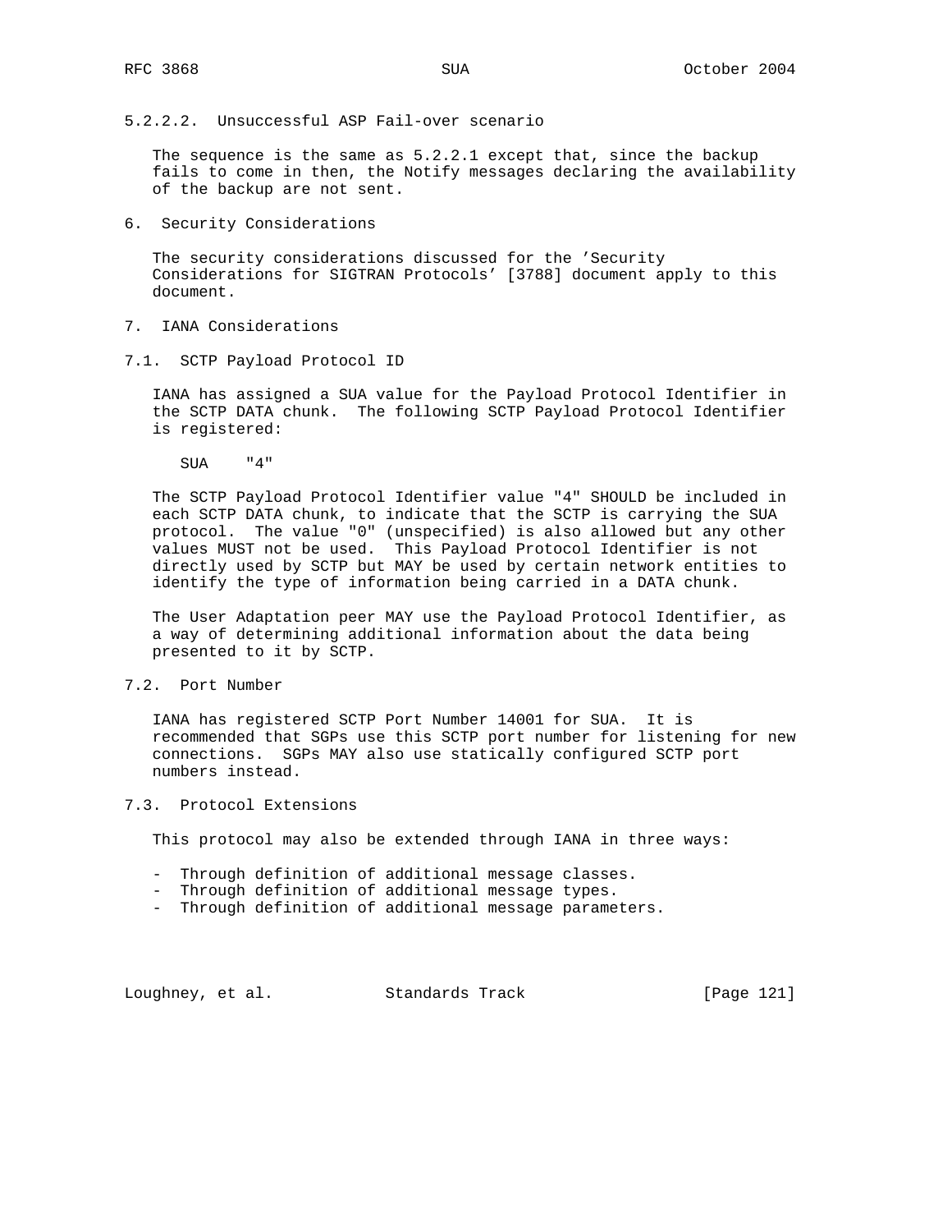#### 5.2.2.2. Unsuccessful ASP Fail-over scenario

The sequence is the same as 5.2.2.1 except that, since the backup fails to come in then, the Notify messages declaring the availability of the backup are not sent.

## 6. Security Considerations

The security considerations discussed for the 'Security Considerations for SIGTRAN Protocols' [3788] document apply to this document.

## 7. IANA Considerations

### 7.1. SCTP Payload Protocol ID

IANA has assigned a SUA value for the Payload Protocol Identifier in the SCTP DATA chunk. The following SCTP Payload Protocol Identifier is registered:

```
SUA    "4"
```

The SCTP Payload Protocol Identifier value "4" SHOULD be included in each SCTP DATA chunk, to indicate that the SCTP is carrying the SUA protocol. The value "0" (unspecified) is also allowed but any other values MUST not be used. This Payload Protocol Identifier is not directly used by SCTP but MAY be used by certain network entities to identify the type of information being carried in a DATA chunk.

The User Adaptation peer MAY use the Payload Protocol Identifier, as a way of determining additional information about the data being presented to it by SCTP.

### 7.2. Port Number

IANA has registered SCTP Port Number 14001 for SUA. It is recommended that SGPs use this SCTP port number for listening for new connections. SGPs MAY also use statically configured SCTP port numbers instead.

### 7.3. Protocol Extensions

This protocol may also be extended through IANA in three ways:

- Through definition of additional message classes.
- Through definition of additional message types.
- Through definition of additional message parameters.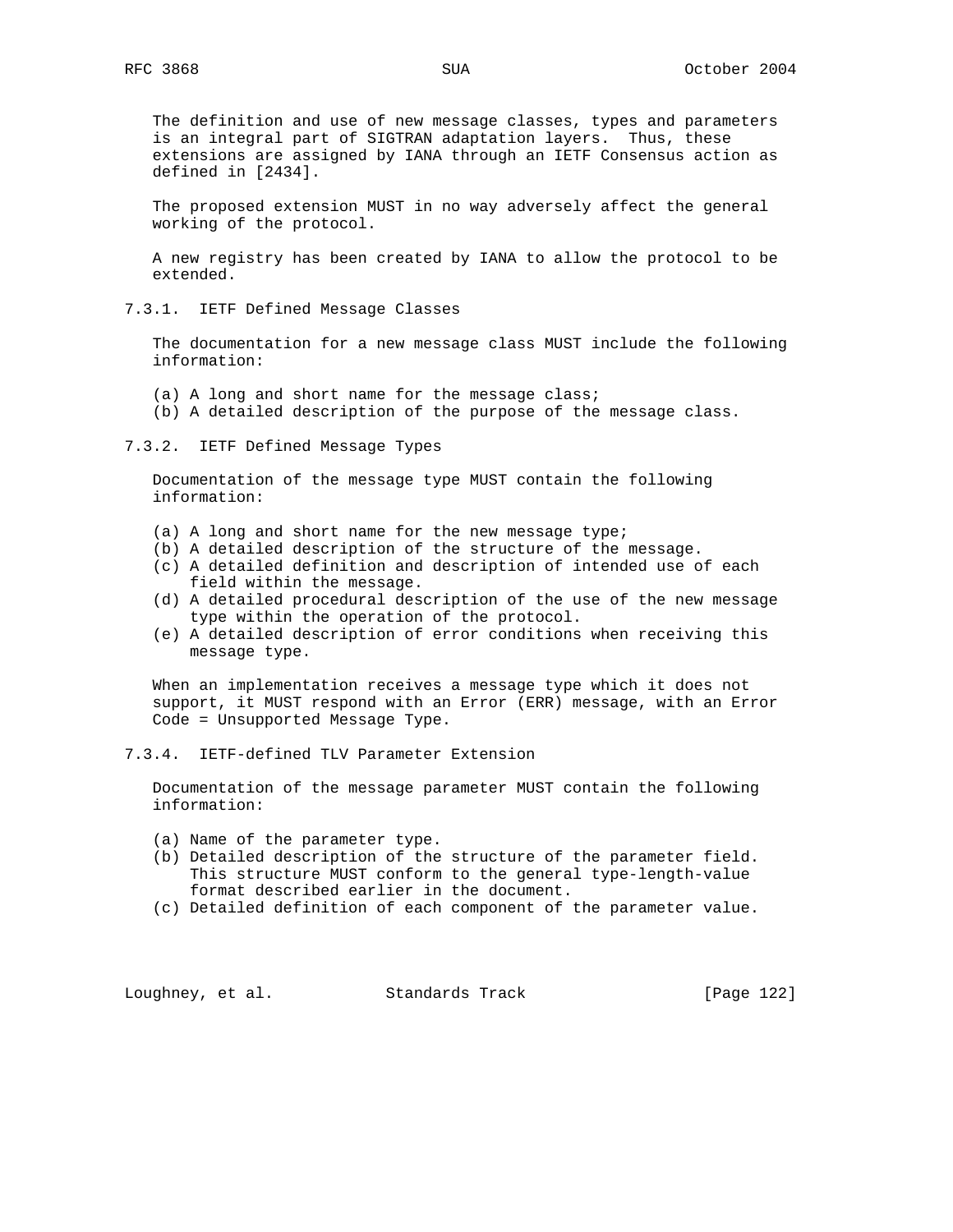The definition and use of new message classes, types and parameters is an integral part of SIGTRAN adaptation layers. Thus, these extensions are assigned by IANA through an IETF Consensus action as defined in [2434].

The proposed extension MUST in no way adversely affect the general working of the protocol.

A new registry has been created by IANA to allow the protocol to be extended.

#### 7.3.1. IETF Defined Message Classes

The documentation for a new message class MUST include the following information:

(a) A long and short name for the message class;
(b) A detailed description of the purpose of the message class.

#### 7.3.2. IETF Defined Message Types

Documentation of the message type MUST contain the following information:

(a) A long and short name for the new message type;
(b) A detailed description of the structure of the message.
(c) A detailed definition and description of intended use of each field within the message.
(d) A detailed procedural description of the use of the new message type within the operation of the protocol.
(e) A detailed description of error conditions when receiving this message type.

When an implementation receives a message type which it does not support, it MUST respond with an Error (ERR) message, with an Error Code = Unsupported Message Type.

#### 7.3.4. IETF-defined TLV Parameter Extension

Documentation of the message parameter MUST contain the following information:

(a) Name of the parameter type.
(b) Detailed description of the structure of the parameter field. This structure MUST conform to the general type-length-value format described earlier in the document.
(c) Detailed definition of each component of the parameter value.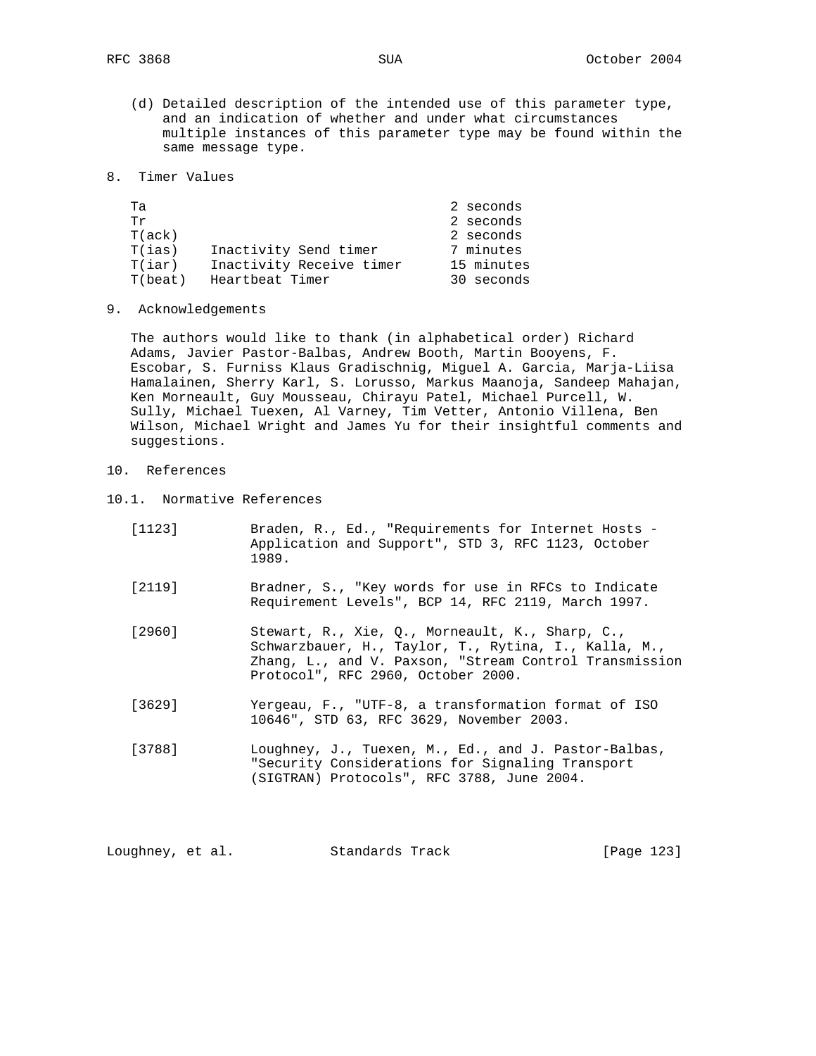(d) Detailed description of the intended use of this parameter type, and an indication of whether and under what circumstances multiple instances of this parameter type may be found within the same message type.

## 8. Timer Values

| Timer | Description | Value |
|---|---|---|
| Ta | | 2 seconds |
| Tr | | 2 seconds |
| T(ack) | | 2 seconds |
| T(ias) | Inactivity Send timer | 7 minutes |
| T(iar) | Inactivity Receive timer | 15 minutes |
| T(beat) | Heartbeat Timer | 30 seconds |

## 9. Acknowledgements

The authors would like to thank (in alphabetical order) Richard Adams, Javier Pastor-Balbas, Andrew Booth, Martin Booyens, F. Escobar, S. Furniss Klaus Gradischnig, Miguel A. Garcia, Marja-Liisa Hamalainen, Sherry Karl, S. Lorusso, Markus Maanoja, Sandeep Mahajan, Ken Morneault, Guy Mousseau, Chirayu Patel, Michael Purcell, W. Sully, Michael Tuexen, Al Varney, Tim Vetter, Antonio Villena, Ben Wilson, Michael Wright and James Yu for their insightful comments and suggestions.

## 10. References

### 10.1. Normative References

[1123] Braden, R., Ed., "Requirements for Internet Hosts - Application and Support", STD 3, RFC 1123, October 1989.

[2119] Bradner, S., "Key words for use in RFCs to Indicate Requirement Levels", BCP 14, RFC 2119, March 1997.

[2960] Stewart, R., Xie, Q., Morneault, K., Sharp, C., Schwarzbauer, H., Taylor, T., Rytina, I., Kalla, M., Zhang, L., and V. Paxson, "Stream Control Transmission Protocol", RFC 2960, October 2000.

[3629] Yergeau, F., "UTF-8, a transformation format of ISO 10646", STD 63, RFC 3629, November 2003.

[3788] Loughney, J., Tuexen, M., Ed., and J. Pastor-Balbas, "Security Considerations for Signaling Transport (SIGTRAN) Protocols", RFC 3788, June 2004.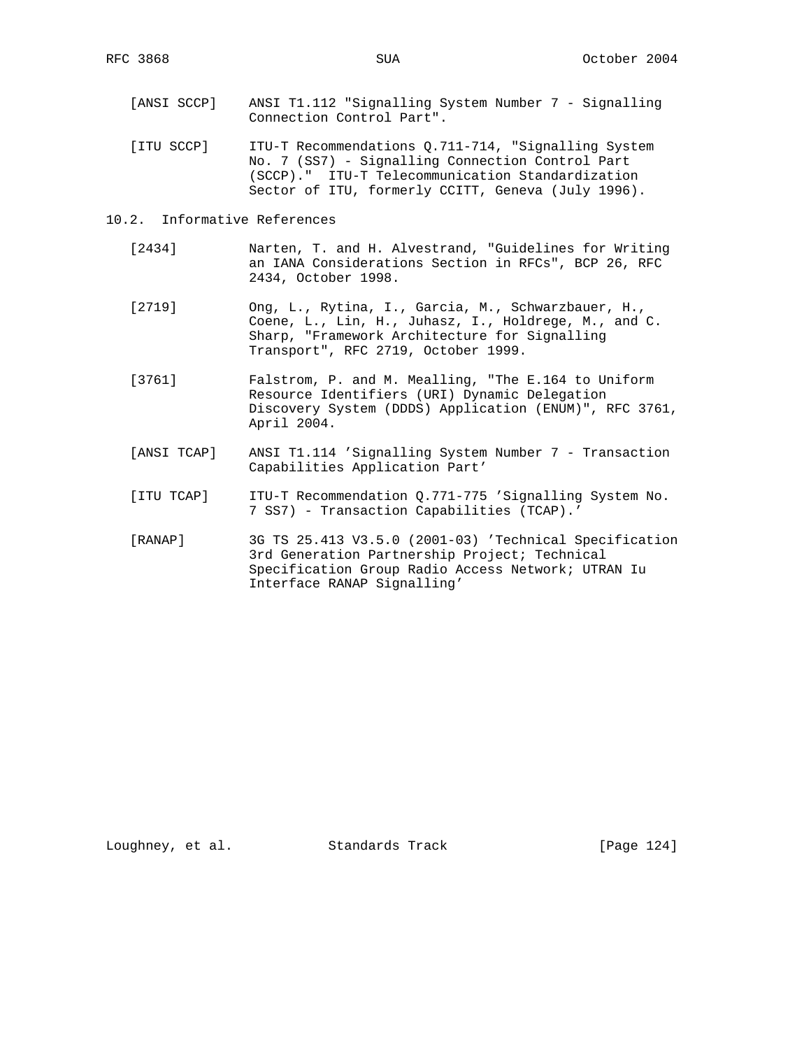[ANSI SCCP] ANSI T1.112 "Signalling System Number 7 - Signalling Connection Control Part".

[ITU SCCP] ITU-T Recommendations Q.711-714, "Signalling System No. 7 (SS7) - Signalling Connection Control Part (SCCP)." ITU-T Telecommunication Standardization Sector of ITU, formerly CCITT, Geneva (July 1996).

## 10.2. Informative References

[2434] Narten, T. and H. Alvestrand, "Guidelines for Writing an IANA Considerations Section in RFCs", BCP 26, RFC 2434, October 1998.

[2719] Ong, L., Rytina, I., Garcia, M., Schwarzbauer, H., Coene, L., Lin, H., Juhasz, I., Holdrege, M., and C. Sharp, "Framework Architecture for Signalling Transport", RFC 2719, October 1999.

[3761] Falstrom, P. and M. Mealling, "The E.164 to Uniform Resource Identifiers (URI) Dynamic Delegation Discovery System (DDDS) Application (ENUM)", RFC 3761, April 2004.

[ANSI TCAP] ANSI T1.114 'Signalling System Number 7 - Transaction Capabilities Application Part'

[ITU TCAP] ITU-T Recommendation Q.771-775 'Signalling System No. 7 SS7) - Transaction Capabilities (TCAP).'

[RANAP] 3G TS 25.413 V3.5.0 (2001-03) 'Technical Specification 3rd Generation Partnership Project; Technical Specification Group Radio Access Network; UTRAN Iu Interface RANAP Signalling'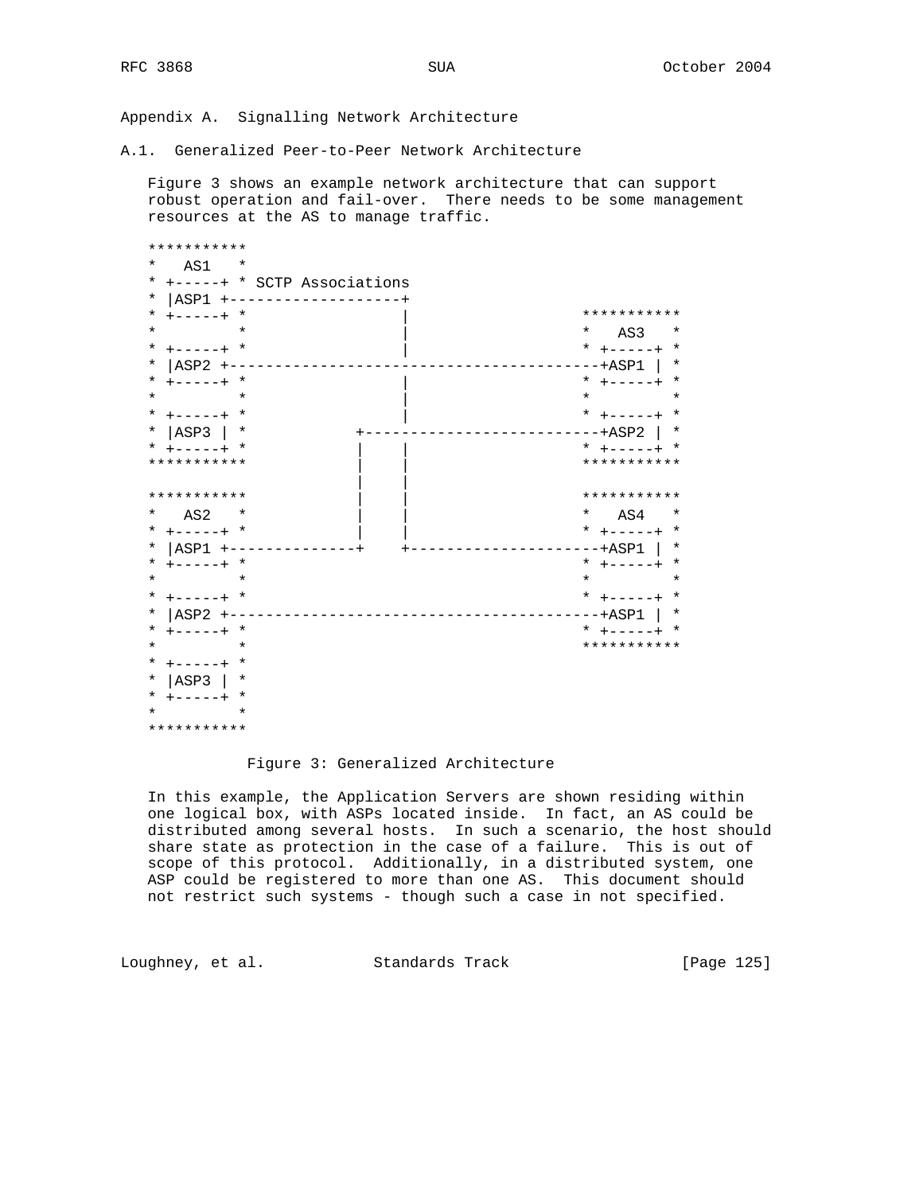# Appendix A. Signalling Network Architecture

## A.1. Generalized Peer-to-Peer Network Architecture

Figure 3 shows an example network architecture that can support robust operation and fail-over. There needs to be some management resources at the AS to manage traffic.

```
   ***********
   *   AS1   *
   * +-----+ * SCTP Associations
   * |ASP1 +-------------------+
   * +-----+ *                 |                ***********
   *         *                 |                *   AS3   *
   * +-----+ *                 |                * +-----+ *
   * |ASP2 +----------------------------------------+ASP1 | *
   * +-----+ *                 |                * +-----+ *
   *         *                 |                *         *
   * +-----+ *                 |                * +-----+ *
   * |ASP3 | *            +---------------------------+ASP2 | *
   * +-----+ *            |    |                * +-----+ *
   ***********            |    |                ***********
                          |    |
   ***********            |    |                ***********
   *   AS2   *            |    |                *   AS4   *
   * +-----+ *            |    |                * +-----+ *
   * |ASP1 +--------------+    +--------------------+ASP1 | *
   * +-----+ *                                  * +-----+ *
   *         *                                  *         *
   * +-----+ *                                  * +-----+ *
   * |ASP2 +----------------------------------------+ASP1 | *
   * +-----+ *                                  * +-----+ *
   *         *                                  ***********
   * +-----+ *
   * |ASP3 | *
   * +-----+ *
   *         *
   ***********
```

Figure 3: Generalized Architecture

In this example, the Application Servers are shown residing within one logical box, with ASPs located inside. In fact, an AS could be distributed among several hosts. In such a scenario, the host should share state as protection in the case of a failure. This is out of scope of this protocol. Additionally, in a distributed system, one ASP could be registered to more than one AS. This document should not restrict such systems - though such a case in not specified.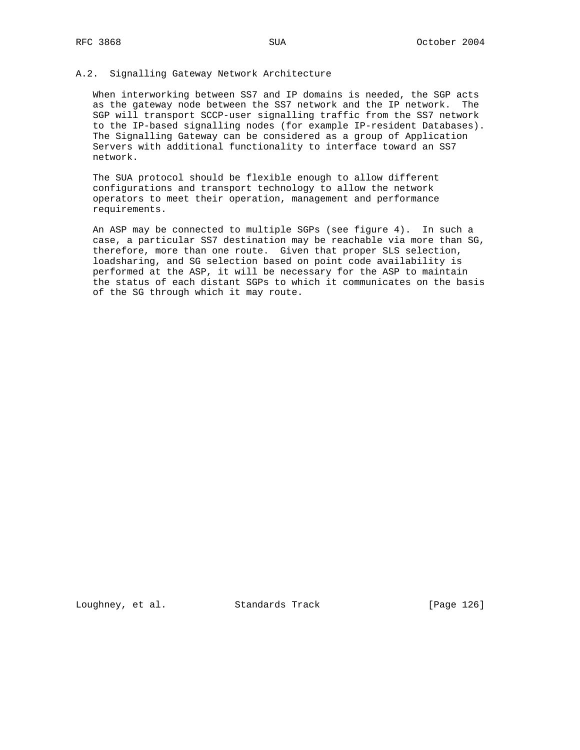## A.2. Signalling Gateway Network Architecture

When interworking between SS7 and IP domains is needed, the SGP acts as the gateway node between the SS7 network and the IP network. The SGP will transport SCCP-user signalling traffic from the SS7 network to the IP-based signalling nodes (for example IP-resident Databases). The Signalling Gateway can be considered as a group of Application Servers with additional functionality to interface toward an SS7 network.

The SUA protocol should be flexible enough to allow different configurations and transport technology to allow the network operators to meet their operation, management and performance requirements.

An ASP may be connected to multiple SGPs (see figure 4). In such a case, a particular SS7 destination may be reachable via more than SG, therefore, more than one route. Given that proper SLS selection, loadsharing, and SG selection based on point code availability is performed at the ASP, it will be necessary for the ASP to maintain the status of each distant SGPs to which it communicates on the basis of the SG through which it may route.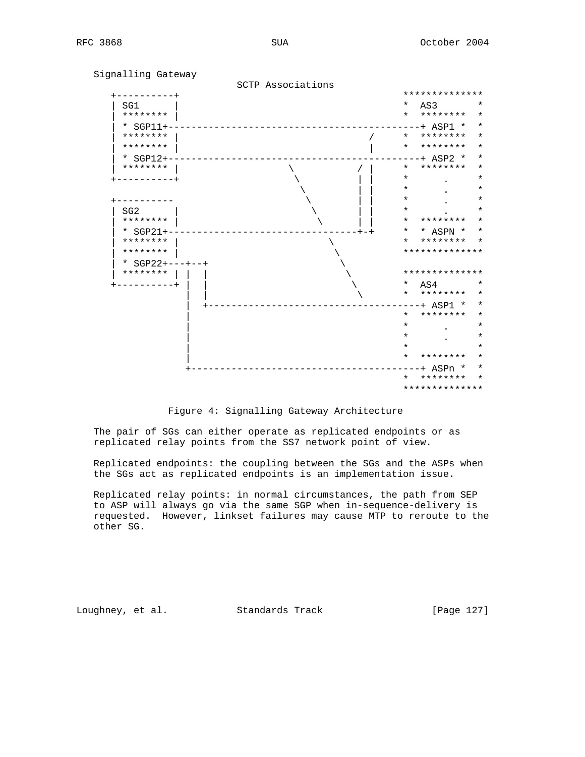```
   Signalling Gateway
                               SCTP Associations
     +----------+                                        **************
     | SG1      |                                        *  AS3       *
     | ******** |                                        *  ********  *
     | * SGP11+--------------------------------------------+ ASP1 *  *
     | ******** |                             /       *  ********  *
     | ******** |                             |       *  ********  *
     | * SGP12+--------------------------------------------+ ASP2 *  *
     | ******** |                \          / |       *  ********  *
     +----------+                 \         | |       *      .     *
                                   \        | |       *      .     *
     +----------                    \       | |       *      .     *
     | SG2      |                    \      | |       *      .     *
     | ******** |                     \     | |       *  ********  *
     | * SGP21+---------------------------------+-+       *  * ASPN *  *
     | ******** |                        \             *  ********  *
     | ******** |                         \            **************
     | * SGP22+---+--+                      \
     | ******** |  |  |                      \          **************
     +----------+  |  |                       \         *  AS4       *
                   |  |                        \        *  ********  *
                   |  +--------------------------------------+ ASP1 *  *
                   |                                    *  ********  *
                   |                                    *      .     *
                   |                                    *      .     *
                   |                                    *            *
                   |                                    *  ********  *
                   +-----------------------------------------+ ASPn *  *
                                                        *  ********  *
                                                        **************
```

Figure 4: Signalling Gateway Architecture

The pair of SGs can either operate as replicated endpoints or as replicated relay points from the SS7 network point of view.

Replicated endpoints: the coupling between the SGs and the ASPs when the SGs act as replicated endpoints is an implementation issue.

Replicated relay points: in normal circumstances, the path from SEP to ASP will always go via the same SGP when in-sequence-delivery is requested. However, linkset failures may cause MTP to reroute to the other SG.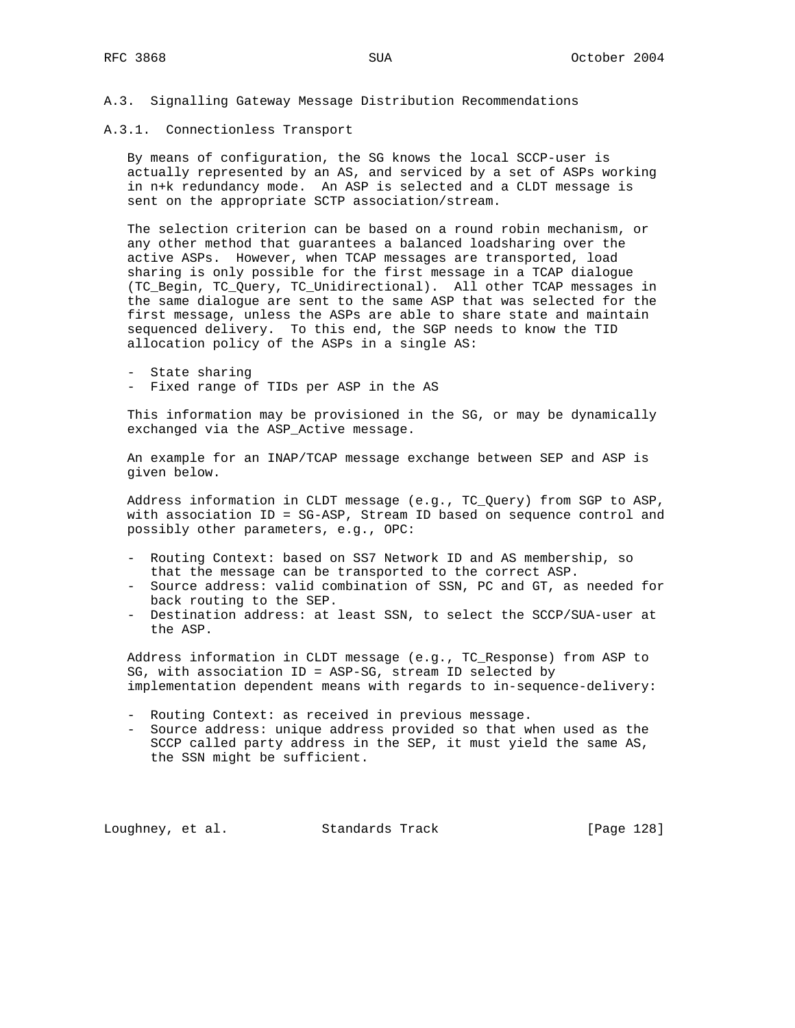### A.3. Signalling Gateway Message Distribution Recommendations

#### A.3.1. Connectionless Transport

By means of configuration, the SG knows the local SCCP-user is actually represented by an AS, and serviced by a set of ASPs working in n+k redundancy mode. An ASP is selected and a CLDT message is sent on the appropriate SCTP association/stream.

The selection criterion can be based on a round robin mechanism, or any other method that guarantees a balanced loadsharing over the active ASPs. However, when TCAP messages are transported, load sharing is only possible for the first message in a TCAP dialogue (TC_Begin, TC_Query, TC_Unidirectional). All other TCAP messages in the same dialogue are sent to the same ASP that was selected for the first message, unless the ASPs are able to share state and maintain sequenced delivery. To this end, the SGP needs to know the TID allocation policy of the ASPs in a single AS:

- State sharing
- Fixed range of TIDs per ASP in the AS

This information may be provisioned in the SG, or may be dynamically exchanged via the ASP_Active message.

An example for an INAP/TCAP message exchange between SEP and ASP is given below.

Address information in CLDT message (e.g., TC_Query) from SGP to ASP, with association ID = SG-ASP, Stream ID based on sequence control and possibly other parameters, e.g., OPC:

- Routing Context: based on SS7 Network ID and AS membership, so that the message can be transported to the correct ASP.
- Source address: valid combination of SSN, PC and GT, as needed for back routing to the SEP.
- Destination address: at least SSN, to select the SCCP/SUA-user at the ASP.

Address information in CLDT message (e.g., TC_Response) from ASP to SG, with association ID = ASP-SG, stream ID selected by implementation dependent means with regards to in-sequence-delivery:

- Routing Context: as received in previous message.
- Source address: unique address provided so that when used as the SCCP called party address in the SEP, it must yield the same AS, the SSN might be sufficient.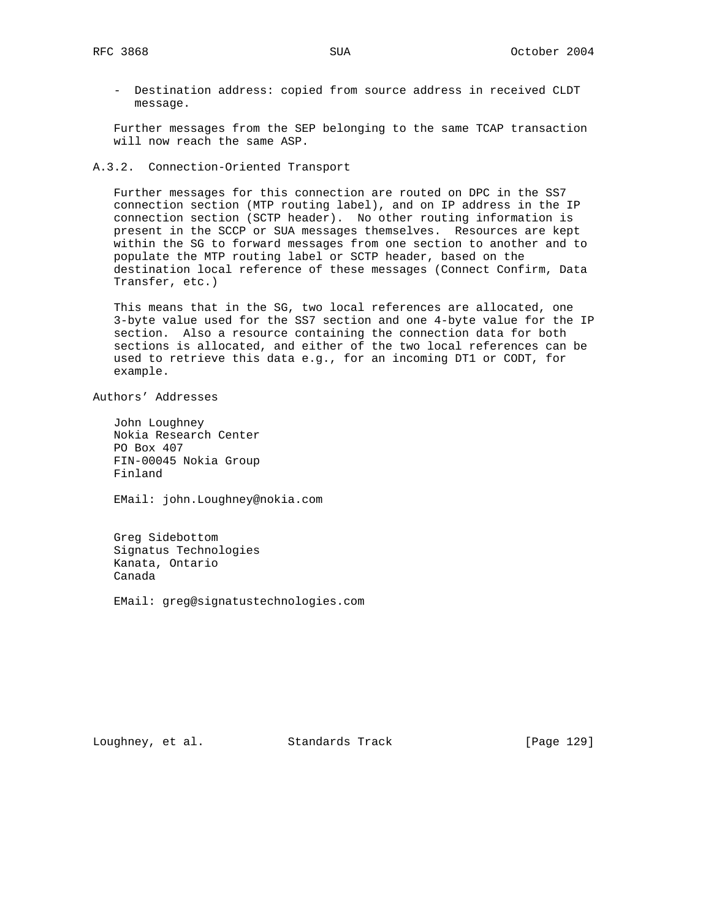- Destination address: copied from source address in received CLDT message.

Further messages from the SEP belonging to the same TCAP transaction will now reach the same ASP.

### A.3.2. Connection-Oriented Transport

Further messages for this connection are routed on DPC in the SS7 connection section (MTP routing label), and on IP address in the IP connection section (SCTP header). No other routing information is present in the SCCP or SUA messages themselves. Resources are kept within the SG to forward messages from one section to another and to populate the MTP routing label or SCTP header, based on the destination local reference of these messages (Connect Confirm, Data Transfer, etc.)

This means that in the SG, two local references are allocated, one 3-byte value used for the SS7 section and one 4-byte value for the IP section. Also a resource containing the connection data for both sections is allocated, and either of the two local references can be used to retrieve this data e.g., for an incoming DT1 or CODT, for example.

## Authors' Addresses

John Loughney
Nokia Research Center
PO Box 407
FIN-00045 Nokia Group
Finland

EMail: john.Loughney@nokia.com

Greg Sidebottom
Signatus Technologies
Kanata, Ontario
Canada

EMail: greg@signatustechnologies.com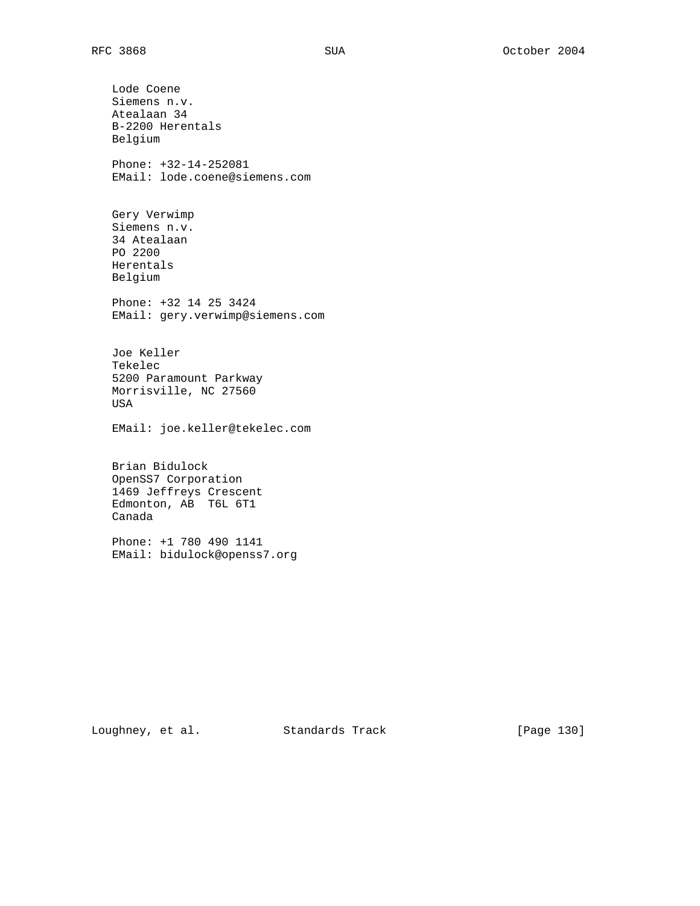Lode Coene
Siemens n.v.
Atealaan 34
B-2200 Herentals
Belgium

Phone: +32-14-252081
EMail: lode.coene@siemens.com

Gery Verwimp
Siemens n.v.
34 Atealaan
PO 2200
Herentals
Belgium

Phone: +32 14 25 3424
EMail: gery.verwimp@siemens.com

Joe Keller
Tekelec
5200 Paramount Parkway
Morrisville, NC 27560
USA

EMail: joe.keller@tekelec.com

Brian Bidulock
OpenSS7 Corporation
1469 Jeffreys Crescent
Edmonton, AB  T6L 6T1
Canada

Phone: +1 780 490 1141
EMail: bidulock@openss7.org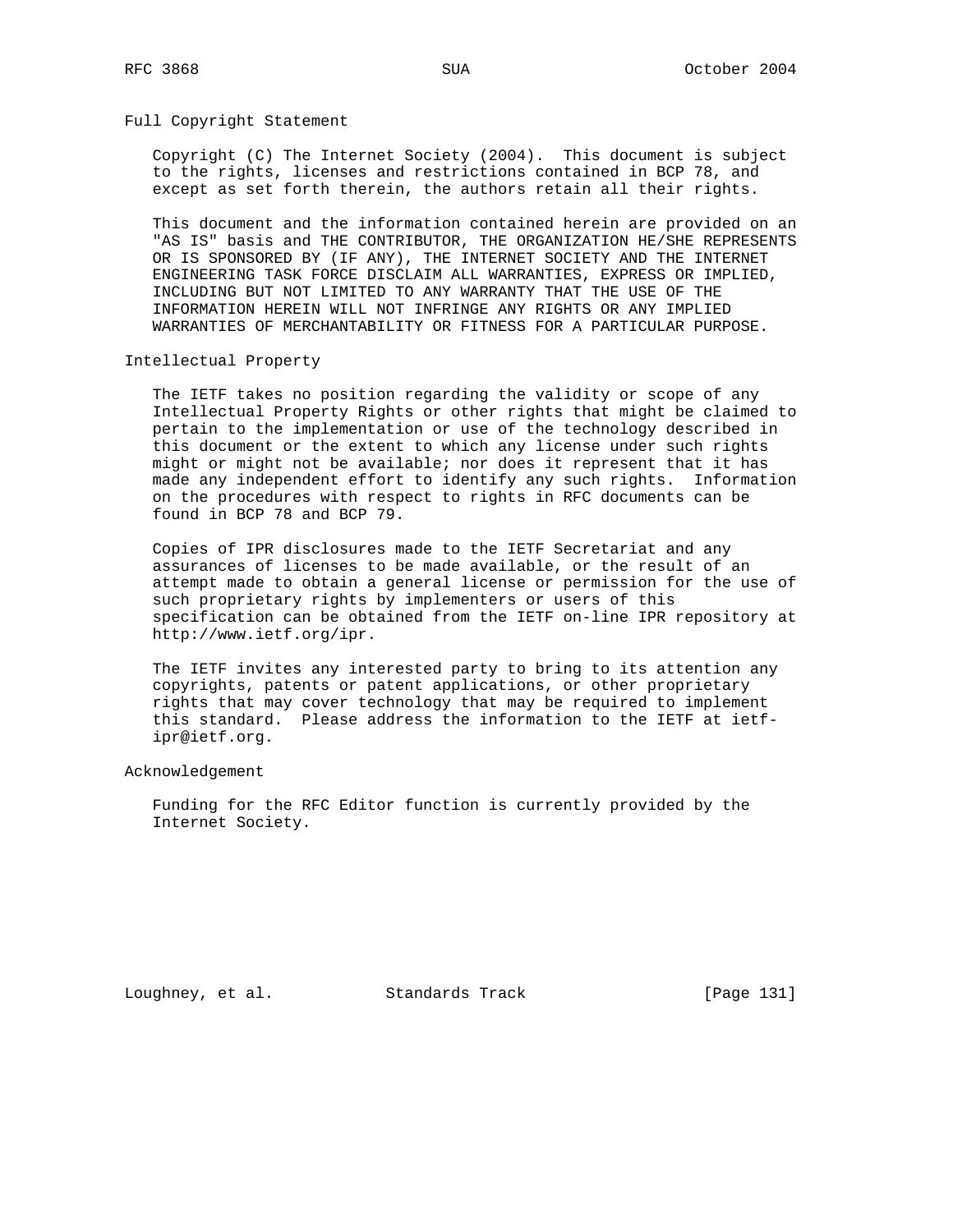## Full Copyright Statement

Copyright (C) The Internet Society (2004). This document is subject to the rights, licenses and restrictions contained in BCP 78, and except as set forth therein, the authors retain all their rights.

This document and the information contained herein are provided on an "AS IS" basis and THE CONTRIBUTOR, THE ORGANIZATION HE/SHE REPRESENTS OR IS SPONSORED BY (IF ANY), THE INTERNET SOCIETY AND THE INTERNET ENGINEERING TASK FORCE DISCLAIM ALL WARRANTIES, EXPRESS OR IMPLIED, INCLUDING BUT NOT LIMITED TO ANY WARRANTY THAT THE USE OF THE INFORMATION HEREIN WILL NOT INFRINGE ANY RIGHTS OR ANY IMPLIED WARRANTIES OF MERCHANTABILITY OR FITNESS FOR A PARTICULAR PURPOSE.

## Intellectual Property

The IETF takes no position regarding the validity or scope of any Intellectual Property Rights or other rights that might be claimed to pertain to the implementation or use of the technology described in this document or the extent to which any license under such rights might or might not be available; nor does it represent that it has made any independent effort to identify any such rights. Information on the procedures with respect to rights in RFC documents can be found in BCP 78 and BCP 79.

Copies of IPR disclosures made to the IETF Secretariat and any assurances of licenses to be made available, or the result of an attempt made to obtain a general license or permission for the use of such proprietary rights by implementers or users of this specification can be obtained from the IETF on-line IPR repository at http://www.ietf.org/ipr.

The IETF invites any interested party to bring to its attention any copyrights, patents or patent applications, or other proprietary rights that may cover technology that may be required to implement this standard. Please address the information to the IETF at ietf-ipr@ietf.org.

## Acknowledgement

Funding for the RFC Editor function is currently provided by the Internet Society.